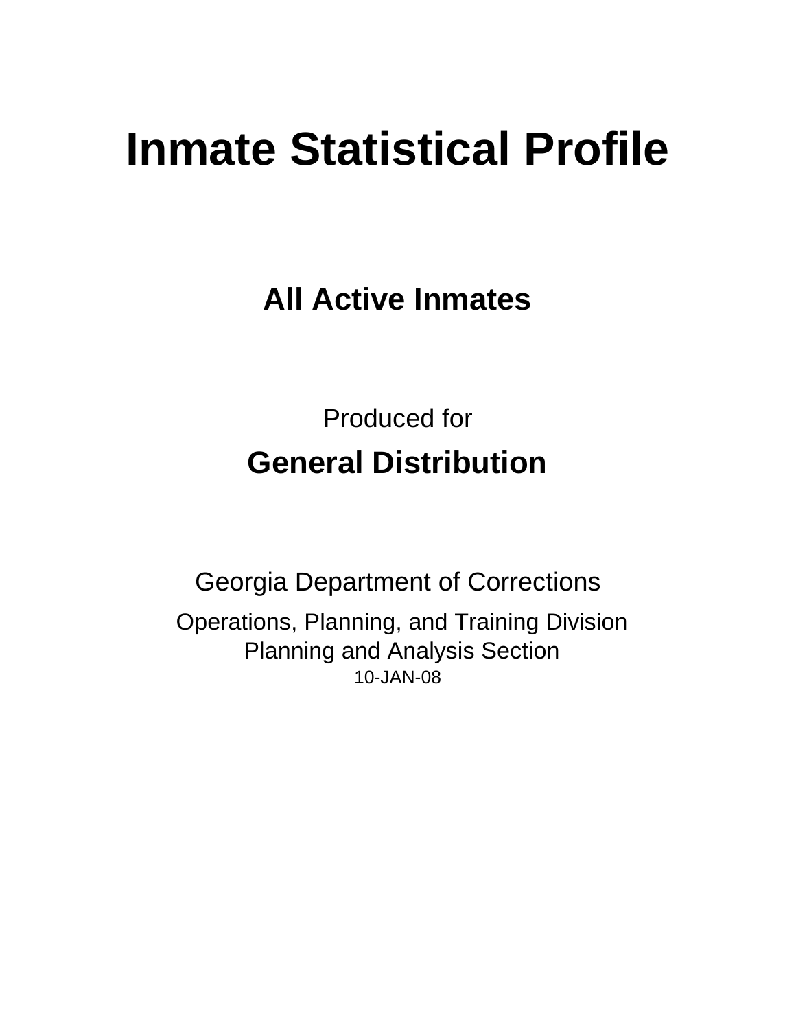# Inmate Statistical Profile

## All Active Inmates

Produced for

## General Distribution

Georgia Department of Corrections

Operations, Planning, and Training Division
Planning and Analysis Section
10-JAN-08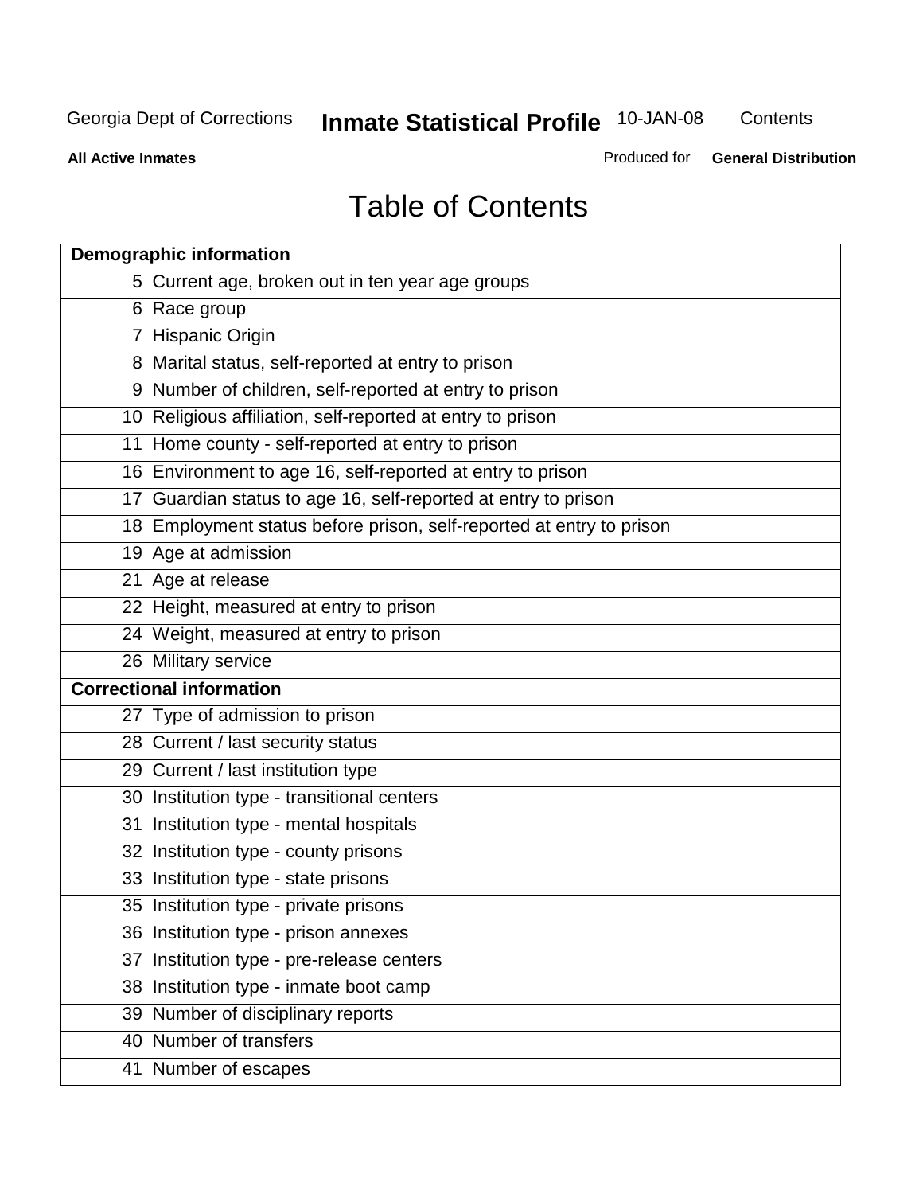# Table of Contents

| Demographic information | |
|---|---|
| 5 | Current age, broken out in ten year age groups |
| 6 | Race group |
| 7 | Hispanic Origin |
| 8 | Marital status, self-reported at entry to prison |
| 9 | Number of children, self-reported at entry to prison |
| 10 | Religious affiliation, self-reported at entry to prison |
| 11 | Home county - self-reported at entry to prison |
| 16 | Environment to age 16, self-reported at entry to prison |
| 17 | Guardian status to age 16, self-reported at entry to prison |
| 18 | Employment status before prison, self-reported at entry to prison |
| 19 | Age at admission |
| 21 | Age at release |
| 22 | Height, measured at entry to prison |
| 24 | Weight, measured at entry to prison |
| 26 | Military service |
| **Correctional information** | |
| 27 | Type of admission to prison |
| 28 | Current / last security status |
| 29 | Current / last institution type |
| 30 | Institution type - transitional centers |
| 31 | Institution type - mental hospitals |
| 32 | Institution type - county prisons |
| 33 | Institution type - state prisons |
| 35 | Institution type - private prisons |
| 36 | Institution type - prison annexes |
| 37 | Institution type - pre-release centers |
| 38 | Institution type - inmate boot camp |
| 39 | Number of disciplinary reports |
| 40 | Number of transfers |
| 41 | Number of escapes |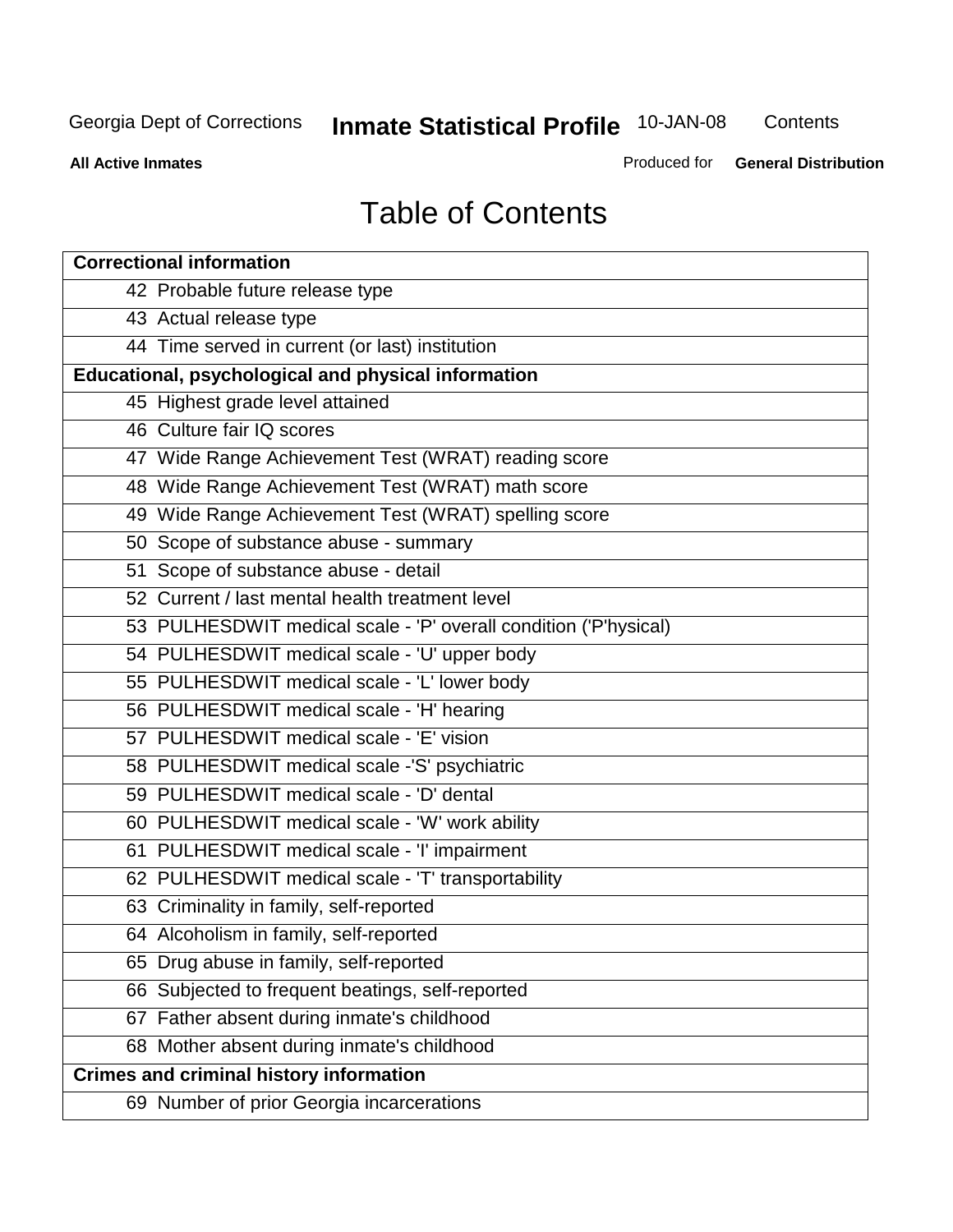# Table of Contents

| Correctional information |
|---|
| 42 Probable future release type |
| 43 Actual release type |
| 44 Time served in current (or last) institution |
| **Educational, psychological and physical information** |
| 45 Highest grade level attained |
| 46 Culture fair IQ scores |
| 47 Wide Range Achievement Test (WRAT) reading score |
| 48 Wide Range Achievement Test (WRAT) math score |
| 49 Wide Range Achievement Test (WRAT) spelling score |
| 50 Scope of substance abuse - summary |
| 51 Scope of substance abuse - detail |
| 52 Current / last mental health treatment level |
| 53 PULHESDWIT medical scale - 'P' overall condition ('P'hysical) |
| 54 PULHESDWIT medical scale - 'U' upper body |
| 55 PULHESDWIT medical scale - 'L' lower body |
| 56 PULHESDWIT medical scale - 'H' hearing |
| 57 PULHESDWIT medical scale - 'E' vision |
| 58 PULHESDWIT medical scale -'S' psychiatric |
| 59 PULHESDWIT medical scale - 'D' dental |
| 60 PULHESDWIT medical scale - 'W' work ability |
| 61 PULHESDWIT medical scale - 'I' impairment |
| 62 PULHESDWIT medical scale - 'T' transportability |
| 63 Criminality in family, self-reported |
| 64 Alcoholism in family, self-reported |
| 65 Drug abuse in family, self-reported |
| 66 Subjected to frequent beatings, self-reported |
| 67 Father absent during inmate's childhood |
| 68 Mother absent during inmate's childhood |
| **Crimes and criminal history information** |
| 69 Number of prior Georgia incarcerations |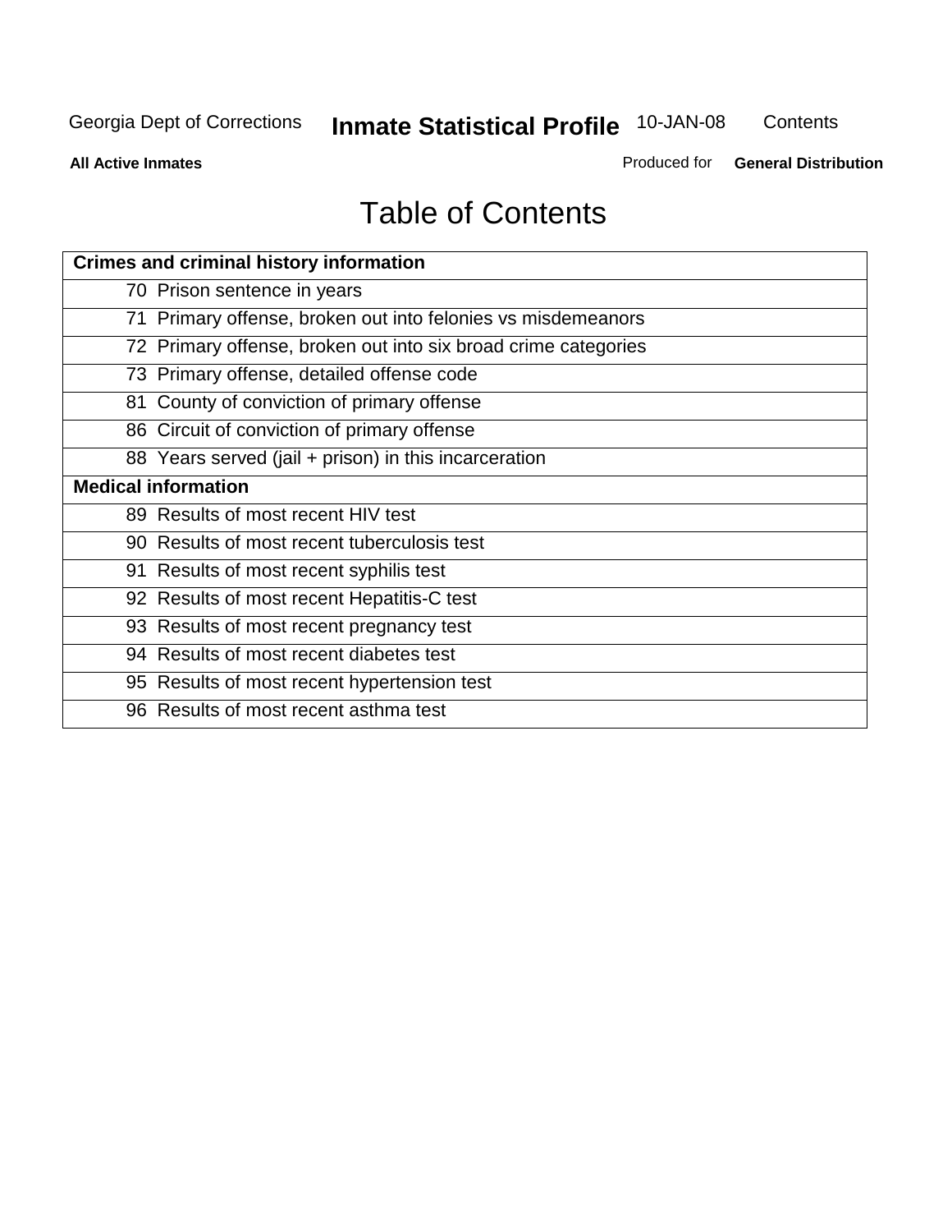# Table of Contents

| Crimes and criminal history information |
|---|
| 70 Prison sentence in years |
| 71 Primary offense, broken out into felonies vs misdemeanors |
| 72 Primary offense, broken out into six broad crime categories |
| 73 Primary offense, detailed offense code |
| 81 County of conviction of primary offense |
| 86 Circuit of conviction of primary offense |
| 88 Years served (jail + prison) in this incarceration |
| **Medical information** |
| 89 Results of most recent HIV test |
| 90 Results of most recent tuberculosis test |
| 91 Results of most recent syphilis test |
| 92 Results of most recent Hepatitis-C test |
| 93 Results of most recent pregnancy test |
| 94 Results of most recent diabetes test |
| 95 Results of most recent hypertension test |
| 96 Results of most recent asthma test |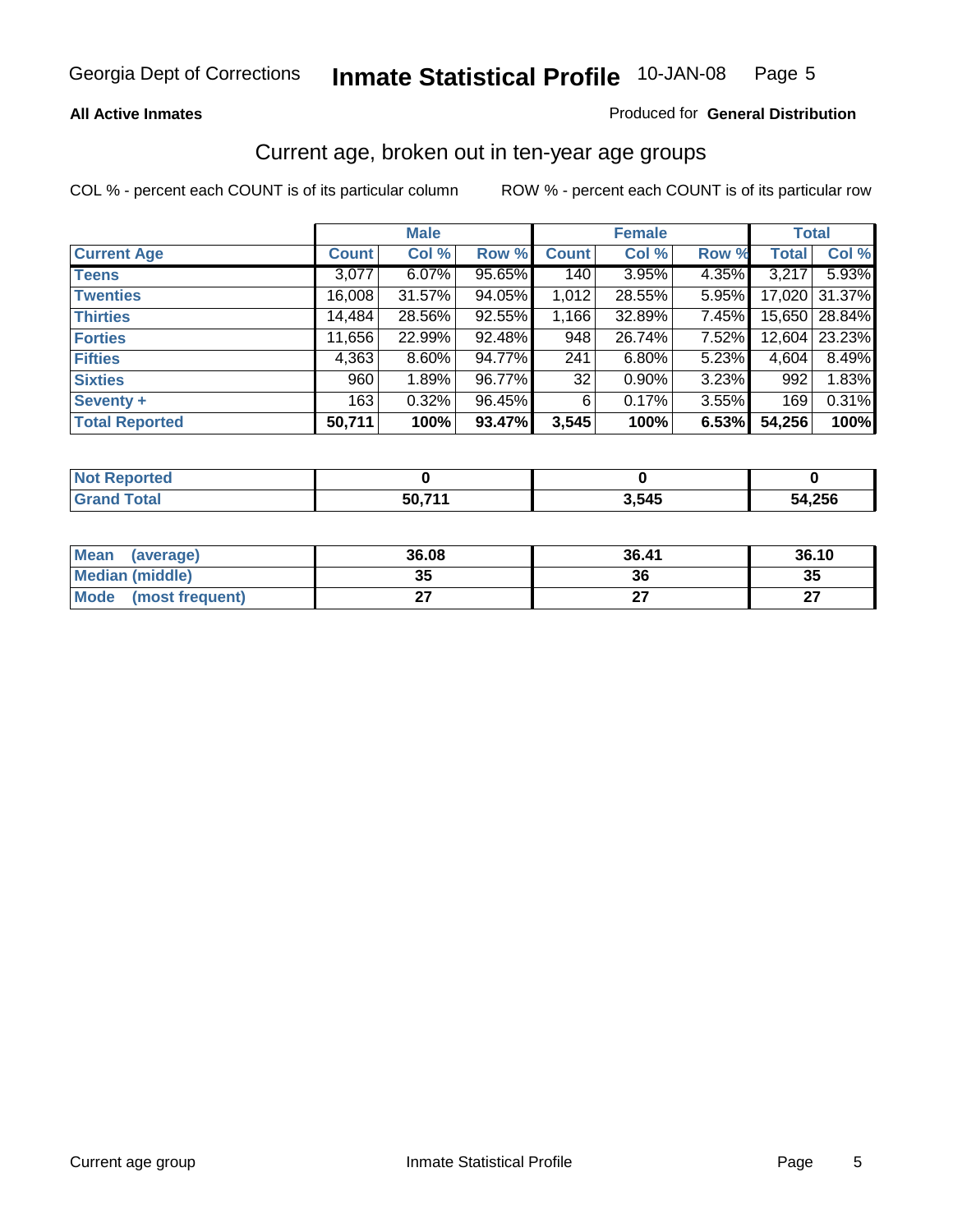**All Active Inmates**

Produced for **General Distribution**

## Current age, broken out in ten-year age groups

COL % - percent each COUNT is of its particular column

ROW % - percent each COUNT is of its particular row

| | Male | | | Female | | | Total | |
|---|---|---|---|---|---|---|---|---|
| **Current Age** | **Count** | **Col %** | **Row %** | **Count** | **Col %** | **Row %** | **Total** | **Col %** |
| **Teens** | 3,077 | 6.07% | 95.65% | 140 | 3.95% | 4.35% | 3,217 | 5.93% |
| **Twenties** | 16,008 | 31.57% | 94.05% | 1,012 | 28.55% | 5.95% | 17,020 | 31.37% |
| **Thirties** | 14,484 | 28.56% | 92.55% | 1,166 | 32.89% | 7.45% | 15,650 | 28.84% |
| **Forties** | 11,656 | 22.99% | 92.48% | 948 | 26.74% | 7.52% | 12,604 | 23.23% |
| **Fifties** | 4,363 | 8.60% | 94.77% | 241 | 6.80% | 5.23% | 4,604 | 8.49% |
| **Sixties** | 960 | 1.89% | 96.77% | 32 | 0.90% | 3.23% | 992 | 1.83% |
| **Seventy +** | 163 | 0.32% | 96.45% | 6 | 0.17% | 3.55% | 169 | 0.31% |
| **Total Reported** | **50,711** | **100%** | **93.47%** | **3,545** | **100%** | **6.53%** | **54,256** | **100%** |

| | Male | Female | Total |
|---|---|---|---|
| **Not Reported** | **0** | **0** | **0** |
| **Grand Total** | **50,711** | **3,545** | **54,256** |

| | Male | Female | Total |
|---|---|---|---|
| **Mean (average)** | **36.08** | **36.41** | **36.10** |
| **Median (middle)** | **35** | **36** | **35** |
| **Mode (most frequent)** | **27** | **27** | **27** |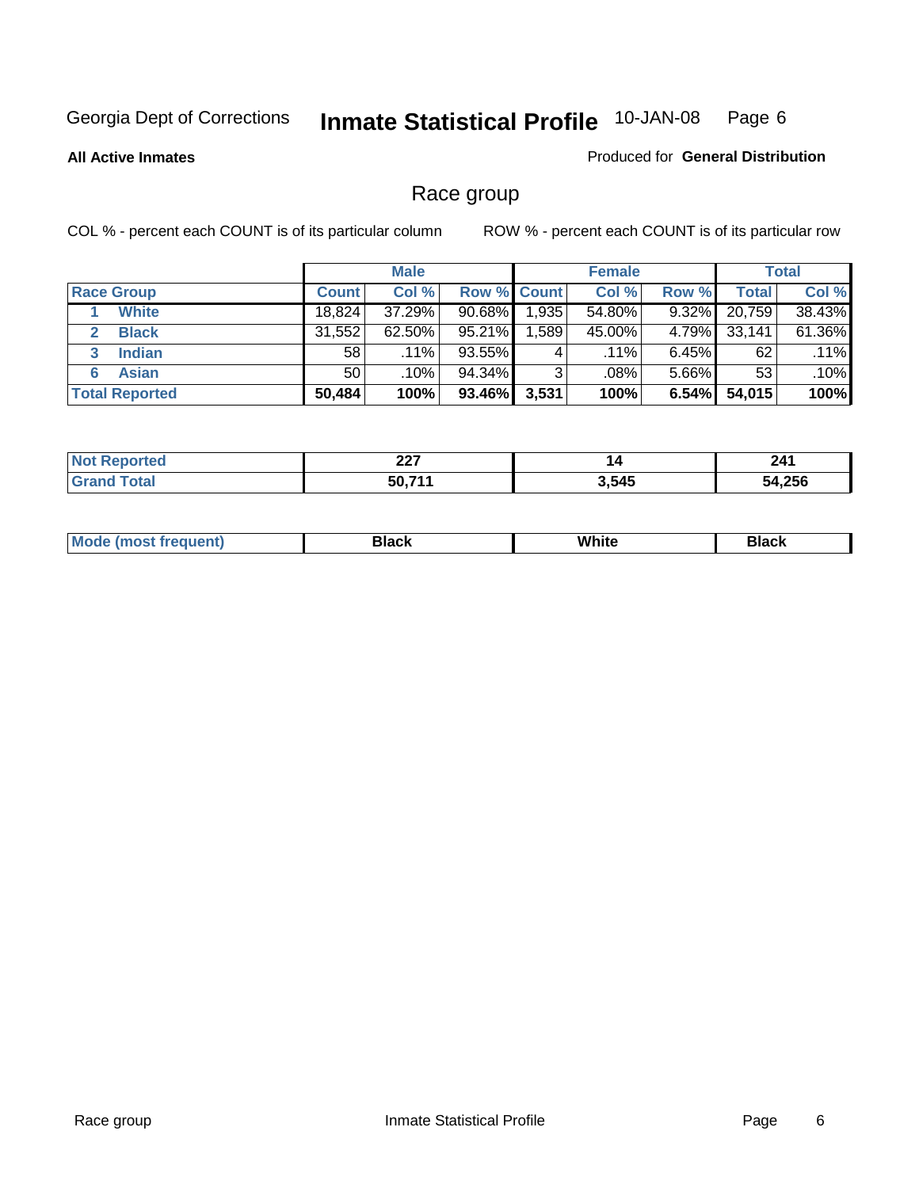Georgia Dept of Corrections **Inmate Statistical Profile** 10-JAN-08

**All Active Inmates**

Produced for **General Distribution**

## Race group

COL % - percent each COUNT is of its particular column

ROW % - percent each COUNT is of its particular row

| | Male | | | Female | | | Total | |
|---|---|---|---|---|---|---|---|---|
| **Race Group** | **Count** | **Col %** | **Row %** | **Count** | **Col %** | **Row %** | **Total** | **Col %** |
| 1 **White** | 18,824 | 37.29% | 90.68% | 1,935 | 54.80% | 9.32% | 20,759 | 38.43% |
| 2 **Black** | 31,552 | 62.50% | 95.21% | 1,589 | 45.00% | 4.79% | 33,141 | 61.36% |
| 3 **Indian** | 58 | .11% | 93.55% | 4 | .11% | 6.45% | 62 | .11% |
| 6 **Asian** | 50 | .10% | 94.34% | 3 | .08% | 5.66% | 53 | .10% |
| **Total Reported** | **50,484** | **100%** | **93.46%** | **3,531** | **100%** | **6.54%** | **54,015** | **100%** |

| | Male | Female | Total |
|---|---|---|---|
| **Not Reported** | **227** | **14** | **241** |
| **Grand Total** | **50,711** | **3,545** | **54,256** |

| | Male | Female | Total |
|---|---|---|---|
| **Mode (most frequent)** | **Black** | **White** | **Black** |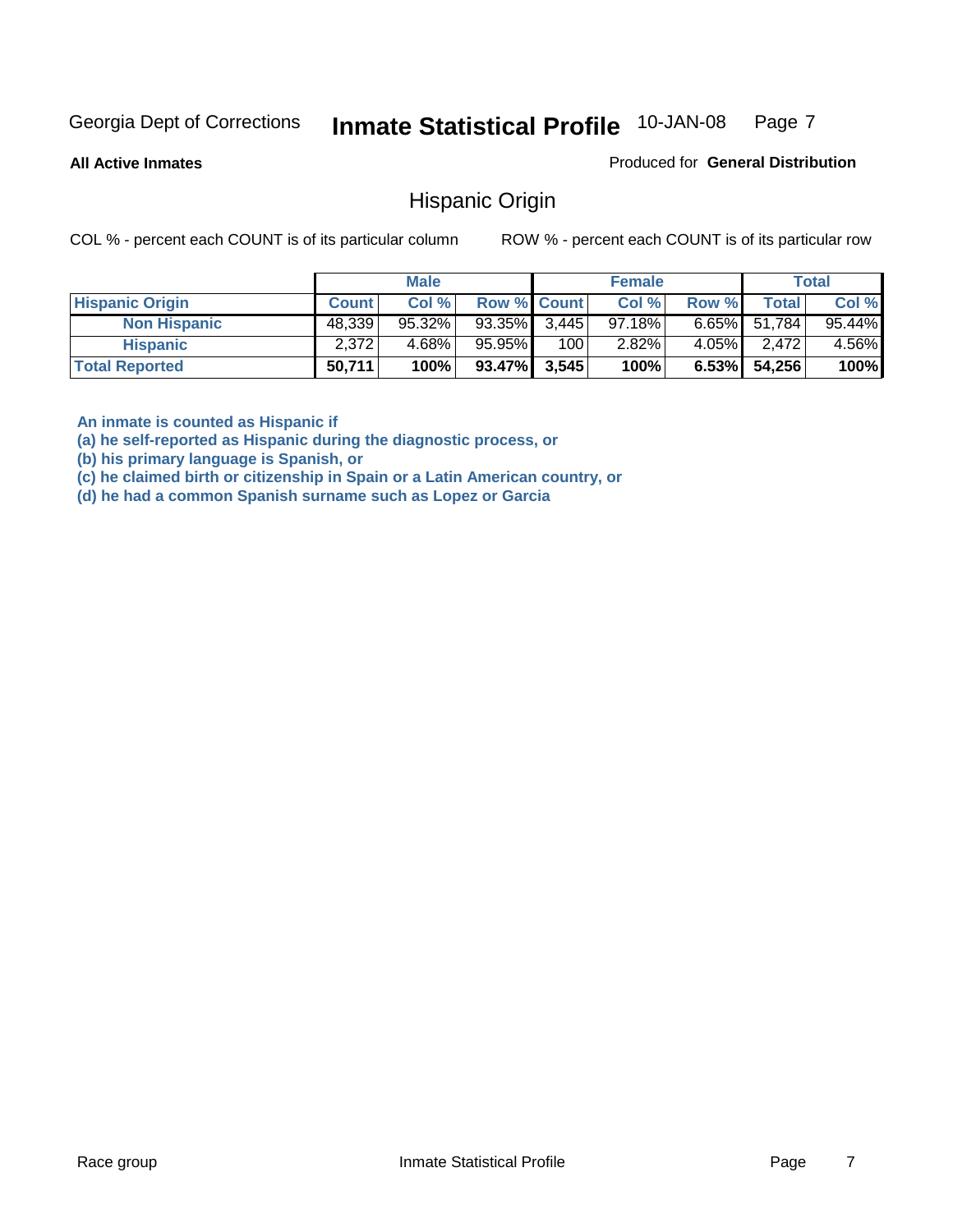Georgia Dept of Corrections **Inmate Statistical Profile** 10-JAN-08

**All Active Inmates**

Produced for **General Distribution**

## Hispanic Origin

COL % - percent each COUNT is of its particular column

ROW % - percent each COUNT is of its particular row

| | Male | | | Female | | | Total | |
|---|---|---|---|---|---|---|---|---|
| **Hispanic Origin** | **Count** | **Col %** | **Row %** | **Count** | **Col %** | **Row %** | **Total** | **Col %** |
| **Non Hispanic** | 48,339 | 95.32% | 93.35% | 3,445 | 97.18% | 6.65% | 51,784 | 95.44% |
| **Hispanic** | 2,372 | 4.68% | 95.95% | 100 | 2.82% | 4.05% | 2,472 | 4.56% |
| **Total Reported** | **50,711** | **100%** | **93.47%** | **3,545** | **100%** | **6.53%** | **54,256** | **100%** |

**An inmate is counted as Hispanic if**
**(a) he self-reported as Hispanic during the diagnostic process, or**
**(b) his primary language is Spanish, or**
**(c) he claimed birth or citizenship in Spain or a Latin American country, or**
**(d) he had a common Spanish surname such as Lopez or Garcia**

Race group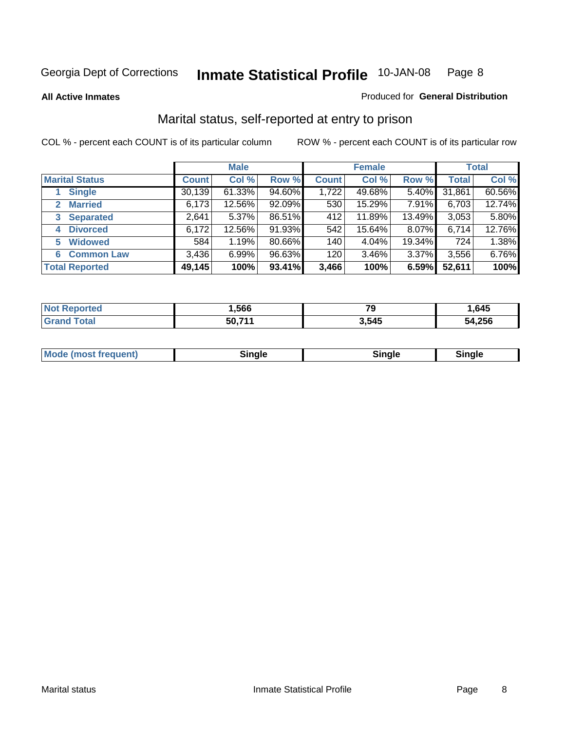Georgia Dept of Corrections **Inmate Statistical Profile** 10-JAN-08 Page 8

**All Active Inmates**

Produced for **General Distribution**

## Marital status, self-reported at entry to prison

COL % - percent each COUNT is of its particular column

ROW % - percent each COUNT is of its particular row

| | Male | | | Female | | | Total | |
|---|---|---|---|---|---|---|---|---|
| **Marital Status** | **Count** | **Col %** | **Row %** | **Count** | **Col %** | **Row %** | **Total** | **Col %** |
| 1 Single | 30,139 | 61.33% | 94.60% | 1,722 | 49.68% | 5.40% | 31,861 | 60.56% |
| 2 Married | 6,173 | 12.56% | 92.09% | 530 | 15.29% | 7.91% | 6,703 | 12.74% |
| 3 Separated | 2,641 | 5.37% | 86.51% | 412 | 11.89% | 13.49% | 3,053 | 5.80% |
| 4 Divorced | 6,172 | 12.56% | 91.93% | 542 | 15.64% | 8.07% | 6,714 | 12.76% |
| 5 Widowed | 584 | 1.19% | 80.66% | 140 | 4.04% | 19.34% | 724 | 1.38% |
| 6 Common Law | 3,436 | 6.99% | 96.63% | 120 | 3.46% | 3.37% | 3,556 | 6.76% |
| **Total Reported** | **49,145** | **100%** | **93.41%** | **3,466** | **100%** | **6.59%** | **52,611** | **100%** |

| | Male | Female | Total |
|---|---|---|---|
| **Not Reported** | **1,566** | **79** | **1,645** |
| **Grand Total** | **50,711** | **3,545** | **54,256** |

| | Male | Female | Total |
|---|---|---|---|
| **Mode (most frequent)** | **Single** | **Single** | **Single** |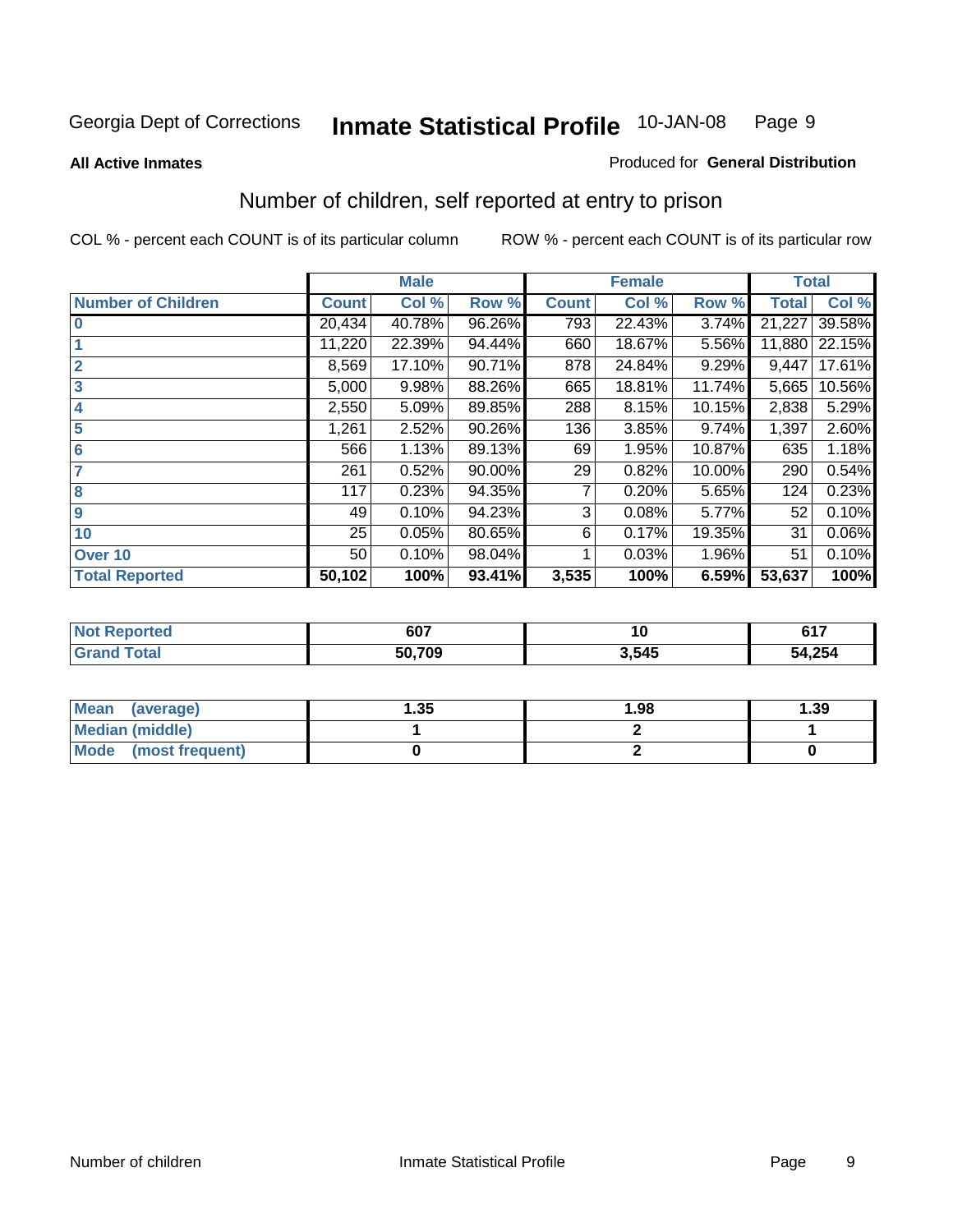Georgia Dept of Corrections **Inmate Statistical Profile** 10-JAN-08

**All Active Inmates**

Produced for **General Distribution**

## Number of children, self reported at entry to prison

COL % - percent each COUNT is of its particular column

ROW % - percent each COUNT is of its particular row

| | Male | | | Female | | | Total | |
|---|---|---|---|---|---|---|---|---|
| **Number of Children** | **Count** | **Col %** | **Row %** | **Count** | **Col %** | **Row %** | **Total** | **Col %** |
| 0 | 20,434 | 40.78% | 96.26% | 793 | 22.43% | 3.74% | 21,227 | 39.58% |
| 1 | 11,220 | 22.39% | 94.44% | 660 | 18.67% | 5.56% | 11,880 | 22.15% |
| 2 | 8,569 | 17.10% | 90.71% | 878 | 24.84% | 9.29% | 9,447 | 17.61% |
| 3 | 5,000 | 9.98% | 88.26% | 665 | 18.81% | 11.74% | 5,665 | 10.56% |
| 4 | 2,550 | 5.09% | 89.85% | 288 | 8.15% | 10.15% | 2,838 | 5.29% |
| 5 | 1,261 | 2.52% | 90.26% | 136 | 3.85% | 9.74% | 1,397 | 2.60% |
| 6 | 566 | 1.13% | 89.13% | 69 | 1.95% | 10.87% | 635 | 1.18% |
| 7 | 261 | 0.52% | 90.00% | 29 | 0.82% | 10.00% | 290 | 0.54% |
| 8 | 117 | 0.23% | 94.35% | 7 | 0.20% | 5.65% | 124 | 0.23% |
| 9 | 49 | 0.10% | 94.23% | 3 | 0.08% | 5.77% | 52 | 0.10% |
| 10 | 25 | 0.05% | 80.65% | 6 | 0.17% | 19.35% | 31 | 0.06% |
| Over 10 | 50 | 0.10% | 98.04% | 1 | 0.03% | 1.96% | 51 | 0.10% |
| **Total Reported** | **50,102** | **100%** | **93.41%** | **3,535** | **100%** | **6.59%** | **53,637** | **100%** |

| | Male | Female | Total |
|---|---|---|---|
| **Not Reported** | **607** | **10** | **617** |
| **Grand Total** | **50,709** | **3,545** | **54,254** |

| | Male | Female | Total |
|---|---|---|---|
| **Mean (average)** | **1.35** | **1.98** | **1.39** |
| **Median (middle)** | **1** | **2** | **1** |
| **Mode (most frequent)** | **0** | **2** | **0** |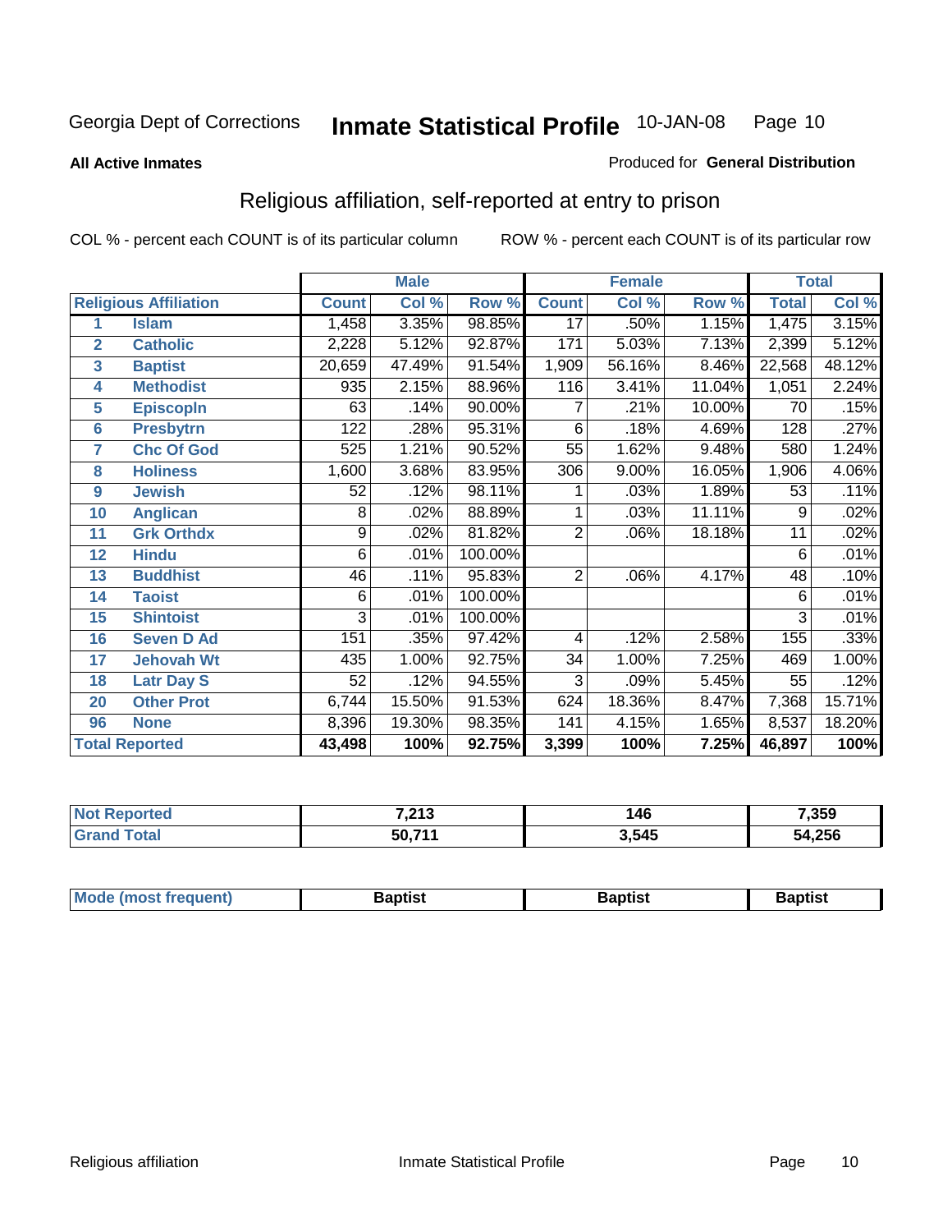Georgia Dept of Corrections **Inmate Statistical Profile** 10-JAN-08

**All Active Inmates**

Produced for **General Distribution**

## Religious affiliation, self-reported at entry to prison

COL % - percent each COUNT is of its particular column    ROW % - percent each COUNT is of its particular row

| | | Male | | | Female | | | Total | |
|---|---|---|---|---|---|---|---|---|---|
| **Religious Affiliation** | | **Count** | **Col %** | **Row %** | **Count** | **Col %** | **Row %** | **Total** | **Col %** |
| **1** | **Islam** | 1,458 | 3.35% | 98.85% | 17 | .50% | 1.15% | 1,475 | 3.15% |
| **2** | **Catholic** | 2,228 | 5.12% | 92.87% | 171 | 5.03% | 7.13% | 2,399 | 5.12% |
| **3** | **Baptist** | 20,659 | 47.49% | 91.54% | 1,909 | 56.16% | 8.46% | 22,568 | 48.12% |
| **4** | **Methodist** | 935 | 2.15% | 88.96% | 116 | 3.41% | 11.04% | 1,051 | 2.24% |
| **5** | **Episcopln** | 63 | .14% | 90.00% | 7 | .21% | 10.00% | 70 | .15% |
| **6** | **Presbytrn** | 122 | .28% | 95.31% | 6 | .18% | 4.69% | 128 | .27% |
| **7** | **Chc Of God** | 525 | 1.21% | 90.52% | 55 | 1.62% | 9.48% | 580 | 1.24% |
| **8** | **Holiness** | 1,600 | 3.68% | 83.95% | 306 | 9.00% | 16.05% | 1,906 | 4.06% |
| **9** | **Jewish** | 52 | .12% | 98.11% | 1 | .03% | 1.89% | 53 | .11% |
| **10** | **Anglican** | 8 | .02% | 88.89% | 1 | .03% | 11.11% | 9 | .02% |
| **11** | **Grk Orthdx** | 9 | .02% | 81.82% | 2 | .06% | 18.18% | 11 | .02% |
| **12** | **Hindu** | 6 | .01% | 100.00% | | | | 6 | .01% |
| **13** | **Buddhist** | 46 | .11% | 95.83% | 2 | .06% | 4.17% | 48 | .10% |
| **14** | **Taoist** | 6 | .01% | 100.00% | | | | 6 | .01% |
| **15** | **Shintoist** | 3 | .01% | 100.00% | | | | 3 | .01% |
| **16** | **Seven D Ad** | 151 | .35% | 97.42% | 4 | .12% | 2.58% | 155 | .33% |
| **17** | **Jehovah Wt** | 435 | 1.00% | 92.75% | 34 | 1.00% | 7.25% | 469 | 1.00% |
| **18** | **Latr Day S** | 52 | .12% | 94.55% | 3 | .09% | 5.45% | 55 | .12% |
| **20** | **Other Prot** | 6,744 | 15.50% | 91.53% | 624 | 18.36% | 8.47% | 7,368 | 15.71% |
| **96** | **None** | 8,396 | 19.30% | 98.35% | 141 | 4.15% | 1.65% | 8,537 | 18.20% |
| **Total Reported** | | **43,498** | **100%** | **92.75%** | **3,399** | **100%** | **7.25%** | **46,897** | **100%** |

| | Male | Female | Total |
|---|---|---|---|
| **Not Reported** | **7,213** | **146** | **7,359** |
| **Grand Total** | **50,711** | **3,545** | **54,256** |

| | Male | Female | Total |
|---|---|---|---|
| **Mode (most frequent)** | **Baptist** | **Baptist** | **Baptist** |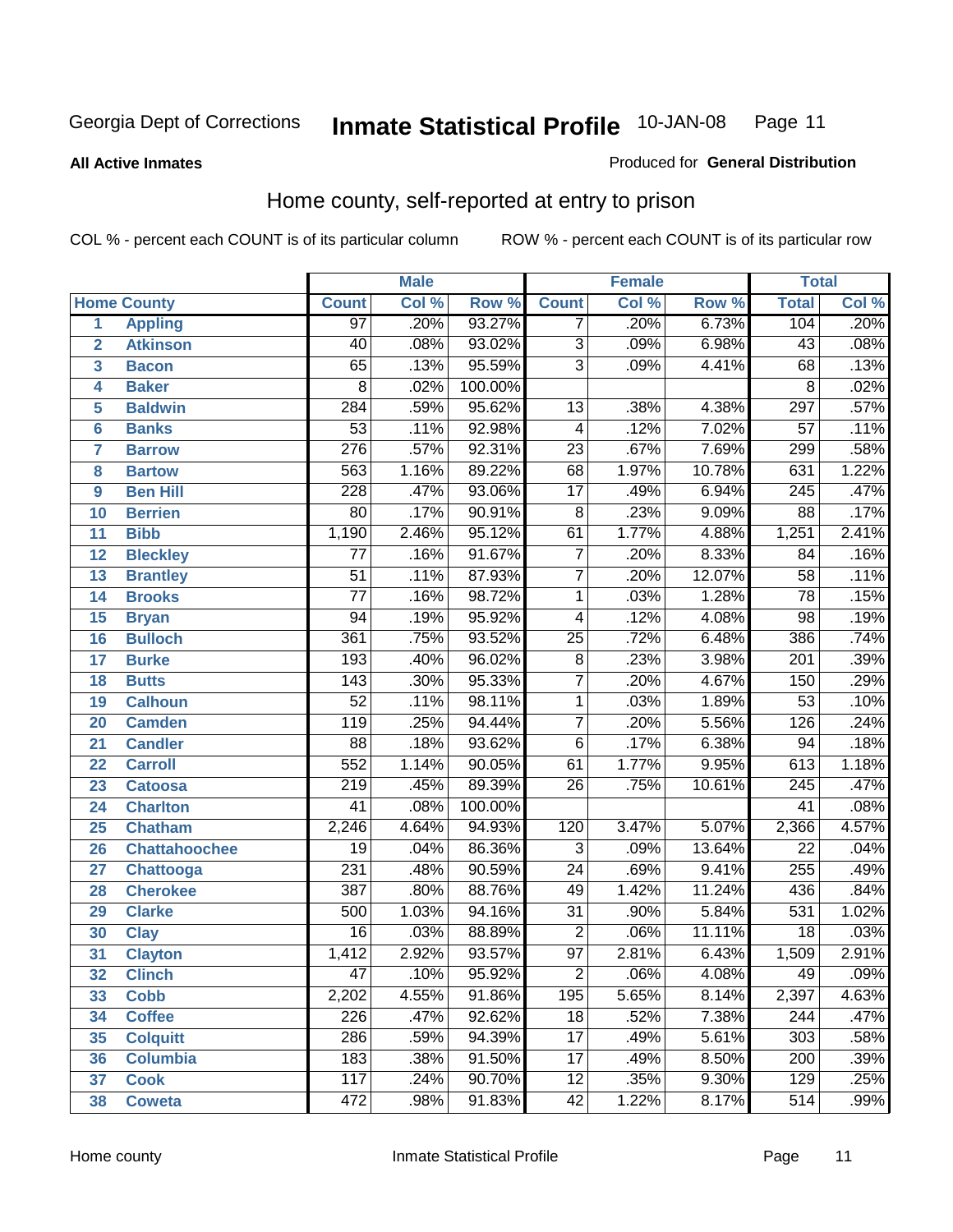Georgia Dept of Corrections **Inmate Statistical Profile** 10-JAN-08

**All Active Inmates**

Produced for **General Distribution**

## Home county, self-reported at entry to prison

COL % - percent each COUNT is of its particular column ROW % - percent each COUNT is of its particular row

| | Home County | Male | | | Female | | | Total | |
|---|---|---|---|---|---|---|---|---|---|
| | | Count | Col % | Row % | Count | Col % | Row % | Total | Col % |
| 1 | Appling | 97 | .20% | 93.27% | 7 | .20% | 6.73% | 104 | .20% |
| 2 | Atkinson | 40 | .08% | 93.02% | 3 | .09% | 6.98% | 43 | .08% |
| 3 | Bacon | 65 | .13% | 95.59% | 3 | .09% | 4.41% | 68 | .13% |
| 4 | Baker | 8 | .02% | 100.00% | | | | 8 | .02% |
| 5 | Baldwin | 284 | .59% | 95.62% | 13 | .38% | 4.38% | 297 | .57% |
| 6 | Banks | 53 | .11% | 92.98% | 4 | .12% | 7.02% | 57 | .11% |
| 7 | Barrow | 276 | .57% | 92.31% | 23 | .67% | 7.69% | 299 | .58% |
| 8 | Bartow | 563 | 1.16% | 89.22% | 68 | 1.97% | 10.78% | 631 | 1.22% |
| 9 | Ben Hill | 228 | .47% | 93.06% | 17 | .49% | 6.94% | 245 | .47% |
| 10 | Berrien | 80 | .17% | 90.91% | 8 | .23% | 9.09% | 88 | .17% |
| 11 | Bibb | 1,190 | 2.46% | 95.12% | 61 | 1.77% | 4.88% | 1,251 | 2.41% |
| 12 | Bleckley | 77 | .16% | 91.67% | 7 | .20% | 8.33% | 84 | .16% |
| 13 | Brantley | 51 | .11% | 87.93% | 7 | .20% | 12.07% | 58 | .11% |
| 14 | Brooks | 77 | .16% | 98.72% | 1 | .03% | 1.28% | 78 | .15% |
| 15 | Bryan | 94 | .19% | 95.92% | 4 | .12% | 4.08% | 98 | .19% |
| 16 | Bulloch | 361 | .75% | 93.52% | 25 | .72% | 6.48% | 386 | .74% |
| 17 | Burke | 193 | .40% | 96.02% | 8 | .23% | 3.98% | 201 | .39% |
| 18 | Butts | 143 | .30% | 95.33% | 7 | .20% | 4.67% | 150 | .29% |
| 19 | Calhoun | 52 | .11% | 98.11% | 1 | .03% | 1.89% | 53 | .10% |
| 20 | Camden | 119 | .25% | 94.44% | 7 | .20% | 5.56% | 126 | .24% |
| 21 | Candler | 88 | .18% | 93.62% | 6 | .17% | 6.38% | 94 | .18% |
| 22 | Carroll | 552 | 1.14% | 90.05% | 61 | 1.77% | 9.95% | 613 | 1.18% |
| 23 | Catoosa | 219 | .45% | 89.39% | 26 | .75% | 10.61% | 245 | .47% |
| 24 | Charlton | 41 | .08% | 100.00% | | | | 41 | .08% |
| 25 | Chatham | 2,246 | 4.64% | 94.93% | 120 | 3.47% | 5.07% | 2,366 | 4.57% |
| 26 | Chattahoochee | 19 | .04% | 86.36% | 3 | .09% | 13.64% | 22 | .04% |
| 27 | Chattooga | 231 | .48% | 90.59% | 24 | .69% | 9.41% | 255 | .49% |
| 28 | Cherokee | 387 | .80% | 88.76% | 49 | 1.42% | 11.24% | 436 | .84% |
| 29 | Clarke | 500 | 1.03% | 94.16% | 31 | .90% | 5.84% | 531 | 1.02% |
| 30 | Clay | 16 | .03% | 88.89% | 2 | .06% | 11.11% | 18 | .03% |
| 31 | Clayton | 1,412 | 2.92% | 93.57% | 97 | 2.81% | 6.43% | 1,509 | 2.91% |
| 32 | Clinch | 47 | .10% | 95.92% | 2 | .06% | 4.08% | 49 | .09% |
| 33 | Cobb | 2,202 | 4.55% | 91.86% | 195 | 5.65% | 8.14% | 2,397 | 4.63% |
| 34 | Coffee | 226 | .47% | 92.62% | 18 | .52% | 7.38% | 244 | .47% |
| 35 | Colquitt | 286 | .59% | 94.39% | 17 | .49% | 5.61% | 303 | .58% |
| 36 | Columbia | 183 | .38% | 91.50% | 17 | .49% | 8.50% | 200 | .39% |
| 37 | Cook | 117 | .24% | 90.70% | 12 | .35% | 9.30% | 129 | .25% |
| 38 | Coweta | 472 | .98% | 91.83% | 42 | 1.22% | 8.17% | 514 | .99% |

Home county Inmate Statistical Profile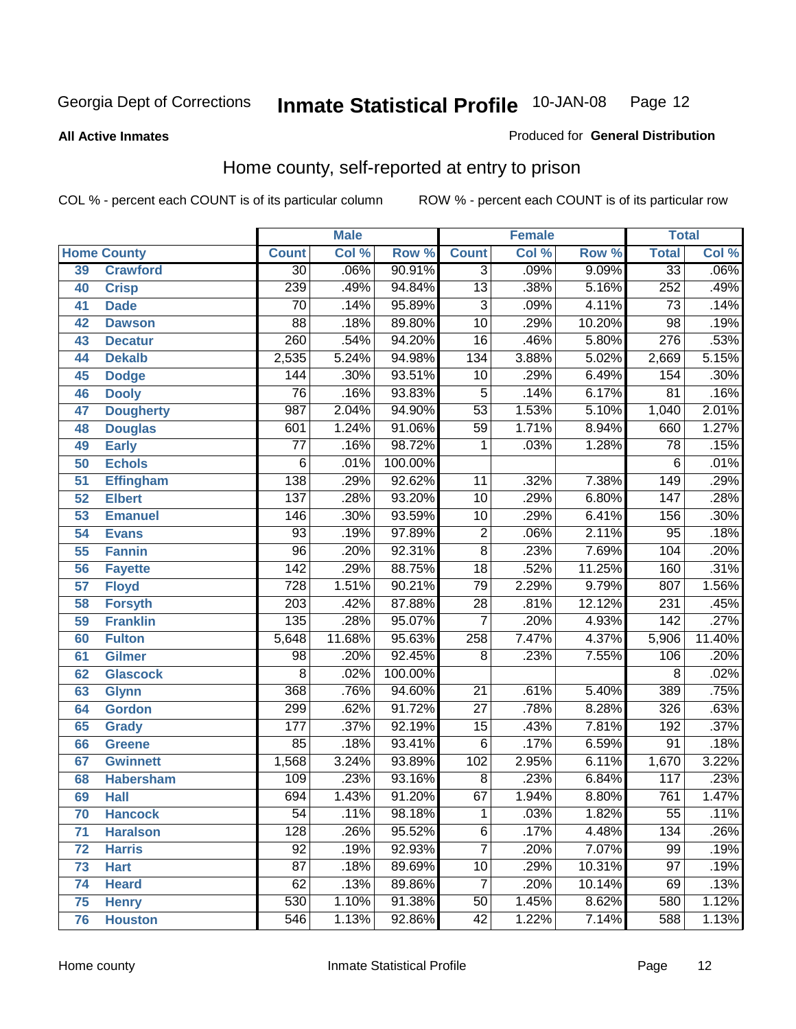Georgia Dept of Corrections **Inmate Statistical Profile** 10-JAN-08

**All Active Inmates**

Produced for **General Distribution**

## Home county, self-reported at entry to prison

COL % - percent each COUNT is of its particular column ROW % - percent each COUNT is of its particular row

| Home County | | Male | | | Female | | | Total | |
|---|---|---|---|---|---|---|---|---|---|
| | | Count | Col % | Row % | Count | Col % | Row % | Total | Col % |
| 39 | Crawford | 30 | .06% | 90.91% | 3 | .09% | 9.09% | 33 | .06% |
| 40 | Crisp | 239 | .49% | 94.84% | 13 | .38% | 5.16% | 252 | .49% |
| 41 | Dade | 70 | .14% | 95.89% | 3 | .09% | 4.11% | 73 | .14% |
| 42 | Dawson | 88 | .18% | 89.80% | 10 | .29% | 10.20% | 98 | .19% |
| 43 | Decatur | 260 | .54% | 94.20% | 16 | .46% | 5.80% | 276 | .53% |
| 44 | Dekalb | 2,535 | 5.24% | 94.98% | 134 | 3.88% | 5.02% | 2,669 | 5.15% |
| 45 | Dodge | 144 | .30% | 93.51% | 10 | .29% | 6.49% | 154 | .30% |
| 46 | Dooly | 76 | .16% | 93.83% | 5 | .14% | 6.17% | 81 | .16% |
| 47 | Dougherty | 987 | 2.04% | 94.90% | 53 | 1.53% | 5.10% | 1,040 | 2.01% |
| 48 | Douglas | 601 | 1.24% | 91.06% | 59 | 1.71% | 8.94% | 660 | 1.27% |
| 49 | Early | 77 | .16% | 98.72% | 1 | .03% | 1.28% | 78 | .15% |
| 50 | Echols | 6 | .01% | 100.00% | | | | 6 | .01% |
| 51 | Effingham | 138 | .29% | 92.62% | 11 | .32% | 7.38% | 149 | .29% |
| 52 | Elbert | 137 | .28% | 93.20% | 10 | .29% | 6.80% | 147 | .28% |
| 53 | Emanuel | 146 | .30% | 93.59% | 10 | .29% | 6.41% | 156 | .30% |
| 54 | Evans | 93 | .19% | 97.89% | 2 | .06% | 2.11% | 95 | .18% |
| 55 | Fannin | 96 | .20% | 92.31% | 8 | .23% | 7.69% | 104 | .20% |
| 56 | Fayette | 142 | .29% | 88.75% | 18 | .52% | 11.25% | 160 | .31% |
| 57 | Floyd | 728 | 1.51% | 90.21% | 79 | 2.29% | 9.79% | 807 | 1.56% |
| 58 | Forsyth | 203 | .42% | 87.88% | 28 | .81% | 12.12% | 231 | .45% |
| 59 | Franklin | 135 | .28% | 95.07% | 7 | .20% | 4.93% | 142 | .27% |
| 60 | Fulton | 5,648 | 11.68% | 95.63% | 258 | 7.47% | 4.37% | 5,906 | 11.40% |
| 61 | Gilmer | 98 | .20% | 92.45% | 8 | .23% | 7.55% | 106 | .20% |
| 62 | Glascock | 8 | .02% | 100.00% | | | | 8 | .02% |
| 63 | Glynn | 368 | .76% | 94.60% | 21 | .61% | 5.40% | 389 | .75% |
| 64 | Gordon | 299 | .62% | 91.72% | 27 | .78% | 8.28% | 326 | .63% |
| 65 | Grady | 177 | .37% | 92.19% | 15 | .43% | 7.81% | 192 | .37% |
| 66 | Greene | 85 | .18% | 93.41% | 6 | .17% | 6.59% | 91 | .18% |
| 67 | Gwinnett | 1,568 | 3.24% | 93.89% | 102 | 2.95% | 6.11% | 1,670 | 3.22% |
| 68 | Habersham | 109 | .23% | 93.16% | 8 | .23% | 6.84% | 117 | .23% |
| 69 | Hall | 694 | 1.43% | 91.20% | 67 | 1.94% | 8.80% | 761 | 1.47% |
| 70 | Hancock | 54 | .11% | 98.18% | 1 | .03% | 1.82% | 55 | .11% |
| 71 | Haralson | 128 | .26% | 95.52% | 6 | .17% | 4.48% | 134 | .26% |
| 72 | Harris | 92 | .19% | 92.93% | 7 | .20% | 7.07% | 99 | .19% |
| 73 | Hart | 87 | .18% | 89.69% | 10 | .29% | 10.31% | 97 | .19% |
| 74 | Heard | 62 | .13% | 89.86% | 7 | .20% | 10.14% | 69 | .13% |
| 75 | Henry | 530 | 1.10% | 91.38% | 50 | 1.45% | 8.62% | 580 | 1.12% |
| 76 | Houston | 546 | 1.13% | 92.86% | 42 | 1.22% | 7.14% | 588 | 1.13% |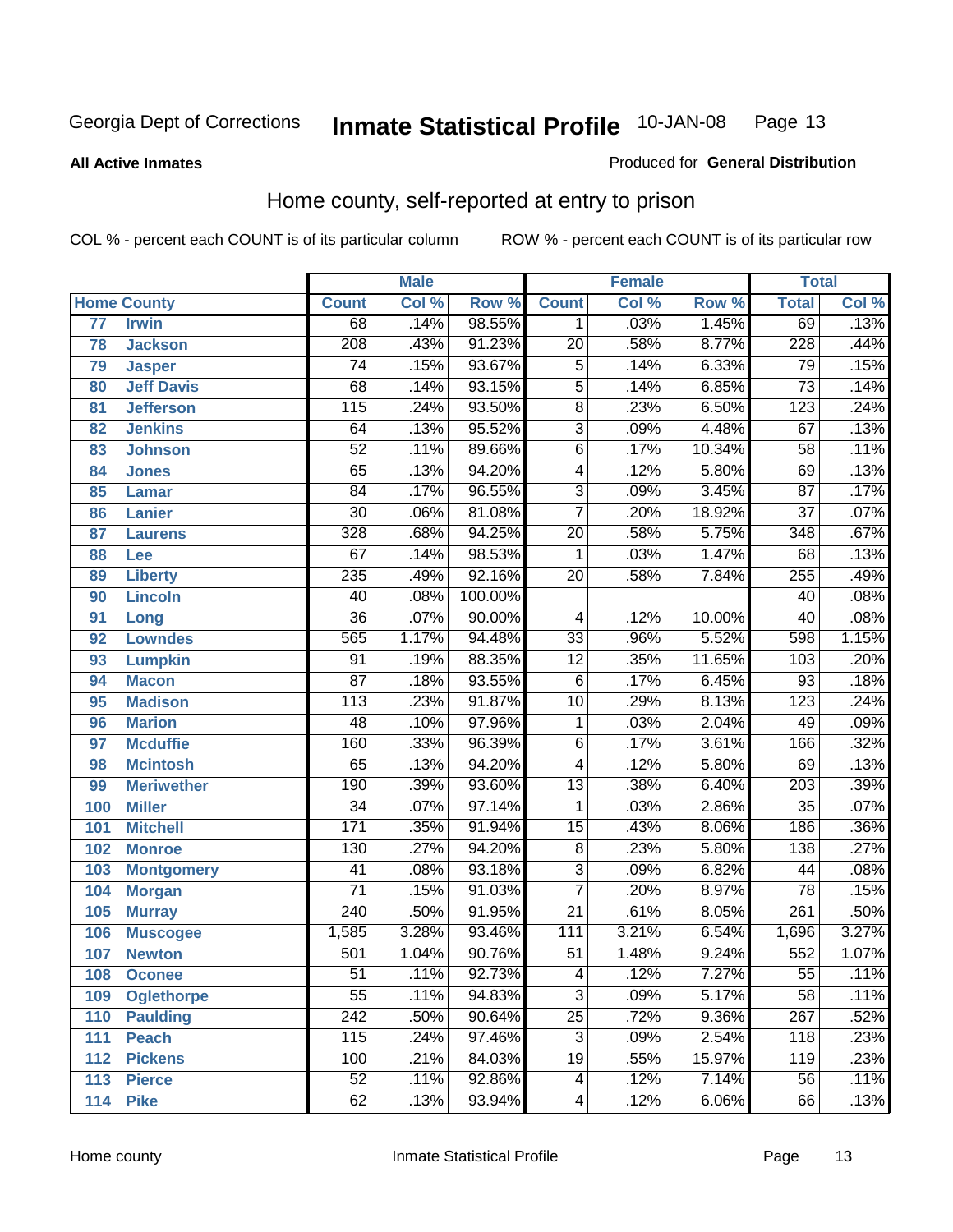Georgia Dept of Corrections **Inmate Statistical Profile** 10-JAN-08

**All Active Inmates**

Produced for **General Distribution**

## Home county, self-reported at entry to prison

COL % - percent each COUNT is of its particular column ROW % - percent each COUNT is of its particular row

| | | Male | | | Female | | | Total | |
|---|---|---|---|---|---|---|---|---|---|
| Home County | | Count | Col % | Row % | Count | Col % | Row % | Total | Col % |
| 77 | Irwin | 68 | .14% | 98.55% | 1 | .03% | 1.45% | 69 | .13% |
| 78 | Jackson | 208 | .43% | 91.23% | 20 | .58% | 8.77% | 228 | .44% |
| 79 | Jasper | 74 | .15% | 93.67% | 5 | .14% | 6.33% | 79 | .15% |
| 80 | Jeff Davis | 68 | .14% | 93.15% | 5 | .14% | 6.85% | 73 | .14% |
| 81 | Jefferson | 115 | .24% | 93.50% | 8 | .23% | 6.50% | 123 | .24% |
| 82 | Jenkins | 64 | .13% | 95.52% | 3 | .09% | 4.48% | 67 | .13% |
| 83 | Johnson | 52 | .11% | 89.66% | 6 | .17% | 10.34% | 58 | .11% |
| 84 | Jones | 65 | .13% | 94.20% | 4 | .12% | 5.80% | 69 | .13% |
| 85 | Lamar | 84 | .17% | 96.55% | 3 | .09% | 3.45% | 87 | .17% |
| 86 | Lanier | 30 | .06% | 81.08% | 7 | .20% | 18.92% | 37 | .07% |
| 87 | Laurens | 328 | .68% | 94.25% | 20 | .58% | 5.75% | 348 | .67% |
| 88 | Lee | 67 | .14% | 98.53% | 1 | .03% | 1.47% | 68 | .13% |
| 89 | Liberty | 235 | .49% | 92.16% | 20 | .58% | 7.84% | 255 | .49% |
| 90 | Lincoln | 40 | .08% | 100.00% | | | | 40 | .08% |
| 91 | Long | 36 | .07% | 90.00% | 4 | .12% | 10.00% | 40 | .08% |
| 92 | Lowndes | 565 | 1.17% | 94.48% | 33 | .96% | 5.52% | 598 | 1.15% |
| 93 | Lumpkin | 91 | .19% | 88.35% | 12 | .35% | 11.65% | 103 | .20% |
| 94 | Macon | 87 | .18% | 93.55% | 6 | .17% | 6.45% | 93 | .18% |
| 95 | Madison | 113 | .23% | 91.87% | 10 | .29% | 8.13% | 123 | .24% |
| 96 | Marion | 48 | .10% | 97.96% | 1 | .03% | 2.04% | 49 | .09% |
| 97 | Mcduffie | 160 | .33% | 96.39% | 6 | .17% | 3.61% | 166 | .32% |
| 98 | Mcintosh | 65 | .13% | 94.20% | 4 | .12% | 5.80% | 69 | .13% |
| 99 | Meriwether | 190 | .39% | 93.60% | 13 | .38% | 6.40% | 203 | .39% |
| 100 | Miller | 34 | .07% | 97.14% | 1 | .03% | 2.86% | 35 | .07% |
| 101 | Mitchell | 171 | .35% | 91.94% | 15 | .43% | 8.06% | 186 | .36% |
| 102 | Monroe | 130 | .27% | 94.20% | 8 | .23% | 5.80% | 138 | .27% |
| 103 | Montgomery | 41 | .08% | 93.18% | 3 | .09% | 6.82% | 44 | .08% |
| 104 | Morgan | 71 | .15% | 91.03% | 7 | .20% | 8.97% | 78 | .15% |
| 105 | Murray | 240 | .50% | 91.95% | 21 | .61% | 8.05% | 261 | .50% |
| 106 | Muscogee | 1,585 | 3.28% | 93.46% | 111 | 3.21% | 6.54% | 1,696 | 3.27% |
| 107 | Newton | 501 | 1.04% | 90.76% | 51 | 1.48% | 9.24% | 552 | 1.07% |
| 108 | Oconee | 51 | .11% | 92.73% | 4 | .12% | 7.27% | 55 | .11% |
| 109 | Oglethorpe | 55 | .11% | 94.83% | 3 | .09% | 5.17% | 58 | .11% |
| 110 | Paulding | 242 | .50% | 90.64% | 25 | .72% | 9.36% | 267 | .52% |
| 111 | Peach | 115 | .24% | 97.46% | 3 | .09% | 2.54% | 118 | .23% |
| 112 | Pickens | 100 | .21% | 84.03% | 19 | .55% | 15.97% | 119 | .23% |
| 113 | Pierce | 52 | .11% | 92.86% | 4 | .12% | 7.14% | 56 | .11% |
| 114 | Pike | 62 | .13% | 93.94% | 4 | .12% | 6.06% | 66 | .13% |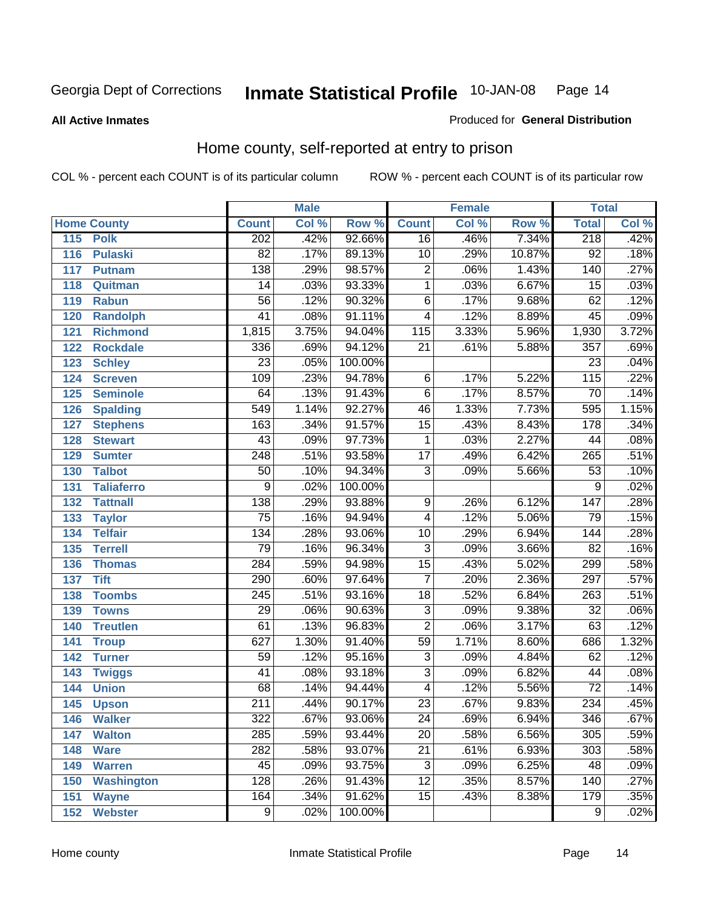Georgia Dept of Corrections **Inmate Statistical Profile** 10-JAN-08

**All Active Inmates**

Produced for **General Distribution**

## Home county, self-reported at entry to prison

COL % - percent each COUNT is of its particular column ROW % - percent each COUNT is of its particular row

| Home County | | Male | | | Female | | | Total | |
|---|---|---|---|---|---|---|---|---|---|
| | | Count | Col % | Row % | Count | Col % | Row % | Total | Col % |
| 115 | Polk | 202 | .42% | 92.66% | 16 | .46% | 7.34% | 218 | .42% |
| 116 | Pulaski | 82 | .17% | 89.13% | 10 | .29% | 10.87% | 92 | .18% |
| 117 | Putnam | 138 | .29% | 98.57% | 2 | .06% | 1.43% | 140 | .27% |
| 118 | Quitman | 14 | .03% | 93.33% | 1 | .03% | 6.67% | 15 | .03% |
| 119 | Rabun | 56 | .12% | 90.32% | 6 | .17% | 9.68% | 62 | .12% |
| 120 | Randolph | 41 | .08% | 91.11% | 4 | .12% | 8.89% | 45 | .09% |
| 121 | Richmond | 1,815 | 3.75% | 94.04% | 115 | 3.33% | 5.96% | 1,930 | 3.72% |
| 122 | Rockdale | 336 | .69% | 94.12% | 21 | .61% | 5.88% | 357 | .69% |
| 123 | Schley | 23 | .05% | 100.00% | | | | 23 | .04% |
| 124 | Screven | 109 | .23% | 94.78% | 6 | .17% | 5.22% | 115 | .22% |
| 125 | Seminole | 64 | .13% | 91.43% | 6 | .17% | 8.57% | 70 | .14% |
| 126 | Spalding | 549 | 1.14% | 92.27% | 46 | 1.33% | 7.73% | 595 | 1.15% |
| 127 | Stephens | 163 | .34% | 91.57% | 15 | .43% | 8.43% | 178 | .34% |
| 128 | Stewart | 43 | .09% | 97.73% | 1 | .03% | 2.27% | 44 | .08% |
| 129 | Sumter | 248 | .51% | 93.58% | 17 | .49% | 6.42% | 265 | .51% |
| 130 | Talbot | 50 | .10% | 94.34% | 3 | .09% | 5.66% | 53 | .10% |
| 131 | Taliaferro | 9 | .02% | 100.00% | | | | 9 | .02% |
| 132 | Tattnall | 138 | .29% | 93.88% | 9 | .26% | 6.12% | 147 | .28% |
| 133 | Taylor | 75 | .16% | 94.94% | 4 | .12% | 5.06% | 79 | .15% |
| 134 | Telfair | 134 | .28% | 93.06% | 10 | .29% | 6.94% | 144 | .28% |
| 135 | Terrell | 79 | .16% | 96.34% | 3 | .09% | 3.66% | 82 | .16% |
| 136 | Thomas | 284 | .59% | 94.98% | 15 | .43% | 5.02% | 299 | .58% |
| 137 | Tift | 290 | .60% | 97.64% | 7 | .20% | 2.36% | 297 | .57% |
| 138 | Toombs | 245 | .51% | 93.16% | 18 | .52% | 6.84% | 263 | .51% |
| 139 | Towns | 29 | .06% | 90.63% | 3 | .09% | 9.38% | 32 | .06% |
| 140 | Treutlen | 61 | .13% | 96.83% | 2 | .06% | 3.17% | 63 | .12% |
| 141 | Troup | 627 | 1.30% | 91.40% | 59 | 1.71% | 8.60% | 686 | 1.32% |
| 142 | Turner | 59 | .12% | 95.16% | 3 | .09% | 4.84% | 62 | .12% |
| 143 | Twiggs | 41 | .08% | 93.18% | 3 | .09% | 6.82% | 44 | .08% |
| 144 | Union | 68 | .14% | 94.44% | 4 | .12% | 5.56% | 72 | .14% |
| 145 | Upson | 211 | .44% | 90.17% | 23 | .67% | 9.83% | 234 | .45% |
| 146 | Walker | 322 | .67% | 93.06% | 24 | .69% | 6.94% | 346 | .67% |
| 147 | Walton | 285 | .59% | 93.44% | 20 | .58% | 6.56% | 305 | .59% |
| 148 | Ware | 282 | .58% | 93.07% | 21 | .61% | 6.93% | 303 | .58% |
| 149 | Warren | 45 | .09% | 93.75% | 3 | .09% | 6.25% | 48 | .09% |
| 150 | Washington | 128 | .26% | 91.43% | 12 | .35% | 8.57% | 140 | .27% |
| 151 | Wayne | 164 | .34% | 91.62% | 15 | .43% | 8.38% | 179 | .35% |
| 152 | Webster | 9 | .02% | 100.00% | | | | 9 | .02% |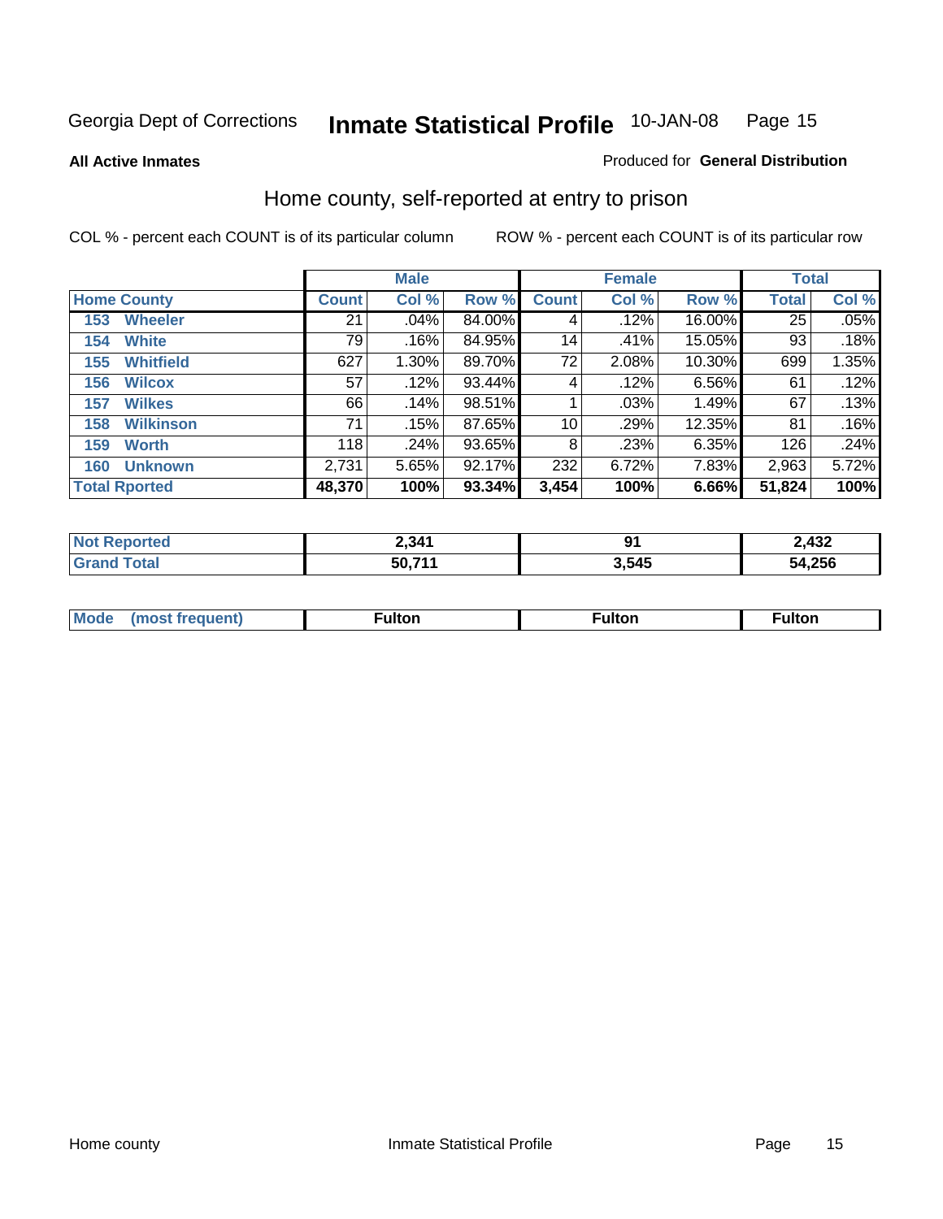Georgia Dept of Corrections **Inmate Statistical Profile** 10-JAN-08

**All Active Inmates**

Produced for **General Distribution**

## Home county, self-reported at entry to prison

COL % - percent each COUNT is of its particular column ROW % - percent each COUNT is of its particular row

| Home County | Male | | | Female | | | Total | |
|---|---|---|---|---|---|---|---|---|
| | Count | Col % | Row % | Count | Col % | Row % | Total | Col % |
| 153 Wheeler | 21 | .04% | 84.00% | 4 | .12% | 16.00% | 25 | .05% |
| 154 White | 79 | .16% | 84.95% | 14 | .41% | 15.05% | 93 | .18% |
| 155 Whitfield | 627 | 1.30% | 89.70% | 72 | 2.08% | 10.30% | 699 | 1.35% |
| 156 Wilcox | 57 | .12% | 93.44% | 4 | .12% | 6.56% | 61 | .12% |
| 157 Wilkes | 66 | .14% | 98.51% | 1 | .03% | 1.49% | 67 | .13% |
| 158 Wilkinson | 71 | .15% | 87.65% | 10 | .29% | 12.35% | 81 | .16% |
| 159 Worth | 118 | .24% | 93.65% | 8 | .23% | 6.35% | 126 | .24% |
| 160 Unknown | 2,731 | 5.65% | 92.17% | 232 | 6.72% | 7.83% | 2,963 | 5.72% |
| **Total Rported** | **48,370** | **100%** | **93.34%** | **3,454** | **100%** | **6.66%** | **51,824** | **100%** |

| | Male | Female | Total |
|---|---|---|---|
| Not Reported | 2,341 | 91 | 2,432 |
| Grand Total | 50,711 | 3,545 | 54,256 |

| | Male | Female | Total |
|---|---|---|---|
| Mode (most frequent) | Fulton | Fulton | Fulton |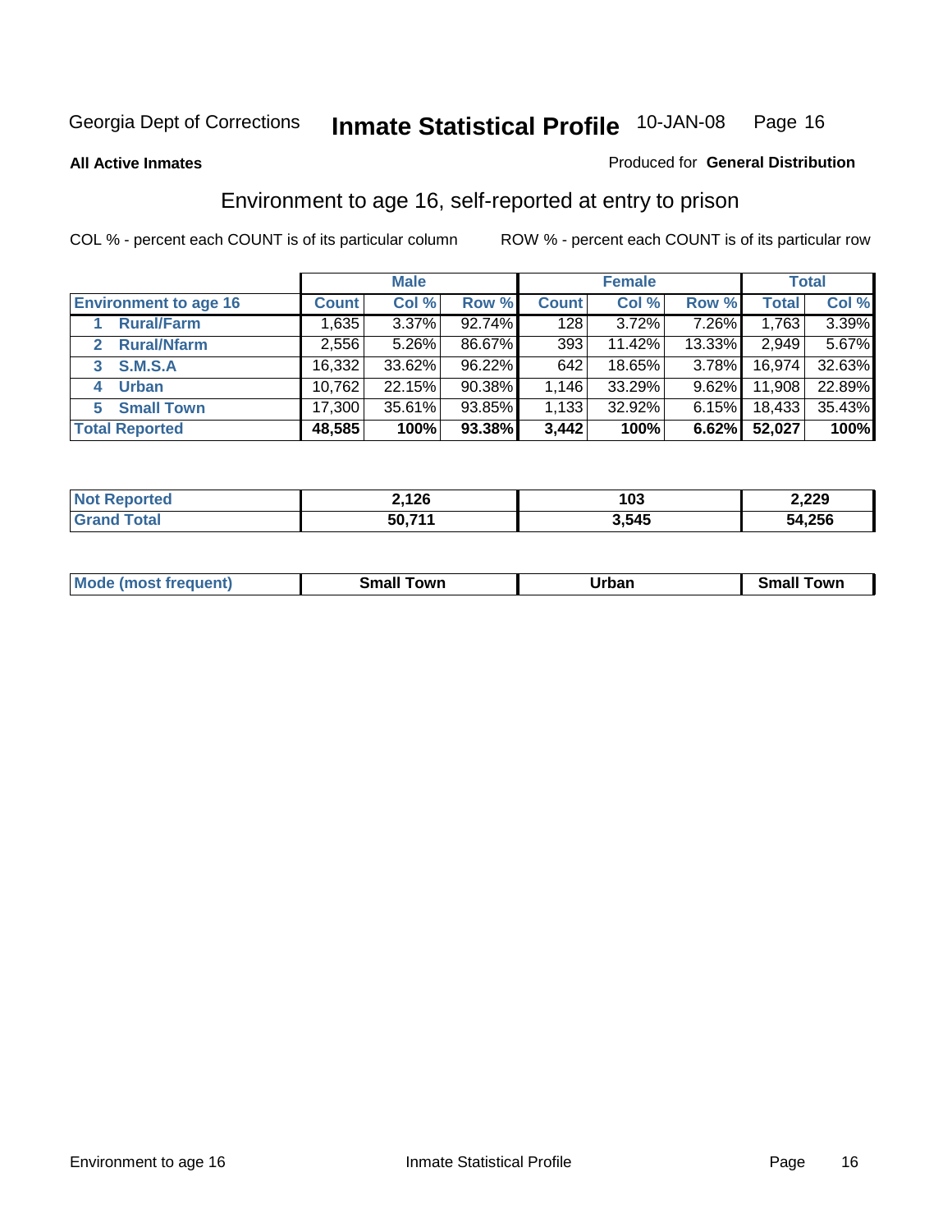Georgia Dept of Corrections **Inmate Statistical Profile** 10-JAN-08

**All Active Inmates**

Produced for **General Distribution**

## Environment to age 16, self-reported at entry to prison

COL % - percent each COUNT is of its particular column

ROW % - percent each COUNT is of its particular row

| | Male | | | Female | | | Total | |
|---|---|---|---|---|---|---|---|---|
| **Environment to age 16** | **Count** | **Col %** | **Row %** | **Count** | **Col %** | **Row %** | **Total** | **Col %** |
| 1 **Rural/Farm** | 1,635 | 3.37% | 92.74% | 128 | 3.72% | 7.26% | 1,763 | 3.39% |
| 2 **Rural/Nfarm** | 2,556 | 5.26% | 86.67% | 393 | 11.42% | 13.33% | 2,949 | 5.67% |
| 3 **S.M.S.A** | 16,332 | 33.62% | 96.22% | 642 | 18.65% | 3.78% | 16,974 | 32.63% |
| 4 **Urban** | 10,762 | 22.15% | 90.38% | 1,146 | 33.29% | 9.62% | 11,908 | 22.89% |
| 5 **Small Town** | 17,300 | 35.61% | 93.85% | 1,133 | 32.92% | 6.15% | 18,433 | 35.43% |
| **Total Reported** | **48,585** | **100%** | **93.38%** | **3,442** | **100%** | **6.62%** | **52,027** | **100%** |

| | Male | Female | Total |
|---|---|---|---|
| **Not Reported** | **2,126** | **103** | **2,229** |
| **Grand Total** | **50,711** | **3,545** | **54,256** |

| | Male | Female | Total |
|---|---|---|---|
| **Mode (most frequent)** | **Small Town** | **Urban** | **Small Town** |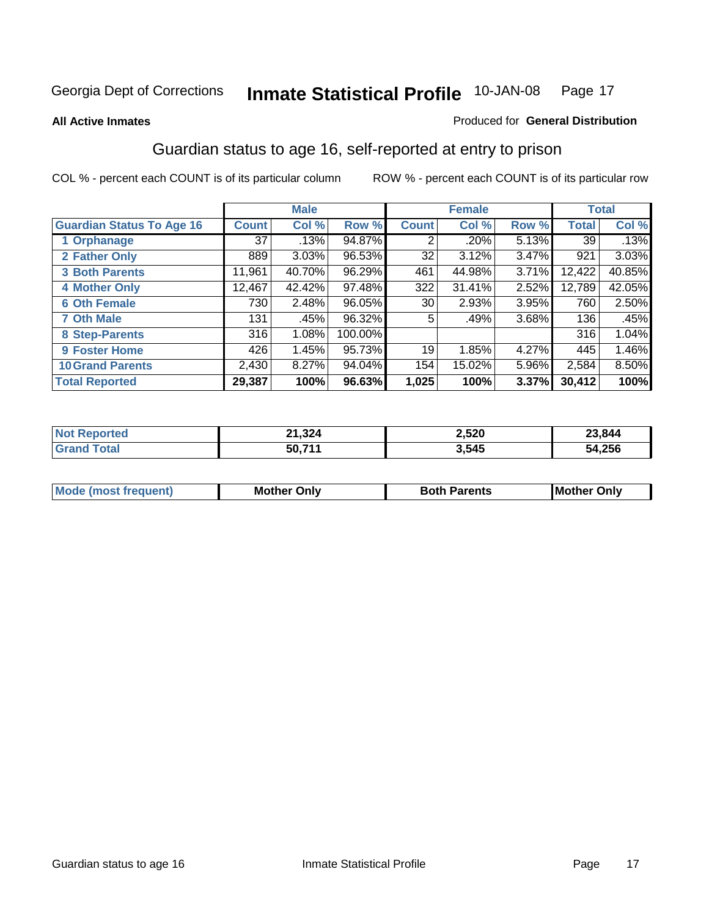Georgia Dept of Corrections **Inmate Statistical Profile** 10-JAN-08

**All Active Inmates**

Produced for **General Distribution**

## Guardian status to age 16, self-reported at entry to prison

COL % - percent each COUNT is of its particular column

ROW % - percent each COUNT is of its particular row

| | Male | | | Female | | | Total | |
|---|---|---|---|---|---|---|---|---|
| **Guardian Status To Age 16** | **Count** | **Col %** | **Row %** | **Count** | **Col %** | **Row %** | **Total** | **Col %** |
| **1 Orphanage** | 37 | .13% | 94.87% | 2 | .20% | 5.13% | 39 | .13% |
| **2 Father Only** | 889 | 3.03% | 96.53% | 32 | 3.12% | 3.47% | 921 | 3.03% |
| **3 Both Parents** | 11,961 | 40.70% | 96.29% | 461 | 44.98% | 3.71% | 12,422 | 40.85% |
| **4 Mother Only** | 12,467 | 42.42% | 97.48% | 322 | 31.41% | 2.52% | 12,789 | 42.05% |
| **6 Oth Female** | 730 | 2.48% | 96.05% | 30 | 2.93% | 3.95% | 760 | 2.50% |
| **7 Oth Male** | 131 | .45% | 96.32% | 5 | .49% | 3.68% | 136 | .45% |
| **8 Step-Parents** | 316 | 1.08% | 100.00% | | | | 316 | 1.04% |
| **9 Foster Home** | 426 | 1.45% | 95.73% | 19 | 1.85% | 4.27% | 445 | 1.46% |
| **10 Grand Parents** | 2,430 | 8.27% | 94.04% | 154 | 15.02% | 5.96% | 2,584 | 8.50% |
| **Total Reported** | **29,387** | **100%** | **96.63%** | **1,025** | **100%** | **3.37%** | **30,412** | **100%** |

| | Male | Female | Total |
|---|---|---|---|
| **Not Reported** | **21,324** | **2,520** | **23,844** |
| **Grand Total** | **50,711** | **3,545** | **54,256** |

| | Male | Female | Total |
|---|---|---|---|
| **Mode (most frequent)** | **Mother Only** | **Both Parents** | **Mother Only** |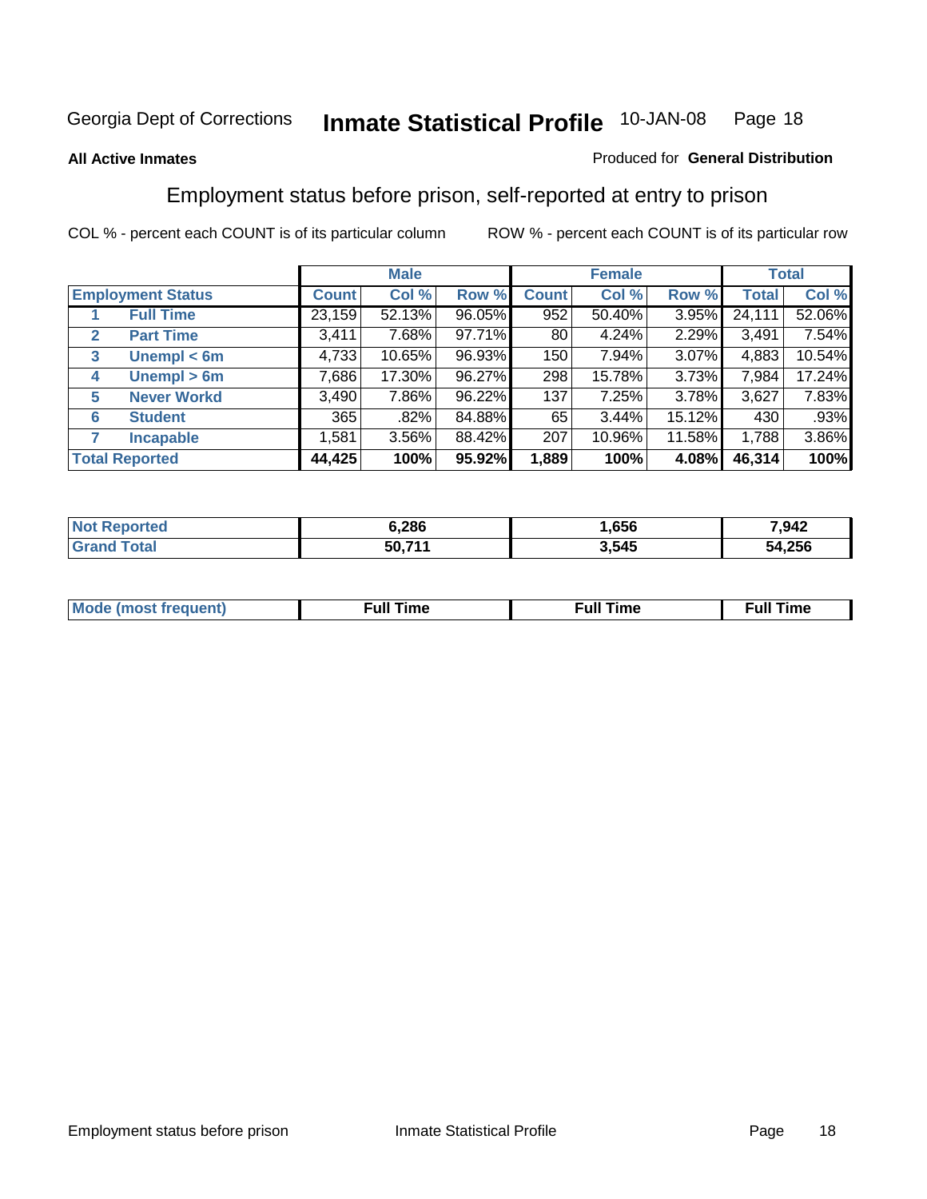Georgia Dept of Corrections **Inmate Statistical Profile** 10-JAN-08

**All Active Inmates**

Produced for **General Distribution**

## Employment status before prison, self-reported at entry to prison

COL % - percent each COUNT is of its particular column

ROW % - percent each COUNT is of its particular row

| Employment Status | | Male | | | Female | | | Total | |
|---|---|---|---|---|---|---|---|---|---|
| | | Count | Col % | Row % | Count | Col % | Row % | Total | Col % |
| 1 | Full Time | 23,159 | 52.13% | 96.05% | 952 | 50.40% | 3.95% | 24,111 | 52.06% |
| 2 | Part Time | 3,411 | 7.68% | 97.71% | 80 | 4.24% | 2.29% | 3,491 | 7.54% |
| 3 | Unempl < 6m | 4,733 | 10.65% | 96.93% | 150 | 7.94% | 3.07% | 4,883 | 10.54% |
| 4 | Unempl > 6m | 7,686 | 17.30% | 96.27% | 298 | 15.78% | 3.73% | 7,984 | 17.24% |
| 5 | Never Workd | 3,490 | 7.86% | 96.22% | 137 | 7.25% | 3.78% | 3,627 | 7.83% |
| 6 | Student | 365 | .82% | 84.88% | 65 | 3.44% | 15.12% | 430 | .93% |
| 7 | Incapable | 1,581 | 3.56% | 88.42% | 207 | 10.96% | 11.58% | 1,788 | 3.86% |
| **Total Reported** | | **44,425** | **100%** | **95.92%** | **1,889** | **100%** | **4.08%** | **46,314** | **100%** |

| | Male | Female | Total |
|---|---|---|---|
| Not Reported | **6,286** | **1,656** | **7,942** |
| Grand Total | **50,711** | **3,545** | **54,256** |

| | Male | Female | Total |
|---|---|---|---|
| Mode (most frequent) | **Full Time** | **Full Time** | **Full Time** |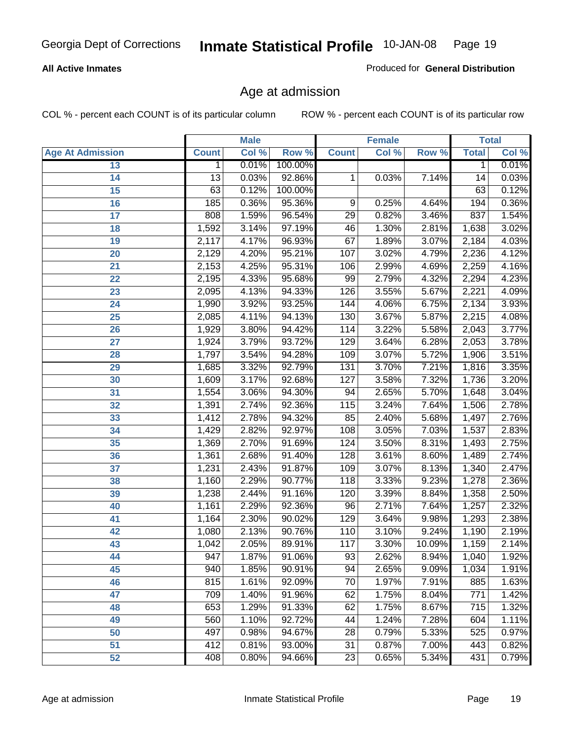Georgia Dept of Corrections **Inmate Statistical Profile** 10-JAN-08

**All Active Inmates**

Produced for **General Distribution**

## Age at admission

COL % - percent each COUNT is of its particular column ROW % - percent each COUNT is of its particular row

| Age At Admission | Male | | | Female | | | Total | |
|---|---|---|---|---|---|---|---|---|
| | Count | Col % | Row % | Count | Col % | Row % | Total | Col % |
| 13 | 1 | 0.01% | 100.00% | | | | 1 | 0.01% |
| 14 | 13 | 0.03% | 92.86% | 1 | 0.03% | 7.14% | 14 | 0.03% |
| 15 | 63 | 0.12% | 100.00% | | | | 63 | 0.12% |
| 16 | 185 | 0.36% | 95.36% | 9 | 0.25% | 4.64% | 194 | 0.36% |
| 17 | 808 | 1.59% | 96.54% | 29 | 0.82% | 3.46% | 837 | 1.54% |
| 18 | 1,592 | 3.14% | 97.19% | 46 | 1.30% | 2.81% | 1,638 | 3.02% |
| 19 | 2,117 | 4.17% | 96.93% | 67 | 1.89% | 3.07% | 2,184 | 4.03% |
| 20 | 2,129 | 4.20% | 95.21% | 107 | 3.02% | 4.79% | 2,236 | 4.12% |
| 21 | 2,153 | 4.25% | 95.31% | 106 | 2.99% | 4.69% | 2,259 | 4.16% |
| 22 | 2,195 | 4.33% | 95.68% | 99 | 2.79% | 4.32% | 2,294 | 4.23% |
| 23 | 2,095 | 4.13% | 94.33% | 126 | 3.55% | 5.67% | 2,221 | 4.09% |
| 24 | 1,990 | 3.92% | 93.25% | 144 | 4.06% | 6.75% | 2,134 | 3.93% |
| 25 | 2,085 | 4.11% | 94.13% | 130 | 3.67% | 5.87% | 2,215 | 4.08% |
| 26 | 1,929 | 3.80% | 94.42% | 114 | 3.22% | 5.58% | 2,043 | 3.77% |
| 27 | 1,924 | 3.79% | 93.72% | 129 | 3.64% | 6.28% | 2,053 | 3.78% |
| 28 | 1,797 | 3.54% | 94.28% | 109 | 3.07% | 5.72% | 1,906 | 3.51% |
| 29 | 1,685 | 3.32% | 92.79% | 131 | 3.70% | 7.21% | 1,816 | 3.35% |
| 30 | 1,609 | 3.17% | 92.68% | 127 | 3.58% | 7.32% | 1,736 | 3.20% |
| 31 | 1,554 | 3.06% | 94.30% | 94 | 2.65% | 5.70% | 1,648 | 3.04% |
| 32 | 1,391 | 2.74% | 92.36% | 115 | 3.24% | 7.64% | 1,506 | 2.78% |
| 33 | 1,412 | 2.78% | 94.32% | 85 | 2.40% | 5.68% | 1,497 | 2.76% |
| 34 | 1,429 | 2.82% | 92.97% | 108 | 3.05% | 7.03% | 1,537 | 2.83% |
| 35 | 1,369 | 2.70% | 91.69% | 124 | 3.50% | 8.31% | 1,493 | 2.75% |
| 36 | 1,361 | 2.68% | 91.40% | 128 | 3.61% | 8.60% | 1,489 | 2.74% |
| 37 | 1,231 | 2.43% | 91.87% | 109 | 3.07% | 8.13% | 1,340 | 2.47% |
| 38 | 1,160 | 2.29% | 90.77% | 118 | 3.33% | 9.23% | 1,278 | 2.36% |
| 39 | 1,238 | 2.44% | 91.16% | 120 | 3.39% | 8.84% | 1,358 | 2.50% |
| 40 | 1,161 | 2.29% | 92.36% | 96 | 2.71% | 7.64% | 1,257 | 2.32% |
| 41 | 1,164 | 2.30% | 90.02% | 129 | 3.64% | 9.98% | 1,293 | 2.38% |
| 42 | 1,080 | 2.13% | 90.76% | 110 | 3.10% | 9.24% | 1,190 | 2.19% |
| 43 | 1,042 | 2.05% | 89.91% | 117 | 3.30% | 10.09% | 1,159 | 2.14% |
| 44 | 947 | 1.87% | 91.06% | 93 | 2.62% | 8.94% | 1,040 | 1.92% |
| 45 | 940 | 1.85% | 90.91% | 94 | 2.65% | 9.09% | 1,034 | 1.91% |
| 46 | 815 | 1.61% | 92.09% | 70 | 1.97% | 7.91% | 885 | 1.63% |
| 47 | 709 | 1.40% | 91.96% | 62 | 1.75% | 8.04% | 771 | 1.42% |
| 48 | 653 | 1.29% | 91.33% | 62 | 1.75% | 8.67% | 715 | 1.32% |
| 49 | 560 | 1.10% | 92.72% | 44 | 1.24% | 7.28% | 604 | 1.11% |
| 50 | 497 | 0.98% | 94.67% | 28 | 0.79% | 5.33% | 525 | 0.97% |
| 51 | 412 | 0.81% | 93.00% | 31 | 0.87% | 7.00% | 443 | 0.82% |
| 52 | 408 | 0.80% | 94.66% | 23 | 0.65% | 5.34% | 431 | 0.79% |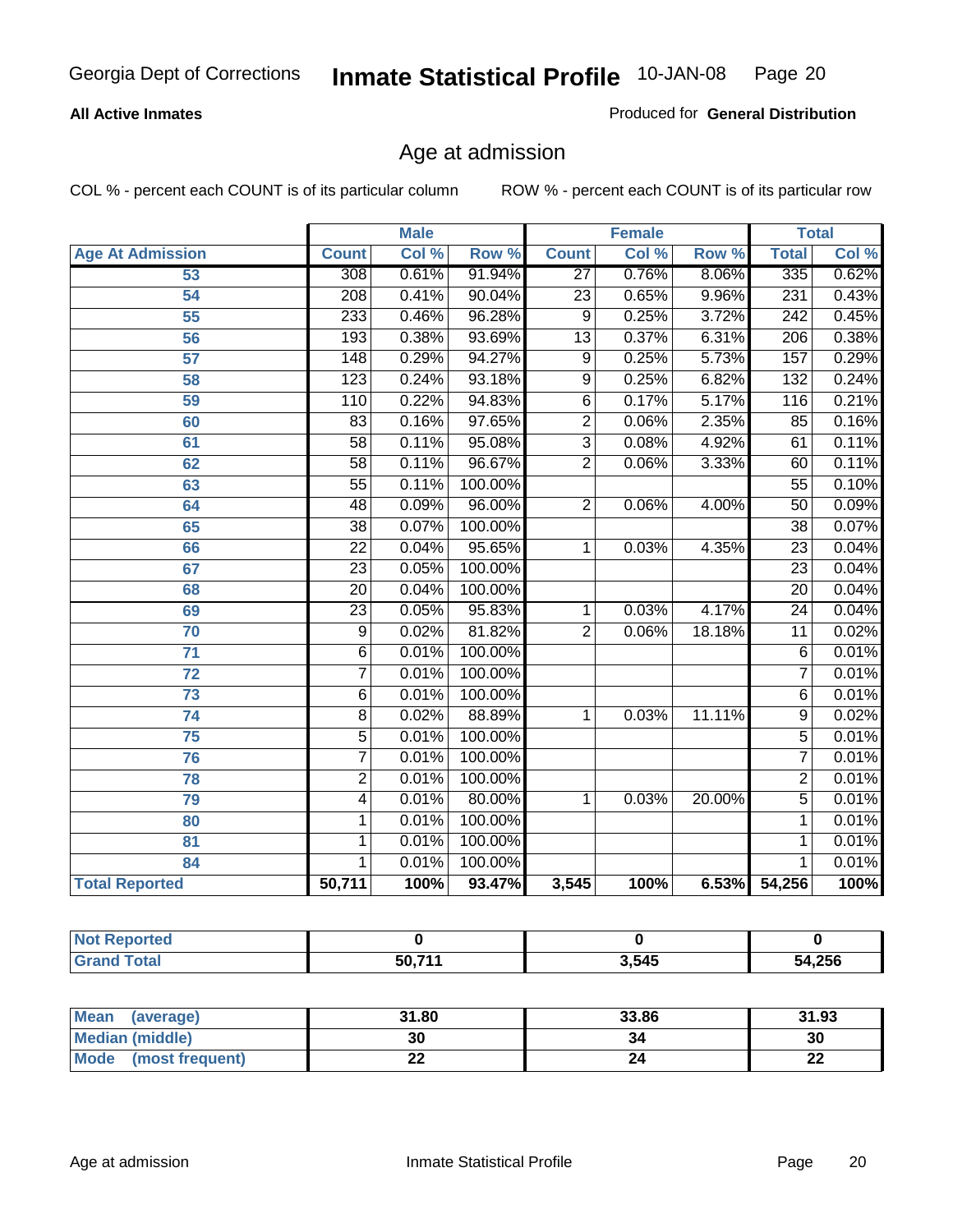**All Active Inmates**

Produced for **General Distribution**

## Age at admission

COL % - percent each COUNT is of its particular column

ROW % - percent each COUNT is of its particular row

| Age At Admission | Male | | | Female | | | Total | |
|---|---|---|---|---|---|---|---|---|
| | Count | Col % | Row % | Count | Col % | Row % | Total | Col % |
| 53 | 308 | 0.61% | 91.94% | 27 | 0.76% | 8.06% | 335 | 0.62% |
| 54 | 208 | 0.41% | 90.04% | 23 | 0.65% | 9.96% | 231 | 0.43% |
| 55 | 233 | 0.46% | 96.28% | 9 | 0.25% | 3.72% | 242 | 0.45% |
| 56 | 193 | 0.38% | 93.69% | 13 | 0.37% | 6.31% | 206 | 0.38% |
| 57 | 148 | 0.29% | 94.27% | 9 | 0.25% | 5.73% | 157 | 0.29% |
| 58 | 123 | 0.24% | 93.18% | 9 | 0.25% | 6.82% | 132 | 0.24% |
| 59 | 110 | 0.22% | 94.83% | 6 | 0.17% | 5.17% | 116 | 0.21% |
| 60 | 83 | 0.16% | 97.65% | 2 | 0.06% | 2.35% | 85 | 0.16% |
| 61 | 58 | 0.11% | 95.08% | 3 | 0.08% | 4.92% | 61 | 0.11% |
| 62 | 58 | 0.11% | 96.67% | 2 | 0.06% | 3.33% | 60 | 0.11% |
| 63 | 55 | 0.11% | 100.00% | | | | 55 | 0.10% |
| 64 | 48 | 0.09% | 96.00% | 2 | 0.06% | 4.00% | 50 | 0.09% |
| 65 | 38 | 0.07% | 100.00% | | | | 38 | 0.07% |
| 66 | 22 | 0.04% | 95.65% | 1 | 0.03% | 4.35% | 23 | 0.04% |
| 67 | 23 | 0.05% | 100.00% | | | | 23 | 0.04% |
| 68 | 20 | 0.04% | 100.00% | | | | 20 | 0.04% |
| 69 | 23 | 0.05% | 95.83% | 1 | 0.03% | 4.17% | 24 | 0.04% |
| 70 | 9 | 0.02% | 81.82% | 2 | 0.06% | 18.18% | 11 | 0.02% |
| 71 | 6 | 0.01% | 100.00% | | | | 6 | 0.01% |
| 72 | 7 | 0.01% | 100.00% | | | | 7 | 0.01% |
| 73 | 6 | 0.01% | 100.00% | | | | 6 | 0.01% |
| 74 | 8 | 0.02% | 88.89% | 1 | 0.03% | 11.11% | 9 | 0.02% |
| 75 | 5 | 0.01% | 100.00% | | | | 5 | 0.01% |
| 76 | 7 | 0.01% | 100.00% | | | | 7 | 0.01% |
| 78 | 2 | 0.01% | 100.00% | | | | 2 | 0.01% |
| 79 | 4 | 0.01% | 80.00% | 1 | 0.03% | 20.00% | 5 | 0.01% |
| 80 | 1 | 0.01% | 100.00% | | | | 1 | 0.01% |
| 81 | 1 | 0.01% | 100.00% | | | | 1 | 0.01% |
| 84 | 1 | 0.01% | 100.00% | | | | 1 | 0.01% |
| **Total Reported** | **50,711** | **100%** | **93.47%** | **3,545** | **100%** | **6.53%** | **54,256** | **100%** |

| | Male | Female | Total |
|---|---|---|---|
| Not Reported | 0 | 0 | 0 |
| Grand Total | 50,711 | 3,545 | 54,256 |

| | Male | Female | Total |
|---|---|---|---|
| Mean (average) | 31.80 | 33.86 | 31.93 |
| Median (middle) | 30 | 34 | 30 |
| Mode (most frequent) | 22 | 24 | 22 |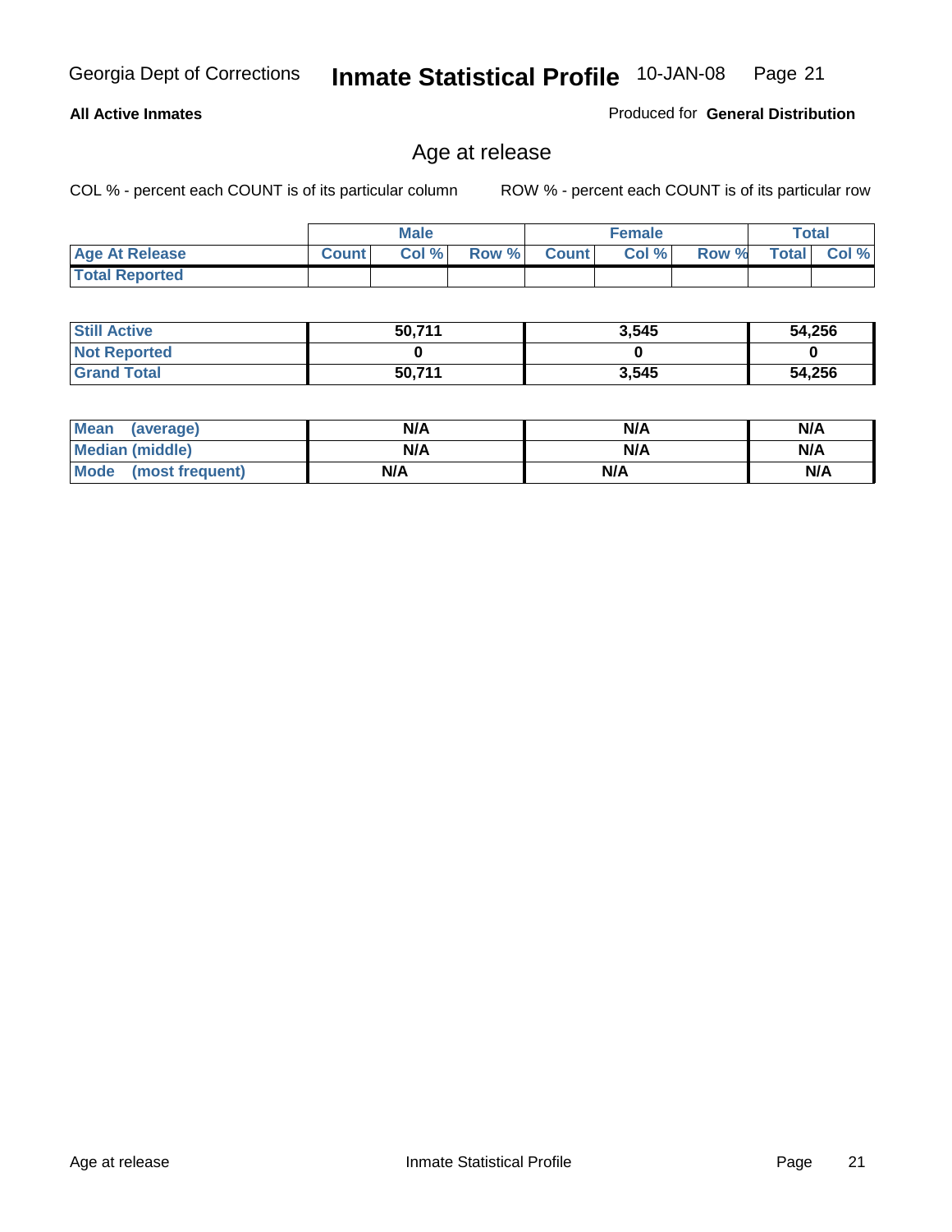**All Active Inmates** Produced for **General Distribution**

## Age at release

COL % - percent each COUNT is of its particular column ROW % - percent each COUNT is of its particular row

| | Male | | | Female | | | Total | |
|---|---|---|---|---|---|---|---|---|
| **Age At Release** | **Count** | **Col %** | **Row %** | **Count** | **Col %** | **Row %** | **Total** | **Col %** |
| **Total Reported** | | | | | | | | |

| | Male | Female | Total |
|---|---|---|---|
| **Still Active** | **50,711** | **3,545** | **54,256** |
| **Not Reported** | **0** | **0** | **0** |
| **Grand Total** | **50,711** | **3,545** | **54,256** |

| | Male | Female | Total |
|---|---|---|---|
| **Mean (average)** | **N/A** | **N/A** | **N/A** |
| **Median (middle)** | **N/A** | **N/A** | **N/A** |
| **Mode (most frequent)** | **N/A** | **N/A** | **N/A** |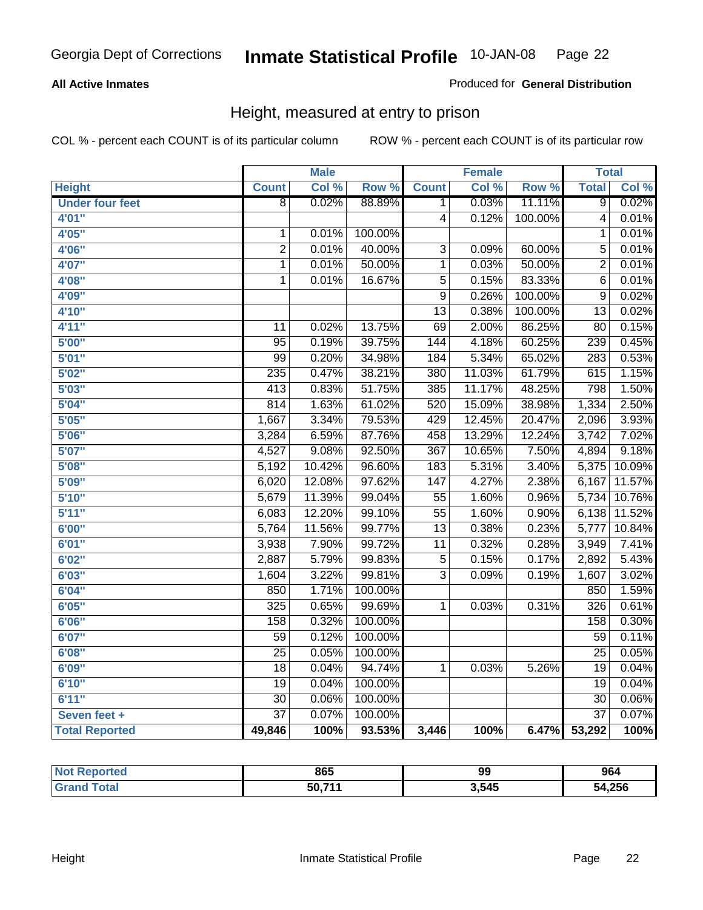Georgia Dept of Corrections **Inmate Statistical Profile** 10-JAN-08

**All Active Inmates**

Produced for **General Distribution**

## Height, measured at entry to prison

COL % - percent each COUNT is of its particular column ROW % - percent each COUNT is of its particular row

| | Male | | | Female | | | Total | |
|---|---|---|---|---|---|---|---|---|
| **Height** | **Count** | **Col %** | **Row %** | **Count** | **Col %** | **Row %** | **Total** | **Col %** |
| **Under four feet** | 8 | 0.02% | 88.89% | 1 | 0.03% | 11.11% | 9 | 0.02% |
| **4'01"** | | | | 4 | 0.12% | 100.00% | 4 | 0.01% |
| **4'05"** | 1 | 0.01% | 100.00% | | | | 1 | 0.01% |
| **4'06"** | 2 | 0.01% | 40.00% | 3 | 0.09% | 60.00% | 5 | 0.01% |
| **4'07"** | 1 | 0.01% | 50.00% | 1 | 0.03% | 50.00% | 2 | 0.01% |
| **4'08"** | 1 | 0.01% | 16.67% | 5 | 0.15% | 83.33% | 6 | 0.01% |
| **4'09"** | | | | 9 | 0.26% | 100.00% | 9 | 0.02% |
| **4'10"** | | | | 13 | 0.38% | 100.00% | 13 | 0.02% |
| **4'11"** | 11 | 0.02% | 13.75% | 69 | 2.00% | 86.25% | 80 | 0.15% |
| **5'00"** | 95 | 0.19% | 39.75% | 144 | 4.18% | 60.25% | 239 | 0.45% |
| **5'01"** | 99 | 0.20% | 34.98% | 184 | 5.34% | 65.02% | 283 | 0.53% |
| **5'02"** | 235 | 0.47% | 38.21% | 380 | 11.03% | 61.79% | 615 | 1.15% |
| **5'03"** | 413 | 0.83% | 51.75% | 385 | 11.17% | 48.25% | 798 | 1.50% |
| **5'04"** | 814 | 1.63% | 61.02% | 520 | 15.09% | 38.98% | 1,334 | 2.50% |
| **5'05"** | 1,667 | 3.34% | 79.53% | 429 | 12.45% | 20.47% | 2,096 | 3.93% |
| **5'06"** | 3,284 | 6.59% | 87.76% | 458 | 13.29% | 12.24% | 3,742 | 7.02% |
| **5'07"** | 4,527 | 9.08% | 92.50% | 367 | 10.65% | 7.50% | 4,894 | 9.18% |
| **5'08"** | 5,192 | 10.42% | 96.60% | 183 | 5.31% | 3.40% | 5,375 | 10.09% |
| **5'09"** | 6,020 | 12.08% | 97.62% | 147 | 4.27% | 2.38% | 6,167 | 11.57% |
| **5'10"** | 5,679 | 11.39% | 99.04% | 55 | 1.60% | 0.96% | 5,734 | 10.76% |
| **5'11"** | 6,083 | 12.20% | 99.10% | 55 | 1.60% | 0.90% | 6,138 | 11.52% |
| **6'00"** | 5,764 | 11.56% | 99.77% | 13 | 0.38% | 0.23% | 5,777 | 10.84% |
| **6'01"** | 3,938 | 7.90% | 99.72% | 11 | 0.32% | 0.28% | 3,949 | 7.41% |
| **6'02"** | 2,887 | 5.79% | 99.83% | 5 | 0.15% | 0.17% | 2,892 | 5.43% |
| **6'03"** | 1,604 | 3.22% | 99.81% | 3 | 0.09% | 0.19% | 1,607 | 3.02% |
| **6'04"** | 850 | 1.71% | 100.00% | | | | 850 | 1.59% |
| **6'05"** | 325 | 0.65% | 99.69% | 1 | 0.03% | 0.31% | 326 | 0.61% |
| **6'06"** | 158 | 0.32% | 100.00% | | | | 158 | 0.30% |
| **6'07"** | 59 | 0.12% | 100.00% | | | | 59 | 0.11% |
| **6'08"** | 25 | 0.05% | 100.00% | | | | 25 | 0.05% |
| **6'09"** | 18 | 0.04% | 94.74% | 1 | 0.03% | 5.26% | 19 | 0.04% |
| **6'10"** | 19 | 0.04% | 100.00% | | | | 19 | 0.04% |
| **6'11"** | 30 | 0.06% | 100.00% | | | | 30 | 0.06% |
| **Seven feet +** | 37 | 0.07% | 100.00% | | | | 37 | 0.07% |
| **Total Reported** | **49,846** | **100%** | **93.53%** | **3,446** | **100%** | **6.47%** | **53,292** | **100%** |

| | Male | Female | Total |
|---|---|---|---|
| **Not Reported** | **865** | **99** | **964** |
| **Grand Total** | **50,711** | **3,545** | **54,256** |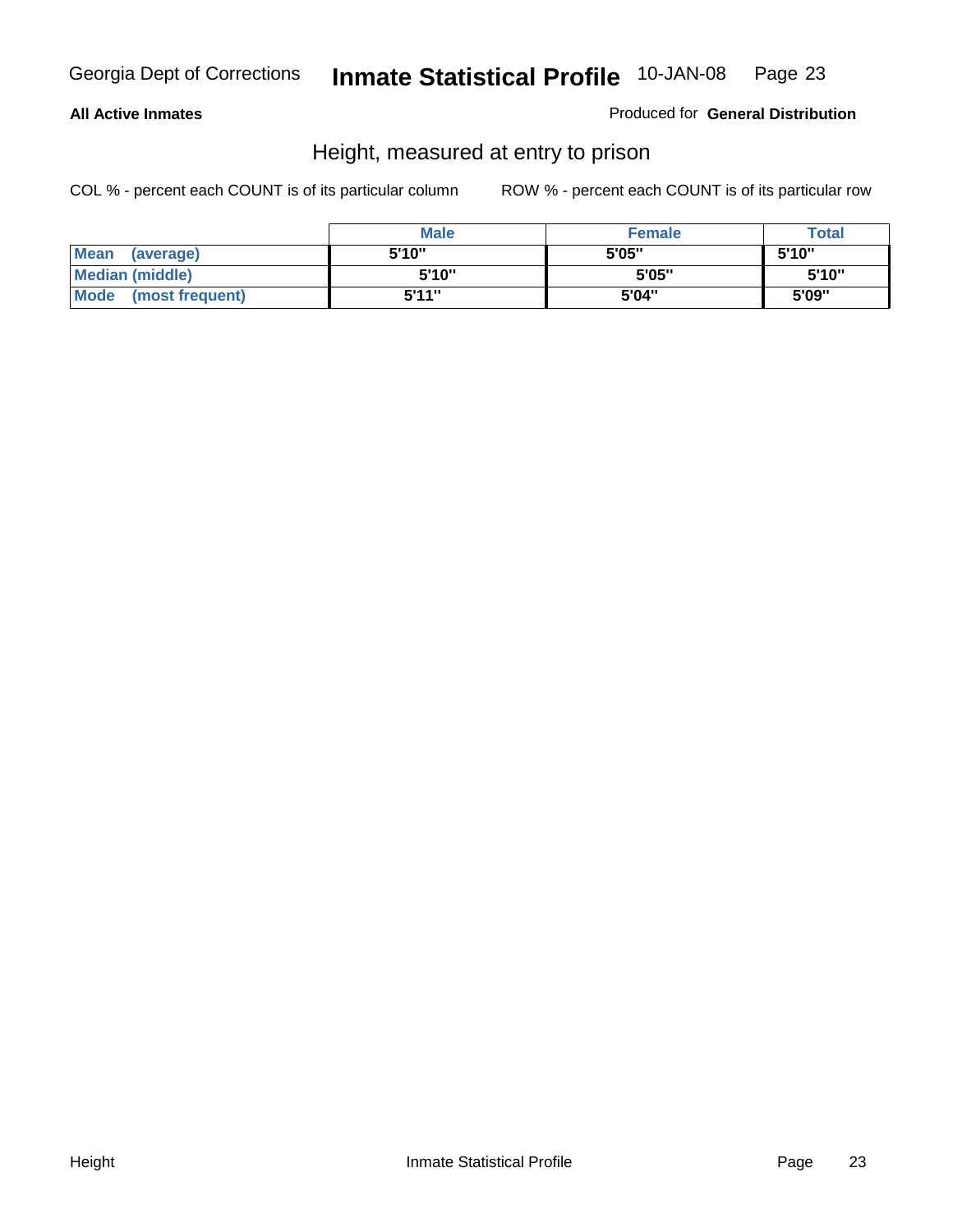**All Active Inmates**

Produced for **General Distribution**

## Height, measured at entry to prison

COL % - percent each COUNT is of its particular column

ROW % - percent each COUNT is of its particular row

| | Male | Female | Total |
|---|---|---|---|
| Mean (average) | 5'10" | 5'05" | 5'10" |
| Median (middle) | 5'10" | 5'05" | 5'10" |
| Mode (most frequent) | 5'11" | 5'04" | 5'09" |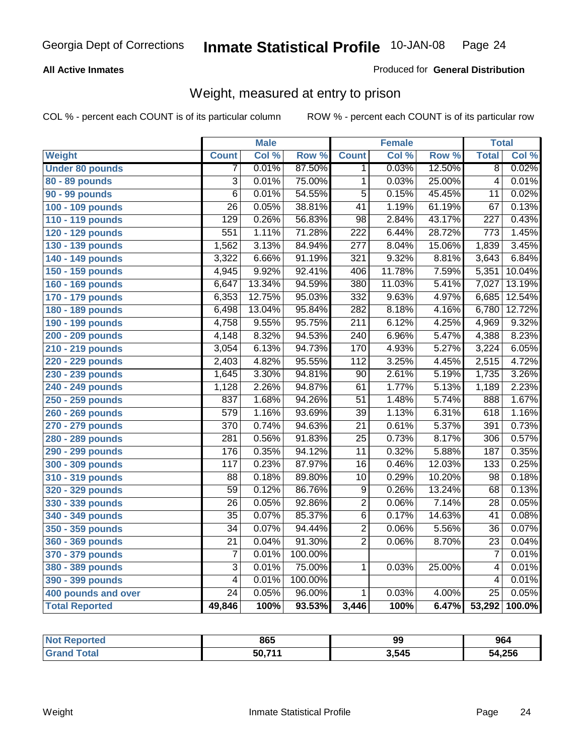Georgia Dept of Corrections **Inmate Statistical Profile** 10-JAN-08

**All Active Inmates**

Produced for **General Distribution**

## Weight, measured at entry to prison

COL % - percent each COUNT is of its particular column ROW % - percent each COUNT is of its particular row

| | Male | | | Female | | | Total | |
|---|---|---|---|---|---|---|---|---|
| **Weight** | **Count** | **Col %** | **Row %** | **Count** | **Col %** | **Row %** | **Total** | **Col %** |
| **Under 80 pounds** | 7 | 0.01% | 87.50% | 1 | 0.03% | 12.50% | 8 | 0.02% |
| **80 - 89 pounds** | 3 | 0.01% | 75.00% | 1 | 0.03% | 25.00% | 4 | 0.01% |
| **90 - 99 pounds** | 6 | 0.01% | 54.55% | 5 | 0.15% | 45.45% | 11 | 0.02% |
| **100 - 109 pounds** | 26 | 0.05% | 38.81% | 41 | 1.19% | 61.19% | 67 | 0.13% |
| **110 - 119 pounds** | 129 | 0.26% | 56.83% | 98 | 2.84% | 43.17% | 227 | 0.43% |
| **120 - 129 pounds** | 551 | 1.11% | 71.28% | 222 | 6.44% | 28.72% | 773 | 1.45% |
| **130 - 139 pounds** | 1,562 | 3.13% | 84.94% | 277 | 8.04% | 15.06% | 1,839 | 3.45% |
| **140 - 149 pounds** | 3,322 | 6.66% | 91.19% | 321 | 9.32% | 8.81% | 3,643 | 6.84% |
| **150 - 159 pounds** | 4,945 | 9.92% | 92.41% | 406 | 11.78% | 7.59% | 5,351 | 10.04% |
| **160 - 169 pounds** | 6,647 | 13.34% | 94.59% | 380 | 11.03% | 5.41% | 7,027 | 13.19% |
| **170 - 179 pounds** | 6,353 | 12.75% | 95.03% | 332 | 9.63% | 4.97% | 6,685 | 12.54% |
| **180 - 189 pounds** | 6,498 | 13.04% | 95.84% | 282 | 8.18% | 4.16% | 6,780 | 12.72% |
| **190 - 199 pounds** | 4,758 | 9.55% | 95.75% | 211 | 6.12% | 4.25% | 4,969 | 9.32% |
| **200 - 209 pounds** | 4,148 | 8.32% | 94.53% | 240 | 6.96% | 5.47% | 4,388 | 8.23% |
| **210 - 219 pounds** | 3,054 | 6.13% | 94.73% | 170 | 4.93% | 5.27% | 3,224 | 6.05% |
| **220 - 229 pounds** | 2,403 | 4.82% | 95.55% | 112 | 3.25% | 4.45% | 2,515 | 4.72% |
| **230 - 239 pounds** | 1,645 | 3.30% | 94.81% | 90 | 2.61% | 5.19% | 1,735 | 3.26% |
| **240 - 249 pounds** | 1,128 | 2.26% | 94.87% | 61 | 1.77% | 5.13% | 1,189 | 2.23% |
| **250 - 259 pounds** | 837 | 1.68% | 94.26% | 51 | 1.48% | 5.74% | 888 | 1.67% |
| **260 - 269 pounds** | 579 | 1.16% | 93.69% | 39 | 1.13% | 6.31% | 618 | 1.16% |
| **270 - 279 pounds** | 370 | 0.74% | 94.63% | 21 | 0.61% | 5.37% | 391 | 0.73% |
| **280 - 289 pounds** | 281 | 0.56% | 91.83% | 25 | 0.73% | 8.17% | 306 | 0.57% |
| **290 - 299 pounds** | 176 | 0.35% | 94.12% | 11 | 0.32% | 5.88% | 187 | 0.35% |
| **300 - 309 pounds** | 117 | 0.23% | 87.97% | 16 | 0.46% | 12.03% | 133 | 0.25% |
| **310 - 319 pounds** | 88 | 0.18% | 89.80% | 10 | 0.29% | 10.20% | 98 | 0.18% |
| **320 - 329 pounds** | 59 | 0.12% | 86.76% | 9 | 0.26% | 13.24% | 68 | 0.13% |
| **330 - 339 pounds** | 26 | 0.05% | 92.86% | 2 | 0.06% | 7.14% | 28 | 0.05% |
| **340 - 349 pounds** | 35 | 0.07% | 85.37% | 6 | 0.17% | 14.63% | 41 | 0.08% |
| **350 - 359 pounds** | 34 | 0.07% | 94.44% | 2 | 0.06% | 5.56% | 36 | 0.07% |
| **360 - 369 pounds** | 21 | 0.04% | 91.30% | 2 | 0.06% | 8.70% | 23 | 0.04% |
| **370 - 379 pounds** | 7 | 0.01% | 100.00% | | | | 7 | 0.01% |
| **380 - 389 pounds** | 3 | 0.01% | 75.00% | 1 | 0.03% | 25.00% | 4 | 0.01% |
| **390 - 399 pounds** | 4 | 0.01% | 100.00% | | | | 4 | 0.01% |
| **400 pounds and over** | 24 | 0.05% | 96.00% | 1 | 0.03% | 4.00% | 25 | 0.05% |
| **Total Reported** | **49,846** | **100%** | **93.53%** | **3,446** | **100%** | **6.47%** | **53,292** | **100.0%** |

| | Male | Female | Total |
|---|---|---|---|
| **Not Reported** | **865** | **99** | **964** |
| **Grand Total** | **50,711** | **3,545** | **54,256** |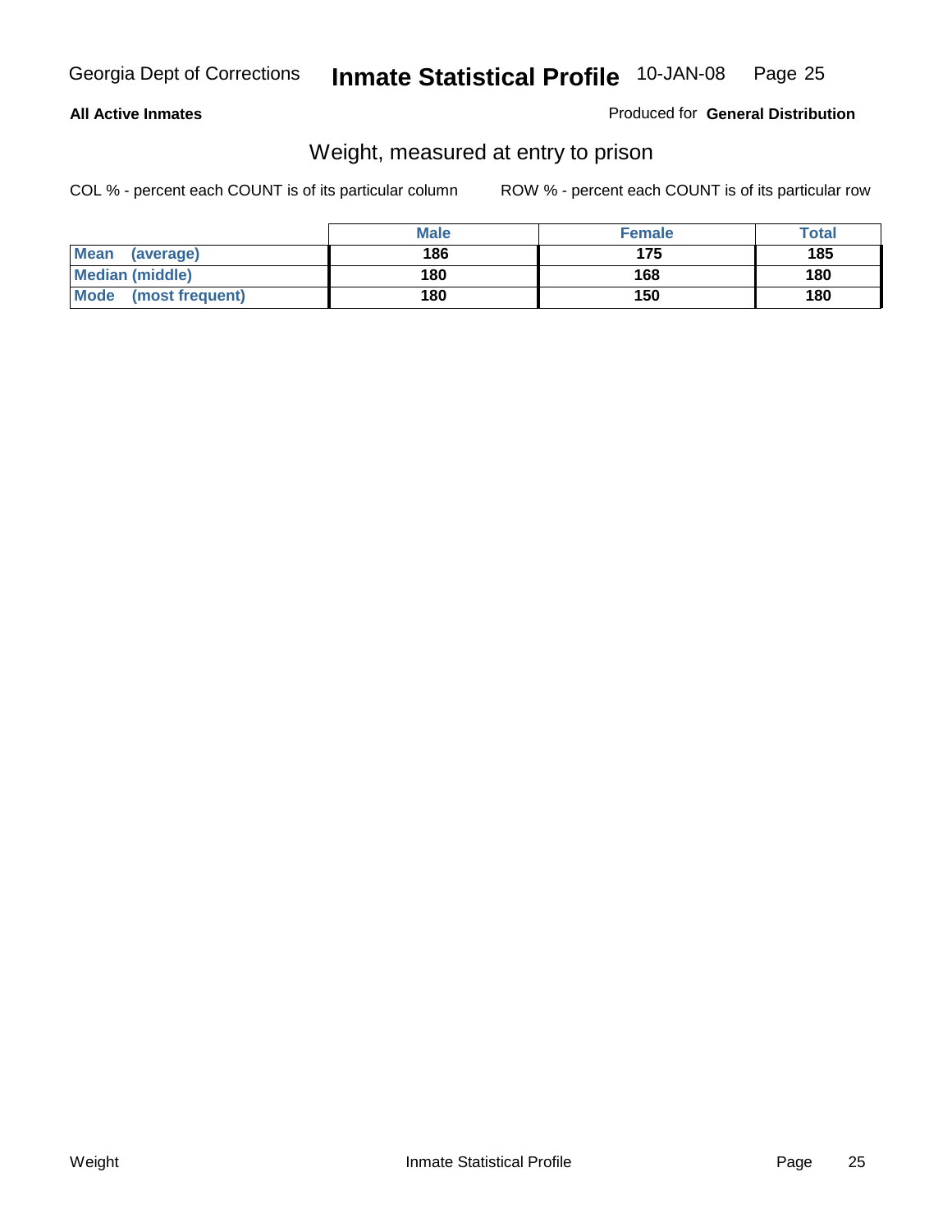**All Active Inmates**

Produced for **General Distribution**

## Weight, measured at entry to prison

COL % - percent each COUNT is of its particular column

ROW % - percent each COUNT is of its particular row

| | Male | Female | Total |
|---|---|---|---|
| Mean (average) | 186 | 175 | 185 |
| Median (middle) | 180 | 168 | 180 |
| Mode (most frequent) | 180 | 150 | 180 |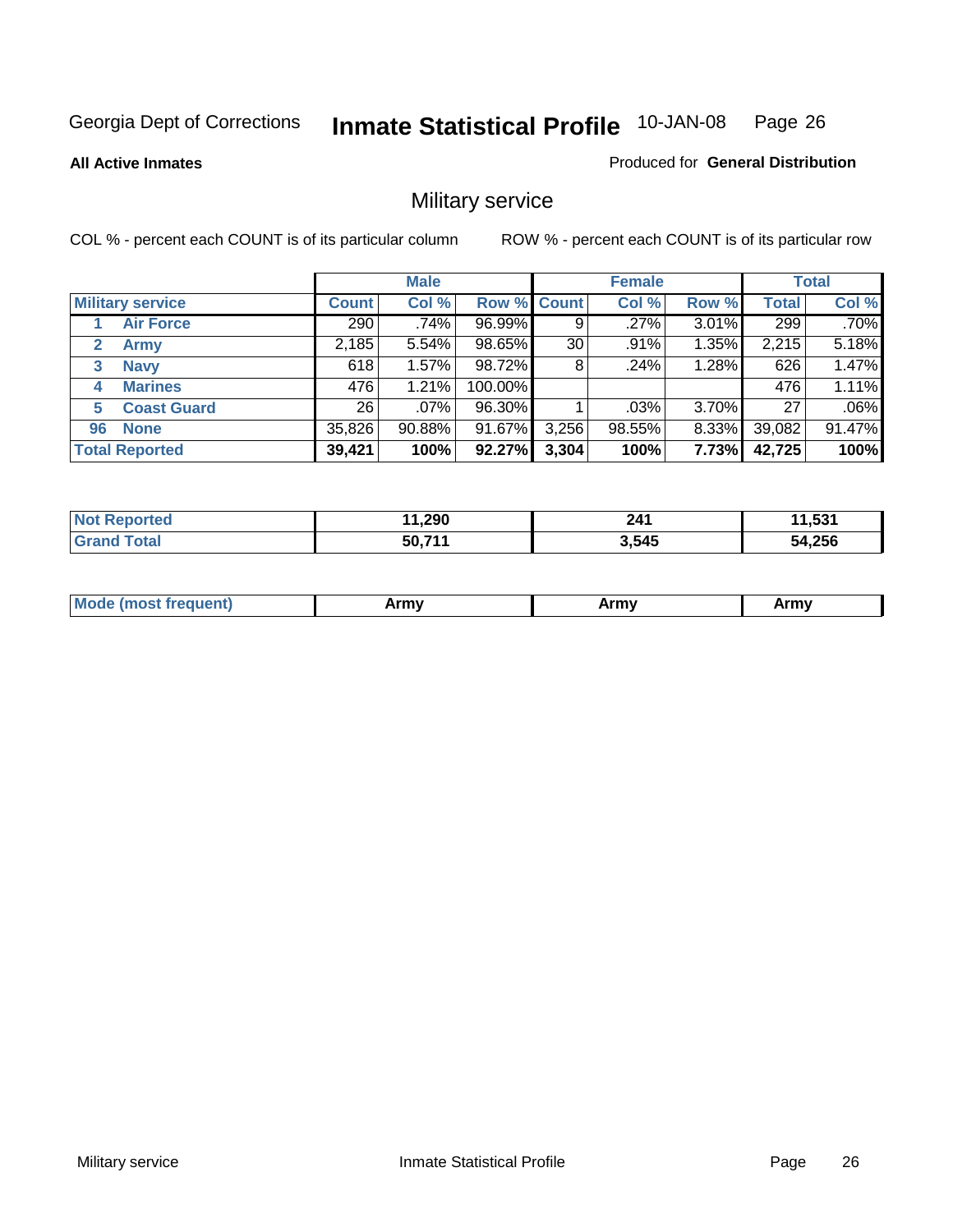Georgia Dept of Corrections **Inmate Statistical Profile** 10-JAN-08

**All Active Inmates**

Produced for **General Distribution**

## Military service

COL % - percent each COUNT is of its particular column

ROW % - percent each COUNT is of its particular row

| | | Male | | | Female | | | Total | |
|---|---|---|---|---|---|---|---|---|---|
| **Military service** | | **Count** | **Col %** | **Row %** | **Count** | **Col %** | **Row %** | **Total** | **Col %** |
| 1 | **Air Force** | 290 | .74% | 96.99% | 9 | .27% | 3.01% | 299 | .70% |
| 2 | **Army** | 2,185 | 5.54% | 98.65% | 30 | .91% | 1.35% | 2,215 | 5.18% |
| 3 | **Navy** | 618 | 1.57% | 98.72% | 8 | .24% | 1.28% | 626 | 1.47% |
| 4 | **Marines** | 476 | 1.21% | 100.00% | | | | 476 | 1.11% |
| 5 | **Coast Guard** | 26 | .07% | 96.30% | 1 | .03% | 3.70% | 27 | .06% |
| 96 | **None** | 35,826 | 90.88% | 91.67% | 3,256 | 98.55% | 8.33% | 39,082 | 91.47% |
| **Total Reported** | | **39,421** | **100%** | **92.27%** | **3,304** | **100%** | **7.73%** | **42,725** | **100%** |

| | Male | Female | Total |
|---|---|---|---|
| **Not Reported** | **11,290** | **241** | **11,531** |
| **Grand Total** | **50,711** | **3,545** | **54,256** |

| | Male | Female | Total |
|---|---|---|---|
| **Mode (most frequent)** | **Army** | **Army** | **Army** |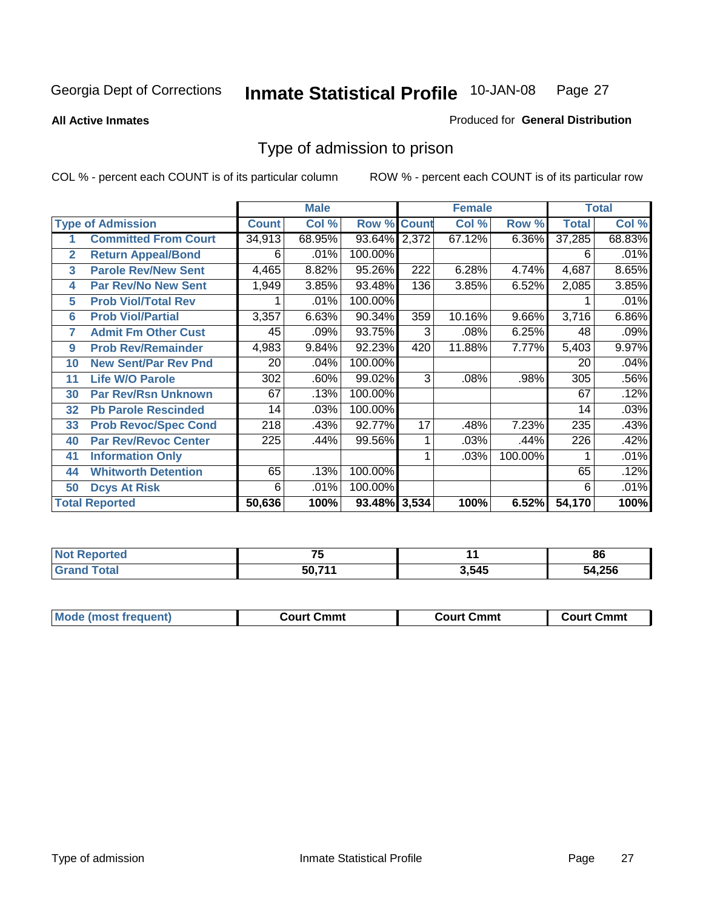Georgia Dept of Corrections **Inmate Statistical Profile** 10-JAN-08

**All Active Inmates**

Produced for **General Distribution**

## Type of admission to prison

COL % - percent each COUNT is of its particular column

ROW % - percent each COUNT is of its particular row

| Type of Admission | | Male | | | Female | | | Total | |
|---|---|---|---|---|---|---|---|---|---|
| | | Count | Col % | Row % | Count | Col % | Row % | Total | Col % |
| 1 | Committed From Court | 34,913 | 68.95% | 93.64% | 2,372 | 67.12% | 6.36% | 37,285 | 68.83% |
| 2 | Return Appeal/Bond | 6 | .01% | 100.00% | | | | 6 | .01% |
| 3 | Parole Rev/New Sent | 4,465 | 8.82% | 95.26% | 222 | 6.28% | 4.74% | 4,687 | 8.65% |
| 4 | Par Rev/No New Sent | 1,949 | 3.85% | 93.48% | 136 | 3.85% | 6.52% | 2,085 | 3.85% |
| 5 | Prob Viol/Total Rev | 1 | .01% | 100.00% | | | | 1 | .01% |
| 6 | Prob Viol/Partial | 3,357 | 6.63% | 90.34% | 359 | 10.16% | 9.66% | 3,716 | 6.86% |
| 7 | Admit Fm Other Cust | 45 | .09% | 93.75% | 3 | .08% | 6.25% | 48 | .09% |
| 9 | Prob Rev/Remainder | 4,983 | 9.84% | 92.23% | 420 | 11.88% | 7.77% | 5,403 | 9.97% |
| 10 | New Sent/Par Rev Pnd | 20 | .04% | 100.00% | | | | 20 | .04% |
| 11 | Life W/O Parole | 302 | .60% | 99.02% | 3 | .08% | .98% | 305 | .56% |
| 30 | Par Rev/Rsn Unknown | 67 | .13% | 100.00% | | | | 67 | .12% |
| 32 | Pb Parole Rescinded | 14 | .03% | 100.00% | | | | 14 | .03% |
| 33 | Prob Revoc/Spec Cond | 218 | .43% | 92.77% | 17 | .48% | 7.23% | 235 | .43% |
| 40 | Par Rev/Revoc Center | 225 | .44% | 99.56% | 1 | .03% | .44% | 226 | .42% |
| 41 | Information Only | | | | 1 | .03% | 100.00% | 1 | .01% |
| 44 | Whitworth Detention | 65 | .13% | 100.00% | | | | 65 | .12% |
| 50 | Dcys At Risk | 6 | .01% | 100.00% | | | | 6 | .01% |
| **Total Reported** | | **50,636** | **100%** | **93.48%** | **3,534** | **100%** | **6.52%** | **54,170** | **100%** |

| | Male | Female | Total |
|---|---|---|---|
| Not Reported | 75 | 11 | 86 |
| Grand Total | 50,711 | 3,545 | 54,256 |

| | Male | Female | Total |
|---|---|---|---|
| Mode (most frequent) | Court Cmmt | Court Cmmt | Court Cmmt |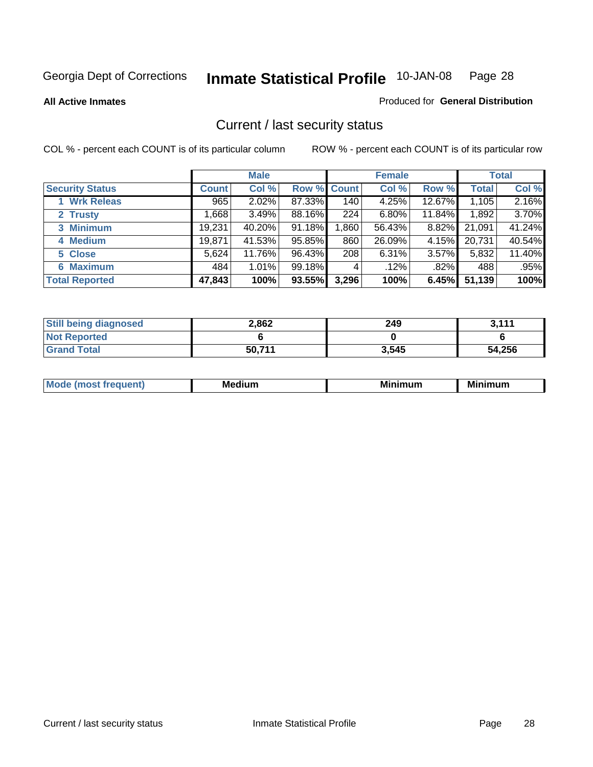Georgia Dept of Corrections **Inmate Statistical Profile** 10-JAN-08

**All Active Inmates**

Produced for **General Distribution**

## Current / last security status

COL % - percent each COUNT is of its particular column

ROW % - percent each COUNT is of its particular row

| | Male | | | Female | | | Total | |
|---|---|---|---|---|---|---|---|---|
| **Security Status** | **Count** | **Col %** | **Row %** | **Count** | **Col %** | **Row %** | **Total** | **Col %** |
| 1 Wrk Releas | 965 | 2.02% | 87.33% | 140 | 4.25% | 12.67% | 1,105 | 2.16% |
| 2 Trusty | 1,668 | 3.49% | 88.16% | 224 | 6.80% | 11.84% | 1,892 | 3.70% |
| 3 Minimum | 19,231 | 40.20% | 91.18% | 1,860 | 56.43% | 8.82% | 21,091 | 41.24% |
| 4 Medium | 19,871 | 41.53% | 95.85% | 860 | 26.09% | 4.15% | 20,731 | 40.54% |
| 5 Close | 5,624 | 11.76% | 96.43% | 208 | 6.31% | 3.57% | 5,832 | 11.40% |
| 6 Maximum | 484 | 1.01% | 99.18% | 4 | .12% | .82% | 488 | .95% |
| **Total Reported** | **47,843** | **100%** | **93.55%** | **3,296** | **100%** | **6.45%** | **51,139** | **100%** |

| | Male | Female | Total |
|---|---|---|---|
| **Still being diagnosed** | **2,862** | **249** | **3,111** |
| **Not Reported** | **6** | **0** | **6** |
| **Grand Total** | **50,711** | **3,545** | **54,256** |

| | Male | Female | Total |
|---|---|---|---|
| **Mode (most frequent)** | **Medium** | **Minimum** | **Minimum** |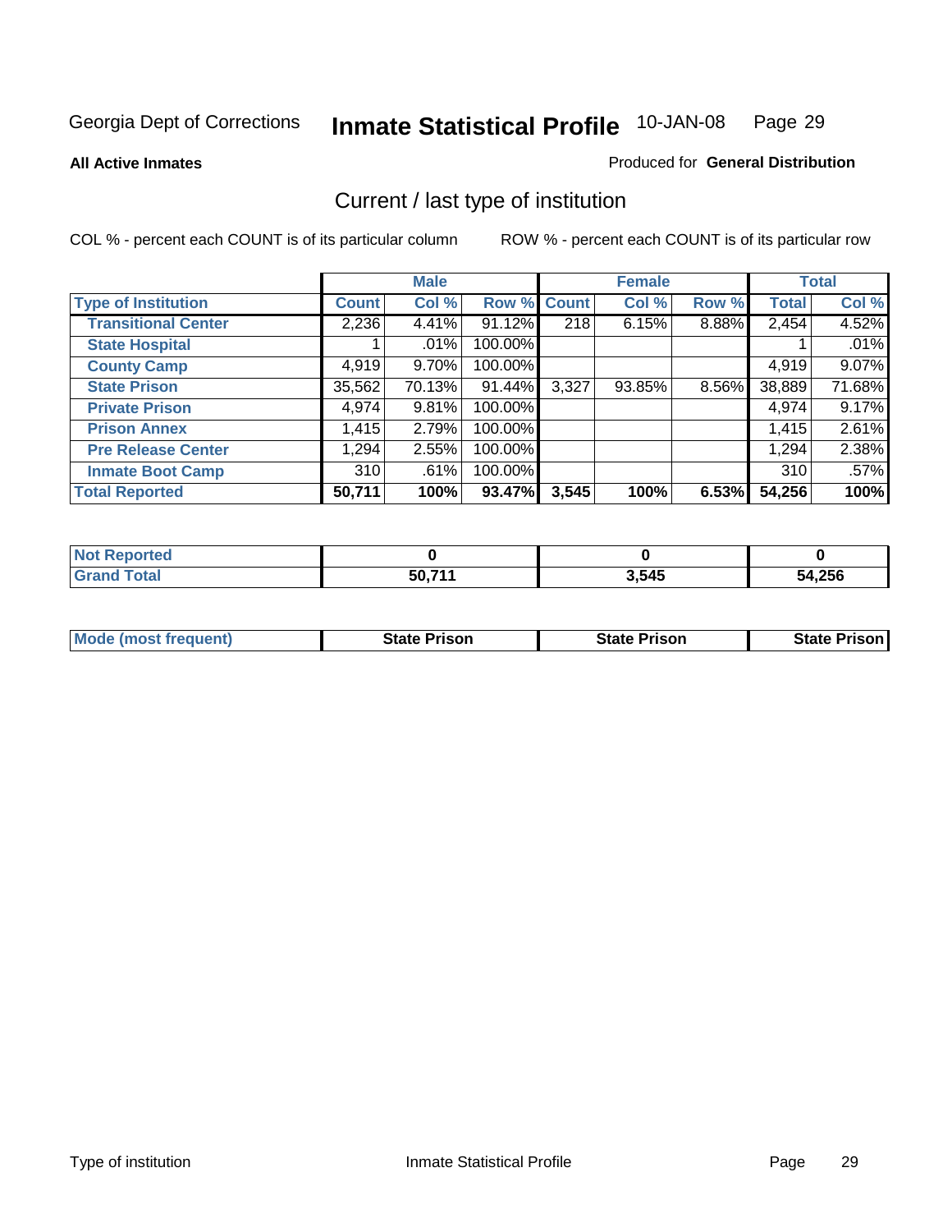Georgia Dept of Corrections **Inmate Statistical Profile** 10-JAN-08

**All Active Inmates**

Produced for **General Distribution**

## Current / last type of institution

COL % - percent each COUNT is of its particular column

ROW % - percent each COUNT is of its particular row

| | Male | | | Female | | | Total | |
|---|---|---|---|---|---|---|---|---|
| **Type of Institution** | **Count** | **Col %** | **Row %** | **Count** | **Col %** | **Row %** | **Total** | **Col %** |
| **Transitional Center** | 2,236 | 4.41% | 91.12% | 218 | 6.15% | 8.88% | 2,454 | 4.52% |
| **State Hospital** | 1 | .01% | 100.00% | | | | 1 | .01% |
| **County Camp** | 4,919 | 9.70% | 100.00% | | | | 4,919 | 9.07% |
| **State Prison** | 35,562 | 70.13% | 91.44% | 3,327 | 93.85% | 8.56% | 38,889 | 71.68% |
| **Private Prison** | 4,974 | 9.81% | 100.00% | | | | 4,974 | 9.17% |
| **Prison Annex** | 1,415 | 2.79% | 100.00% | | | | 1,415 | 2.61% |
| **Pre Release Center** | 1,294 | 2.55% | 100.00% | | | | 1,294 | 2.38% |
| **Inmate Boot Camp** | 310 | .61% | 100.00% | | | | 310 | .57% |
| **Total Reported** | **50,711** | **100%** | **93.47%** | **3,545** | **100%** | **6.53%** | **54,256** | **100%** |

| | Male | Female | Total |
|---|---|---|---|
| **Not Reported** | **0** | **0** | **0** |
| **Grand Total** | **50,711** | **3,545** | **54,256** |

| | Male | Female | Total |
|---|---|---|---|
| **Mode (most frequent)** | **State Prison** | **State Prison** | **State Prison** |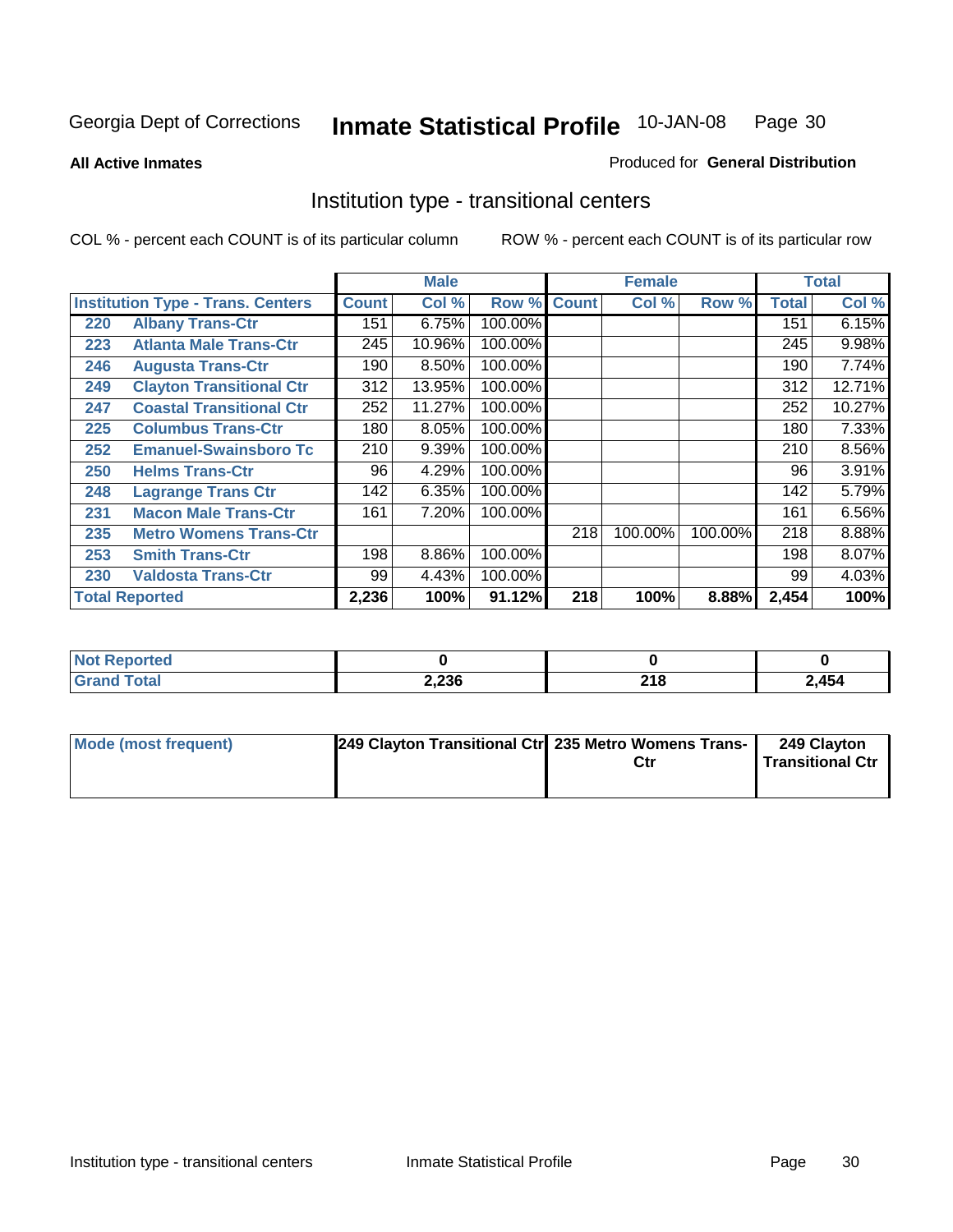Georgia Dept of Corrections **Inmate Statistical Profile** 10-JAN-08

**All Active Inmates**

Produced for **General Distribution**

## Institution type - transitional centers

COL % - percent each COUNT is of its particular column

ROW % - percent each COUNT is of its particular row

| Institution Type - Trans. Centers | | Male | | | Female | | | Total | |
|---|---|---|---|---|---|---|---|---|---|
| | | Count | Col % | Row % | Count | Col % | Row % | Total | Col % |
| 220 | Albany Trans-Ctr | 151 | 6.75% | 100.00% | | | | 151 | 6.15% |
| 223 | Atlanta Male Trans-Ctr | 245 | 10.96% | 100.00% | | | | 245 | 9.98% |
| 246 | Augusta Trans-Ctr | 190 | 8.50% | 100.00% | | | | 190 | 7.74% |
| 249 | Clayton Transitional Ctr | 312 | 13.95% | 100.00% | | | | 312 | 12.71% |
| 247 | Coastal Transitional Ctr | 252 | 11.27% | 100.00% | | | | 252 | 10.27% |
| 225 | Columbus Trans-Ctr | 180 | 8.05% | 100.00% | | | | 180 | 7.33% |
| 252 | Emanuel-Swainsboro Tc | 210 | 9.39% | 100.00% | | | | 210 | 8.56% |
| 250 | Helms Trans-Ctr | 96 | 4.29% | 100.00% | | | | 96 | 3.91% |
| 248 | Lagrange Trans Ctr | 142 | 6.35% | 100.00% | | | | 142 | 5.79% |
| 231 | Macon Male Trans-Ctr | 161 | 7.20% | 100.00% | | | | 161 | 6.56% |
| 235 | Metro Womens Trans-Ctr | | | | 218 | 100.00% | 100.00% | 218 | 8.88% |
| 253 | Smith Trans-Ctr | 198 | 8.86% | 100.00% | | | | 198 | 8.07% |
| 230 | Valdosta Trans-Ctr | 99 | 4.43% | 100.00% | | | | 99 | 4.03% |
| **Total Reported** | | **2,236** | **100%** | **91.12%** | **218** | **100%** | **8.88%** | **2,454** | **100%** |

| | Male | Female | Total |
|---|---|---|---|
| Not Reported | 0 | 0 | 0 |
| Grand Total | 2,236 | 218 | 2,454 |

| | Male | Female | Total |
|---|---|---|---|
| Mode (most frequent) | 249 Clayton Transitional Ctr | 235 Metro Womens Trans-Ctr | 249 Clayton Transitional Ctr |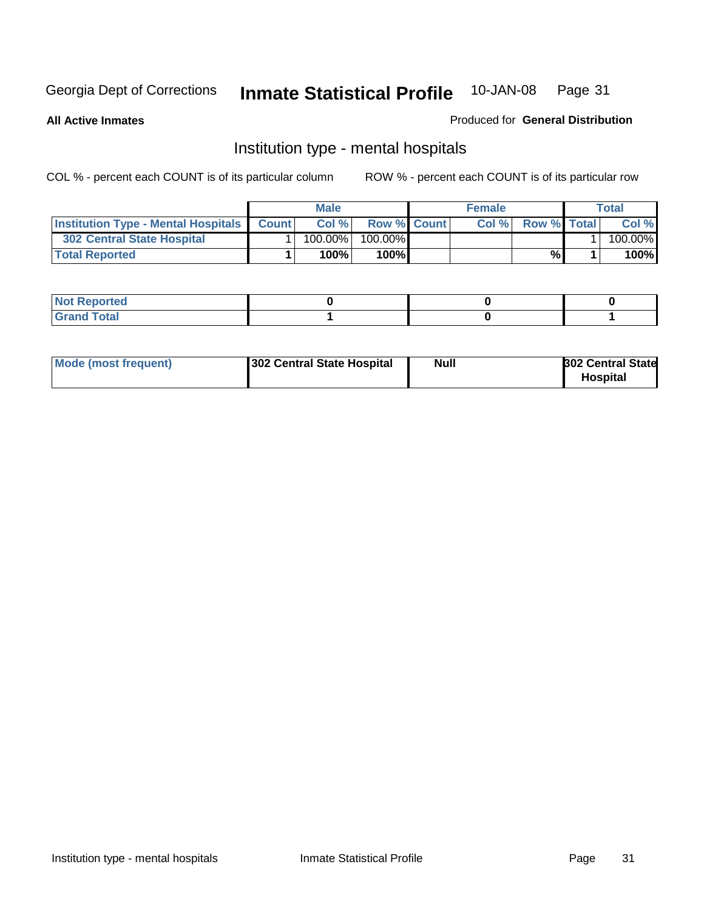Georgia Dept of Corrections **Inmate Statistical Profile** 10-JAN-08

**All Active Inmates**

Produced for **General Distribution**

## Institution type - mental hospitals

COL % - percent each COUNT is of its particular column

ROW % - percent each COUNT is of its particular row

| | Male | | | Female | | | Total | |
|---|---|---|---|---|---|---|---|---|
| **Institution Type - Mental Hospitals** | **Count** | **Col %** | **Row %** | **Count** | **Col %** | **Row %** | **Total** | **Col %** |
| **302 Central State Hospital** | 1 | 100.00% | 100.00% | | | | 1 | 100.00% |
| **Total Reported** | **1** | **100%** | **100%** | | | **%** | **1** | **100%** |

| | Male | Female | Total |
|---|---|---|---|
| **Not Reported** | **0** | **0** | **0** |
| **Grand Total** | **1** | **0** | **1** |

| | Male | Female | Total |
|---|---|---|---|
| **Mode (most frequent)** | **302 Central State Hospital** | **Null** | **302 Central State Hospital** |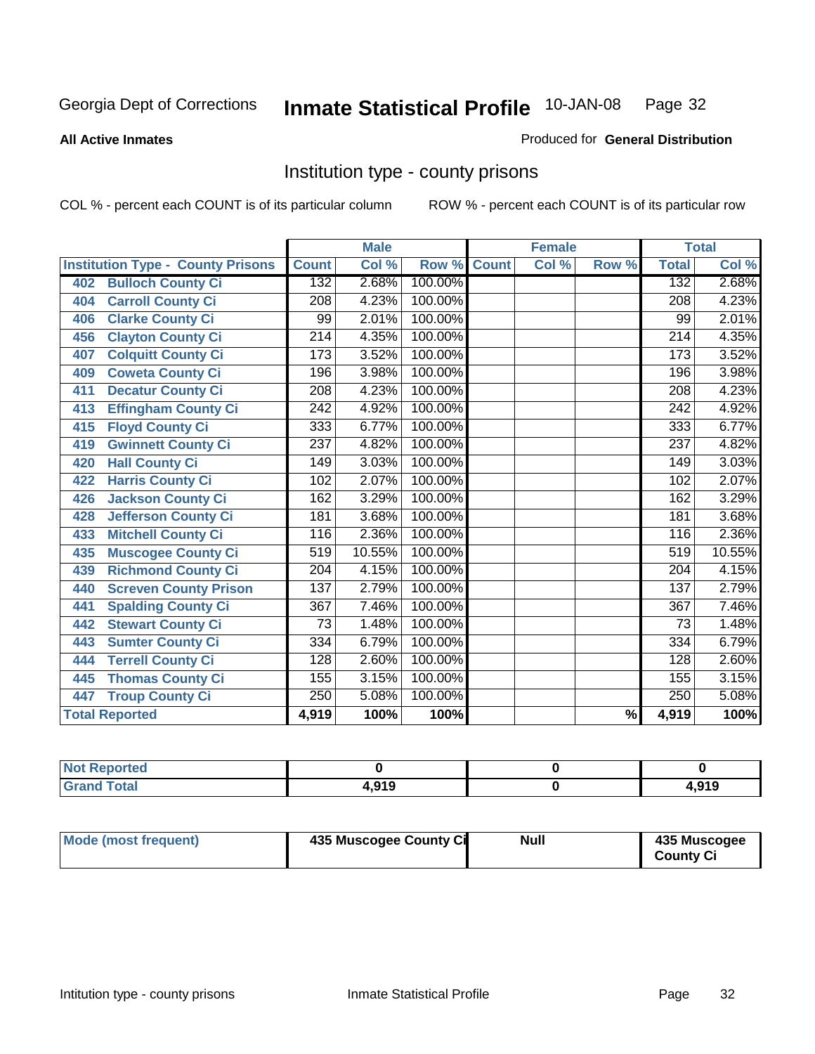Georgia Dept of Corrections **Inmate Statistical Profile** 10-JAN-08

**All Active Inmates**

Produced for **General Distribution**

## Institution type - county prisons

COL % - percent each COUNT is of its particular column

ROW % - percent each COUNT is of its particular row

| | Male | | | Female | | | Total | |
|---|---|---|---|---|---|---|---|---|
| **Institution Type - County Prisons** | **Count** | **Col %** | **Row %** | **Count** | **Col %** | **Row %** | **Total** | **Col %** |
| 402 Bulloch County Ci | 132 | 2.68% | 100.00% | | | | 132 | 2.68% |
| 404 Carroll County Ci | 208 | 4.23% | 100.00% | | | | 208 | 4.23% |
| 406 Clarke County Ci | 99 | 2.01% | 100.00% | | | | 99 | 2.01% |
| 456 Clayton County Ci | 214 | 4.35% | 100.00% | | | | 214 | 4.35% |
| 407 Colquitt County Ci | 173 | 3.52% | 100.00% | | | | 173 | 3.52% |
| 409 Coweta County Ci | 196 | 3.98% | 100.00% | | | | 196 | 3.98% |
| 411 Decatur County Ci | 208 | 4.23% | 100.00% | | | | 208 | 4.23% |
| 413 Effingham County Ci | 242 | 4.92% | 100.00% | | | | 242 | 4.92% |
| 415 Floyd County Ci | 333 | 6.77% | 100.00% | | | | 333 | 6.77% |
| 419 Gwinnett County Ci | 237 | 4.82% | 100.00% | | | | 237 | 4.82% |
| 420 Hall County Ci | 149 | 3.03% | 100.00% | | | | 149 | 3.03% |
| 422 Harris County Ci | 102 | 2.07% | 100.00% | | | | 102 | 2.07% |
| 426 Jackson County Ci | 162 | 3.29% | 100.00% | | | | 162 | 3.29% |
| 428 Jefferson County Ci | 181 | 3.68% | 100.00% | | | | 181 | 3.68% |
| 433 Mitchell County Ci | 116 | 2.36% | 100.00% | | | | 116 | 2.36% |
| 435 Muscogee County Ci | 519 | 10.55% | 100.00% | | | | 519 | 10.55% |
| 439 Richmond County Ci | 204 | 4.15% | 100.00% | | | | 204 | 4.15% |
| 440 Screven County Prison | 137 | 2.79% | 100.00% | | | | 137 | 2.79% |
| 441 Spalding County Ci | 367 | 7.46% | 100.00% | | | | 367 | 7.46% |
| 442 Stewart County Ci | 73 | 1.48% | 100.00% | | | | 73 | 1.48% |
| 443 Sumter County Ci | 334 | 6.79% | 100.00% | | | | 334 | 6.79% |
| 444 Terrell County Ci | 128 | 2.60% | 100.00% | | | | 128 | 2.60% |
| 445 Thomas County Ci | 155 | 3.15% | 100.00% | | | | 155 | 3.15% |
| 447 Troup County Ci | 250 | 5.08% | 100.00% | | | | 250 | 5.08% |
| **Total Reported** | **4,919** | **100%** | **100%** | | | **%** | **4,919** | **100%** |

| | Male | Female | Total |
|---|---|---|---|
| **Not Reported** | **0** | **0** | **0** |
| **Grand Total** | **4,919** | **0** | **4,919** |

| | Male | Female | Total |
|---|---|---|---|
| **Mode (most frequent)** | **435 Muscogee County Ci** | **Null** | **435 Muscogee County Ci** |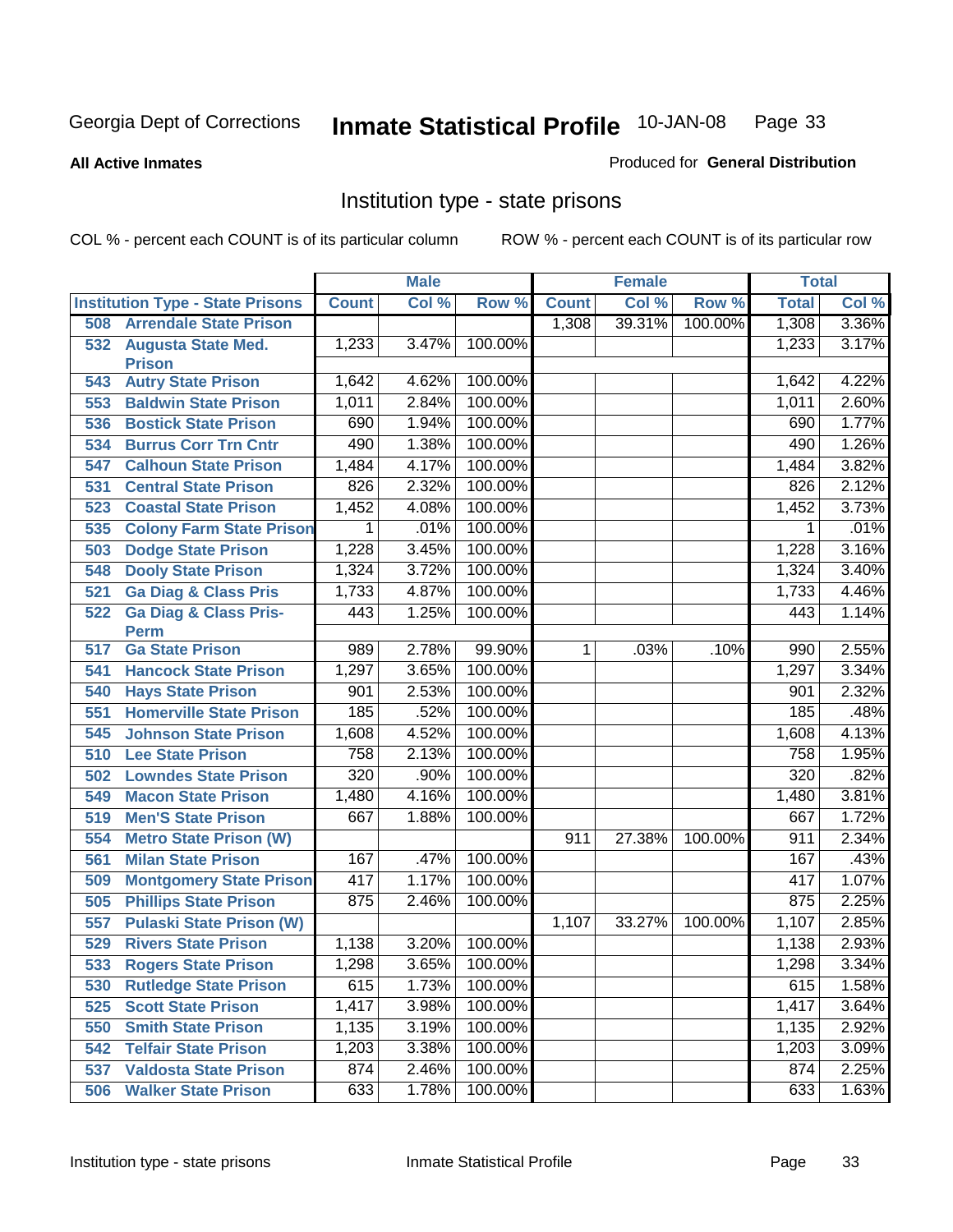Georgia Dept of Corrections **Inmate Statistical Profile** 10-JAN-08

**All Active Inmates**

Produced for **General Distribution**

## Institution type - state prisons

COL % - percent each COUNT is of its particular column ROW % - percent each COUNT is of its particular row

| Institution Type - State Prisons | Male | | | Female | | | Total | |
|---|---|---|---|---|---|---|---|---|
| | Count | Col % | Row % | Count | Col % | Row % | Total | Col % |
| 508 Arrendale State Prison | | | | 1,308 | 39.31% | 100.00% | 1,308 | 3.36% |
| 532 Augusta State Med. Prison | 1,233 | 3.47% | 100.00% | | | | 1,233 | 3.17% |
| 543 Autry State Prison | 1,642 | 4.62% | 100.00% | | | | 1,642 | 4.22% |
| 553 Baldwin State Prison | 1,011 | 2.84% | 100.00% | | | | 1,011 | 2.60% |
| 536 Bostick State Prison | 690 | 1.94% | 100.00% | | | | 690 | 1.77% |
| 534 Burrus Corr Trn Cntr | 490 | 1.38% | 100.00% | | | | 490 | 1.26% |
| 547 Calhoun State Prison | 1,484 | 4.17% | 100.00% | | | | 1,484 | 3.82% |
| 531 Central State Prison | 826 | 2.32% | 100.00% | | | | 826 | 2.12% |
| 523 Coastal State Prison | 1,452 | 4.08% | 100.00% | | | | 1,452 | 3.73% |
| 535 Colony Farm State Prison | 1 | .01% | 100.00% | | | | 1 | .01% |
| 503 Dodge State Prison | 1,228 | 3.45% | 100.00% | | | | 1,228 | 3.16% |
| 548 Dooly State Prison | 1,324 | 3.72% | 100.00% | | | | 1,324 | 3.40% |
| 521 Ga Diag & Class Pris | 1,733 | 4.87% | 100.00% | | | | 1,733 | 4.46% |
| 522 Ga Diag & Class Pris-Perm | 443 | 1.25% | 100.00% | | | | 443 | 1.14% |
| 517 Ga State Prison | 989 | 2.78% | 99.90% | 1 | .03% | .10% | 990 | 2.55% |
| 541 Hancock State Prison | 1,297 | 3.65% | 100.00% | | | | 1,297 | 3.34% |
| 540 Hays State Prison | 901 | 2.53% | 100.00% | | | | 901 | 2.32% |
| 551 Homerville State Prison | 185 | .52% | 100.00% | | | | 185 | .48% |
| 545 Johnson State Prison | 1,608 | 4.52% | 100.00% | | | | 1,608 | 4.13% |
| 510 Lee State Prison | 758 | 2.13% | 100.00% | | | | 758 | 1.95% |
| 502 Lowndes State Prison | 320 | .90% | 100.00% | | | | 320 | .82% |
| 549 Macon State Prison | 1,480 | 4.16% | 100.00% | | | | 1,480 | 3.81% |
| 519 Men'S State Prison | 667 | 1.88% | 100.00% | | | | 667 | 1.72% |
| 554 Metro State Prison (W) | | | | 911 | 27.38% | 100.00% | 911 | 2.34% |
| 561 Milan State Prison | 167 | .47% | 100.00% | | | | 167 | .43% |
| 509 Montgomery State Prison | 417 | 1.17% | 100.00% | | | | 417 | 1.07% |
| 505 Phillips State Prison | 875 | 2.46% | 100.00% | | | | 875 | 2.25% |
| 557 Pulaski State Prison (W) | | | | 1,107 | 33.27% | 100.00% | 1,107 | 2.85% |
| 529 Rivers State Prison | 1,138 | 3.20% | 100.00% | | | | 1,138 | 2.93% |
| 533 Rogers State Prison | 1,298 | 3.65% | 100.00% | | | | 1,298 | 3.34% |
| 530 Rutledge State Prison | 615 | 1.73% | 100.00% | | | | 615 | 1.58% |
| 525 Scott State Prison | 1,417 | 3.98% | 100.00% | | | | 1,417 | 3.64% |
| 550 Smith State Prison | 1,135 | 3.19% | 100.00% | | | | 1,135 | 2.92% |
| 542 Telfair State Prison | 1,203 | 3.38% | 100.00% | | | | 1,203 | 3.09% |
| 537 Valdosta State Prison | 874 | 2.46% | 100.00% | | | | 874 | 2.25% |
| 506 Walker State Prison | 633 | 1.78% | 100.00% | | | | 633 | 1.63% |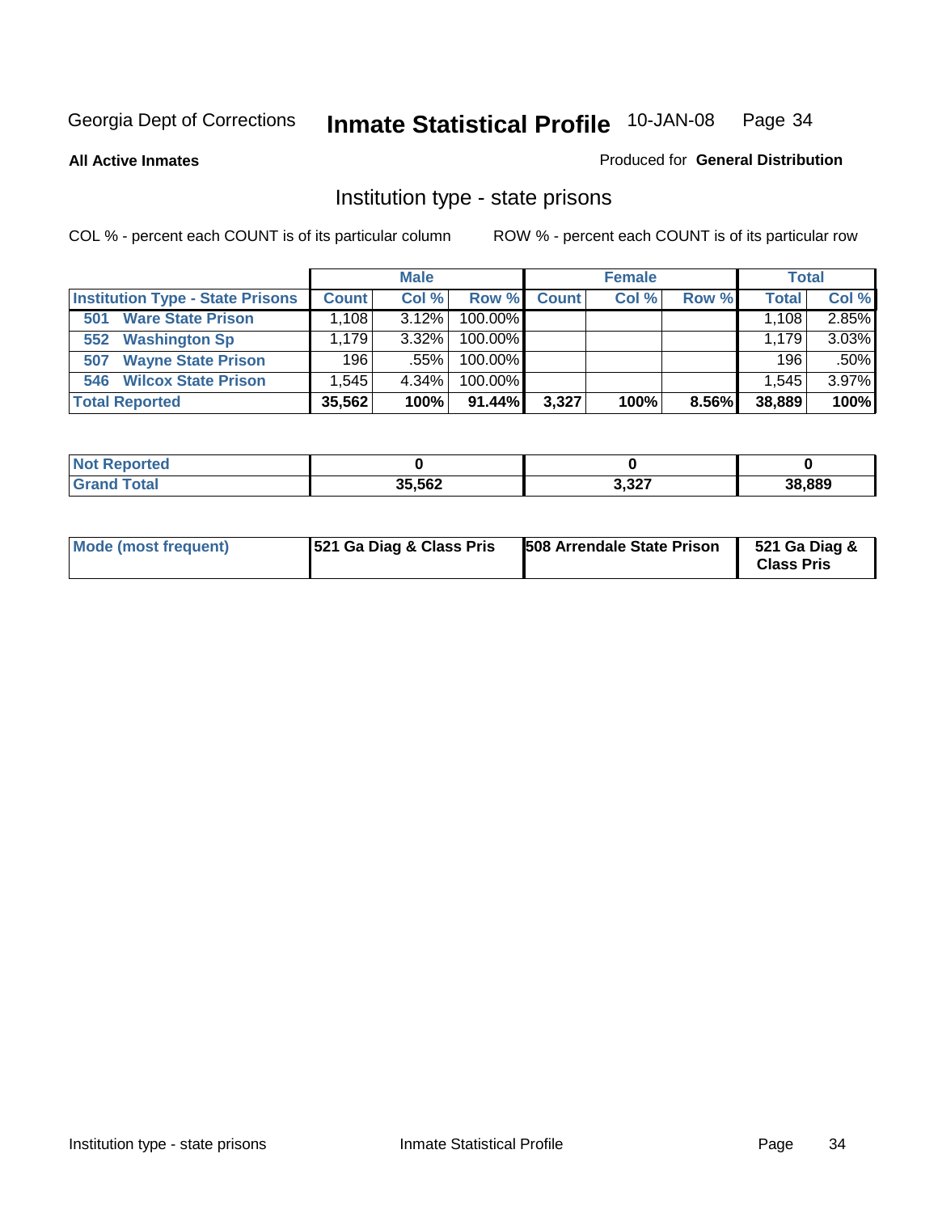Georgia Dept of Corrections **Inmate Statistical Profile** 10-JAN-08

**All Active Inmates**

Produced for **General Distribution**

## Institution type - state prisons

COL % - percent each COUNT is of its particular column

ROW % - percent each COUNT is of its particular row

| | Male | | | Female | | | Total | |
|---|---|---|---|---|---|---|---|---|
| **Institution Type - State Prisons** | **Count** | **Col %** | **Row %** | **Count** | **Col %** | **Row %** | **Total** | **Col %** |
| **501 Ware State Prison** | 1,108 | 3.12% | 100.00% | | | | 1,108 | 2.85% |
| **552 Washington Sp** | 1,179 | 3.32% | 100.00% | | | | 1,179 | 3.03% |
| **507 Wayne State Prison** | 196 | .55% | 100.00% | | | | 196 | .50% |
| **546 Wilcox State Prison** | 1,545 | 4.34% | 100.00% | | | | 1,545 | 3.97% |
| **Total Reported** | **35,562** | **100%** | **91.44%** | **3,327** | **100%** | **8.56%** | **38,889** | **100%** |

| | Male | Female | Total |
|---|---|---|---|
| **Not Reported** | **0** | **0** | **0** |
| **Grand Total** | **35,562** | **3,327** | **38,889** |

| | Male | Female | Total |
|---|---|---|---|
| **Mode (most frequent)** | **521 Ga Diag & Class Pris** | **508 Arrendale State Prison** | **521 Ga Diag & Class Pris** |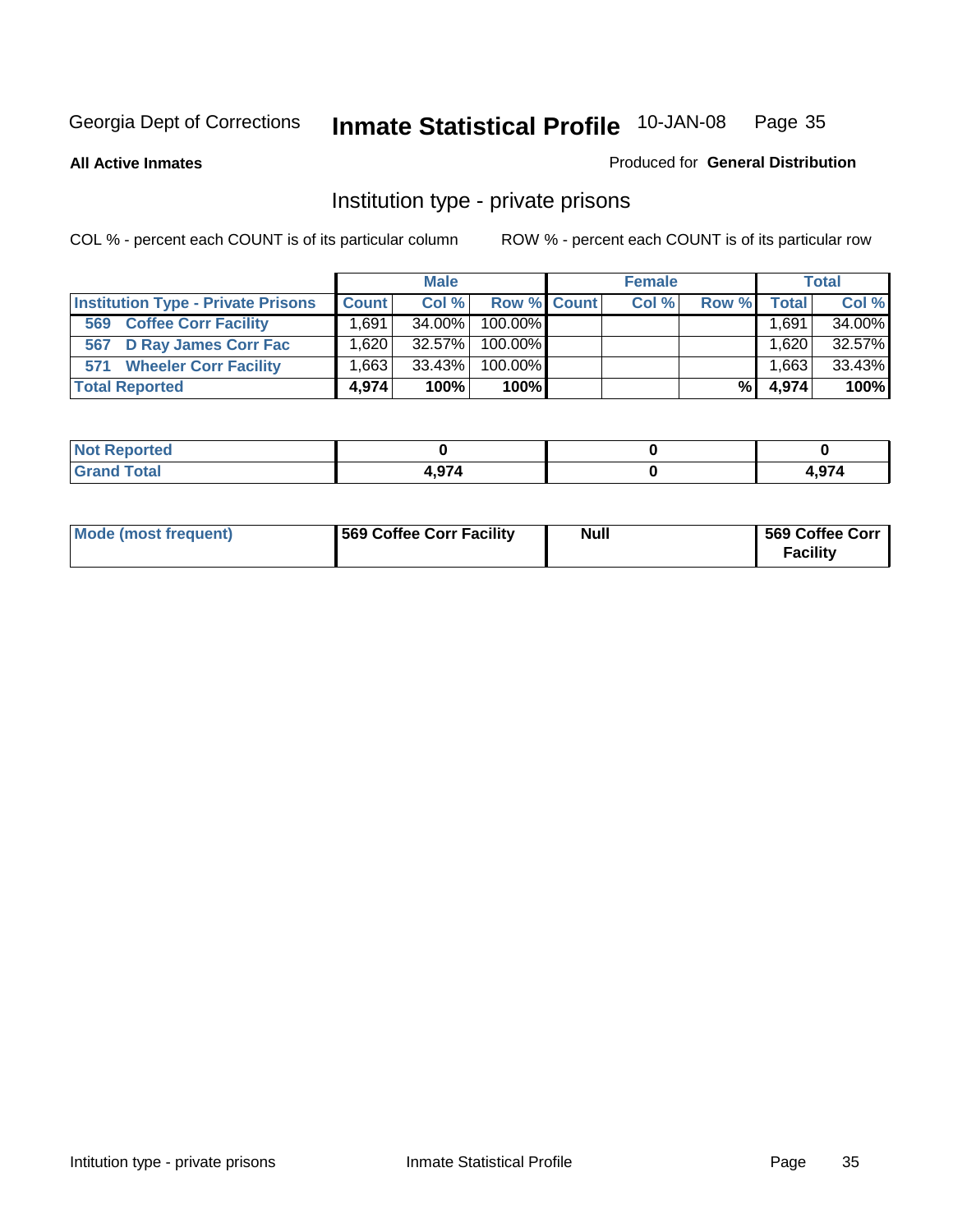Georgia Dept of Corrections

# Inmate Statistical Profile

10-JAN-08

**All Active Inmates**

Produced for **General Distribution**

## Institution type - private prisons

COL % - percent each COUNT is of its particular column

ROW % - percent each COUNT is of its particular row

| | Male | | | Female | | | Total | |
|---|---|---|---|---|---|---|---|---|
| **Institution Type - Private Prisons** | **Count** | **Col %** | **Row %** | **Count** | **Col %** | **Row %** | **Total** | **Col %** |
| 569 Coffee Corr Facility | 1,691 | 34.00% | 100.00% | | | | 1,691 | 34.00% |
| 567 D Ray James Corr Fac | 1,620 | 32.57% | 100.00% | | | | 1,620 | 32.57% |
| 571 Wheeler Corr Facility | 1,663 | 33.43% | 100.00% | | | | 1,663 | 33.43% |
| **Total Reported** | **4,974** | **100%** | **100%** | | | **%** | **4,974** | **100%** |

| | Male | Female | Total |
|---|---|---|---|
| Not Reported | 0 | 0 | 0 |
| Grand Total | 4,974 | 0 | 4,974 |

| | Male | Female | Total |
|---|---|---|---|
| Mode (most frequent) | 569 Coffee Corr Facility | Null | 569 Coffee Corr Facility |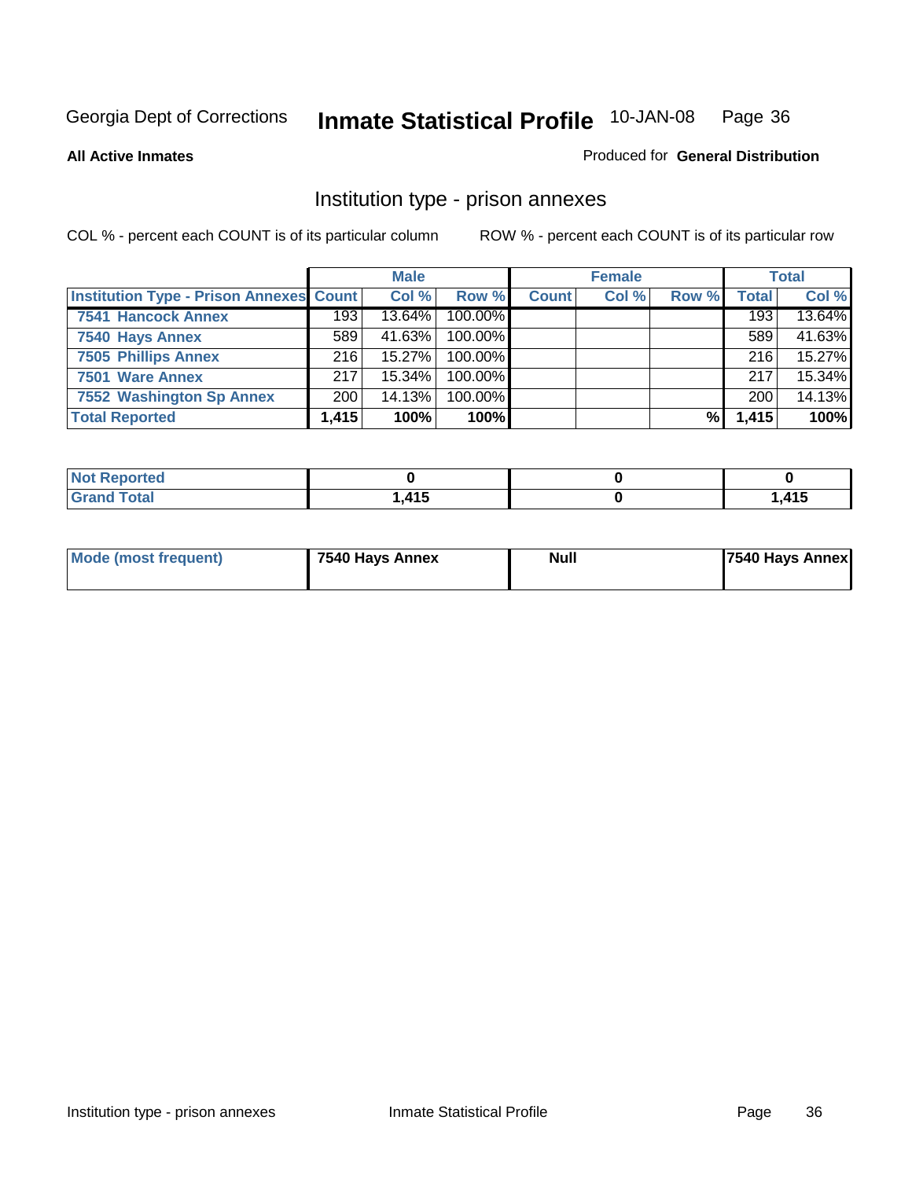Georgia Dept of Corrections **Inmate Statistical Profile** 10-JAN-08

**All Active Inmates**

Produced for **General Distribution**

## Institution type - prison annexes

COL % - percent each COUNT is of its particular column    ROW % - percent each COUNT is of its particular row

| | Male | | | Female | | | Total | |
|---|---|---|---|---|---|---|---|---|
| **Institution Type - Prison Annexes** | **Count** | **Col %** | **Row %** | **Count** | **Col %** | **Row %** | **Total** | **Col %** |
| **7541 Hancock Annex** | 193 | 13.64% | 100.00% | | | | 193 | 13.64% |
| **7540 Hays Annex** | 589 | 41.63% | 100.00% | | | | 589 | 41.63% |
| **7505 Phillips Annex** | 216 | 15.27% | 100.00% | | | | 216 | 15.27% |
| **7501 Ware Annex** | 217 | 15.34% | 100.00% | | | | 217 | 15.34% |
| **7552 Washington Sp Annex** | 200 | 14.13% | 100.00% | | | | 200 | 14.13% |
| **Total Reported** | **1,415** | **100%** | **100%** | | | **%** | **1,415** | **100%** |

| | Male | Female | Total |
|---|---|---|---|
| **Not Reported** | **0** | **0** | **0** |
| **Grand Total** | **1,415** | **0** | **1,415** |

| | Male | Female | Total |
|---|---|---|---|
| **Mode (most frequent)** | **7540 Hays Annex** | **Null** | **7540 Hays Annex** |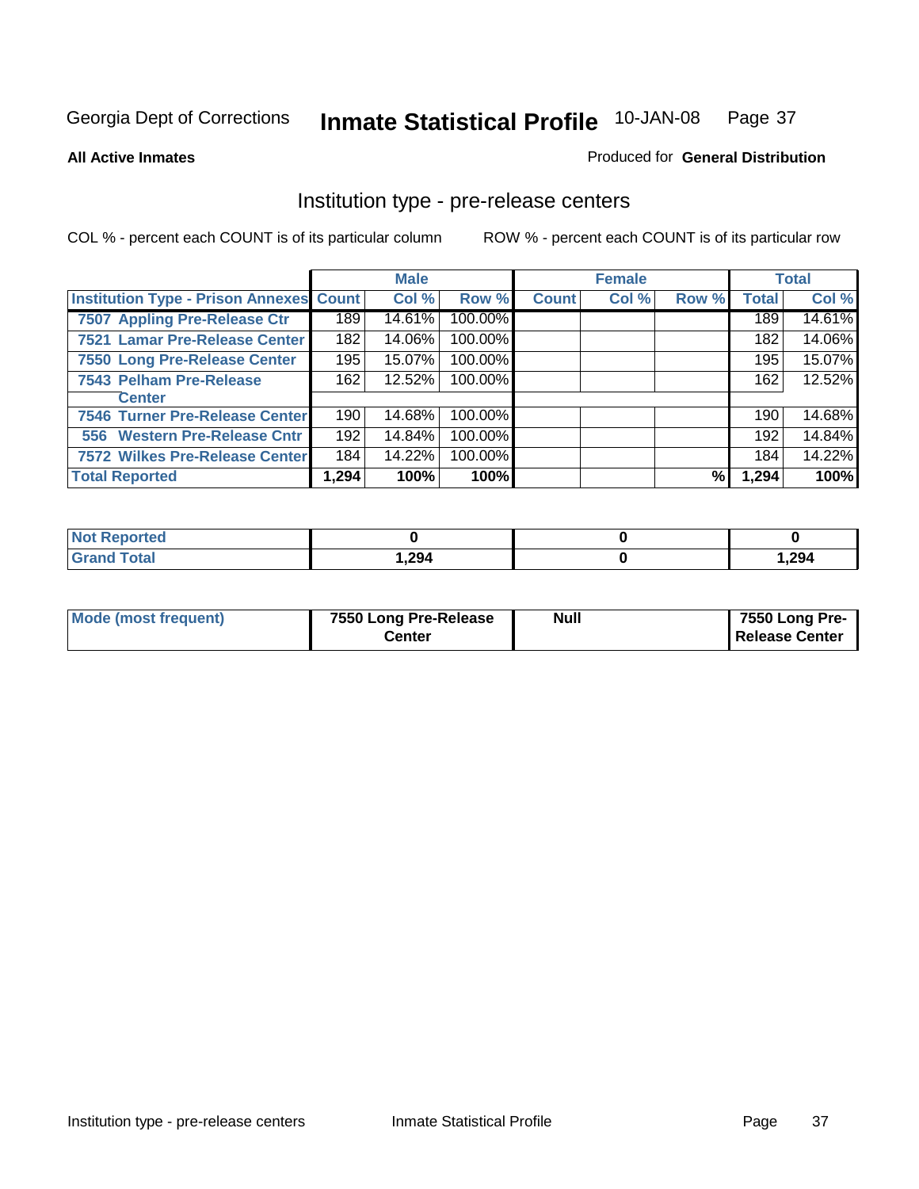Georgia Dept of Corrections **Inmate Statistical Profile** 10-JAN-08

**All Active Inmates** Produced for **General Distribution**

## Institution type - pre-release centers

COL % - percent each COUNT is of its particular column ROW % - percent each COUNT is of its particular row

| | Male | | | Female | | | Total | |
|---|---|---|---|---|---|---|---|---|
| **Institution Type - Prison Annexes** | **Count** | **Col %** | **Row %** | **Count** | **Col %** | **Row %** | **Total** | **Col %** |
| 7507 Appling Pre-Release Ctr | 189 | 14.61% | 100.00% | | | | 189 | 14.61% |
| 7521 Lamar Pre-Release Center | 182 | 14.06% | 100.00% | | | | 182 | 14.06% |
| 7550 Long Pre-Release Center | 195 | 15.07% | 100.00% | | | | 195 | 15.07% |
| 7543 Pelham Pre-Release Center | 162 | 12.52% | 100.00% | | | | 162 | 12.52% |
| 7546 Turner Pre-Release Center | 190 | 14.68% | 100.00% | | | | 190 | 14.68% |
| 556 Western Pre-Release Cntr | 192 | 14.84% | 100.00% | | | | 192 | 14.84% |
| 7572 Wilkes Pre-Release Center | 184 | 14.22% | 100.00% | | | | 184 | 14.22% |
| **Total Reported** | **1,294** | **100%** | **100%** | | | **%** | **1,294** | **100%** |

| | Male | Female | Total |
|---|---|---|---|
| **Not Reported** | **0** | **0** | **0** |
| **Grand Total** | **1,294** | **0** | **1,294** |

| | Male | Female | Total |
|---|---|---|---|
| **Mode (most frequent)** | **7550 Long Pre-Release Center** | **Null** | **7550 Long Pre-Release Center** |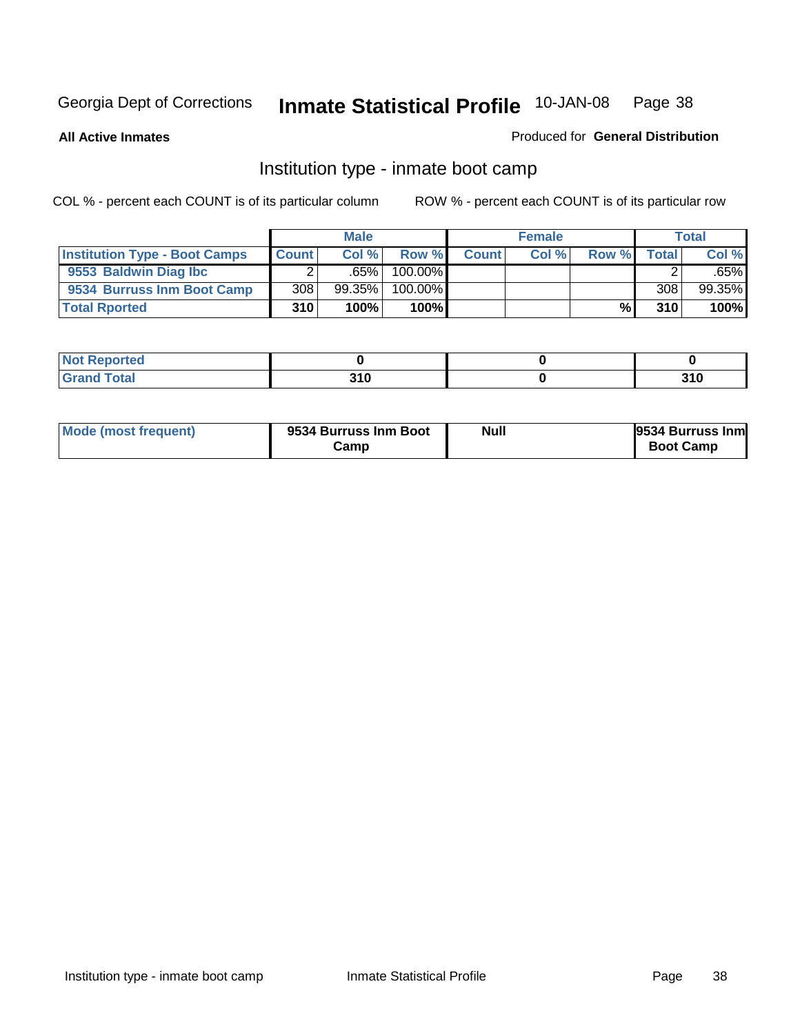Georgia Dept of Corrections **Inmate Statistical Profile** 10-JAN-08

**All Active Inmates**

Produced for **General Distribution**

## Institution type - inmate boot camp

COL % - percent each COUNT is of its particular column

ROW % - percent each COUNT is of its particular row

| | Male | | | Female | | | Total | |
|---|---|---|---|---|---|---|---|---|
| **Institution Type - Boot Camps** | **Count** | **Col %** | **Row %** | **Count** | **Col %** | **Row %** | **Total** | **Col %** |
| **9553 Baldwin Diag Ibc** | 2 | .65% | 100.00% | | | | 2 | .65% |
| **9534 Burruss Inm Boot Camp** | 308 | 99.35% | 100.00% | | | | 308 | 99.35% |
| **Total Rported** | **310** | **100%** | **100%** | | | **%** | **310** | **100%** |

| | Male | Female | Total |
|---|---|---|---|
| **Not Reported** | **0** | **0** | **0** |
| **Grand Total** | **310** | **0** | **310** |

| | Male | Female | Total |
|---|---|---|---|
| **Mode (most frequent)** | **9534 Burruss Inm Boot Camp** | **Null** | **9534 Burruss Inm Boot Camp** |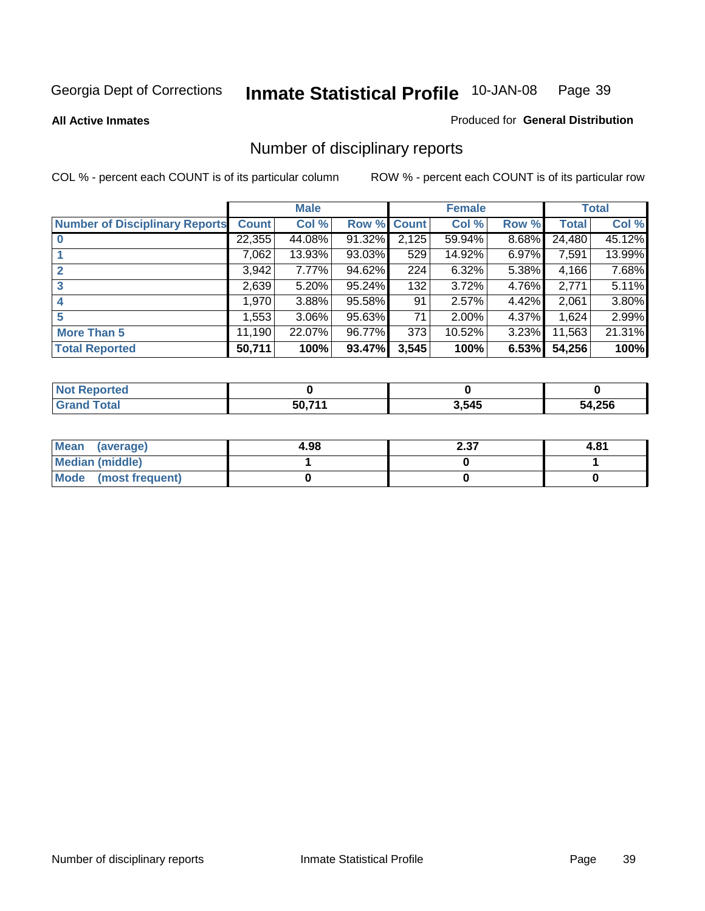Georgia Dept of Corrections **Inmate Statistical Profile** 10-JAN-08

**All Active Inmates**

Produced for **General Distribution**

## Number of disciplinary reports

COL % - percent each COUNT is of its particular column ROW % - percent each COUNT is of its particular row

| | Male | | | Female | | | Total | |
|---|---|---|---|---|---|---|---|---|
| **Number of Disciplinary Reports** | **Count** | **Col %** | **Row %** | **Count** | **Col %** | **Row %** | **Total** | **Col %** |
| **0** | 22,355 | 44.08% | 91.32% | 2,125 | 59.94% | 8.68% | 24,480 | 45.12% |
| **1** | 7,062 | 13.93% | 93.03% | 529 | 14.92% | 6.97% | 7,591 | 13.99% |
| **2** | 3,942 | 7.77% | 94.62% | 224 | 6.32% | 5.38% | 4,166 | 7.68% |
| **3** | 2,639 | 5.20% | 95.24% | 132 | 3.72% | 4.76% | 2,771 | 5.11% |
| **4** | 1,970 | 3.88% | 95.58% | 91 | 2.57% | 4.42% | 2,061 | 3.80% |
| **5** | 1,553 | 3.06% | 95.63% | 71 | 2.00% | 4.37% | 1,624 | 2.99% |
| **More Than 5** | 11,190 | 22.07% | 96.77% | 373 | 10.52% | 3.23% | 11,563 | 21.31% |
| **Total Reported** | **50,711** | **100%** | **93.47%** | **3,545** | **100%** | **6.53%** | **54,256** | **100%** |

| | Male | Female | Total |
|---|---|---|---|
| **Not Reported** | **0** | **0** | **0** |
| **Grand Total** | **50,711** | **3,545** | **54,256** |

| | Male | Female | Total |
|---|---|---|---|
| **Mean (average)** | **4.98** | **2.37** | **4.81** |
| **Median (middle)** | **1** | **0** | **1** |
| **Mode (most frequent)** | **0** | **0** | **0** |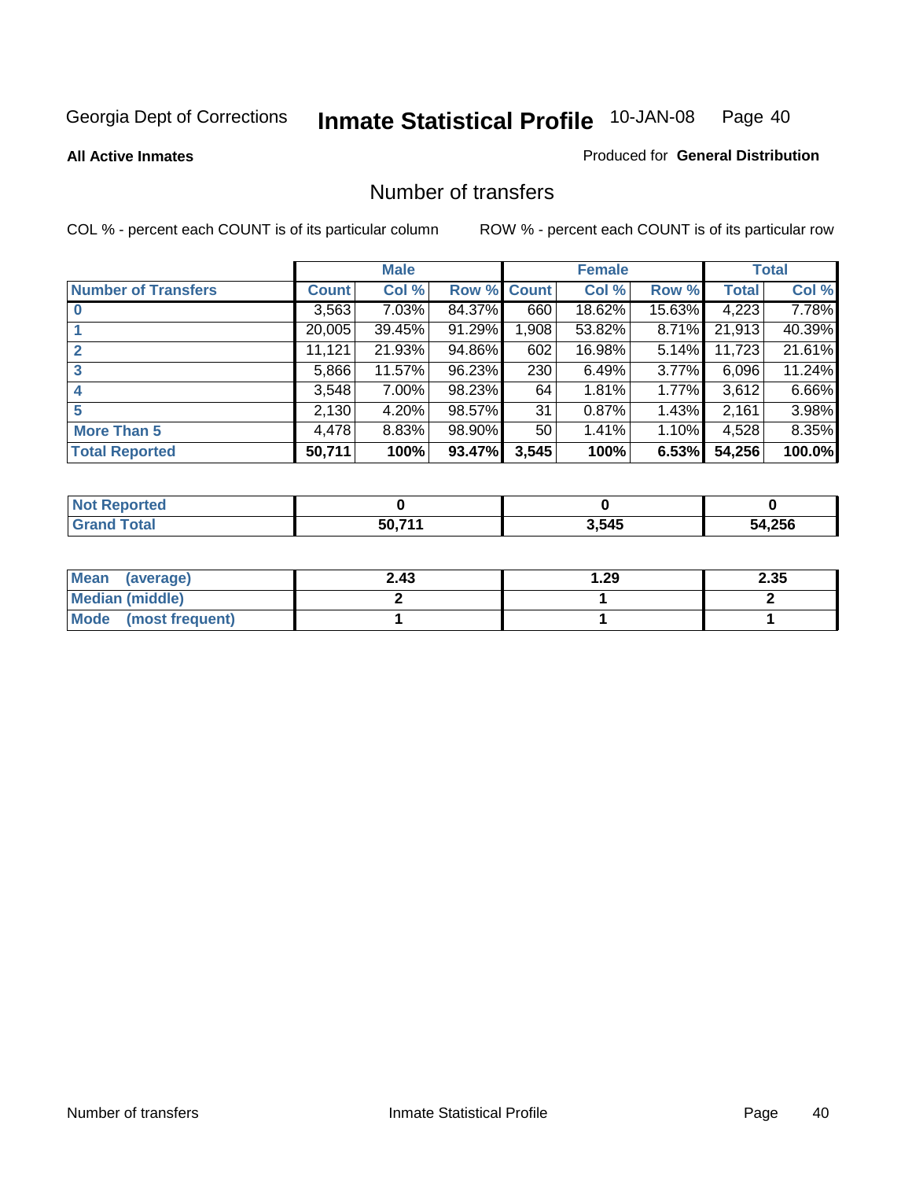Georgia Dept of Corrections **Inmate Statistical Profile** 10-JAN-08

**All Active Inmates**

Produced for **General Distribution**

## Number of transfers

COL % - percent each COUNT is of its particular column

ROW % - percent each COUNT is of its particular row

| | Male | | | Female | | | Total | |
|---|---|---|---|---|---|---|---|---|
| **Number of Transfers** | **Count** | **Col %** | **Row %** | **Count** | **Col %** | **Row %** | **Total** | **Col %** |
| **0** | 3,563 | 7.03% | 84.37% | 660 | 18.62% | 15.63% | 4,223 | 7.78% |
| **1** | 20,005 | 39.45% | 91.29% | 1,908 | 53.82% | 8.71% | 21,913 | 40.39% |
| **2** | 11,121 | 21.93% | 94.86% | 602 | 16.98% | 5.14% | 11,723 | 21.61% |
| **3** | 5,866 | 11.57% | 96.23% | 230 | 6.49% | 3.77% | 6,096 | 11.24% |
| **4** | 3,548 | 7.00% | 98.23% | 64 | 1.81% | 1.77% | 3,612 | 6.66% |
| **5** | 2,130 | 4.20% | 98.57% | 31 | 0.87% | 1.43% | 2,161 | 3.98% |
| **More Than 5** | 4,478 | 8.83% | 98.90% | 50 | 1.41% | 1.10% | 4,528 | 8.35% |
| **Total Reported** | **50,711** | **100%** | **93.47%** | **3,545** | **100%** | **6.53%** | **54,256** | **100.0%** |

| | Male | Female | Total |
|---|---|---|---|
| **Not Reported** | **0** | **0** | **0** |
| **Grand Total** | **50,711** | **3,545** | **54,256** |

| | Male | Female | Total |
|---|---|---|---|
| **Mean (average)** | **2.43** | **1.29** | **2.35** |
| **Median (middle)** | **2** | **1** | **2** |
| **Mode (most frequent)** | **1** | **1** | **1** |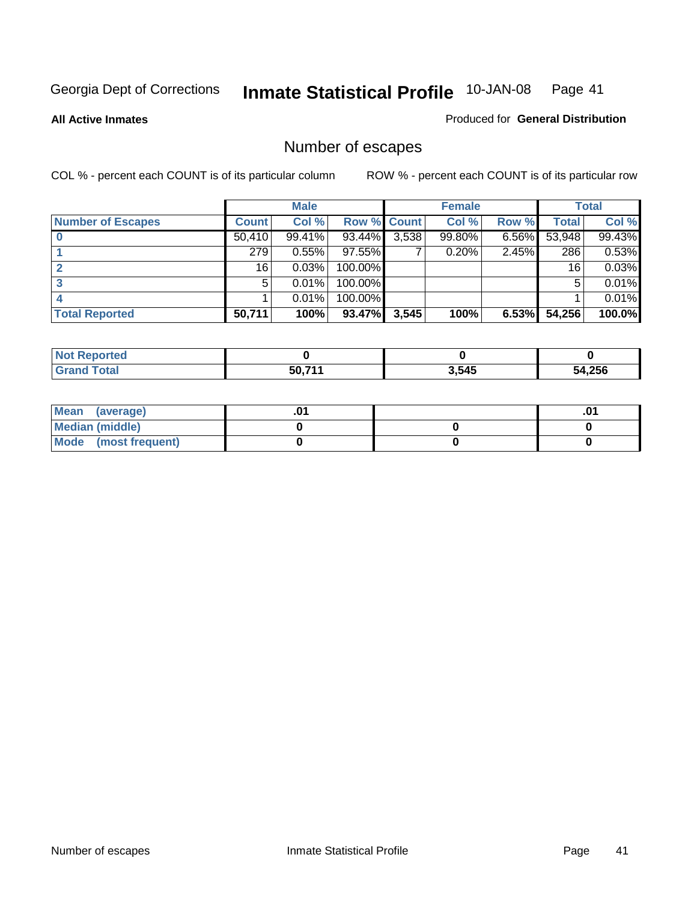Georgia Dept of Corrections **Inmate Statistical Profile** 10-JAN-08

**All Active Inmates**

Produced for **General Distribution**

## Number of escapes

COL % - percent each COUNT is of its particular column

ROW % - percent each COUNT is of its particular row

| | Male | | | Female | | | Total | |
|---|---|---|---|---|---|---|---|---|
| **Number of Escapes** | **Count** | **Col %** | **Row %** | **Count** | **Col %** | **Row %** | **Total** | **Col %** |
| **0** | 50,410 | 99.41% | 93.44% | 3,538 | 99.80% | 6.56% | 53,948 | 99.43% |
| **1** | 279 | 0.55% | 97.55% | 7 | 0.20% | 2.45% | 286 | 0.53% |
| **2** | 16 | 0.03% | 100.00% | | | | 16 | 0.03% |
| **3** | 5 | 0.01% | 100.00% | | | | 5 | 0.01% |
| **4** | 1 | 0.01% | 100.00% | | | | 1 | 0.01% |
| **Total Reported** | **50,711** | **100%** | **93.47%** | **3,545** | **100%** | **6.53%** | **54,256** | **100.0%** |

| | Male | Female | Total |
|---|---|---|---|
| **Not Reported** | **0** | **0** | **0** |
| **Grand Total** | **50,711** | **3,545** | **54,256** |

| | Male | Female | Total |
|---|---|---|---|
| **Mean (average)** | **.01** | | **.01** |
| **Median (middle)** | **0** | **0** | **0** |
| **Mode (most frequent)** | **0** | **0** | **0** |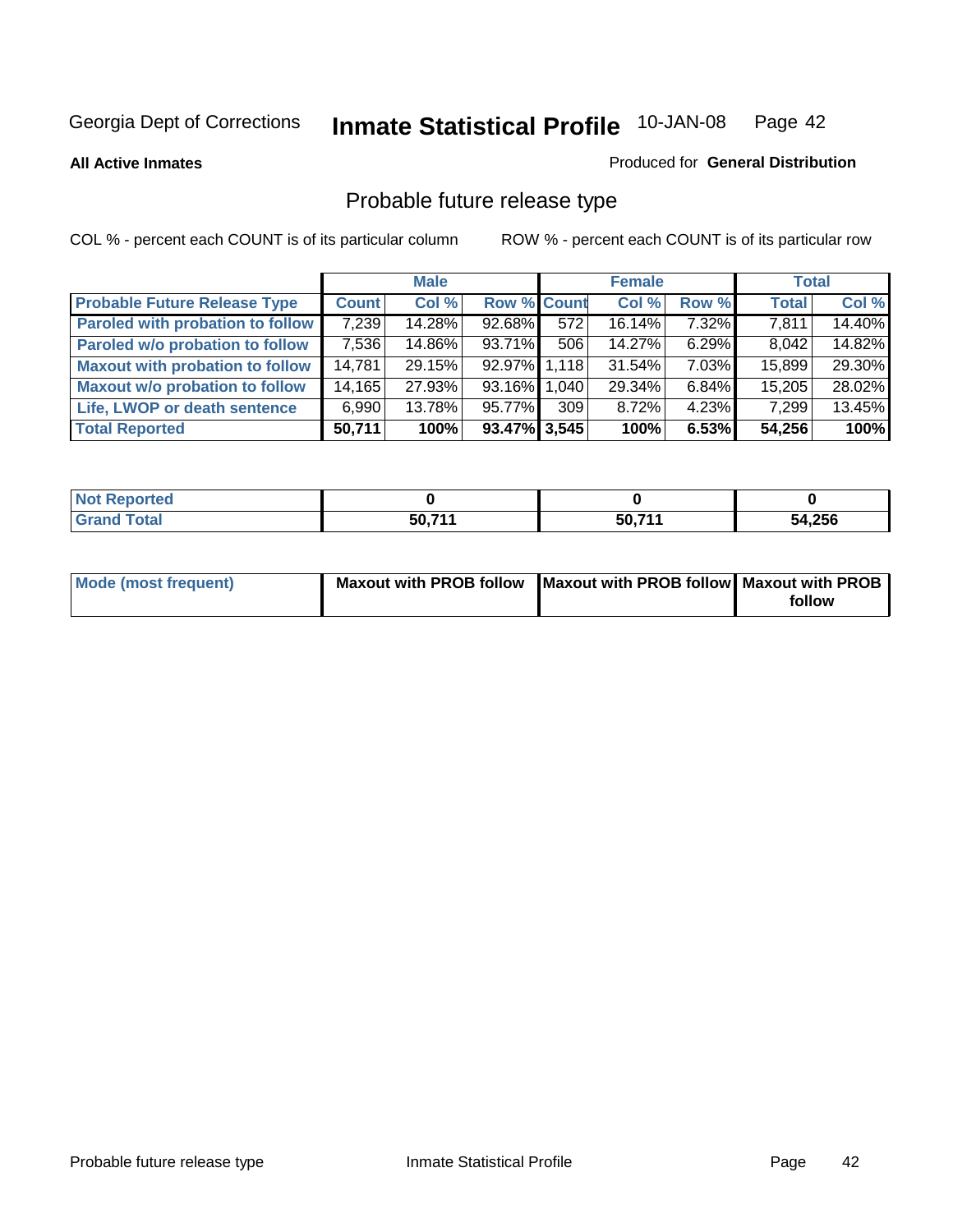Georgia Dept of Corrections **Inmate Statistical Profile** 10-JAN-08

**All Active Inmates**

Produced for **General Distribution**

## Probable future release type

COL % - percent each COUNT is of its particular column

ROW % - percent each COUNT is of its particular row

| | Male | | | Female | | | Total | |
|---|---|---|---|---|---|---|---|---|
| **Probable Future Release Type** | **Count** | **Col %** | **Row %** | **Count** | **Col %** | **Row %** | **Total** | **Col %** |
| **Paroled with probation to follow** | 7,239 | 14.28% | 92.68% | 572 | 16.14% | 7.32% | 7,811 | 14.40% |
| **Paroled w/o probation to follow** | 7,536 | 14.86% | 93.71% | 506 | 14.27% | 6.29% | 8,042 | 14.82% |
| **Maxout with probation to follow** | 14,781 | 29.15% | 92.97% | 1,118 | 31.54% | 7.03% | 15,899 | 29.30% |
| **Maxout w/o probation to follow** | 14,165 | 27.93% | 93.16% | 1,040 | 29.34% | 6.84% | 15,205 | 28.02% |
| **Life, LWOP or death sentence** | 6,990 | 13.78% | 95.77% | 309 | 8.72% | 4.23% | 7,299 | 13.45% |
| **Total Reported** | **50,711** | **100%** | **93.47%** | **3,545** | **100%** | **6.53%** | **54,256** | **100%** |

| | Male | Female | Total |
|---|---|---|---|
| **Not Reported** | **0** | **0** | **0** |
| **Grand Total** | **50,711** | **50,711** | **54,256** |

| | Male | Female | Total |
|---|---|---|---|
| **Mode (most frequent)** | **Maxout with PROB follow** | **Maxout with PROB follow** | **Maxout with PROB follow** |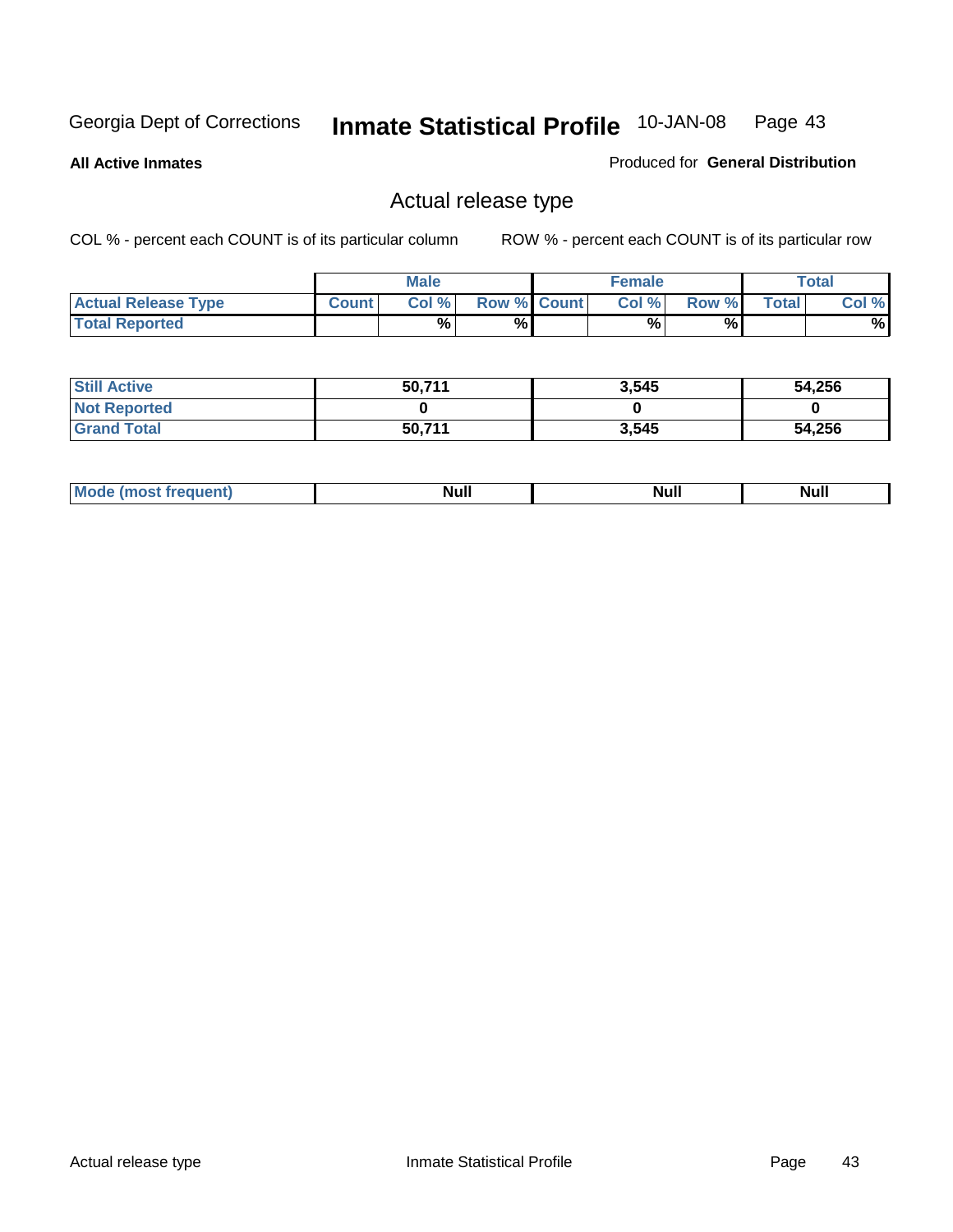Georgia Dept of Corrections **Inmate Statistical Profile** 10-JAN-08

**All Active Inmates**

Produced for **General Distribution**

## Actual release type

COL % - percent each COUNT is of its particular column ROW % - percent each COUNT is of its particular row

| | Male | | | Female | | | Total | |
|---|---|---|---|---|---|---|---|---|
| **Actual Release Type** | Count | Col % | Row % | Count | Col % | Row % | Total | Col % |
| **Total Reported** | | % | % | | % | % | | % |

| | Male | Female | Total |
|---|---|---|---|
| **Still Active** | 50,711 | 3,545 | 54,256 |
| **Not Reported** | 0 | 0 | 0 |
| **Grand Total** | 50,711 | 3,545 | 54,256 |

| | Male | Female | Total |
|---|---|---|---|
| **Mode (most frequent)** | Null | Null | Null |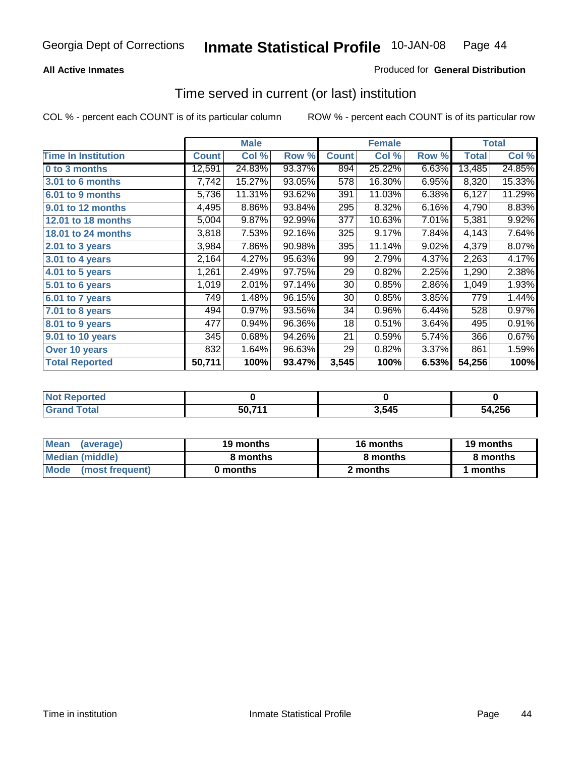**All Active Inmates**

Produced for **General Distribution**

## Time served in current (or last) institution

COL % - percent each COUNT is of its particular column

ROW % - percent each COUNT is of its particular row

| | Male | | | Female | | | Total | |
|---|---|---|---|---|---|---|---|---|
| **Time In Institution** | **Count** | **Col %** | **Row %** | **Count** | **Col %** | **Row %** | **Total** | **Col %** |
| **0 to 3 months** | 12,591 | 24.83% | 93.37% | 894 | 25.22% | 6.63% | 13,485 | 24.85% |
| **3.01 to 6 months** | 7,742 | 15.27% | 93.05% | 578 | 16.30% | 6.95% | 8,320 | 15.33% |
| **6.01 to 9 months** | 5,736 | 11.31% | 93.62% | 391 | 11.03% | 6.38% | 6,127 | 11.29% |
| **9.01 to 12 months** | 4,495 | 8.86% | 93.84% | 295 | 8.32% | 6.16% | 4,790 | 8.83% |
| **12.01 to 18 months** | 5,004 | 9.87% | 92.99% | 377 | 10.63% | 7.01% | 5,381 | 9.92% |
| **18.01 to 24 months** | 3,818 | 7.53% | 92.16% | 325 | 9.17% | 7.84% | 4,143 | 7.64% |
| **2.01 to 3 years** | 3,984 | 7.86% | 90.98% | 395 | 11.14% | 9.02% | 4,379 | 8.07% |
| **3.01 to 4 years** | 2,164 | 4.27% | 95.63% | 99 | 2.79% | 4.37% | 2,263 | 4.17% |
| **4.01 to 5 years** | 1,261 | 2.49% | 97.75% | 29 | 0.82% | 2.25% | 1,290 | 2.38% |
| **5.01 to 6 years** | 1,019 | 2.01% | 97.14% | 30 | 0.85% | 2.86% | 1,049 | 1.93% |
| **6.01 to 7 years** | 749 | 1.48% | 96.15% | 30 | 0.85% | 3.85% | 779 | 1.44% |
| **7.01 to 8 years** | 494 | 0.97% | 93.56% | 34 | 0.96% | 6.44% | 528 | 0.97% |
| **8.01 to 9 years** | 477 | 0.94% | 96.36% | 18 | 0.51% | 3.64% | 495 | 0.91% |
| **9.01 to 10 years** | 345 | 0.68% | 94.26% | 21 | 0.59% | 5.74% | 366 | 0.67% |
| **Over 10 years** | 832 | 1.64% | 96.63% | 29 | 0.82% | 3.37% | 861 | 1.59% |
| **Total Reported** | **50,711** | **100%** | **93.47%** | **3,545** | **100%** | **6.53%** | **54,256** | **100%** |

| | Male | Female | Total |
|---|---|---|---|
| **Not Reported** | **0** | **0** | **0** |
| **Grand Total** | **50,711** | **3,545** | **54,256** |

| | Male | Female | Total |
|---|---|---|---|
| **Mean (average)** | **19 months** | **16 months** | **19 months** |
| **Median (middle)** | **8 months** | **8 months** | **8 months** |
| **Mode (most frequent)** | **0 months** | **2 months** | **1 months** |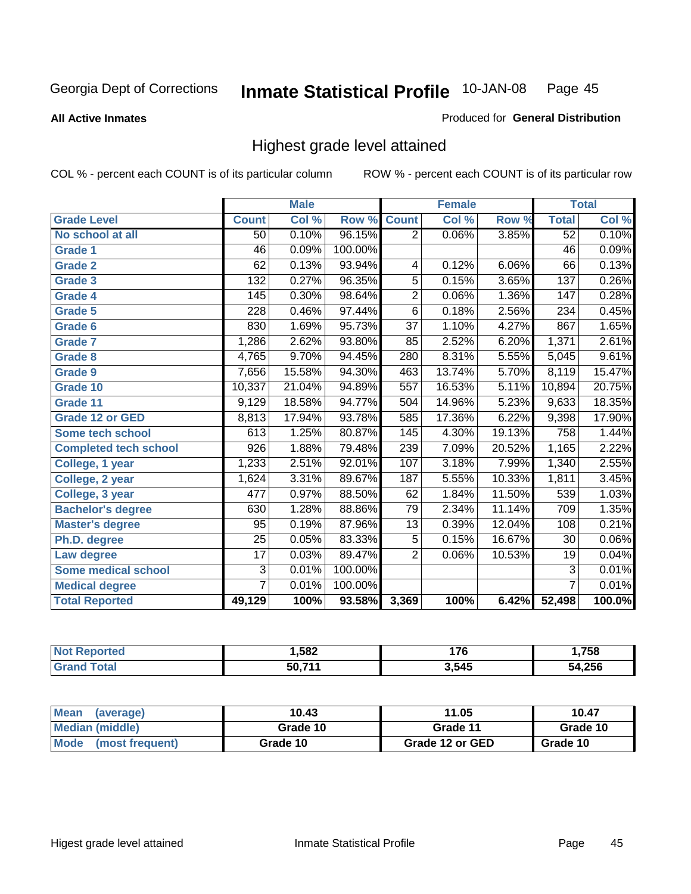Georgia Dept of Corrections **Inmate Statistical Profile** 10-JAN-08

**All Active Inmates**

Produced for **General Distribution**

## Highest grade level attained

COL % - percent each COUNT is of its particular column

ROW % - percent each COUNT is of its particular row

| | Male | | | Female | | | Total | |
|---|---|---|---|---|---|---|---|---|
| **Grade Level** | **Count** | **Col %** | **Row %** | **Count** | **Col %** | **Row %** | **Total** | **Col %** |
| No school at all | 50 | 0.10% | 96.15% | 2 | 0.06% | 3.85% | 52 | 0.10% |
| Grade 1 | 46 | 0.09% | 100.00% | | | | 46 | 0.09% |
| Grade 2 | 62 | 0.13% | 93.94% | 4 | 0.12% | 6.06% | 66 | 0.13% |
| Grade 3 | 132 | 0.27% | 96.35% | 5 | 0.15% | 3.65% | 137 | 0.26% |
| Grade 4 | 145 | 0.30% | 98.64% | 2 | 0.06% | 1.36% | 147 | 0.28% |
| Grade 5 | 228 | 0.46% | 97.44% | 6 | 0.18% | 2.56% | 234 | 0.45% |
| Grade 6 | 830 | 1.69% | 95.73% | 37 | 1.10% | 4.27% | 867 | 1.65% |
| Grade 7 | 1,286 | 2.62% | 93.80% | 85 | 2.52% | 6.20% | 1,371 | 2.61% |
| Grade 8 | 4,765 | 9.70% | 94.45% | 280 | 8.31% | 5.55% | 5,045 | 9.61% |
| Grade 9 | 7,656 | 15.58% | 94.30% | 463 | 13.74% | 5.70% | 8,119 | 15.47% |
| Grade 10 | 10,337 | 21.04% | 94.89% | 557 | 16.53% | 5.11% | 10,894 | 20.75% |
| Grade 11 | 9,129 | 18.58% | 94.77% | 504 | 14.96% | 5.23% | 9,633 | 18.35% |
| Grade 12 or GED | 8,813 | 17.94% | 93.78% | 585 | 17.36% | 6.22% | 9,398 | 17.90% |
| Some tech school | 613 | 1.25% | 80.87% | 145 | 4.30% | 19.13% | 758 | 1.44% |
| Completed tech school | 926 | 1.88% | 79.48% | 239 | 7.09% | 20.52% | 1,165 | 2.22% |
| College, 1 year | 1,233 | 2.51% | 92.01% | 107 | 3.18% | 7.99% | 1,340 | 2.55% |
| College, 2 year | 1,624 | 3.31% | 89.67% | 187 | 5.55% | 10.33% | 1,811 | 3.45% |
| College, 3 year | 477 | 0.97% | 88.50% | 62 | 1.84% | 11.50% | 539 | 1.03% |
| Bachelor's degree | 630 | 1.28% | 88.86% | 79 | 2.34% | 11.14% | 709 | 1.35% |
| Master's degree | 95 | 0.19% | 87.96% | 13 | 0.39% | 12.04% | 108 | 0.21% |
| Ph.D. degree | 25 | 0.05% | 83.33% | 5 | 0.15% | 16.67% | 30 | 0.06% |
| Law degree | 17 | 0.03% | 89.47% | 2 | 0.06% | 10.53% | 19 | 0.04% |
| Some medical school | 3 | 0.01% | 100.00% | | | | 3 | 0.01% |
| Medical degree | 7 | 0.01% | 100.00% | | | | 7 | 0.01% |
| **Total Reported** | **49,129** | **100%** | **93.58%** | **3,369** | **100%** | **6.42%** | **52,498** | **100.0%** |

| | Male | Female | Total |
|---|---|---|---|
| Not Reported | **1,582** | **176** | **1,758** |
| Grand Total | **50,711** | **3,545** | **54,256** |

| | Male | Female | Total |
|---|---|---|---|
| Mean (average) | **10.43** | **11.05** | **10.47** |
| Median (middle) | **Grade 10** | **Grade 11** | **Grade 10** |
| Mode (most frequent) | **Grade 10** | **Grade 12 or GED** | **Grade 10** |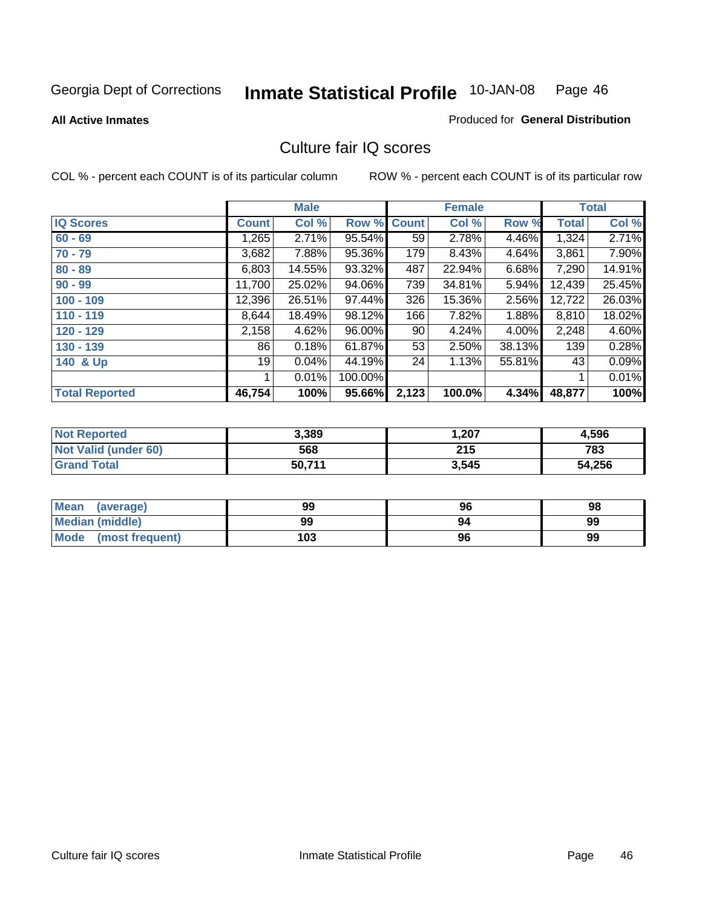Georgia Dept of Corrections **Inmate Statistical Profile** 10-JAN-08

**All Active Inmates**

Produced for **General Distribution**

## Culture fair IQ scores

COL % - percent each COUNT is of its particular column

ROW % - percent each COUNT is of its particular row

| | Male | | | Female | | | Total | |
|---|---|---|---|---|---|---|---|---|
| **IQ Scores** | **Count** | **Col %** | **Row %** | **Count** | **Col %** | **Row %** | **Total** | **Col %** |
| **60 - 69** | 1,265 | 2.71% | 95.54% | 59 | 2.78% | 4.46% | 1,324 | 2.71% |
| **70 - 79** | 3,682 | 7.88% | 95.36% | 179 | 8.43% | 4.64% | 3,861 | 7.90% |
| **80 - 89** | 6,803 | 14.55% | 93.32% | 487 | 22.94% | 6.68% | 7,290 | 14.91% |
| **90 - 99** | 11,700 | 25.02% | 94.06% | 739 | 34.81% | 5.94% | 12,439 | 25.45% |
| **100 - 109** | 12,396 | 26.51% | 97.44% | 326 | 15.36% | 2.56% | 12,722 | 26.03% |
| **110 - 119** | 8,644 | 18.49% | 98.12% | 166 | 7.82% | 1.88% | 8,810 | 18.02% |
| **120 - 129** | 2,158 | 4.62% | 96.00% | 90 | 4.24% | 4.00% | 2,248 | 4.60% |
| **130 - 139** | 86 | 0.18% | 61.87% | 53 | 2.50% | 38.13% | 139 | 0.28% |
| **140 & Up** | 19 | 0.04% | 44.19% | 24 | 1.13% | 55.81% | 43 | 0.09% |
| | 1 | 0.01% | 100.00% | | | | 1 | 0.01% |
| **Total Reported** | **46,754** | **100%** | **95.66%** | **2,123** | **100.0%** | **4.34%** | **48,877** | **100%** |

| | Male | Female | Total |
|---|---|---|---|
| **Not Reported** | **3,389** | **1,207** | **4,596** |
| **Not Valid (under 60)** | **568** | **215** | **783** |
| **Grand Total** | **50,711** | **3,545** | **54,256** |

| | Male | Female | Total |
|---|---|---|---|
| **Mean (average)** | **99** | **96** | **98** |
| **Median (middle)** | **99** | **94** | **99** |
| **Mode (most frequent)** | **103** | **96** | **99** |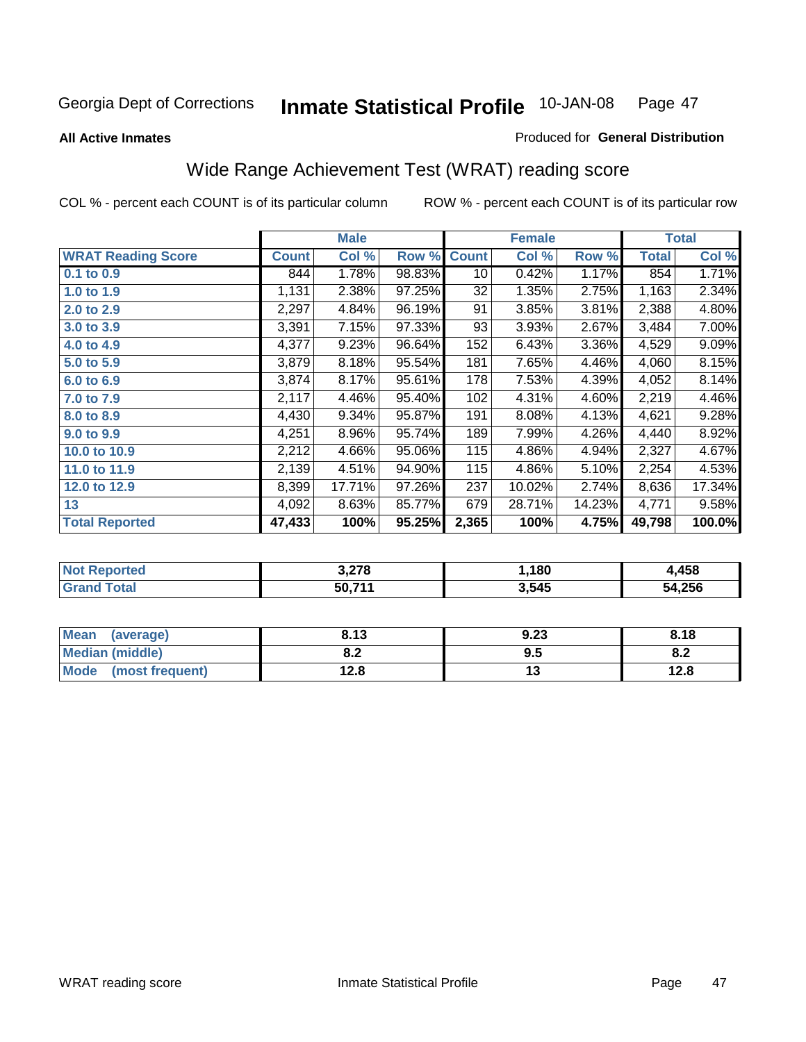Georgia Dept of Corrections **Inmate Statistical Profile** 10-JAN-08

**All Active Inmates**

Produced for **General Distribution**

## Wide Range Achievement Test (WRAT) reading score

COL % - percent each COUNT is of its particular column     ROW % - percent each COUNT is of its particular row

| | Male | | | Female | | | Total | |
|---|---|---|---|---|---|---|---|---|
| **WRAT Reading Score** | **Count** | **Col %** | **Row %** | **Count** | **Col %** | **Row %** | **Total** | **Col %** |
| **0.1 to 0.9** | 844 | 1.78% | 98.83% | 10 | 0.42% | 1.17% | 854 | 1.71% |
| **1.0 to 1.9** | 1,131 | 2.38% | 97.25% | 32 | 1.35% | 2.75% | 1,163 | 2.34% |
| **2.0 to 2.9** | 2,297 | 4.84% | 96.19% | 91 | 3.85% | 3.81% | 2,388 | 4.80% |
| **3.0 to 3.9** | 3,391 | 7.15% | 97.33% | 93 | 3.93% | 2.67% | 3,484 | 7.00% |
| **4.0 to 4.9** | 4,377 | 9.23% | 96.64% | 152 | 6.43% | 3.36% | 4,529 | 9.09% |
| **5.0 to 5.9** | 3,879 | 8.18% | 95.54% | 181 | 7.65% | 4.46% | 4,060 | 8.15% |
| **6.0 to 6.9** | 3,874 | 8.17% | 95.61% | 178 | 7.53% | 4.39% | 4,052 | 8.14% |
| **7.0 to 7.9** | 2,117 | 4.46% | 95.40% | 102 | 4.31% | 4.60% | 2,219 | 4.46% |
| **8.0 to 8.9** | 4,430 | 9.34% | 95.87% | 191 | 8.08% | 4.13% | 4,621 | 9.28% |
| **9.0 to 9.9** | 4,251 | 8.96% | 95.74% | 189 | 7.99% | 4.26% | 4,440 | 8.92% |
| **10.0 to 10.9** | 2,212 | 4.66% | 95.06% | 115 | 4.86% | 4.94% | 2,327 | 4.67% |
| **11.0 to 11.9** | 2,139 | 4.51% | 94.90% | 115 | 4.86% | 5.10% | 2,254 | 4.53% |
| **12.0 to 12.9** | 8,399 | 17.71% | 97.26% | 237 | 10.02% | 2.74% | 8,636 | 17.34% |
| **13** | 4,092 | 8.63% | 85.77% | 679 | 28.71% | 14.23% | 4,771 | 9.58% |
| **Total Reported** | **47,433** | **100%** | **95.25%** | **2,365** | **100%** | **4.75%** | **49,798** | **100.0%** |

| | Male | Female | Total |
|---|---|---|---|
| **Not Reported** | **3,278** | **1,180** | **4,458** |
| **Grand Total** | **50,711** | **3,545** | **54,256** |

| | Male | Female | Total |
|---|---|---|---|
| **Mean (average)** | **8.13** | **9.23** | **8.18** |
| **Median (middle)** | **8.2** | **9.5** | **8.2** |
| **Mode (most frequent)** | **12.8** | **13** | **12.8** |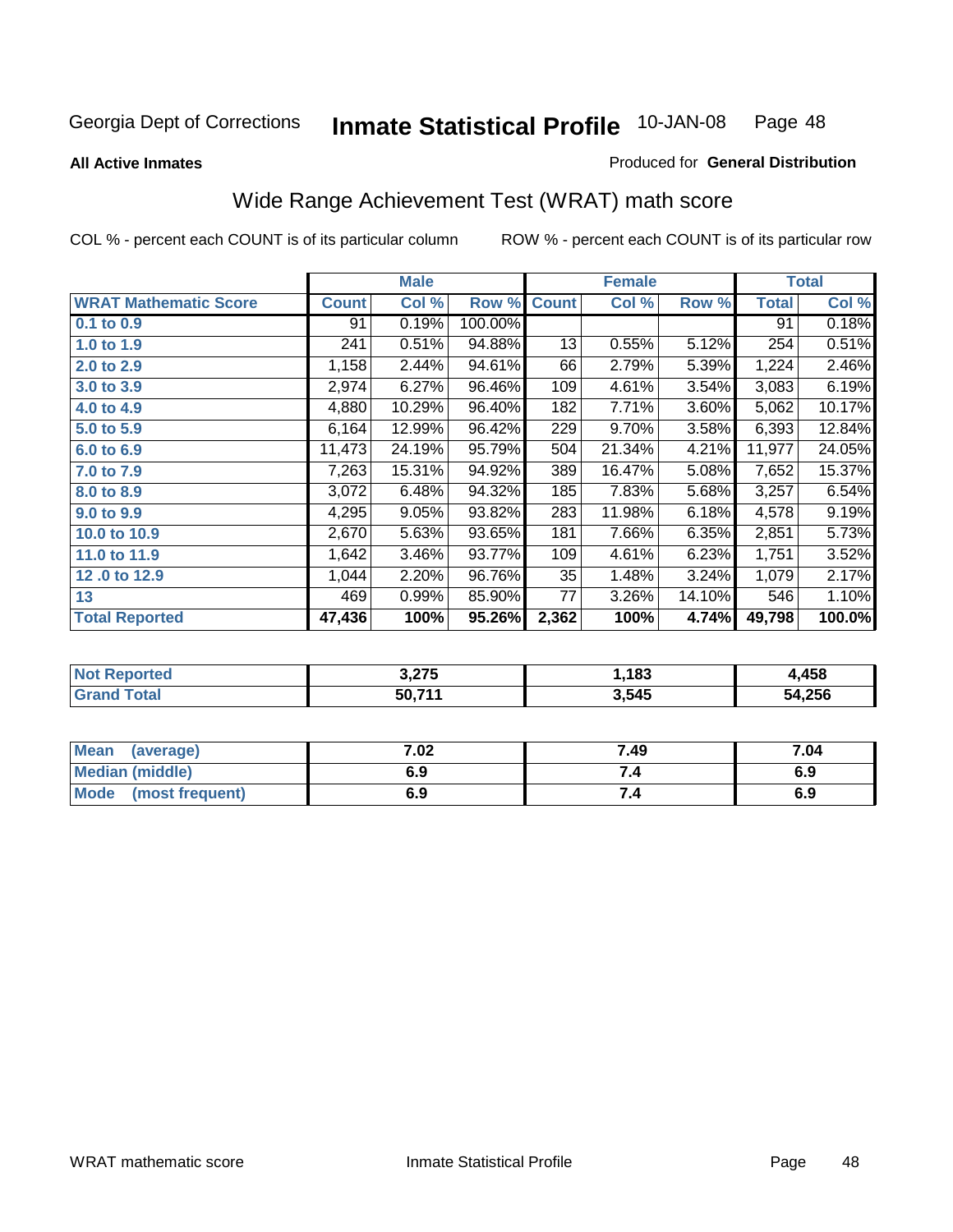Georgia Dept of Corrections **Inmate Statistical Profile** 10-JAN-08

**All Active Inmates**

Produced for **General Distribution**

## Wide Range Achievement Test (WRAT) math score

COL % - percent each COUNT is of its particular column

ROW % - percent each COUNT is of its particular row

| | Male | | | Female | | | Total | |
|---|---|---|---|---|---|---|---|---|
| **WRAT Mathematic Score** | **Count** | **Col %** | **Row %** | **Count** | **Col %** | **Row %** | **Total** | **Col %** |
| 0.1 to 0.9 | 91 | 0.19% | 100.00% | | | | 91 | 0.18% |
| 1.0 to 1.9 | 241 | 0.51% | 94.88% | 13 | 0.55% | 5.12% | 254 | 0.51% |
| 2.0 to 2.9 | 1,158 | 2.44% | 94.61% | 66 | 2.79% | 5.39% | 1,224 | 2.46% |
| 3.0 to 3.9 | 2,974 | 6.27% | 96.46% | 109 | 4.61% | 3.54% | 3,083 | 6.19% |
| 4.0 to 4.9 | 4,880 | 10.29% | 96.40% | 182 | 7.71% | 3.60% | 5,062 | 10.17% |
| 5.0 to 5.9 | 6,164 | 12.99% | 96.42% | 229 | 9.70% | 3.58% | 6,393 | 12.84% |
| 6.0 to 6.9 | 11,473 | 24.19% | 95.79% | 504 | 21.34% | 4.21% | 11,977 | 24.05% |
| 7.0 to 7.9 | 7,263 | 15.31% | 94.92% | 389 | 16.47% | 5.08% | 7,652 | 15.37% |
| 8.0 to 8.9 | 3,072 | 6.48% | 94.32% | 185 | 7.83% | 5.68% | 3,257 | 6.54% |
| 9.0 to 9.9 | 4,295 | 9.05% | 93.82% | 283 | 11.98% | 6.18% | 4,578 | 9.19% |
| 10.0 to 10.9 | 2,670 | 5.63% | 93.65% | 181 | 7.66% | 6.35% | 2,851 | 5.73% |
| 11.0 to 11.9 | 1,642 | 3.46% | 93.77% | 109 | 4.61% | 6.23% | 1,751 | 3.52% |
| 12 .0 to 12.9 | 1,044 | 2.20% | 96.76% | 35 | 1.48% | 3.24% | 1,079 | 2.17% |
| 13 | 469 | 0.99% | 85.90% | 77 | 3.26% | 14.10% | 546 | 1.10% |
| **Total Reported** | **47,436** | **100%** | **95.26%** | **2,362** | **100%** | **4.74%** | **49,798** | **100.0%** |

| | Male | Female | Total |
|---|---|---|---|
| **Not Reported** | **3,275** | **1,183** | **4,458** |
| **Grand Total** | **50,711** | **3,545** | **54,256** |

| | Male | Female | Total |
|---|---|---|---|
| **Mean (average)** | **7.02** | **7.49** | **7.04** |
| **Median (middle)** | **6.9** | **7.4** | **6.9** |
| **Mode (most frequent)** | **6.9** | **7.4** | **6.9** |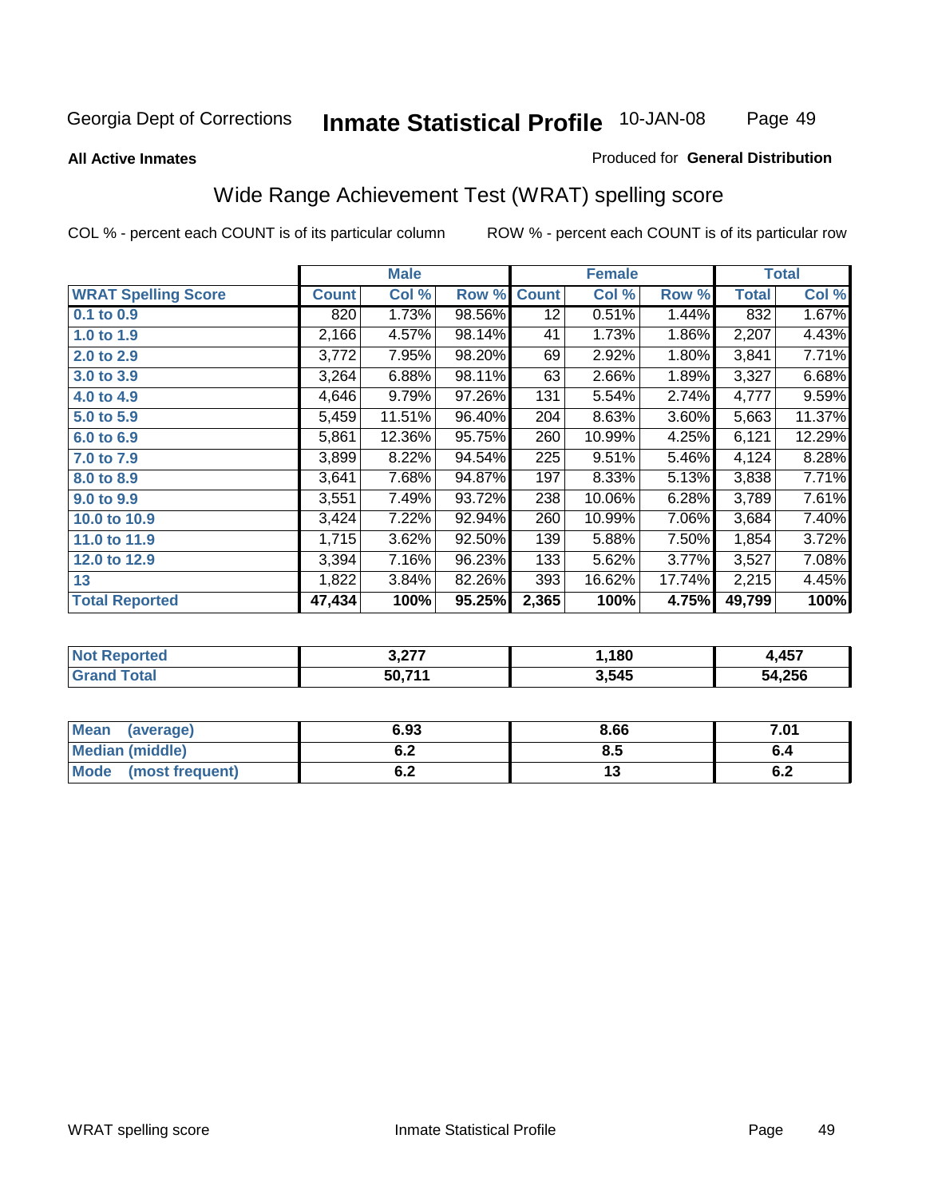Georgia Dept of Corrections **Inmate Statistical Profile** 10-JAN-08

**All Active Inmates**

Produced for **General Distribution**

## Wide Range Achievement Test (WRAT) spelling score

COL % - percent each COUNT is of its particular column

ROW % - percent each COUNT is of its particular row

| | Male | | | Female | | | Total | |
|---|---|---|---|---|---|---|---|---|
| **WRAT Spelling Score** | **Count** | **Col %** | **Row %** | **Count** | **Col %** | **Row %** | **Total** | **Col %** |
| **0.1 to 0.9** | 820 | 1.73% | 98.56% | 12 | 0.51% | 1.44% | 832 | 1.67% |
| **1.0 to 1.9** | 2,166 | 4.57% | 98.14% | 41 | 1.73% | 1.86% | 2,207 | 4.43% |
| **2.0 to 2.9** | 3,772 | 7.95% | 98.20% | 69 | 2.92% | 1.80% | 3,841 | 7.71% |
| **3.0 to 3.9** | 3,264 | 6.88% | 98.11% | 63 | 2.66% | 1.89% | 3,327 | 6.68% |
| **4.0 to 4.9** | 4,646 | 9.79% | 97.26% | 131 | 5.54% | 2.74% | 4,777 | 9.59% |
| **5.0 to 5.9** | 5,459 | 11.51% | 96.40% | 204 | 8.63% | 3.60% | 5,663 | 11.37% |
| **6.0 to 6.9** | 5,861 | 12.36% | 95.75% | 260 | 10.99% | 4.25% | 6,121 | 12.29% |
| **7.0 to 7.9** | 3,899 | 8.22% | 94.54% | 225 | 9.51% | 5.46% | 4,124 | 8.28% |
| **8.0 to 8.9** | 3,641 | 7.68% | 94.87% | 197 | 8.33% | 5.13% | 3,838 | 7.71% |
| **9.0 to 9.9** | 3,551 | 7.49% | 93.72% | 238 | 10.06% | 6.28% | 3,789 | 7.61% |
| **10.0 to 10.9** | 3,424 | 7.22% | 92.94% | 260 | 10.99% | 7.06% | 3,684 | 7.40% |
| **11.0 to 11.9** | 1,715 | 3.62% | 92.50% | 139 | 5.88% | 7.50% | 1,854 | 3.72% |
| **12.0 to 12.9** | 3,394 | 7.16% | 96.23% | 133 | 5.62% | 3.77% | 3,527 | 7.08% |
| **13** | 1,822 | 3.84% | 82.26% | 393 | 16.62% | 17.74% | 2,215 | 4.45% |
| **Total Reported** | **47,434** | **100%** | **95.25%** | **2,365** | **100%** | **4.75%** | **49,799** | **100%** |

| | Male | Female | Total |
|---|---|---|---|
| **Not Reported** | **3,277** | **1,180** | **4,457** |
| **Grand Total** | **50,711** | **3,545** | **54,256** |

| | Male | Female | Total |
|---|---|---|---|
| **Mean (average)** | **6.93** | **8.66** | **7.01** |
| **Median (middle)** | **6.2** | **8.5** | **6.4** |
| **Mode (most frequent)** | **6.2** | **13** | **6.2** |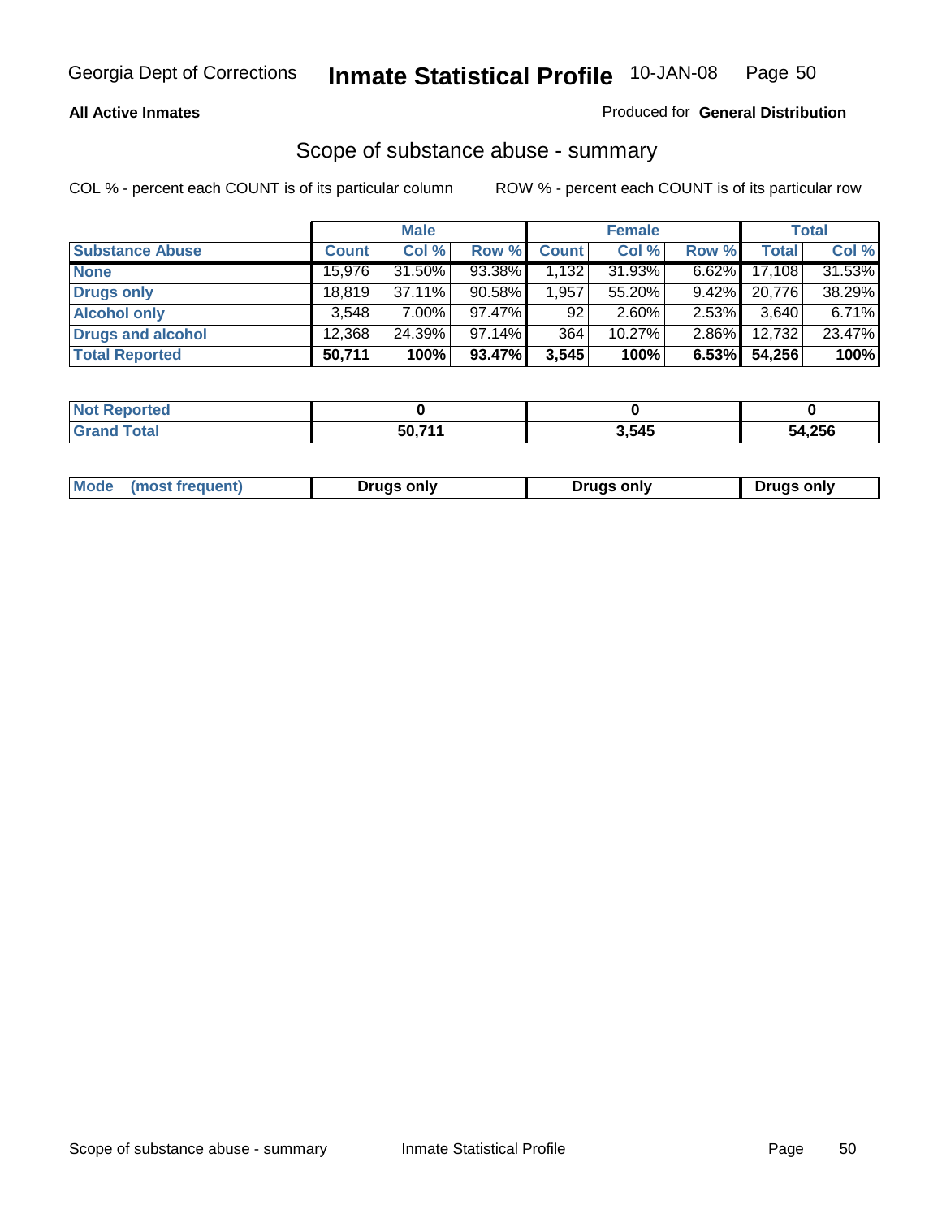**All Active Inmates**

Produced for **General Distribution**

## Scope of substance abuse - summary

COL % - percent each COUNT is of its particular column

ROW % - percent each COUNT is of its particular row

| | Male | | | Female | | | Total | |
|---|---|---|---|---|---|---|---|---|
| **Substance Abuse** | **Count** | **Col %** | **Row %** | **Count** | **Col %** | **Row %** | **Total** | **Col %** |
| **None** | 15,976 | 31.50% | 93.38% | 1,132 | 31.93% | 6.62% | 17,108 | 31.53% |
| **Drugs only** | 18,819 | 37.11% | 90.58% | 1,957 | 55.20% | 9.42% | 20,776 | 38.29% |
| **Alcohol only** | 3,548 | 7.00% | 97.47% | 92 | 2.60% | 2.53% | 3,640 | 6.71% |
| **Drugs and alcohol** | 12,368 | 24.39% | 97.14% | 364 | 10.27% | 2.86% | 12,732 | 23.47% |
| **Total Reported** | **50,711** | **100%** | **93.47%** | **3,545** | **100%** | **6.53%** | **54,256** | **100%** |

| | Male | Female | Total |
|---|---|---|---|
| **Not Reported** | **0** | **0** | **0** |
| **Grand Total** | **50,711** | **3,545** | **54,256** |

| | Male | Female | Total |
|---|---|---|---|
| **Mode (most frequent)** | **Drugs only** | **Drugs only** | **Drugs only** |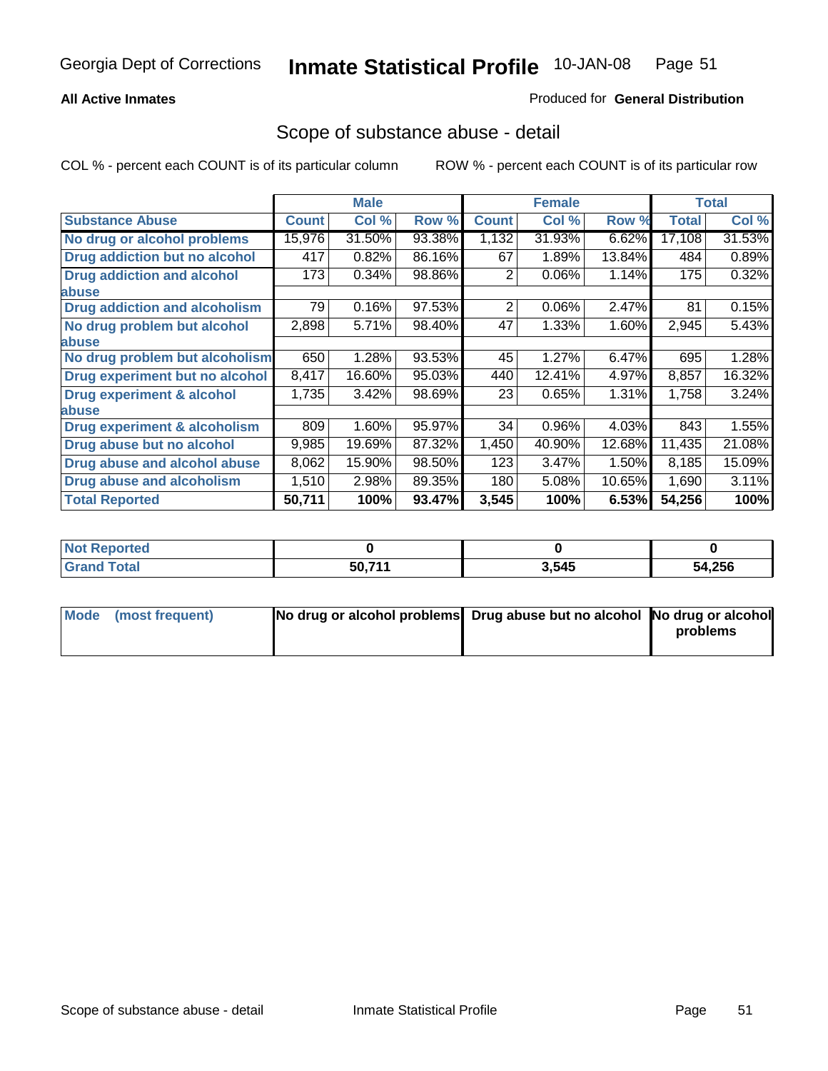Georgia Dept of Corrections **Inmate Statistical Profile** 10-JAN-08

**All Active Inmates**

Produced for **General Distribution**

## Scope of substance abuse - detail

COL % - percent each COUNT is of its particular column ROW % - percent each COUNT is of its particular row

| | Male | | | Female | | | Total | |
|---|---|---|---|---|---|---|---|---|
| **Substance Abuse** | **Count** | **Col %** | **Row %** | **Count** | **Col %** | **Row %** | **Total** | **Col %** |
| **No drug or alcohol problems** | 15,976 | 31.50% | 93.38% | 1,132 | 31.93% | 6.62% | 17,108 | 31.53% |
| **Drug addiction but no alcohol** | 417 | 0.82% | 86.16% | 67 | 1.89% | 13.84% | 484 | 0.89% |
| **Drug addiction and alcohol abuse** | 173 | 0.34% | 98.86% | 2 | 0.06% | 1.14% | 175 | 0.32% |
| **Drug addiction and alcoholism** | 79 | 0.16% | 97.53% | 2 | 0.06% | 2.47% | 81 | 0.15% |
| **No drug problem but alcohol abuse** | 2,898 | 5.71% | 98.40% | 47 | 1.33% | 1.60% | 2,945 | 5.43% |
| **No drug problem but alcoholism** | 650 | 1.28% | 93.53% | 45 | 1.27% | 6.47% | 695 | 1.28% |
| **Drug experiment but no alcohol** | 8,417 | 16.60% | 95.03% | 440 | 12.41% | 4.97% | 8,857 | 16.32% |
| **Drug experiment & alcohol abuse** | 1,735 | 3.42% | 98.69% | 23 | 0.65% | 1.31% | 1,758 | 3.24% |
| **Drug experiment & alcoholism** | 809 | 1.60% | 95.97% | 34 | 0.96% | 4.03% | 843 | 1.55% |
| **Drug abuse but no alcohol** | 9,985 | 19.69% | 87.32% | 1,450 | 40.90% | 12.68% | 11,435 | 21.08% |
| **Drug abuse and alcohol abuse** | 8,062 | 15.90% | 98.50% | 123 | 3.47% | 1.50% | 8,185 | 15.09% |
| **Drug abuse and alcoholism** | 1,510 | 2.98% | 89.35% | 180 | 5.08% | 10.65% | 1,690 | 3.11% |
| **Total Reported** | **50,711** | **100%** | **93.47%** | **3,545** | **100%** | **6.53%** | **54,256** | **100%** |

| | Male | Female | Total |
|---|---|---|---|
| **Not Reported** | **0** | **0** | **0** |
| **Grand Total** | **50,711** | **3,545** | **54,256** |

| | Male | Female | Total |
|---|---|---|---|
| **Mode (most frequent)** | **No drug or alcohol problems** | **Drug abuse but no alcohol** | **No drug or alcohol problems** |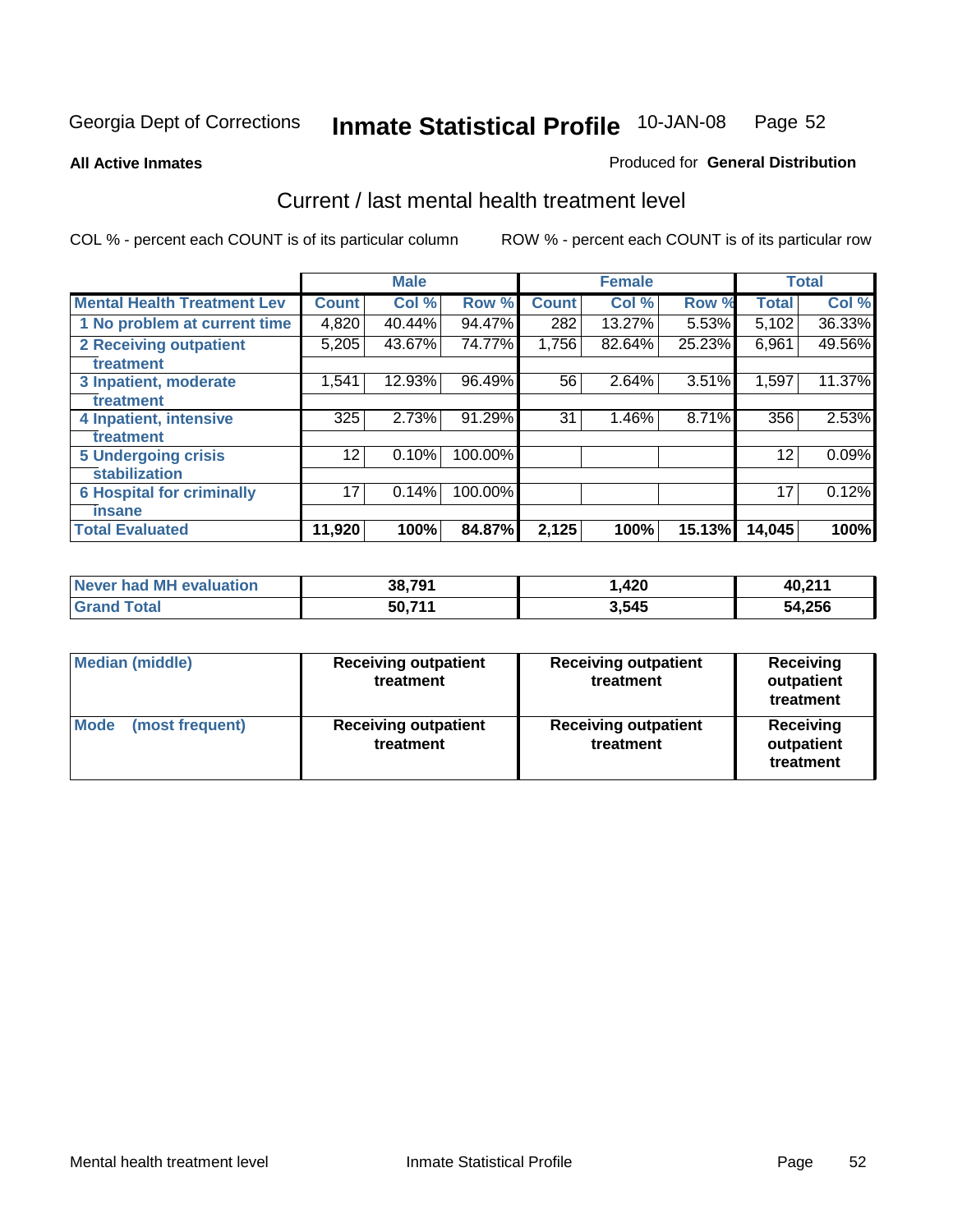Georgia Dept of Corrections **Inmate Statistical Profile** 10-JAN-08

**All Active Inmates**

Produced for **General Distribution**

## Current / last mental health treatment level

COL % - percent each COUNT is of its particular column

ROW % - percent each COUNT is of its particular row

| | Male | | | Female | | | Total | |
|---|---|---|---|---|---|---|---|---|
| **Mental Health Treatment Lev** | **Count** | **Col %** | **Row %** | **Count** | **Col %** | **Row %** | **Total** | **Col %** |
| 1 No problem at current time | 4,820 | 40.44% | 94.47% | 282 | 13.27% | 5.53% | 5,102 | 36.33% |
| 2 Receiving outpatient treatment | 5,205 | 43.67% | 74.77% | 1,756 | 82.64% | 25.23% | 6,961 | 49.56% |
| 3 Inpatient, moderate treatment | 1,541 | 12.93% | 96.49% | 56 | 2.64% | 3.51% | 1,597 | 11.37% |
| 4 Inpatient, intensive treatment | 325 | 2.73% | 91.29% | 31 | 1.46% | 8.71% | 356 | 2.53% |
| 5 Undergoing crisis stabilization | 12 | 0.10% | 100.00% | | | | 12 | 0.09% |
| 6 Hospital for criminally insane | 17 | 0.14% | 100.00% | | | | 17 | 0.12% |
| **Total Evaluated** | **11,920** | **100%** | **84.87%** | **2,125** | **100%** | **15.13%** | **14,045** | **100%** |

| | Male | Female | Total |
|---|---|---|---|
| **Never had MH evaluation** | **38,791** | **1,420** | **40,211** |
| **Grand Total** | **50,711** | **3,545** | **54,256** |

| | Male | Female | Total |
|---|---|---|---|
| **Median (middle)** | **Receiving outpatient treatment** | **Receiving outpatient treatment** | **Receiving outpatient treatment** |
| **Mode (most frequent)** | **Receiving outpatient treatment** | **Receiving outpatient treatment** | **Receiving outpatient treatment** |

Mental health treatment level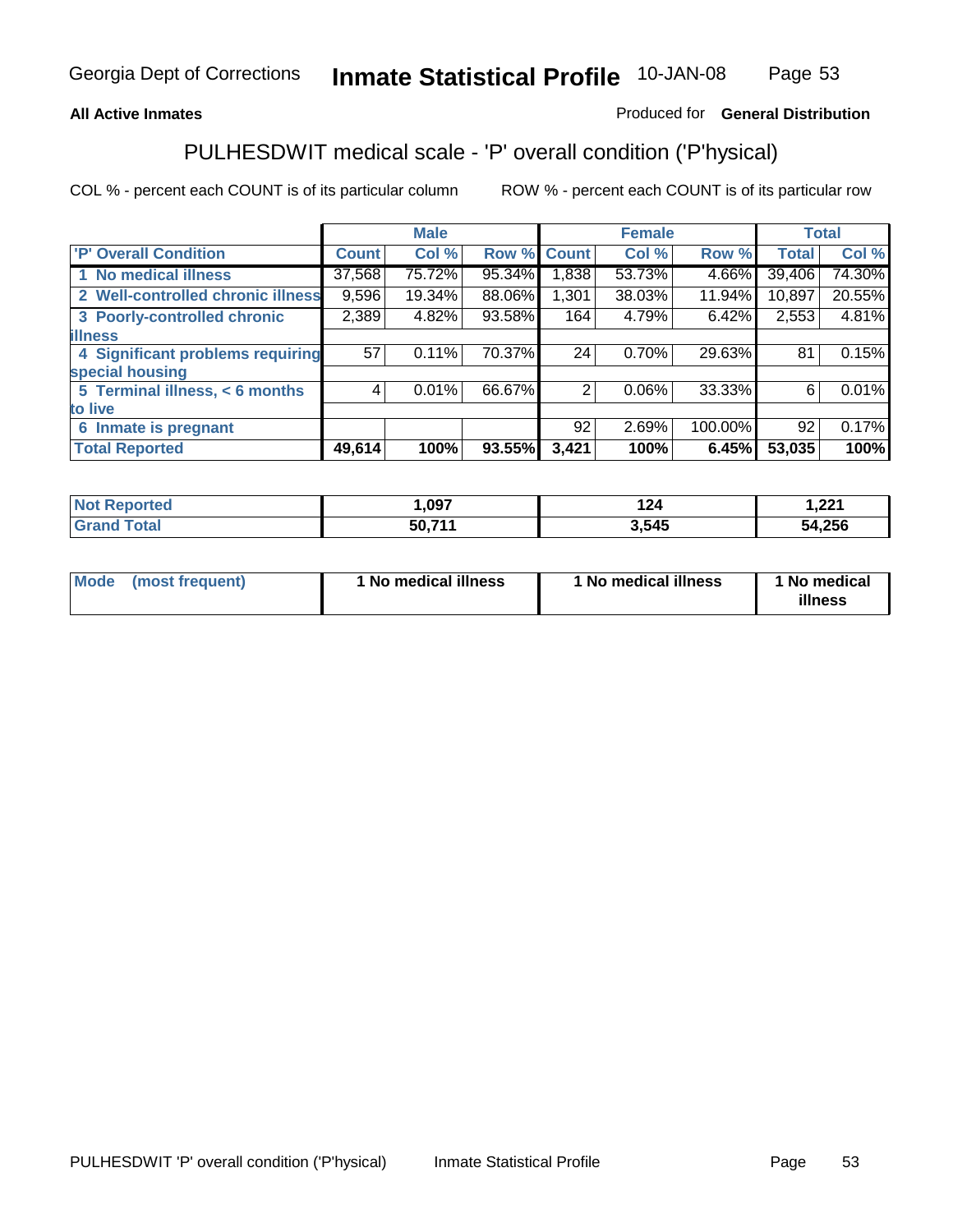**All Active Inmates**

Produced for **General Distribution**

## PULHESDWIT medical scale - 'P' overall condition ('P'hysical)

COL % - percent each COUNT is of its particular column

ROW % - percent each COUNT is of its particular row

| | Male | | | Female | | | Total | |
|---|---|---|---|---|---|---|---|---|
| 'P' Overall Condition | Count | Col % | Row % | Count | Col % | Row % | Total | Col % |
| 1 No medical illness | 37,568 | 75.72% | 95.34% | 1,838 | 53.73% | 4.66% | 39,406 | 74.30% |
| 2 Well-controlled chronic illness | 9,596 | 19.34% | 88.06% | 1,301 | 38.03% | 11.94% | 10,897 | 20.55% |
| 3 Poorly-controlled chronic illness | 2,389 | 4.82% | 93.58% | 164 | 4.79% | 6.42% | 2,553 | 4.81% |
| 4 Significant problems requiring special housing | 57 | 0.11% | 70.37% | 24 | 0.70% | 29.63% | 81 | 0.15% |
| 5 Terminal illness, < 6 months to live | 4 | 0.01% | 66.67% | 2 | 0.06% | 33.33% | 6 | 0.01% |
| 6 Inmate is pregnant | | | | 92 | 2.69% | 100.00% | 92 | 0.17% |
| **Total Reported** | **49,614** | **100%** | **93.55%** | **3,421** | **100%** | **6.45%** | **53,035** | **100%** |

| | Male | Female | Total |
|---|---|---|---|
| Not Reported | 1,097 | 124 | 1,221 |
| Grand Total | 50,711 | 3,545 | 54,256 |

| | Male | Female | Total |
|---|---|---|---|
| Mode (most frequent) | 1 No medical illness | 1 No medical illness | 1 No medical illness |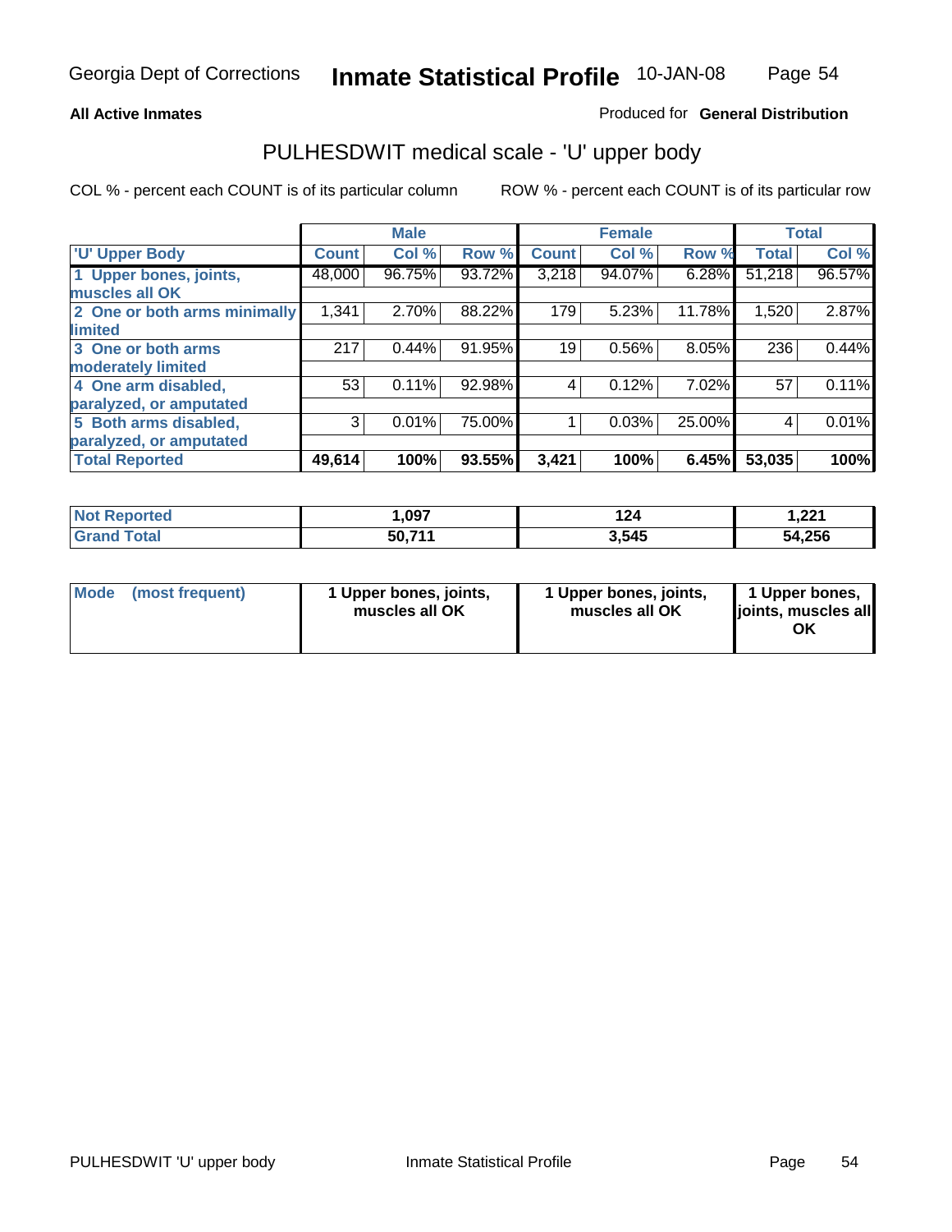Georgia Dept of Corrections **Inmate Statistical Profile** 10-JAN-08

**All Active Inmates**

Produced for **General Distribution**

## PULHESDWIT medical scale - 'U' upper body

COL % - percent each COUNT is of its particular column

ROW % - percent each COUNT is of its particular row

| | Male | | | Female | | | Total | |
|---|---|---|---|---|---|---|---|---|
| **'U' Upper Body** | **Count** | **Col %** | **Row %** | **Count** | **Col %** | **Row %** | **Total** | **Col %** |
| **1 Upper bones, joints, muscles all OK** | 48,000 | 96.75% | 93.72% | 3,218 | 94.07% | 6.28% | 51,218 | 96.57% |
| **2 One or both arms minimally limited** | 1,341 | 2.70% | 88.22% | 179 | 5.23% | 11.78% | 1,520 | 2.87% |
| **3 One or both arms moderately limited** | 217 | 0.44% | 91.95% | 19 | 0.56% | 8.05% | 236 | 0.44% |
| **4 One arm disabled, paralyzed, or amputated** | 53 | 0.11% | 92.98% | 4 | 0.12% | 7.02% | 57 | 0.11% |
| **5 Both arms disabled, paralyzed, or amputated** | 3 | 0.01% | 75.00% | 1 | 0.03% | 25.00% | 4 | 0.01% |
| **Total Reported** | **49,614** | **100%** | **93.55%** | **3,421** | **100%** | **6.45%** | **53,035** | **100%** |

| | Male | Female | Total |
|---|---|---|---|
| **Not Reported** | **1,097** | **124** | **1,221** |
| **Grand Total** | **50,711** | **3,545** | **54,256** |

| | Male | Female | Total |
|---|---|---|---|
| **Mode (most frequent)** | **1 Upper bones, joints, muscles all OK** | **1 Upper bones, joints, muscles all OK** | **1 Upper bones, joints, muscles all OK** |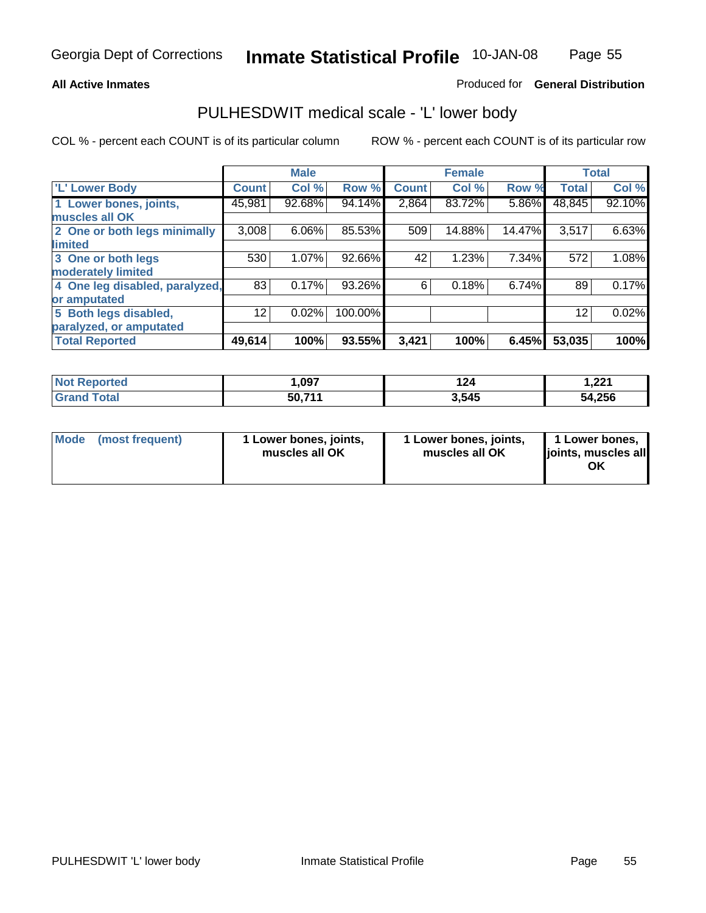**All Active Inmates**

Produced for **General Distribution**

## PULHESDWIT medical scale - 'L' lower body

COL % - percent each COUNT is of its particular column

ROW % - percent each COUNT is of its particular row

| | Male | | | Female | | | Total | |
|---|---|---|---|---|---|---|---|---|
| 'L' Lower Body | Count | Col % | Row % | Count | Col % | Row % | Total | Col % |
| 1 Lower bones, joints, muscles all OK | 45,981 | 92.68% | 94.14% | 2,864 | 83.72% | 5.86% | 48,845 | 92.10% |
| 2 One or both legs minimally limited | 3,008 | 6.06% | 85.53% | 509 | 14.88% | 14.47% | 3,517 | 6.63% |
| 3 One or both legs moderately limited | 530 | 1.07% | 92.66% | 42 | 1.23% | 7.34% | 572 | 1.08% |
| 4 One leg disabled, paralyzed, or amputated | 83 | 0.17% | 93.26% | 6 | 0.18% | 6.74% | 89 | 0.17% |
| 5 Both legs disabled, paralyzed, or amputated | 12 | 0.02% | 100.00% | | | | 12 | 0.02% |
| **Total Reported** | **49,614** | **100%** | **93.55%** | **3,421** | **100%** | **6.45%** | **53,035** | **100%** |

| | Male | Female | Total |
|---|---|---|---|
| Not Reported | 1,097 | 124 | 1,221 |
| Grand Total | 50,711 | 3,545 | 54,256 |

| | Male | Female | Total |
|---|---|---|---|
| Mode (most frequent) | 1 Lower bones, joints, muscles all OK | 1 Lower bones, joints, muscles all OK | 1 Lower bones, joints, muscles all OK |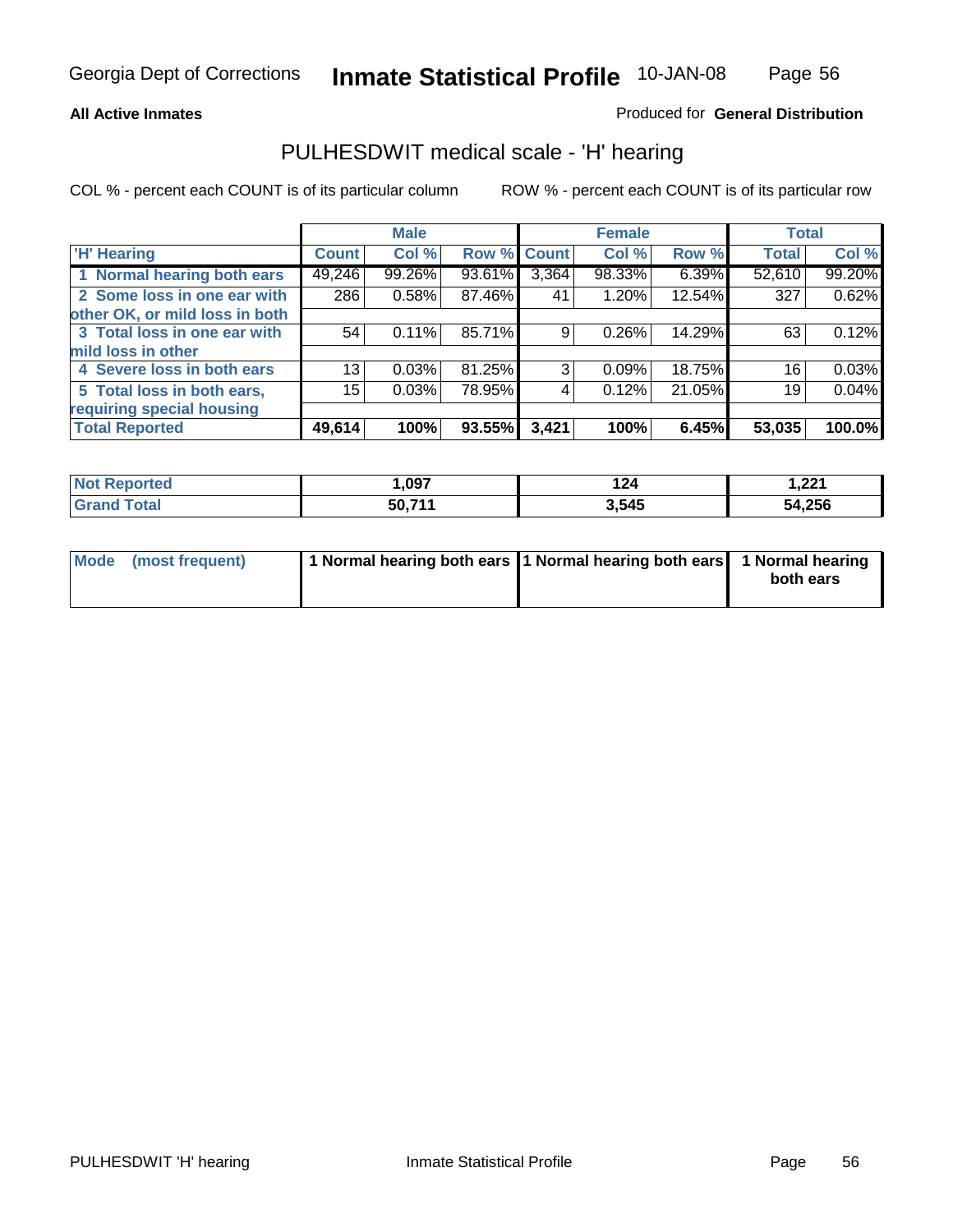**All Active Inmates**

Produced for **General Distribution**

## PULHESDWIT medical scale - 'H' hearing

COL % - percent each COUNT is of its particular column

ROW % - percent each COUNT is of its particular row

| | Male | | | Female | | | Total | |
|---|---|---|---|---|---|---|---|---|
| 'H' Hearing | Count | Col % | Row % | Count | Col % | Row % | Total | Col % |
| 1 Normal hearing both ears | 49,246 | 99.26% | 93.61% | 3,364 | 98.33% | 6.39% | 52,610 | 99.20% |
| 2 Some loss in one ear with other OK, or mild loss in both | 286 | 0.58% | 87.46% | 41 | 1.20% | 12.54% | 327 | 0.62% |
| 3 Total loss in one ear with mild loss in other | 54 | 0.11% | 85.71% | 9 | 0.26% | 14.29% | 63 | 0.12% |
| 4 Severe loss in both ears | 13 | 0.03% | 81.25% | 3 | 0.09% | 18.75% | 16 | 0.03% |
| 5 Total loss in both ears, requiring special housing | 15 | 0.03% | 78.95% | 4 | 0.12% | 21.05% | 19 | 0.04% |
| **Total Reported** | **49,614** | **100%** | **93.55%** | **3,421** | **100%** | **6.45%** | **53,035** | **100.0%** |

| | Male | Female | Total |
|---|---|---|---|
| **Not Reported** | **1,097** | **124** | **1,221** |
| **Grand Total** | **50,711** | **3,545** | **54,256** |

| | Male | Female | Total |
|---|---|---|---|
| **Mode (most frequent)** | **1 Normal hearing both ears** | **1 Normal hearing both ears** | **1 Normal hearing both ears** |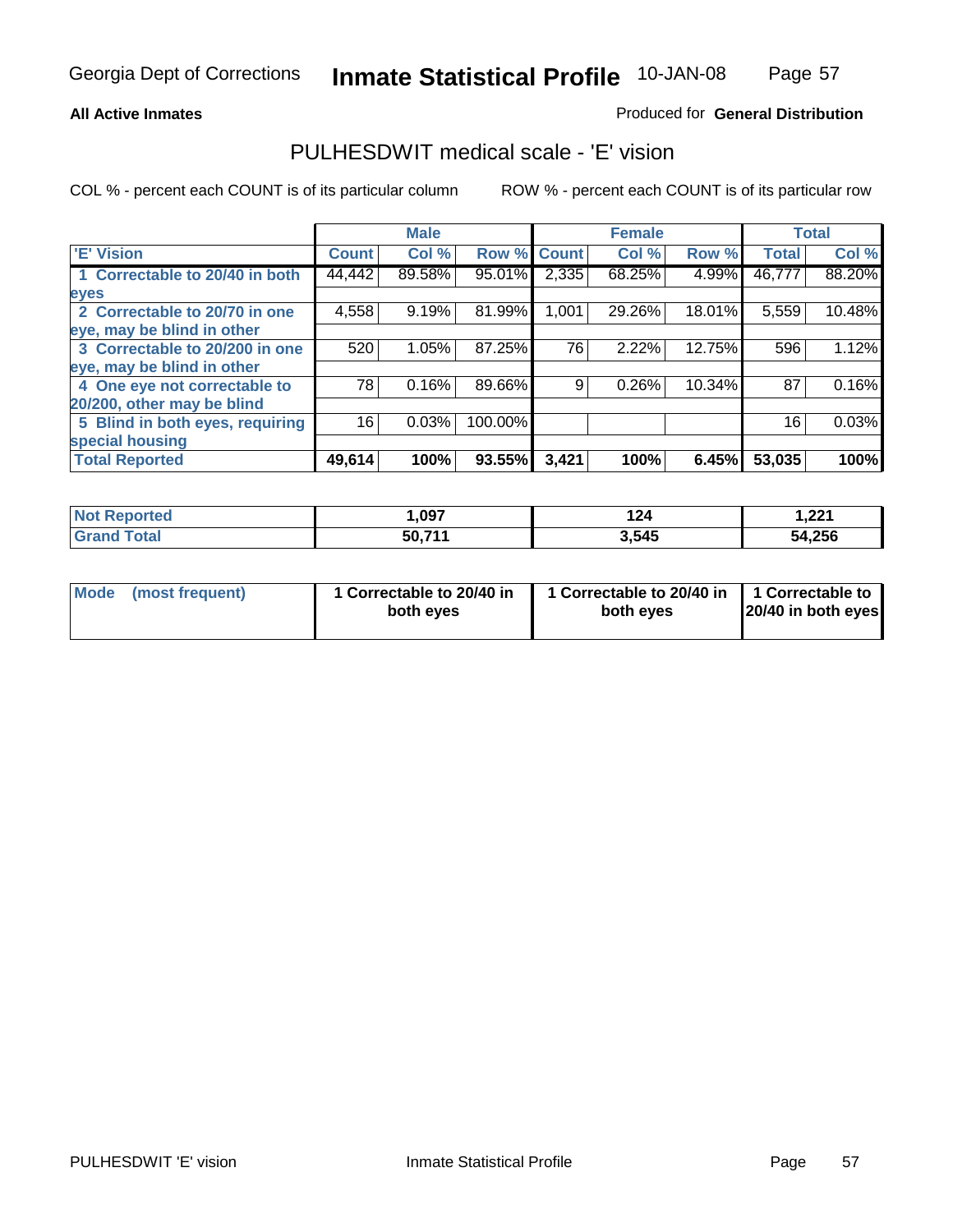Georgia Dept of Corrections **Inmate Statistical Profile** 10-JAN-08

**All Active Inmates** Produced for **General Distribution**

## PULHESDWIT medical scale - 'E' vision

COL % - percent each COUNT is of its particular column ROW % - percent each COUNT is of its particular row

| | Male | | | Female | | | Total | |
|---|---|---|---|---|---|---|---|---|
| 'E' Vision | Count | Col % | Row % | Count | Col % | Row % | Total | Col % |
| 1 Correctable to 20/40 in both eyes | 44,442 | 89.58% | 95.01% | 2,335 | 68.25% | 4.99% | 46,777 | 88.20% |
| 2 Correctable to 20/70 in one eye, may be blind in other | 4,558 | 9.19% | 81.99% | 1,001 | 29.26% | 18.01% | 5,559 | 10.48% |
| 3 Correctable to 20/200 in one eye, may be blind in other | 520 | 1.05% | 87.25% | 76 | 2.22% | 12.75% | 596 | 1.12% |
| 4 One eye not correctable to 20/200, other may be blind | 78 | 0.16% | 89.66% | 9 | 0.26% | 10.34% | 87 | 0.16% |
| 5 Blind in both eyes, requiring special housing | 16 | 0.03% | 100.00% | | | | 16 | 0.03% |
| **Total Reported** | **49,614** | **100%** | **93.55%** | **3,421** | **100%** | **6.45%** | **53,035** | **100%** |

| | Male | Female | Total |
|---|---|---|---|
| Not Reported | **1,097** | **124** | **1,221** |
| Grand Total | **50,711** | **3,545** | **54,256** |

| | Male | Female | Total |
|---|---|---|---|
| Mode (most frequent) | **1 Correctable to 20/40 in both eyes** | **1 Correctable to 20/40 in both eyes** | **1 Correctable to 20/40 in both eyes** |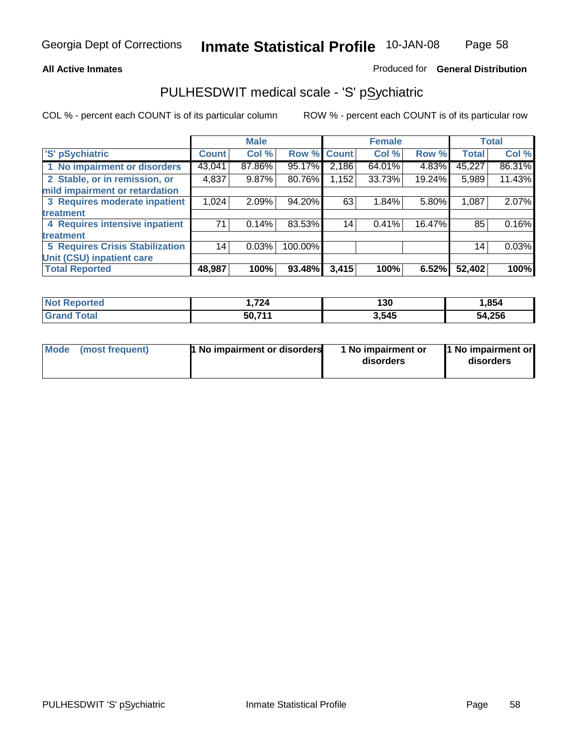**All Active Inmates** Produced for **General Distribution**

## PULHESDWIT medical scale - 'S' pSychiatric

COL % - percent each COUNT is of its particular column ROW % - percent each COUNT is of its particular row

| | Male | | | Female | | | Total | |
|---|---|---|---|---|---|---|---|---|
| 'S' pSychiatric | Count | Col % | Row % | Count | Col % | Row % | Total | Col % |
| 1 No impairment or disorders | 43,041 | 87.86% | 95.17% | 2,186 | 64.01% | 4.83% | 45,227 | 86.31% |
| 2 Stable, or in remission, or mild impairment or retardation | 4,837 | 9.87% | 80.76% | 1,152 | 33.73% | 19.24% | 5,989 | 11.43% |
| 3 Requires moderate inpatient treatment | 1,024 | 2.09% | 94.20% | 63 | 1.84% | 5.80% | 1,087 | 2.07% |
| 4 Requires intensive inpatient treatment | 71 | 0.14% | 83.53% | 14 | 0.41% | 16.47% | 85 | 0.16% |
| 5 Requires Crisis Stabilization Unit (CSU) inpatient care | 14 | 0.03% | 100.00% | | | | 14 | 0.03% |
| **Total Reported** | **48,987** | **100%** | **93.48%** | **3,415** | **100%** | **6.52%** | **52,402** | **100%** |

| | Male | Female | Total |
|---|---|---|---|
| Not Reported | 1,724 | 130 | 1,854 |
| Grand Total | 50,711 | 3,545 | 54,256 |

| | Male | Female | Total |
|---|---|---|---|
| Mode (most frequent) | 1 No impairment or disorders | 1 No impairment or disorders | 1 No impairment or disorders |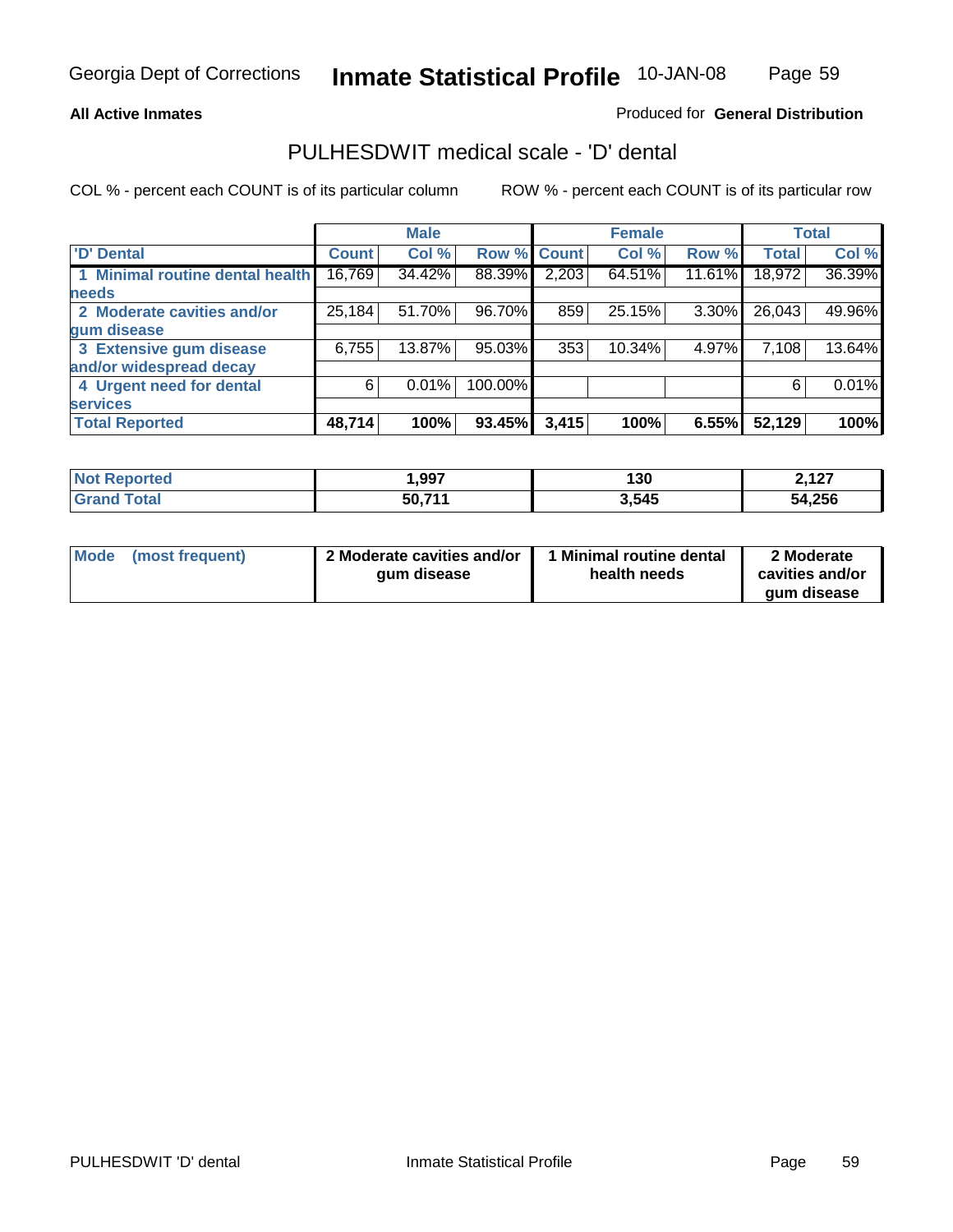Georgia Dept of Corrections **Inmate Statistical Profile** 10-JAN-08

**All Active Inmates**

Produced for **General Distribution**

## PULHESDWIT medical scale - 'D' dental

COL % - percent each COUNT is of its particular column

ROW % - percent each COUNT is of its particular row

| 'D' Dental | Male | | | Female | | | Total | |
|---|---|---|---|---|---|---|---|---|
| | Count | Col % | Row % | Count | Col % | Row % | Total | Col % |
| 1 Minimal routine dental health needs | 16,769 | 34.42% | 88.39% | 2,203 | 64.51% | 11.61% | 18,972 | 36.39% |
| 2 Moderate cavities and/or gum disease | 25,184 | 51.70% | 96.70% | 859 | 25.15% | 3.30% | 26,043 | 49.96% |
| 3 Extensive gum disease and/or widespread decay | 6,755 | 13.87% | 95.03% | 353 | 10.34% | 4.97% | 7,108 | 13.64% |
| 4 Urgent need for dental services | 6 | 0.01% | 100.00% | | | | 6 | 0.01% |
| **Total Reported** | **48,714** | **100%** | **93.45%** | **3,415** | **100%** | **6.55%** | **52,129** | **100%** |

| | Male | Female | Total |
|---|---|---|---|
| Not Reported | 1,997 | 130 | 2,127 |
| Grand Total | 50,711 | 3,545 | 54,256 |

| Mode (most frequent) | Male | Female | Total |
|---|---|---|---|
| | 2 Moderate cavities and/or gum disease | 1 Minimal routine dental health needs | 2 Moderate cavities and/or gum disease |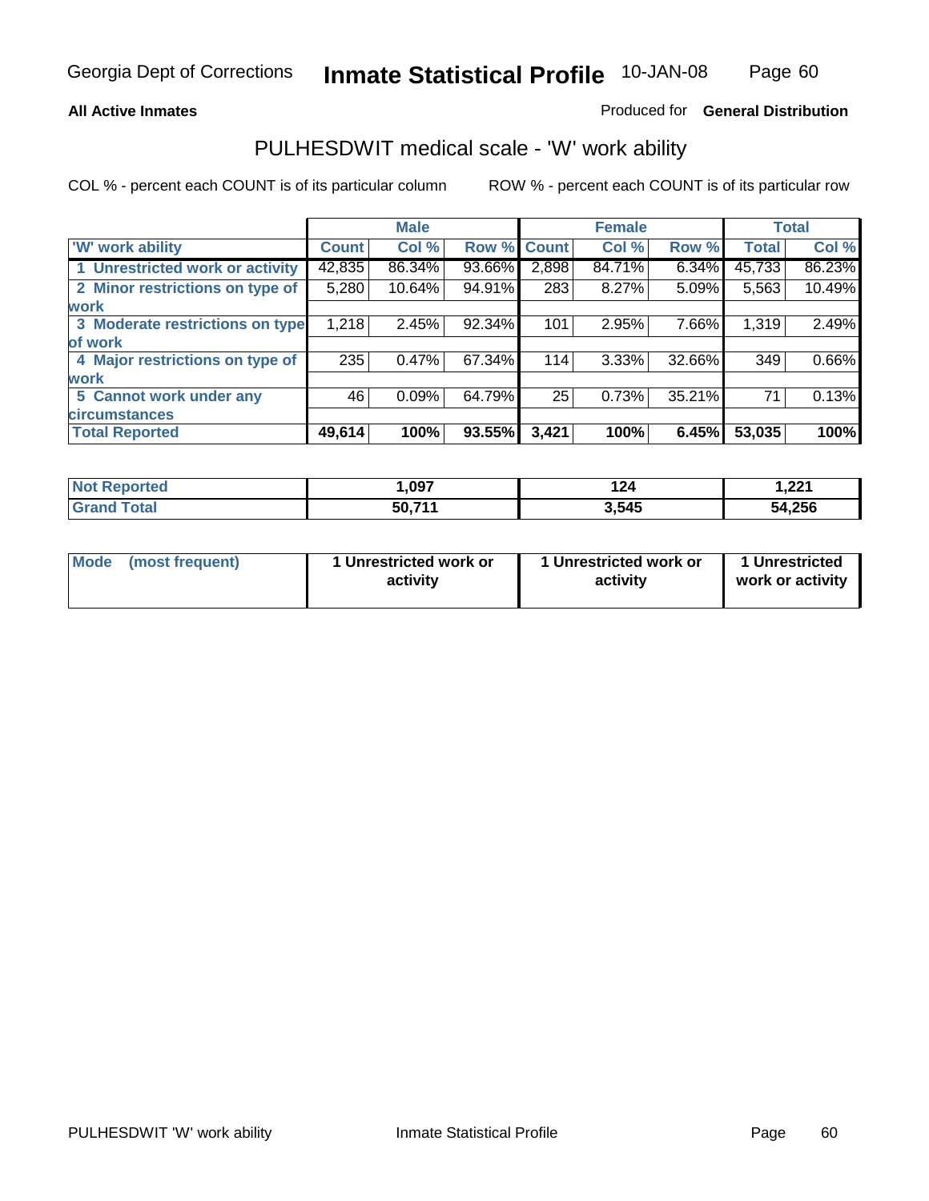**All Active Inmates**

Produced for **General Distribution**

## PULHESDWIT medical scale - 'W' work ability

COL % - percent each COUNT is of its particular column

ROW % - percent each COUNT is of its particular row

| | Male | | | Female | | | Total | |
|---|---|---|---|---|---|---|---|---|
| 'W' work ability | Count | Col % | Row % | Count | Col % | Row % | Total | Col % |
| 1 Unrestricted work or activity | 42,835 | 86.34% | 93.66% | 2,898 | 84.71% | 6.34% | 45,733 | 86.23% |
| 2 Minor restrictions on type of work | 5,280 | 10.64% | 94.91% | 283 | 8.27% | 5.09% | 5,563 | 10.49% |
| 3 Moderate restrictions on type of work | 1,218 | 2.45% | 92.34% | 101 | 2.95% | 7.66% | 1,319 | 2.49% |
| 4 Major restrictions on type of work | 235 | 0.47% | 67.34% | 114 | 3.33% | 32.66% | 349 | 0.66% |
| 5 Cannot work under any circumstances | 46 | 0.09% | 64.79% | 25 | 0.73% | 35.21% | 71 | 0.13% |
| **Total Reported** | **49,614** | **100%** | **93.55%** | **3,421** | **100%** | **6.45%** | **53,035** | **100%** |

| | Male | Female | Total |
|---|---|---|---|
| Not Reported | 1,097 | 124 | 1,221 |
| Grand Total | 50,711 | 3,545 | 54,256 |

| | Male | Female | Total |
|---|---|---|---|
| Mode (most frequent) | 1 Unrestricted work or activity | 1 Unrestricted work or activity | 1 Unrestricted work or activity |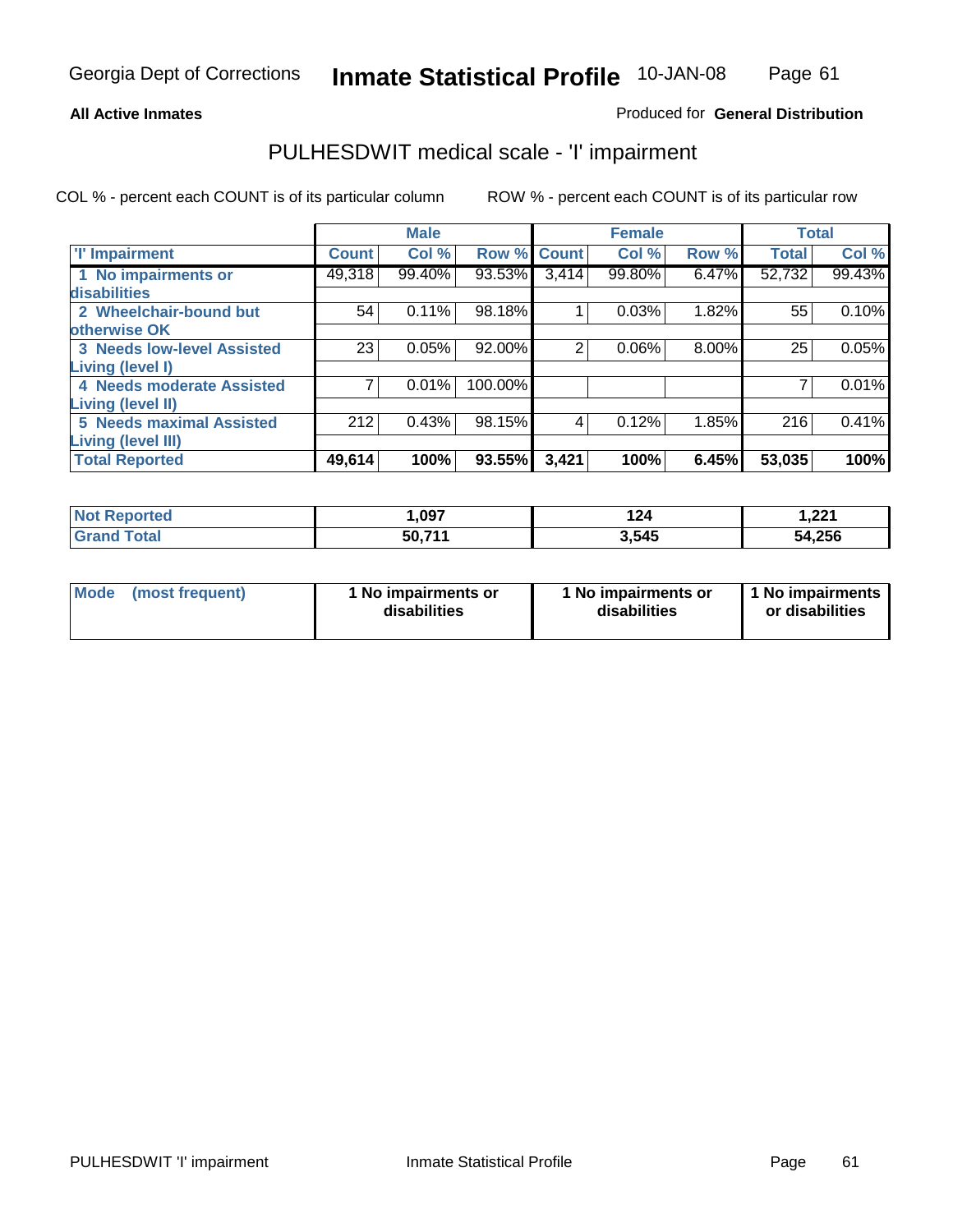Georgia Dept of Corrections **Inmate Statistical Profile** 10-JAN-08

**All Active Inmates**

Produced for **General Distribution**

## PULHESDWIT medical scale - 'I' impairment

COL % - percent each COUNT is of its particular column    ROW % - percent each COUNT is of its particular row

| | Male | | | Female | | | Total | |
|---|---|---|---|---|---|---|---|---|
| **'I' Impairment** | **Count** | **Col %** | **Row %** | **Count** | **Col %** | **Row %** | **Total** | **Col %** |
| **1 No impairments or disabilities** | 49,318 | 99.40% | 93.53% | 3,414 | 99.80% | 6.47% | 52,732 | 99.43% |
| **2 Wheelchair-bound but otherwise OK** | 54 | 0.11% | 98.18% | 1 | 0.03% | 1.82% | 55 | 0.10% |
| **3 Needs low-level Assisted Living (level I)** | 23 | 0.05% | 92.00% | 2 | 0.06% | 8.00% | 25 | 0.05% |
| **4 Needs moderate Assisted Living (level II)** | 7 | 0.01% | 100.00% | | | | 7 | 0.01% |
| **5 Needs maximal Assisted Living (level III)** | 212 | 0.43% | 98.15% | 4 | 0.12% | 1.85% | 216 | 0.41% |
| **Total Reported** | **49,614** | **100%** | **93.55%** | **3,421** | **100%** | **6.45%** | **53,035** | **100%** |

| | Male | Female | Total |
|---|---|---|---|
| **Not Reported** | **1,097** | **124** | **1,221** |
| **Grand Total** | **50,711** | **3,545** | **54,256** |

| | Male | Female | Total |
|---|---|---|---|
| **Mode (most frequent)** | **1 No impairments or disabilities** | **1 No impairments or disabilities** | **1 No impairments or disabilities** |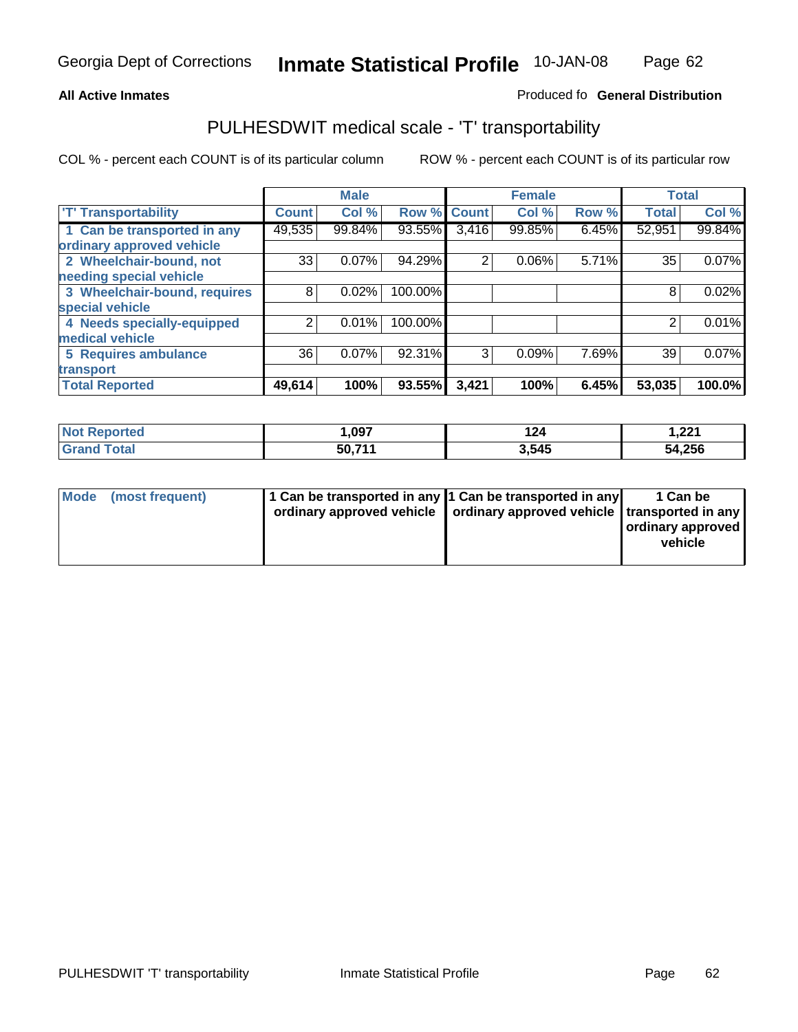Georgia Dept of Corrections **Inmate Statistical Profile** 10-JAN-08

**All Active Inmates**

Produced fo **General Distribution**

## PULHESDWIT medical scale - 'T' transportability

COL % - percent each COUNT is of its particular column

ROW % - percent each COUNT is of its particular row

| | Male | | | Female | | | Total | |
|---|---|---|---|---|---|---|---|---|
| 'T' Transportability | Count | Col % | Row % | Count | Col % | Row % | Total | Col % |
| 1 Can be transported in any ordinary approved vehicle | 49,535 | 99.84% | 93.55% | 3,416 | 99.85% | 6.45% | 52,951 | 99.84% |
| 2 Wheelchair-bound, not needing special vehicle | 33 | 0.07% | 94.29% | 2 | 0.06% | 5.71% | 35 | 0.07% |
| 3 Wheelchair-bound, requires special vehicle | 8 | 0.02% | 100.00% | | | | 8 | 0.02% |
| 4 Needs specially-equipped medical vehicle | 2 | 0.01% | 100.00% | | | | 2 | 0.01% |
| 5 Requires ambulance transport | 36 | 0.07% | 92.31% | 3 | 0.09% | 7.69% | 39 | 0.07% |
| **Total Reported** | **49,614** | **100%** | **93.55%** | **3,421** | **100%** | **6.45%** | **53,035** | **100.0%** |

| | Male | Female | Total |
|---|---|---|---|
| **Not Reported** | **1,097** | **124** | **1,221** |
| **Grand Total** | **50,711** | **3,545** | **54,256** |

| | Male | Female | Total |
|---|---|---|---|
| **Mode (most frequent)** | **1 Can be transported in any ordinary approved vehicle** | **1 Can be transported in any ordinary approved vehicle** | **1 Can be transported in any ordinary approved vehicle** |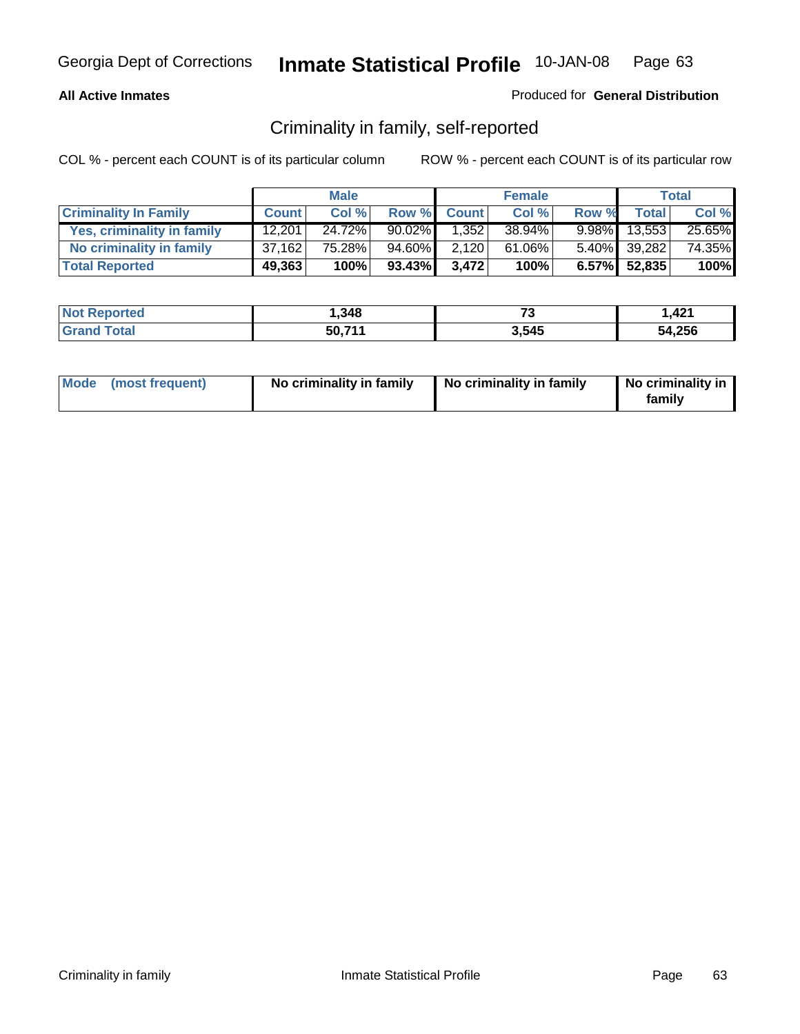Georgia Dept of Corrections **Inmate Statistical Profile** 10-JAN-08

**All Active Inmates**

Produced for **General Distribution**

## Criminality in family, self-reported

COL % - percent each COUNT is of its particular column ROW % - percent each COUNT is of its particular row

| | Male | | | Female | | | Total | |
|---|---|---|---|---|---|---|---|---|
| **Criminality In Family** | **Count** | **Col %** | **Row %** | **Count** | **Col %** | **Row %** | **Total** | **Col %** |
| **Yes, criminality in family** | 12,201 | 24.72% | 90.02% | 1,352 | 38.94% | 9.98% | 13,553 | 25.65% |
| **No criminality in family** | 37,162 | 75.28% | 94.60% | 2,120 | 61.06% | 5.40% | 39,282 | 74.35% |
| **Total Reported** | **49,363** | **100%** | **93.43%** | **3,472** | **100%** | **6.57%** | **52,835** | **100%** |

| | Male | Female | Total |
|---|---|---|---|
| **Not Reported** | **1,348** | **73** | **1,421** |
| **Grand Total** | **50,711** | **3,545** | **54,256** |

| | Male | Female | Total |
|---|---|---|---|
| **Mode (most frequent)** | **No criminality in family** | **No criminality in family** | **No criminality in family** |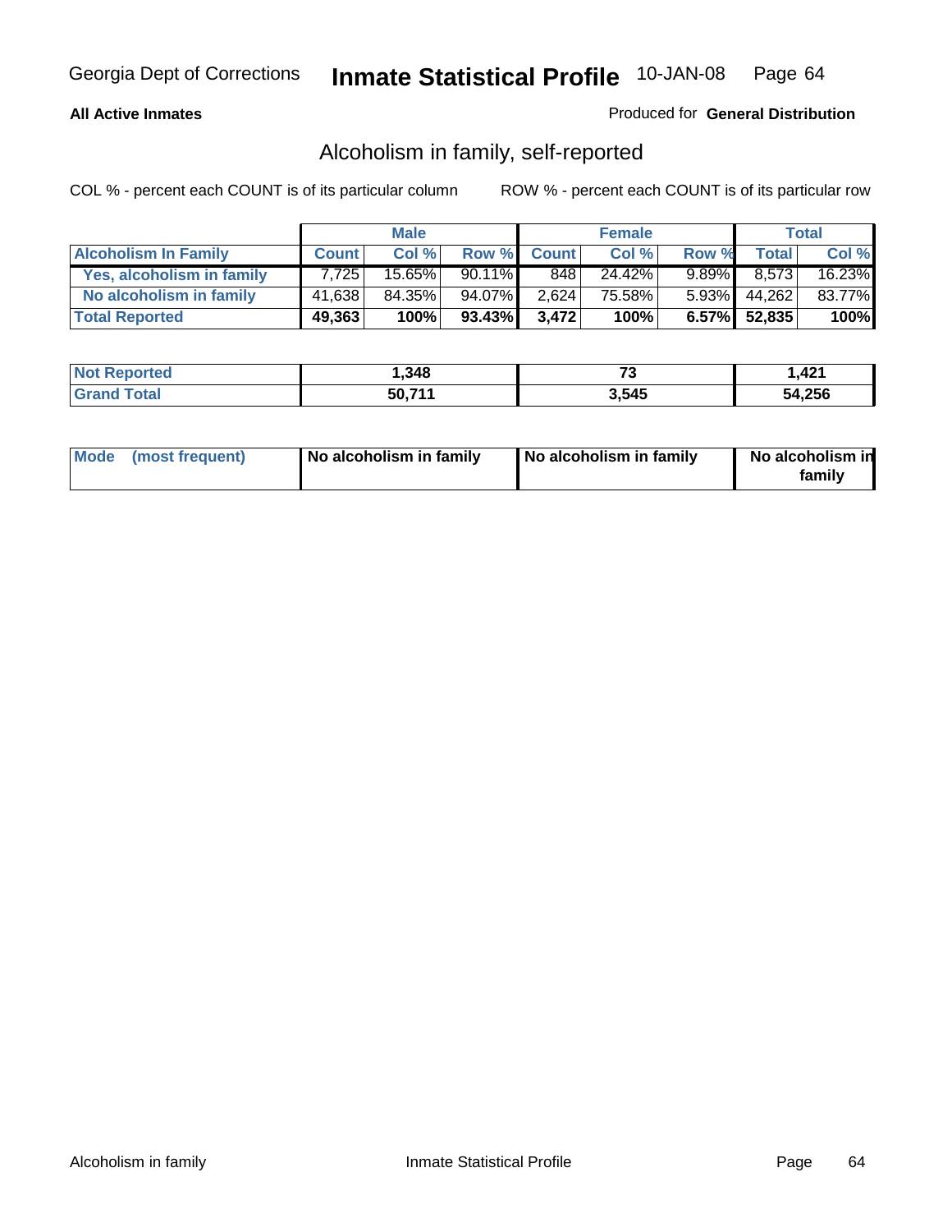**All Active Inmates**

Produced for **General Distribution**

## Alcoholism in family, self-reported

COL % - percent each COUNT is of its particular column

ROW % - percent each COUNT is of its particular row

| | Male | | | Female | | | Total | |
|---|---|---|---|---|---|---|---|---|
| **Alcoholism In Family** | **Count** | **Col %** | **Row %** | **Count** | **Col %** | **Row %** | **Total** | **Col %** |
| **Yes, alcoholism in family** | 7,725 | 15.65% | 90.11% | 848 | 24.42% | 9.89% | 8,573 | 16.23% |
| **No alcoholism in family** | 41,638 | 84.35% | 94.07% | 2,624 | 75.58% | 5.93% | 44,262 | 83.77% |
| **Total Reported** | **49,363** | **100%** | **93.43%** | **3,472** | **100%** | **6.57%** | **52,835** | **100%** |

| | Male | Female | Total |
|---|---|---|---|
| **Not Reported** | **1,348** | **73** | **1,421** |
| **Grand Total** | **50,711** | **3,545** | **54,256** |

| | Male | Female | Total |
|---|---|---|---|
| **Mode (most frequent)** | **No alcoholism in family** | **No alcoholism in family** | **No alcoholism in family** |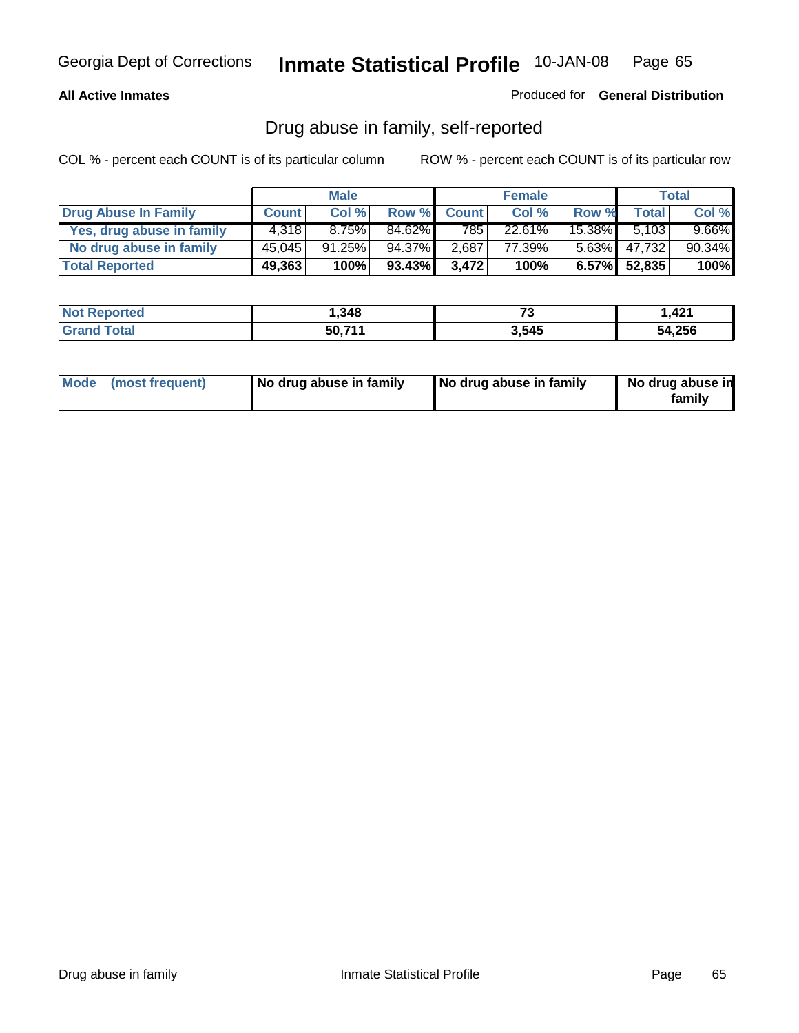**All Active Inmates** — Produced for **General Distribution**

## Drug abuse in family, self-reported

COL % - percent each COUNT is of its particular column    ROW % - percent each COUNT is of its particular row

| | Male | | | Female | | | Total | |
|---|---|---|---|---|---|---|---|---|
| **Drug Abuse In Family** | **Count** | **Col %** | **Row %** | **Count** | **Col %** | **Row %** | **Total** | **Col %** |
| Yes, drug abuse in family | 4,318 | 8.75% | 84.62% | 785 | 22.61% | 15.38% | 5,103 | 9.66% |
| No drug abuse in family | 45,045 | 91.25% | 94.37% | 2,687 | 77.39% | 5.63% | 47,732 | 90.34% |
| **Total Reported** | **49,363** | **100%** | **93.43%** | **3,472** | **100%** | **6.57%** | **52,835** | **100%** |

| | Male | Female | Total |
|---|---|---|---|
| **Not Reported** | **1,348** | **73** | **1,421** |
| **Grand Total** | **50,711** | **3,545** | **54,256** |

| | Male | Female | Total |
|---|---|---|---|
| **Mode (most frequent)** | **No drug abuse in family** | **No drug abuse in family** | **No drug abuse in family** |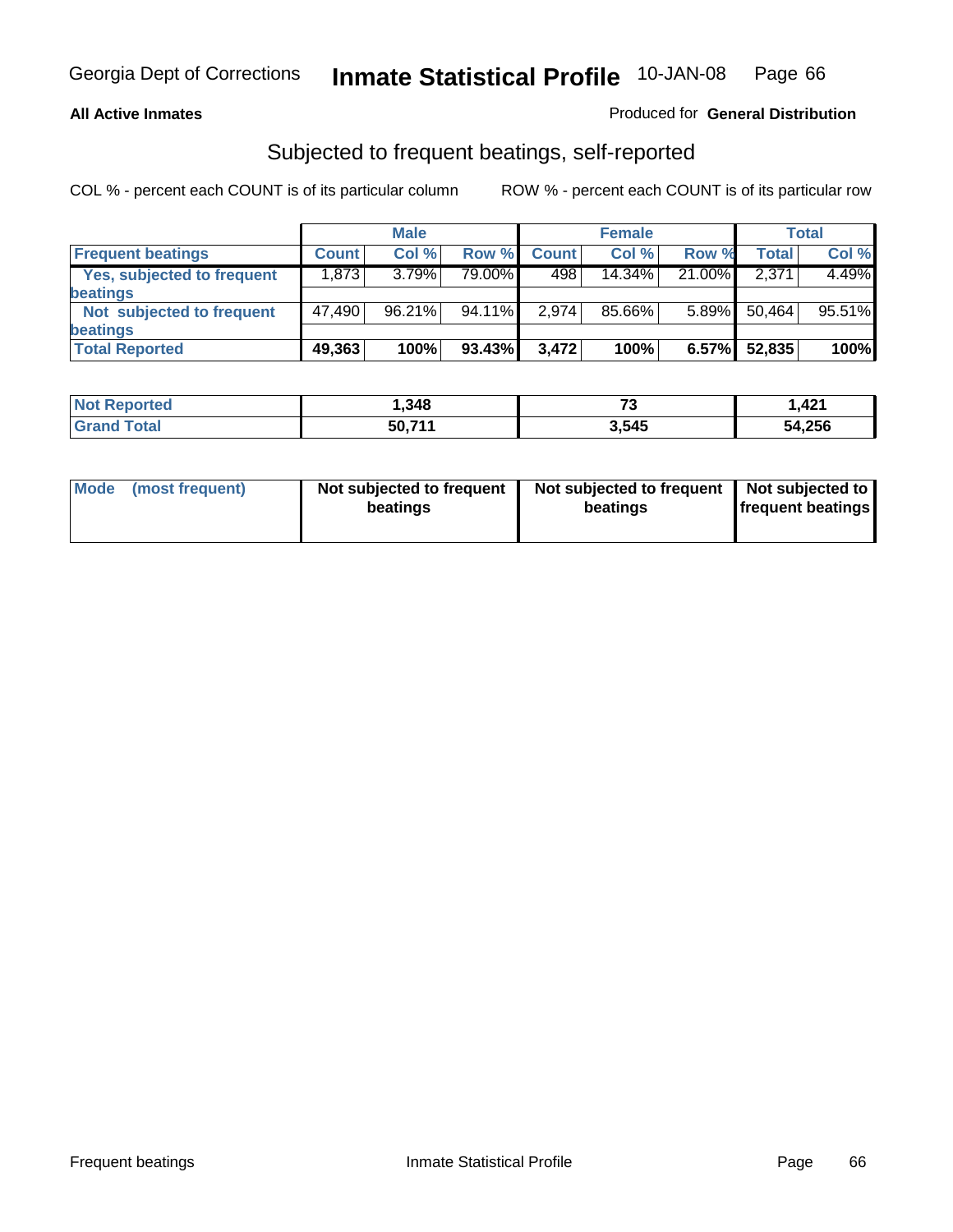Georgia Dept of Corrections **Inmate Statistical Profile** 10-JAN-08

**All Active Inmates**

Produced for **General Distribution**

## Subjected to frequent beatings, self-reported

COL % - percent each COUNT is of its particular column

ROW % - percent each COUNT is of its particular row

| | Male | | | Female | | | Total | |
|---|---|---|---|---|---|---|---|---|
| **Frequent beatings** | **Count** | **Col %** | **Row %** | **Count** | **Col %** | **Row %** | **Total** | **Col %** |
| **Yes, subjected to frequent beatings** | 1,873 | 3.79% | 79.00% | 498 | 14.34% | 21.00% | 2,371 | 4.49% |
| **Not subjected to frequent beatings** | 47,490 | 96.21% | 94.11% | 2,974 | 85.66% | 5.89% | 50,464 | 95.51% |
| **Total Reported** | **49,363** | **100%** | **93.43%** | **3,472** | **100%** | **6.57%** | **52,835** | **100%** |

| | Male | Female | Total |
|---|---|---|---|
| **Not Reported** | **1,348** | **73** | **1,421** |
| **Grand Total** | **50,711** | **3,545** | **54,256** |

| | Male | Female | Total |
|---|---|---|---|
| **Mode (most frequent)** | **Not subjected to frequent beatings** | **Not subjected to frequent beatings** | **Not subjected to frequent beatings** |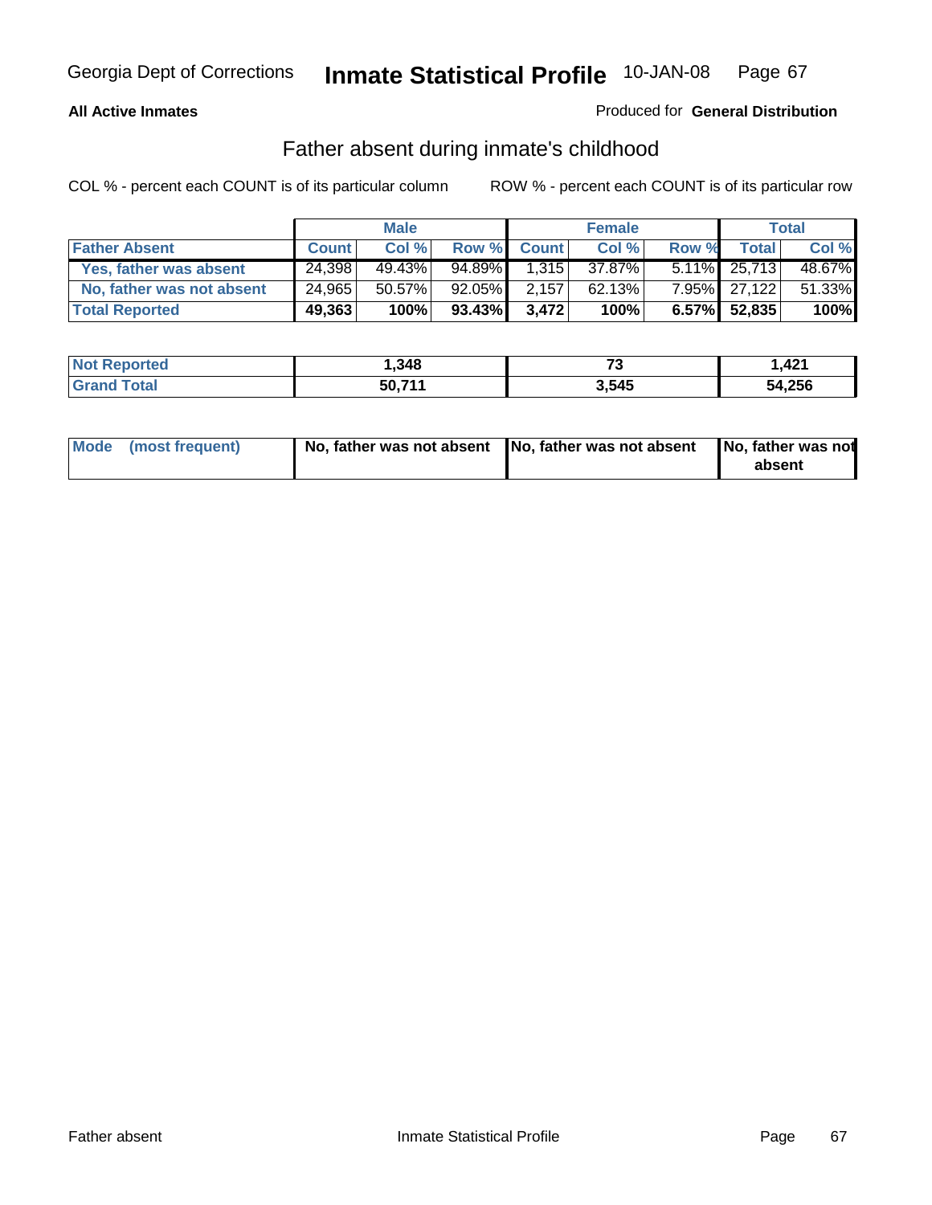**All Active Inmates** Produced for **General Distribution**

## Father absent during inmate's childhood

COL % - percent each COUNT is of its particular column ROW % - percent each COUNT is of its particular row

| | Male | | | Female | | | Total | |
|---|---|---|---|---|---|---|---|---|
| **Father Absent** | **Count** | **Col %** | **Row %** | **Count** | **Col %** | **Row %** | **Total** | **Col %** |
| **Yes, father was absent** | 24,398 | 49.43% | 94.89% | 1,315 | 37.87% | 5.11% | 25,713 | 48.67% |
| **No, father was not absent** | 24,965 | 50.57% | 92.05% | 2,157 | 62.13% | 7.95% | 27,122 | 51.33% |
| **Total Reported** | **49,363** | **100%** | **93.43%** | **3,472** | **100%** | **6.57%** | **52,835** | **100%** |

| | Male | Female | Total |
|---|---|---|---|
| **Not Reported** | **1,348** | **73** | **1,421** |
| **Grand Total** | **50,711** | **3,545** | **54,256** |

| | Male | Female | Total |
|---|---|---|---|
| **Mode (most frequent)** | **No, father was not absent** | **No, father was not absent** | **No, father was not absent** |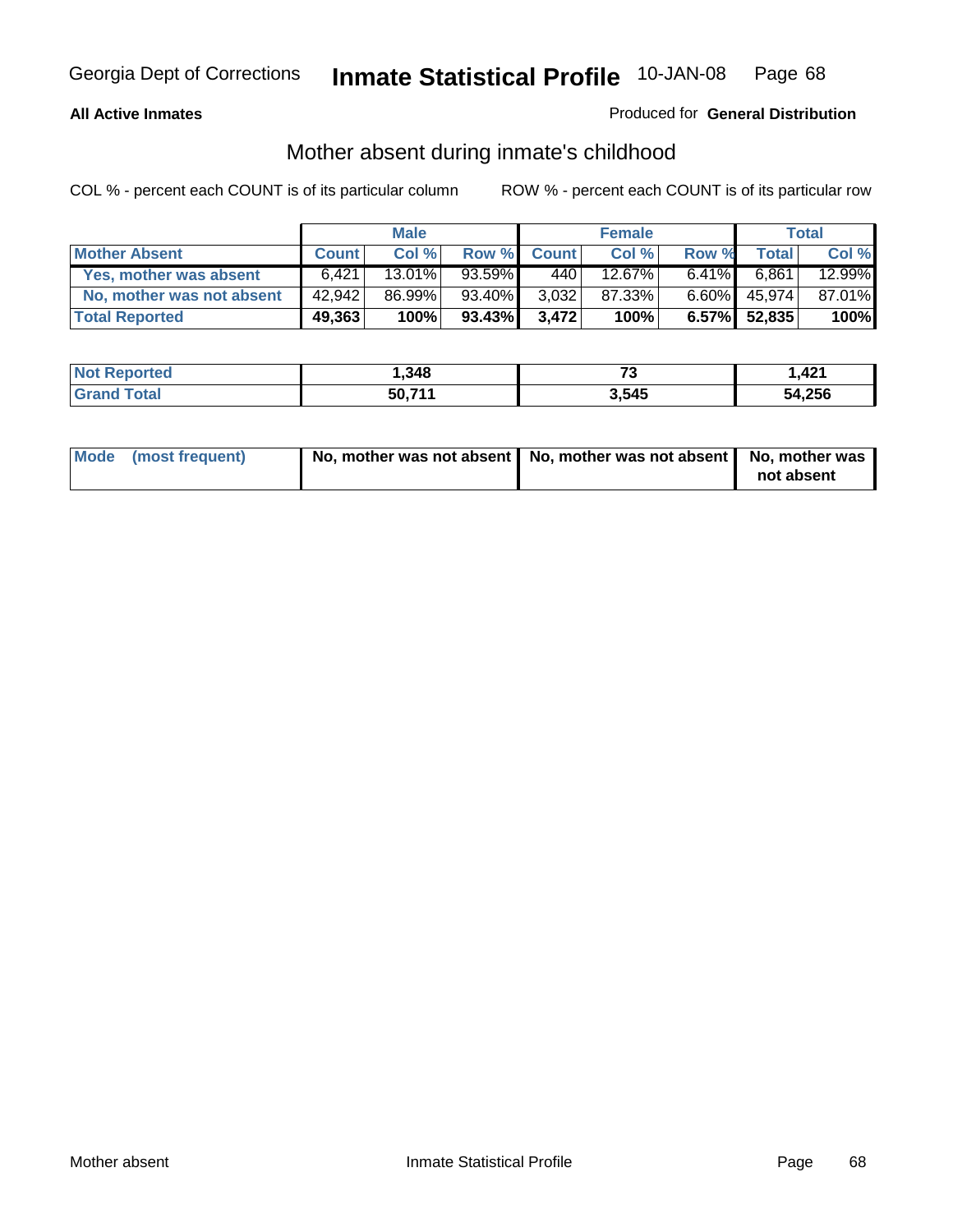**All Active Inmates**

Produced for **General Distribution**

## Mother absent during inmate's childhood

COL % - percent each COUNT is of its particular column

ROW % - percent each COUNT is of its particular row

| | Male | | | Female | | | Total | |
|---|---|---|---|---|---|---|---|---|
| **Mother Absent** | **Count** | **Col %** | **Row %** | **Count** | **Col %** | **Row %** | **Total** | **Col %** |
| **Yes, mother was absent** | 6,421 | 13.01% | 93.59% | 440 | 12.67% | 6.41% | 6,861 | 12.99% |
| **No, mother was not absent** | 42,942 | 86.99% | 93.40% | 3,032 | 87.33% | 6.60% | 45,974 | 87.01% |
| **Total Reported** | **49,363** | **100%** | **93.43%** | **3,472** | **100%** | **6.57%** | **52,835** | **100%** |

| | Male | Female | Total |
|---|---|---|---|
| **Not Reported** | **1,348** | **73** | **1,421** |
| **Grand Total** | **50,711** | **3,545** | **54,256** |

| | Male | Female | Total |
|---|---|---|---|
| **Mode (most frequent)** | **No, mother was not absent** | **No, mother was not absent** | **No, mother was not absent** |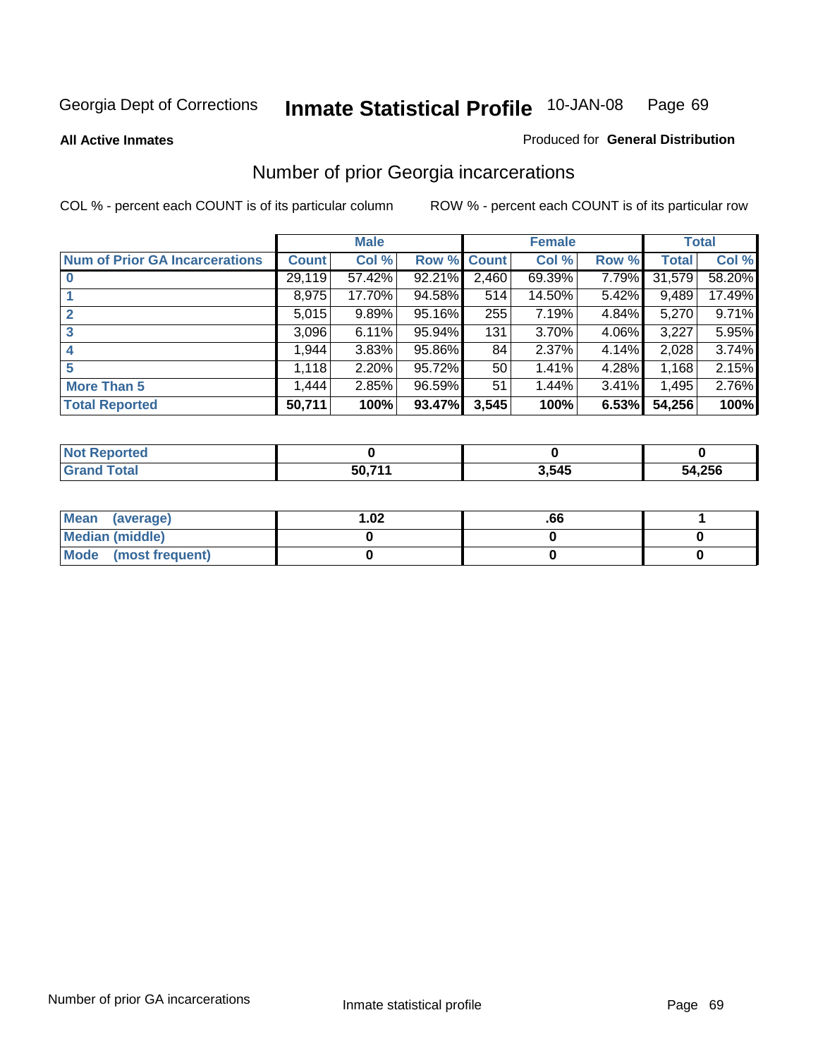Georgia Dept of Corrections **Inmate Statistical Profile** 10-JAN-08

**All Active Inmates** Produced for **General Distribution**

## Number of prior Georgia incarcerations

COL % - percent each COUNT is of its particular column ROW % - percent each COUNT is of its particular row

| | Male | | | Female | | | Total | |
|---|---|---|---|---|---|---|---|---|
| Num of Prior GA Incarcerations | Count | Col % | Row % | Count | Col % | Row % | Total | Col % |
| 0 | 29,119 | 57.42% | 92.21% | 2,460 | 69.39% | 7.79% | 31,579 | 58.20% |
| 1 | 8,975 | 17.70% | 94.58% | 514 | 14.50% | 5.42% | 9,489 | 17.49% |
| 2 | 5,015 | 9.89% | 95.16% | 255 | 7.19% | 4.84% | 5,270 | 9.71% |
| 3 | 3,096 | 6.11% | 95.94% | 131 | 3.70% | 4.06% | 3,227 | 5.95% |
| 4 | 1,944 | 3.83% | 95.86% | 84 | 2.37% | 4.14% | 2,028 | 3.74% |
| 5 | 1,118 | 2.20% | 95.72% | 50 | 1.41% | 4.28% | 1,168 | 2.15% |
| More Than 5 | 1,444 | 2.85% | 96.59% | 51 | 1.44% | 3.41% | 1,495 | 2.76% |
| **Total Reported** | **50,711** | **100%** | **93.47%** | **3,545** | **100%** | **6.53%** | **54,256** | **100%** |

| | Male | Female | Total |
|---|---|---|---|
| Not Reported | **0** | **0** | **0** |
| Grand Total | **50,711** | **3,545** | **54,256** |

| | Male | Female | Total |
|---|---|---|---|
| Mean (average) | **1.02** | **.66** | **1** |
| Median (middle) | **0** | **0** | **0** |
| Mode (most frequent) | **0** | **0** | **0** |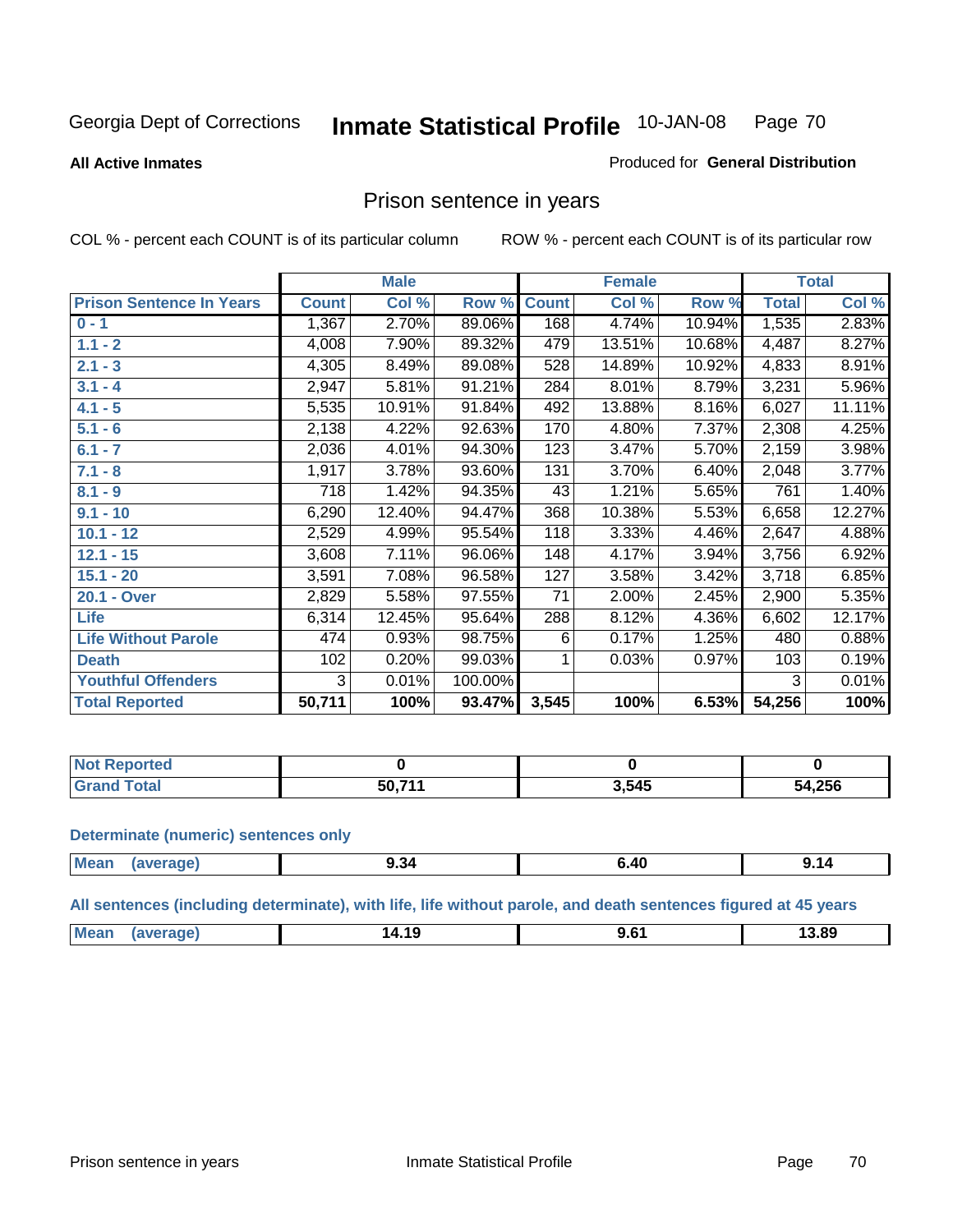Georgia Dept of Corrections **Inmate Statistical Profile** 10-JAN-08

**All Active Inmates**

Produced for **General Distribution**

## Prison sentence in years

COL % - percent each COUNT is of its particular column

ROW % - percent each COUNT is of its particular row

| | Male | | | Female | | | Total | |
|---|---|---|---|---|---|---|---|---|
| **Prison Sentence In Years** | **Count** | **Col %** | **Row %** | **Count** | **Col %** | **Row %** | **Total** | **Col %** |
| 0 - 1 | 1,367 | 2.70% | 89.06% | 168 | 4.74% | 10.94% | 1,535 | 2.83% |
| 1.1 - 2 | 4,008 | 7.90% | 89.32% | 479 | 13.51% | 10.68% | 4,487 | 8.27% |
| 2.1 - 3 | 4,305 | 8.49% | 89.08% | 528 | 14.89% | 10.92% | 4,833 | 8.91% |
| 3.1 - 4 | 2,947 | 5.81% | 91.21% | 284 | 8.01% | 8.79% | 3,231 | 5.96% |
| 4.1 - 5 | 5,535 | 10.91% | 91.84% | 492 | 13.88% | 8.16% | 6,027 | 11.11% |
| 5.1 - 6 | 2,138 | 4.22% | 92.63% | 170 | 4.80% | 7.37% | 2,308 | 4.25% |
| 6.1 - 7 | 2,036 | 4.01% | 94.30% | 123 | 3.47% | 5.70% | 2,159 | 3.98% |
| 7.1 - 8 | 1,917 | 3.78% | 93.60% | 131 | 3.70% | 6.40% | 2,048 | 3.77% |
| 8.1 - 9 | 718 | 1.42% | 94.35% | 43 | 1.21% | 5.65% | 761 | 1.40% |
| 9.1 - 10 | 6,290 | 12.40% | 94.47% | 368 | 10.38% | 5.53% | 6,658 | 12.27% |
| 10.1 - 12 | 2,529 | 4.99% | 95.54% | 118 | 3.33% | 4.46% | 2,647 | 4.88% |
| 12.1 - 15 | 3,608 | 7.11% | 96.06% | 148 | 4.17% | 3.94% | 3,756 | 6.92% |
| 15.1 - 20 | 3,591 | 7.08% | 96.58% | 127 | 3.58% | 3.42% | 3,718 | 6.85% |
| 20.1 - Over | 2,829 | 5.58% | 97.55% | 71 | 2.00% | 2.45% | 2,900 | 5.35% |
| Life | 6,314 | 12.45% | 95.64% | 288 | 8.12% | 4.36% | 6,602 | 12.17% |
| Life Without Parole | 474 | 0.93% | 98.75% | 6 | 0.17% | 1.25% | 480 | 0.88% |
| Death | 102 | 0.20% | 99.03% | 1 | 0.03% | 0.97% | 103 | 0.19% |
| Youthful Offenders | 3 | 0.01% | 100.00% | | | | 3 | 0.01% |
| **Total Reported** | **50,711** | **100%** | **93.47%** | **3,545** | **100%** | **6.53%** | **54,256** | **100%** |

| | Male | Female | Total |
|---|---|---|---|
| Not Reported | 0 | 0 | 0 |
| Grand Total | 50,711 | 3,545 | 54,256 |

**Determinate (numeric) sentences only**

| | Male | Female | Total |
|---|---|---|---|
| Mean (average) | 9.34 | 6.40 | 9.14 |

**All sentences (including determinate), with life, life without parole, and death sentences figured at 45 years**

| | Male | Female | Total |
|---|---|---|---|
| Mean (average) | 14.19 | 9.61 | 13.89 |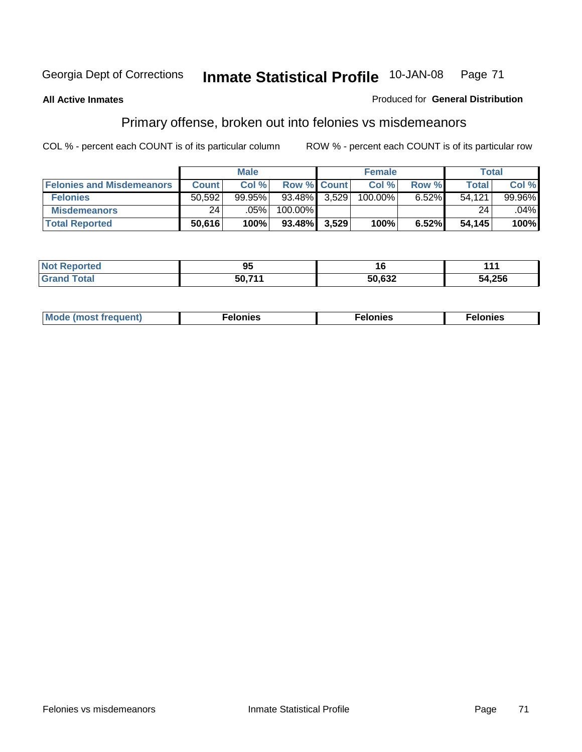Georgia Dept of Corrections **Inmate Statistical Profile** 10-JAN-08

**All Active Inmates**

Produced for **General Distribution**

## Primary offense, broken out into felonies vs misdemeanors

COL % - percent each COUNT is of its particular column

ROW % - percent each COUNT is of its particular row

| | Male | | | Female | | | Total | |
|---|---|---|---|---|---|---|---|---|
| **Felonies and Misdemeanors** | **Count** | **Col %** | **Row %** | **Count** | **Col %** | **Row %** | **Total** | **Col %** |
| **Felonies** | 50,592 | 99.95% | 93.48% | 3,529 | 100.00% | 6.52% | 54,121 | 99.96% |
| **Misdemeanors** | 24 | .05% | 100.00% | | | | 24 | .04% |
| **Total Reported** | **50,616** | **100%** | **93.48%** | **3,529** | **100%** | **6.52%** | **54,145** | **100%** |

| | Male | Female | Total |
|---|---|---|---|
| **Not Reported** | **95** | **16** | **111** |
| **Grand Total** | **50,711** | **50,632** | **54,256** |

| | Male | Female | Total |
|---|---|---|---|
| **Mode (most frequent)** | **Felonies** | **Felonies** | **Felonies** |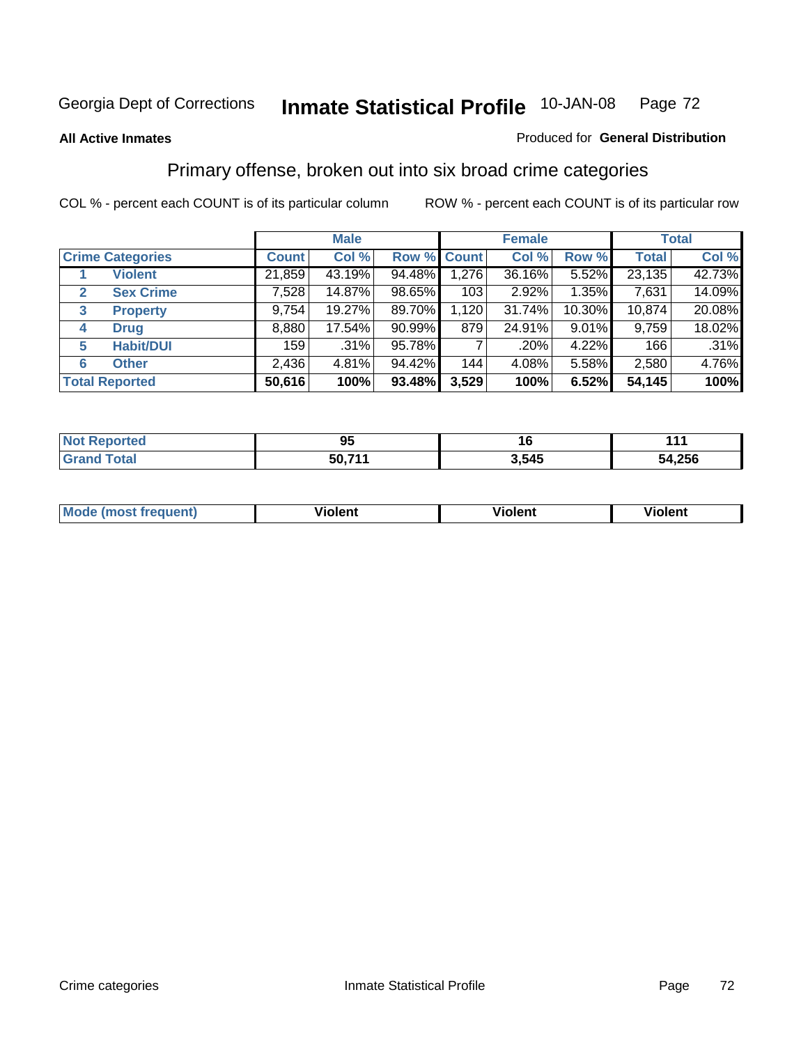Georgia Dept of Corrections **Inmate Statistical Profile** 10-JAN-08

**All Active Inmates**

Produced for **General Distribution**

## Primary offense, broken out into six broad crime categories

COL % - percent each COUNT is of its particular column

ROW % - percent each COUNT is of its particular row

| | | Male | | | Female | | | Total | |
|---|---|---|---|---|---|---|---|---|---|
| **Crime Categories** | | **Count** | **Col %** | **Row %** | **Count** | **Col %** | **Row %** | **Total** | **Col %** |
| 1 | **Violent** | 21,859 | 43.19% | 94.48% | 1,276 | 36.16% | 5.52% | 23,135 | 42.73% |
| 2 | **Sex Crime** | 7,528 | 14.87% | 98.65% | 103 | 2.92% | 1.35% | 7,631 | 14.09% |
| 3 | **Property** | 9,754 | 19.27% | 89.70% | 1,120 | 31.74% | 10.30% | 10,874 | 20.08% |
| 4 | **Drug** | 8,880 | 17.54% | 90.99% | 879 | 24.91% | 9.01% | 9,759 | 18.02% |
| 5 | **Habit/DUI** | 159 | .31% | 95.78% | 7 | .20% | 4.22% | 166 | .31% |
| 6 | **Other** | 2,436 | 4.81% | 94.42% | 144 | 4.08% | 5.58% | 2,580 | 4.76% |
| **Total Reported** | | **50,616** | **100%** | **93.48%** | **3,529** | **100%** | **6.52%** | **54,145** | **100%** |

| | Male | Female | Total |
|---|---|---|---|
| **Not Reported** | **95** | **16** | **111** |
| **Grand Total** | **50,711** | **3,545** | **54,256** |

| | Male | Female | Total |
|---|---|---|---|
| **Mode (most frequent)** | **Violent** | **Violent** | **Violent** |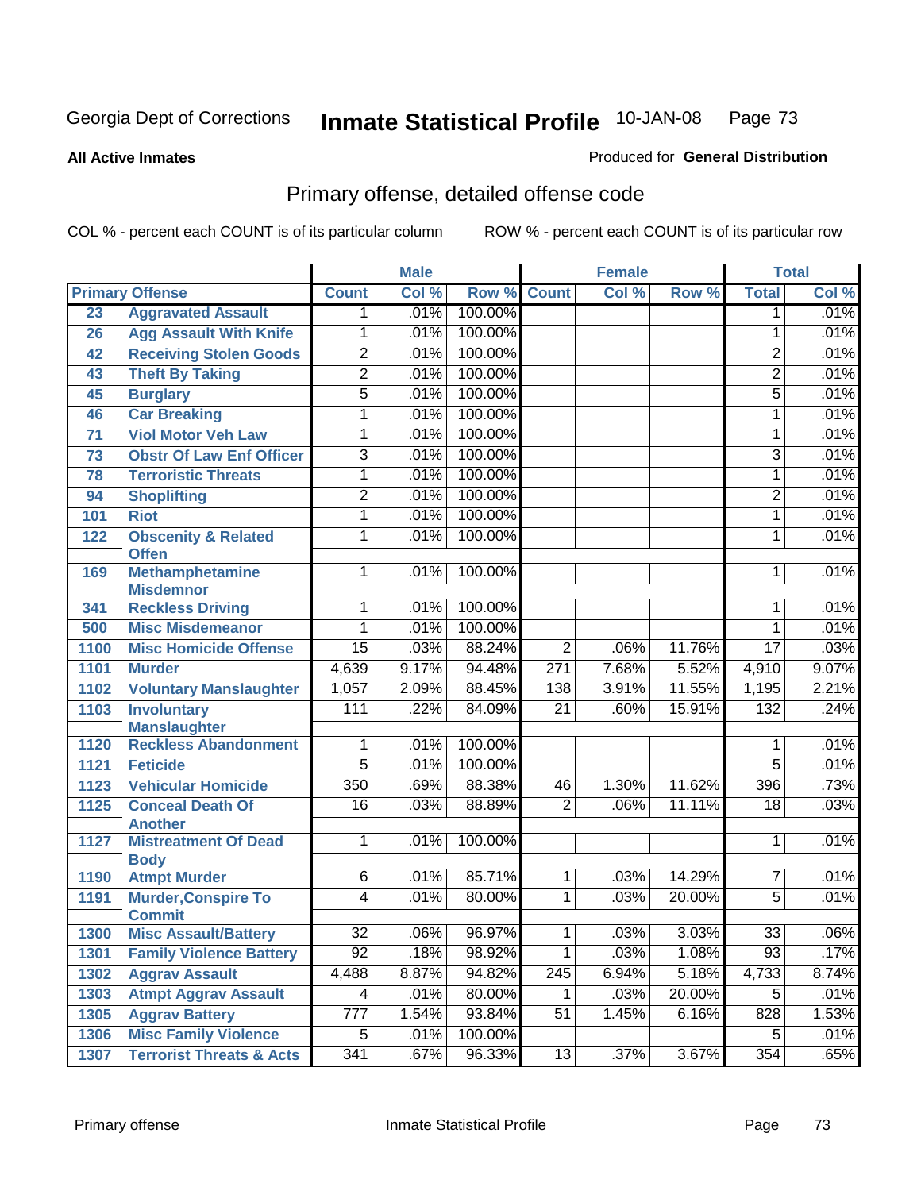Georgia Dept of Corrections **Inmate Statistical Profile** 10-JAN-08

**All Active Inmates**

Produced for **General Distribution**

## Primary offense, detailed offense code

COL % - percent each COUNT is of its particular column ROW % - percent each COUNT is of its particular row

| Primary Offense | | Male | | | Female | | | Total | |
|---|---|---|---|---|---|---|---|---|---|
| | | Count | Col % | Row % | Count | Col % | Row % | Total | Col % |
| 23 | Aggravated Assault | 1 | .01% | 100.00% | | | | 1 | .01% |
| 26 | Agg Assault With Knife | 1 | .01% | 100.00% | | | | 1 | .01% |
| 42 | Receiving Stolen Goods | 2 | .01% | 100.00% | | | | 2 | .01% |
| 43 | Theft By Taking | 2 | .01% | 100.00% | | | | 2 | .01% |
| 45 | Burglary | 5 | .01% | 100.00% | | | | 5 | .01% |
| 46 | Car Breaking | 1 | .01% | 100.00% | | | | 1 | .01% |
| 71 | Viol Motor Veh Law | 1 | .01% | 100.00% | | | | 1 | .01% |
| 73 | Obstr Of Law Enf Officer | 3 | .01% | 100.00% | | | | 3 | .01% |
| 78 | Terroristic Threats | 1 | .01% | 100.00% | | | | 1 | .01% |
| 94 | Shoplifting | 2 | .01% | 100.00% | | | | 2 | .01% |
| 101 | Riot | 1 | .01% | 100.00% | | | | 1 | .01% |
| 122 | Obscenity & Related Offen | 1 | .01% | 100.00% | | | | 1 | .01% |
| 169 | Methamphetamine Misdemnor | 1 | .01% | 100.00% | | | | 1 | .01% |
| 341 | Reckless Driving | 1 | .01% | 100.00% | | | | 1 | .01% |
| 500 | Misc Misdemeanor | 1 | .01% | 100.00% | | | | 1 | .01% |
| 1100 | Misc Homicide Offense | 15 | .03% | 88.24% | 2 | .06% | 11.76% | 17 | .03% |
| 1101 | Murder | 4,639 | 9.17% | 94.48% | 271 | 7.68% | 5.52% | 4,910 | 9.07% |
| 1102 | Voluntary Manslaughter | 1,057 | 2.09% | 88.45% | 138 | 3.91% | 11.55% | 1,195 | 2.21% |
| 1103 | Involuntary Manslaughter | 111 | .22% | 84.09% | 21 | .60% | 15.91% | 132 | .24% |
| 1120 | Reckless Abandonment | 1 | .01% | 100.00% | | | | 1 | .01% |
| 1121 | Feticide | 5 | .01% | 100.00% | | | | 5 | .01% |
| 1123 | Vehicular Homicide | 350 | .69% | 88.38% | 46 | 1.30% | 11.62% | 396 | .73% |
| 1125 | Conceal Death Of Another | 16 | .03% | 88.89% | 2 | .06% | 11.11% | 18 | .03% |
| 1127 | Mistreatment Of Dead Body | 1 | .01% | 100.00% | | | | 1 | .01% |
| 1190 | Atmpt Murder | 6 | .01% | 85.71% | 1 | .03% | 14.29% | 7 | .01% |
| 1191 | Murder,Conspire To Commit | 4 | .01% | 80.00% | 1 | .03% | 20.00% | 5 | .01% |
| 1300 | Misc Assault/Battery | 32 | .06% | 96.97% | 1 | .03% | 3.03% | 33 | .06% |
| 1301 | Family Violence Battery | 92 | .18% | 98.92% | 1 | .03% | 1.08% | 93 | .17% |
| 1302 | Aggrav Assault | 4,488 | 8.87% | 94.82% | 245 | 6.94% | 5.18% | 4,733 | 8.74% |
| 1303 | Atmpt Aggrav Assault | 4 | .01% | 80.00% | 1 | .03% | 20.00% | 5 | .01% |
| 1305 | Aggrav Battery | 777 | 1.54% | 93.84% | 51 | 1.45% | 6.16% | 828 | 1.53% |
| 1306 | Misc Family Violence | 5 | .01% | 100.00% | | | | 5 | .01% |
| 1307 | Terrorist Threats & Acts | 341 | .67% | 96.33% | 13 | .37% | 3.67% | 354 | .65% |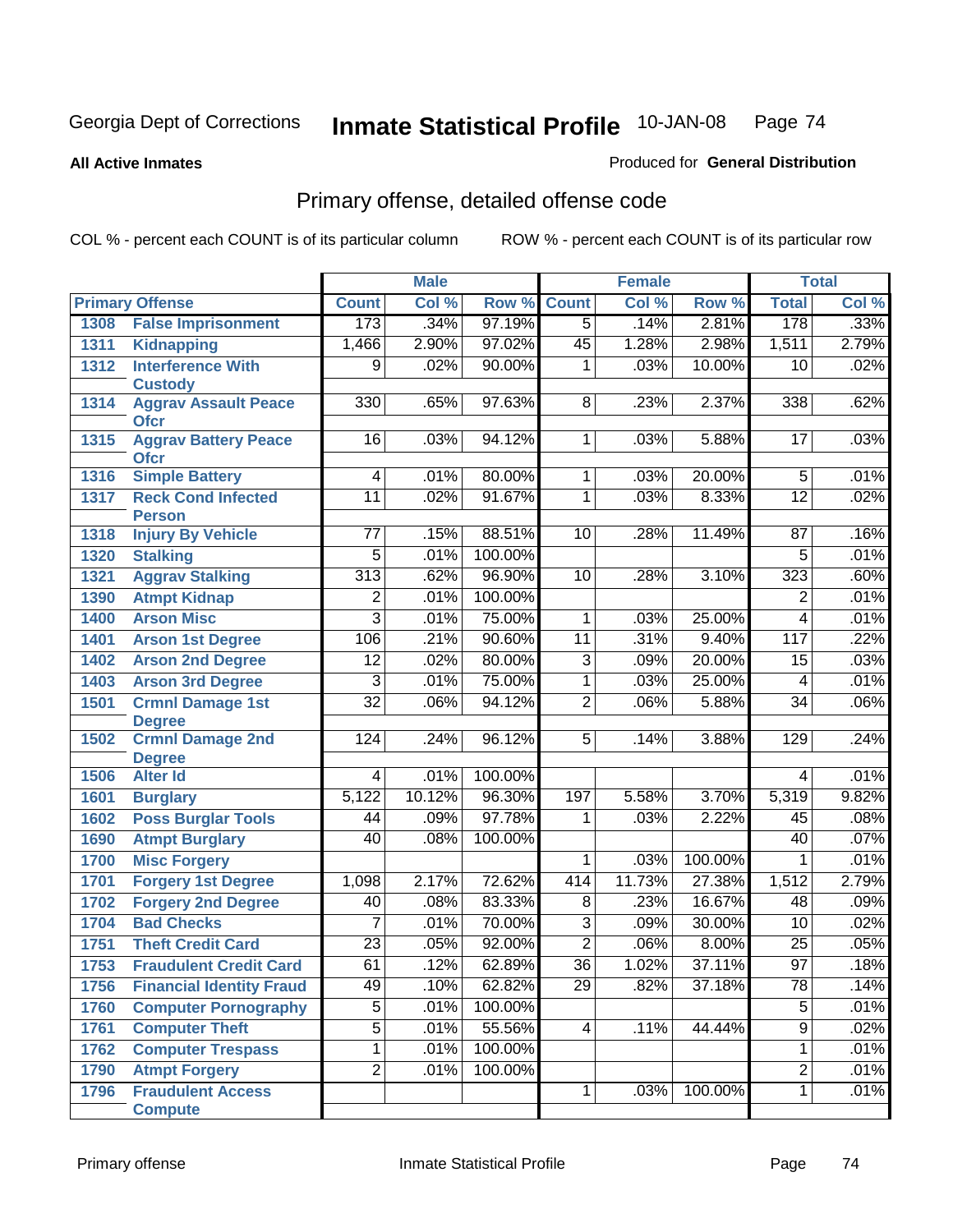Georgia Dept of Corrections **Inmate Statistical Profile** 10-JAN-08

**All Active Inmates** Produced for **General Distribution**

## Primary offense, detailed offense code

COL % - percent each COUNT is of its particular column ROW % - percent each COUNT is of its particular row

| Primary Offense | | Male | | | Female | | | Total | |
|---|---|---|---|---|---|---|---|---|---|
| | | Count | Col % | Row % | Count | Col % | Row % | Total | Col % |
| 1308 | False Imprisonment | 173 | .34% | 97.19% | 5 | .14% | 2.81% | 178 | .33% |
| 1311 | Kidnapping | 1,466 | 2.90% | 97.02% | 45 | 1.28% | 2.98% | 1,511 | 2.79% |
| 1312 | Interference With Custody | 9 | .02% | 90.00% | 1 | .03% | 10.00% | 10 | .02% |
| 1314 | Aggrav Assault Peace Ofcr | 330 | .65% | 97.63% | 8 | .23% | 2.37% | 338 | .62% |
| 1315 | Aggrav Battery Peace Ofcr | 16 | .03% | 94.12% | 1 | .03% | 5.88% | 17 | .03% |
| 1316 | Simple Battery | 4 | .01% | 80.00% | 1 | .03% | 20.00% | 5 | .01% |
| 1317 | Reck Cond Infected Person | 11 | .02% | 91.67% | 1 | .03% | 8.33% | 12 | .02% |
| 1318 | Injury By Vehicle | 77 | .15% | 88.51% | 10 | .28% | 11.49% | 87 | .16% |
| 1320 | Stalking | 5 | .01% | 100.00% | | | | 5 | .01% |
| 1321 | Aggrav Stalking | 313 | .62% | 96.90% | 10 | .28% | 3.10% | 323 | .60% |
| 1390 | Atmpt Kidnap | 2 | .01% | 100.00% | | | | 2 | .01% |
| 1400 | Arson Misc | 3 | .01% | 75.00% | 1 | .03% | 25.00% | 4 | .01% |
| 1401 | Arson 1st Degree | 106 | .21% | 90.60% | 11 | .31% | 9.40% | 117 | .22% |
| 1402 | Arson 2nd Degree | 12 | .02% | 80.00% | 3 | .09% | 20.00% | 15 | .03% |
| 1403 | Arson 3rd Degree | 3 | .01% | 75.00% | 1 | .03% | 25.00% | 4 | .01% |
| 1501 | Crmnl Damage 1st Degree | 32 | .06% | 94.12% | 2 | .06% | 5.88% | 34 | .06% |
| 1502 | Crmnl Damage 2nd Degree | 124 | .24% | 96.12% | 5 | .14% | 3.88% | 129 | .24% |
| 1506 | Alter Id | 4 | .01% | 100.00% | | | | 4 | .01% |
| 1601 | Burglary | 5,122 | 10.12% | 96.30% | 197 | 5.58% | 3.70% | 5,319 | 9.82% |
| 1602 | Poss Burglar Tools | 44 | .09% | 97.78% | 1 | .03% | 2.22% | 45 | .08% |
| 1690 | Atmpt Burglary | 40 | .08% | 100.00% | | | | 40 | .07% |
| 1700 | Misc Forgery | | | | 1 | .03% | 100.00% | 1 | .01% |
| 1701 | Forgery 1st Degree | 1,098 | 2.17% | 72.62% | 414 | 11.73% | 27.38% | 1,512 | 2.79% |
| 1702 | Forgery 2nd Degree | 40 | .08% | 83.33% | 8 | .23% | 16.67% | 48 | .09% |
| 1704 | Bad Checks | 7 | .01% | 70.00% | 3 | .09% | 30.00% | 10 | .02% |
| 1751 | Theft Credit Card | 23 | .05% | 92.00% | 2 | .06% | 8.00% | 25 | .05% |
| 1753 | Fraudulent Credit Card | 61 | .12% | 62.89% | 36 | 1.02% | 37.11% | 97 | .18% |
| 1756 | Financial Identity Fraud | 49 | .10% | 62.82% | 29 | .82% | 37.18% | 78 | .14% |
| 1760 | Computer Pornography | 5 | .01% | 100.00% | | | | 5 | .01% |
| 1761 | Computer Theft | 5 | .01% | 55.56% | 4 | .11% | 44.44% | 9 | .02% |
| 1762 | Computer Trespass | 1 | .01% | 100.00% | | | | 1 | .01% |
| 1790 | Atmpt Forgery | 2 | .01% | 100.00% | | | | 2 | .01% |
| 1796 | Fraudulent Access Compute | | | | 1 | .03% | 100.00% | 1 | .01% |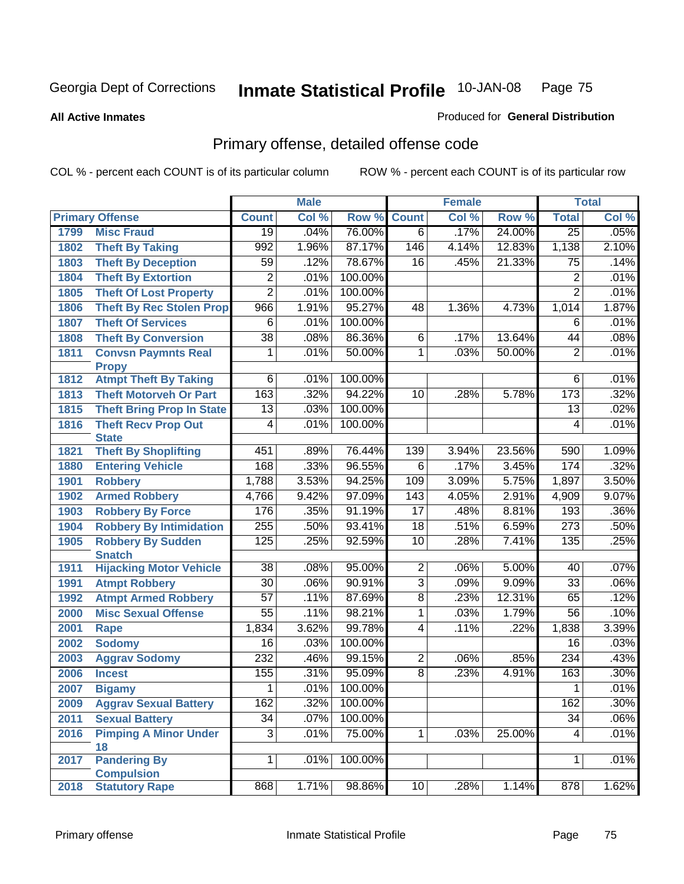Georgia Dept of Corrections **Inmate Statistical Profile** 10-JAN-08

**All Active Inmates**

Produced for **General Distribution**

## Primary offense, detailed offense code

COL % - percent each COUNT is of its particular column ROW % - percent each COUNT is of its particular row

| Primary Offense | | Male | | | Female | | | Total | |
|---|---|---|---|---|---|---|---|---|---|
| | | Count | Col % | Row % | Count | Col % | Row % | Total | Col % |
| 1799 | Misc Fraud | 19 | .04% | 76.00% | 6 | .17% | 24.00% | 25 | .05% |
| 1802 | Theft By Taking | 992 | 1.96% | 87.17% | 146 | 4.14% | 12.83% | 1,138 | 2.10% |
| 1803 | Theft By Deception | 59 | .12% | 78.67% | 16 | .45% | 21.33% | 75 | .14% |
| 1804 | Theft By Extortion | 2 | .01% | 100.00% | | | | 2 | .01% |
| 1805 | Theft Of Lost Property | 2 | .01% | 100.00% | | | | 2 | .01% |
| 1806 | Theft By Rec Stolen Prop | 966 | 1.91% | 95.27% | 48 | 1.36% | 4.73% | 1,014 | 1.87% |
| 1807 | Theft Of Services | 6 | .01% | 100.00% | | | | 6 | .01% |
| 1808 | Theft By Conversion | 38 | .08% | 86.36% | 6 | .17% | 13.64% | 44 | .08% |
| 1811 | Convsn Paymnts Real Propy | 1 | .01% | 50.00% | 1 | .03% | 50.00% | 2 | .01% |
| 1812 | Atmpt Theft By Taking | 6 | .01% | 100.00% | | | | 6 | .01% |
| 1813 | Theft Motorveh Or Part | 163 | .32% | 94.22% | 10 | .28% | 5.78% | 173 | .32% |
| 1815 | Theft Bring Prop In State | 13 | .03% | 100.00% | | | | 13 | .02% |
| 1816 | Theft Recv Prop Out State | 4 | .01% | 100.00% | | | | 4 | .01% |
| 1821 | Theft By Shoplifting | 451 | .89% | 76.44% | 139 | 3.94% | 23.56% | 590 | 1.09% |
| 1880 | Entering Vehicle | 168 | .33% | 96.55% | 6 | .17% | 3.45% | 174 | .32% |
| 1901 | Robbery | 1,788 | 3.53% | 94.25% | 109 | 3.09% | 5.75% | 1,897 | 3.50% |
| 1902 | Armed Robbery | 4,766 | 9.42% | 97.09% | 143 | 4.05% | 2.91% | 4,909 | 9.07% |
| 1903 | Robbery By Force | 176 | .35% | 91.19% | 17 | .48% | 8.81% | 193 | .36% |
| 1904 | Robbery By Intimidation | 255 | .50% | 93.41% | 18 | .51% | 6.59% | 273 | .50% |
| 1905 | Robbery By Sudden Snatch | 125 | .25% | 92.59% | 10 | .28% | 7.41% | 135 | .25% |
| 1911 | Hijacking Motor Vehicle | 38 | .08% | 95.00% | 2 | .06% | 5.00% | 40 | .07% |
| 1991 | Atmpt Robbery | 30 | .06% | 90.91% | 3 | .09% | 9.09% | 33 | .06% |
| 1992 | Atmpt Armed Robbery | 57 | .11% | 87.69% | 8 | .23% | 12.31% | 65 | .12% |
| 2000 | Misc Sexual Offense | 55 | .11% | 98.21% | 1 | .03% | 1.79% | 56 | .10% |
| 2001 | Rape | 1,834 | 3.62% | 99.78% | 4 | .11% | .22% | 1,838 | 3.39% |
| 2002 | Sodomy | 16 | .03% | 100.00% | | | | 16 | .03% |
| 2003 | Aggrav Sodomy | 232 | .46% | 99.15% | 2 | .06% | .85% | 234 | .43% |
| 2006 | Incest | 155 | .31% | 95.09% | 8 | .23% | 4.91% | 163 | .30% |
| 2007 | Bigamy | 1 | .01% | 100.00% | | | | 1 | .01% |
| 2009 | Aggrav Sexual Battery | 162 | .32% | 100.00% | | | | 162 | .30% |
| 2011 | Sexual Battery | 34 | .07% | 100.00% | | | | 34 | .06% |
| 2016 | Pimping A Minor Under 18 | 3 | .01% | 75.00% | 1 | .03% | 25.00% | 4 | .01% |
| 2017 | Pandering By Compulsion | 1 | .01% | 100.00% | | | | 1 | .01% |
| 2018 | Statutory Rape | 868 | 1.71% | 98.86% | 10 | .28% | 1.14% | 878 | 1.62% |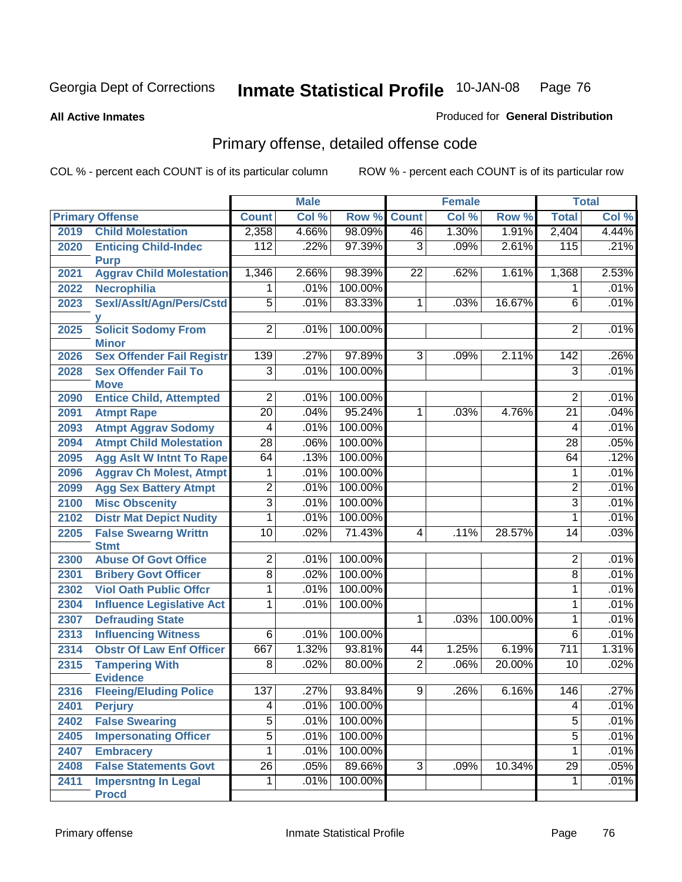Georgia Dept of Corrections **Inmate Statistical Profile** 10-JAN-08

**All Active Inmates** Produced for **General Distribution**

## Primary offense, detailed offense code

COL % - percent each COUNT is of its particular column ROW % - percent each COUNT is of its particular row

| Primary Offense | | Male | | | Female | | | Total | |
|---|---|---|---|---|---|---|---|---|---|
| | | Count | Col % | Row % | Count | Col % | Row % | Total | Col % |
| 2019 | Child Molestation | 2,358 | 4.66% | 98.09% | 46 | 1.30% | 1.91% | 2,404 | 4.44% |
| 2020 | Enticing Child-Indec Purp | 112 | .22% | 97.39% | 3 | .09% | 2.61% | 115 | .21% |
| 2021 | Aggrav Child Molestation | 1,346 | 2.66% | 98.39% | 22 | .62% | 1.61% | 1,368 | 2.53% |
| 2022 | Necrophilia | 1 | .01% | 100.00% | | | | 1 | .01% |
| 2023 | Sexl/Asslt/Agn/Pers/Cstdy | 5 | .01% | 83.33% | 1 | .03% | 16.67% | 6 | .01% |
| 2025 | Solicit Sodomy From Minor | 2 | .01% | 100.00% | | | | 2 | .01% |
| 2026 | Sex Offender Fail Registr | 139 | .27% | 97.89% | 3 | .09% | 2.11% | 142 | .26% |
| 2028 | Sex Offender Fail To Move | 3 | .01% | 100.00% | | | | 3 | .01% |
| 2090 | Entice Child, Attempted | 2 | .01% | 100.00% | | | | 2 | .01% |
| 2091 | Atmpt Rape | 20 | .04% | 95.24% | 1 | .03% | 4.76% | 21 | .04% |
| 2093 | Atmpt Aggrav Sodomy | 4 | .01% | 100.00% | | | | 4 | .01% |
| 2094 | Atmpt Child Molestation | 28 | .06% | 100.00% | | | | 28 | .05% |
| 2095 | Agg Aslt W Intnt To Rape | 64 | .13% | 100.00% | | | | 64 | .12% |
| 2096 | Aggrav Ch Molest, Atmpt | 1 | .01% | 100.00% | | | | 1 | .01% |
| 2099 | Agg Sex Battery Atmpt | 2 | .01% | 100.00% | | | | 2 | .01% |
| 2100 | Misc Obscenity | 3 | .01% | 100.00% | | | | 3 | .01% |
| 2102 | Distr Mat Depict Nudity | 1 | .01% | 100.00% | | | | 1 | .01% |
| 2205 | False Swearng Writtn Stmt | 10 | .02% | 71.43% | 4 | .11% | 28.57% | 14 | .03% |
| 2300 | Abuse Of Govt Office | 2 | .01% | 100.00% | | | | 2 | .01% |
| 2301 | Bribery Govt Officer | 8 | .02% | 100.00% | | | | 8 | .01% |
| 2302 | Viol Oath Public Offcr | 1 | .01% | 100.00% | | | | 1 | .01% |
| 2304 | Influence Legislative Act | 1 | .01% | 100.00% | | | | 1 | .01% |
| 2307 | Defrauding State | | | | 1 | .03% | 100.00% | 1 | .01% |
| 2313 | Influencing Witness | 6 | .01% | 100.00% | | | | 6 | .01% |
| 2314 | Obstr Of Law Enf Officer | 667 | 1.32% | 93.81% | 44 | 1.25% | 6.19% | 711 | 1.31% |
| 2315 | Tampering With Evidence | 8 | .02% | 80.00% | 2 | .06% | 20.00% | 10 | .02% |
| 2316 | Fleeing/Eluding Police | 137 | .27% | 93.84% | 9 | .26% | 6.16% | 146 | .27% |
| 2401 | Perjury | 4 | .01% | 100.00% | | | | 4 | .01% |
| 2402 | False Swearing | 5 | .01% | 100.00% | | | | 5 | .01% |
| 2405 | Impersonating Officer | 5 | .01% | 100.00% | | | | 5 | .01% |
| 2407 | Embracery | 1 | .01% | 100.00% | | | | 1 | .01% |
| 2408 | False Statements Govt | 26 | .05% | 89.66% | 3 | .09% | 10.34% | 29 | .05% |
| 2411 | Impersntng In Legal Procd | 1 | .01% | 100.00% | | | | 1 | .01% |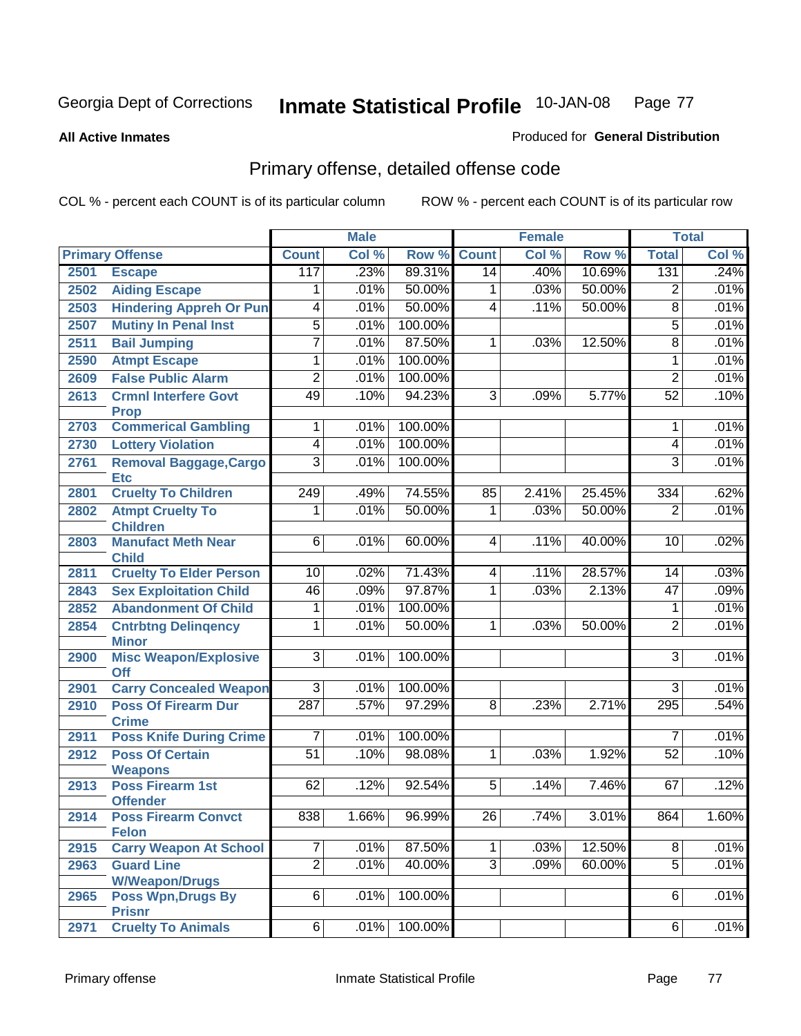Georgia Dept of Corrections **Inmate Statistical Profile** 10-JAN-08

**All Active Inmates**

Produced for **General Distribution**

## Primary offense, detailed offense code

COL % - percent each COUNT is of its particular column ROW % - percent each COUNT is of its particular row

| Primary Offense | | Male | | | Female | | | Total | |
|---|---|---|---|---|---|---|---|---|---|
| | | Count | Col % | Row % | Count | Col % | Row % | Total | Col % |
| 2501 | Escape | 117 | .23% | 89.31% | 14 | .40% | 10.69% | 131 | .24% |
| 2502 | Aiding Escape | 1 | .01% | 50.00% | 1 | .03% | 50.00% | 2 | .01% |
| 2503 | Hindering Appreh Or Pun | 4 | .01% | 50.00% | 4 | .11% | 50.00% | 8 | .01% |
| 2507 | Mutiny In Penal Inst | 5 | .01% | 100.00% | | | | 5 | .01% |
| 2511 | Bail Jumping | 7 | .01% | 87.50% | 1 | .03% | 12.50% | 8 | .01% |
| 2590 | Atmpt Escape | 1 | .01% | 100.00% | | | | 1 | .01% |
| 2609 | False Public Alarm | 2 | .01% | 100.00% | | | | 2 | .01% |
| 2613 | Crmnl Interfere Govt Prop | 49 | .10% | 94.23% | 3 | .09% | 5.77% | 52 | .10% |
| 2703 | Commerical Gambling | 1 | .01% | 100.00% | | | | 1 | .01% |
| 2730 | Lottery Violation | 4 | .01% | 100.00% | | | | 4 | .01% |
| 2761 | Removal Baggage,Cargo Etc | 3 | .01% | 100.00% | | | | 3 | .01% |
| 2801 | Cruelty To Children | 249 | .49% | 74.55% | 85 | 2.41% | 25.45% | 334 | .62% |
| 2802 | Atmpt Cruelty To Children | 1 | .01% | 50.00% | 1 | .03% | 50.00% | 2 | .01% |
| 2803 | Manufact Meth Near Child | 6 | .01% | 60.00% | 4 | .11% | 40.00% | 10 | .02% |
| 2811 | Cruelty To Elder Person | 10 | .02% | 71.43% | 4 | .11% | 28.57% | 14 | .03% |
| 2843 | Sex Exploitation Child | 46 | .09% | 97.87% | 1 | .03% | 2.13% | 47 | .09% |
| 2852 | Abandonment Of Child | 1 | .01% | 100.00% | | | | 1 | .01% |
| 2854 | Cntrbtng Delinqency Minor | 1 | .01% | 50.00% | 1 | .03% | 50.00% | 2 | .01% |
| 2900 | Misc Weapon/Explosive Off | 3 | .01% | 100.00% | | | | 3 | .01% |
| 2901 | Carry Concealed Weapon | 3 | .01% | 100.00% | | | | 3 | .01% |
| 2910 | Poss Of Firearm Dur Crime | 287 | .57% | 97.29% | 8 | .23% | 2.71% | 295 | .54% |
| 2911 | Poss Knife During Crime | 7 | .01% | 100.00% | | | | 7 | .01% |
| 2912 | Poss Of Certain Weapons | 51 | .10% | 98.08% | 1 | .03% | 1.92% | 52 | .10% |
| 2913 | Poss Firearm 1st Offender | 62 | .12% | 92.54% | 5 | .14% | 7.46% | 67 | .12% |
| 2914 | Poss Firearm Convct Felon | 838 | 1.66% | 96.99% | 26 | .74% | 3.01% | 864 | 1.60% |
| 2915 | Carry Weapon At School | 7 | .01% | 87.50% | 1 | .03% | 12.50% | 8 | .01% |
| 2963 | Guard Line W/Weapon/Drugs | 2 | .01% | 40.00% | 3 | .09% | 60.00% | 5 | .01% |
| 2965 | Poss Wpn,Drugs By Prisnr | 6 | .01% | 100.00% | | | | 6 | .01% |
| 2971 | Cruelty To Animals | 6 | .01% | 100.00% | | | | 6 | .01% |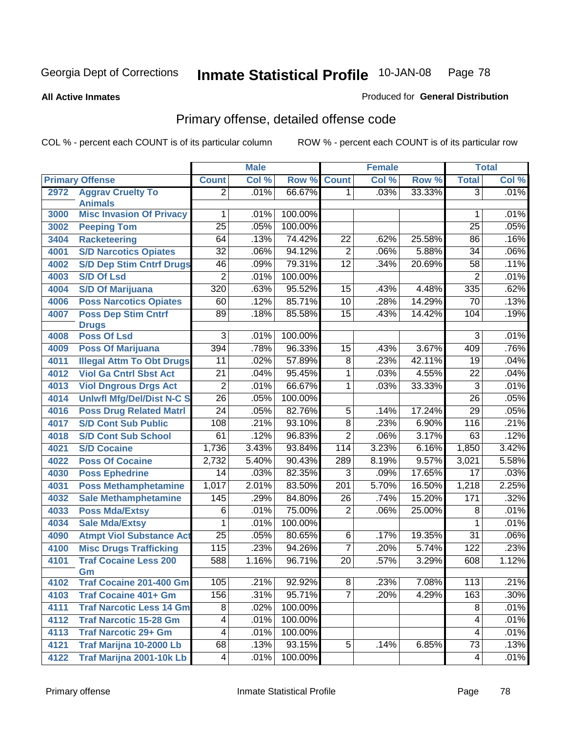Georgia Dept of Corrections **Inmate Statistical Profile** 10-JAN-08

**All Active Inmates**

Produced for **General Distribution**

## Primary offense, detailed offense code

COL % - percent each COUNT is of its particular column ROW % - percent each COUNT is of its particular row

| Primary Offense | | Male | | | Female | | | Total | |
|---|---|---|---|---|---|---|---|---|---|
| | | Count | Col % | Row % | Count | Col % | Row % | Total | Col % |
| 2972 | Aggrav Cruelty To Animals | 2 | .01% | 66.67% | 1 | .03% | 33.33% | 3 | .01% |
| 3000 | Misc Invasion Of Privacy | 1 | .01% | 100.00% | | | | 1 | .01% |
| 3002 | Peeping Tom | 25 | .05% | 100.00% | | | | 25 | .05% |
| 3404 | Racketeering | 64 | .13% | 74.42% | 22 | .62% | 25.58% | 86 | .16% |
| 4001 | S/D Narcotics Opiates | 32 | .06% | 94.12% | 2 | .06% | 5.88% | 34 | .06% |
| 4002 | S/D Dep Stim Cntrf Drugs | 46 | .09% | 79.31% | 12 | .34% | 20.69% | 58 | .11% |
| 4003 | S/D Of Lsd | 2 | .01% | 100.00% | | | | 2 | .01% |
| 4004 | S/D Of Marijuana | 320 | .63% | 95.52% | 15 | .43% | 4.48% | 335 | .62% |
| 4006 | Poss Narcotics Opiates | 60 | .12% | 85.71% | 10 | .28% | 14.29% | 70 | .13% |
| 4007 | Poss Dep Stim Cntrf Drugs | 89 | .18% | 85.58% | 15 | .43% | 14.42% | 104 | .19% |
| 4008 | Poss Of Lsd | 3 | .01% | 100.00% | | | | 3 | .01% |
| 4009 | Poss Of Marijuana | 394 | .78% | 96.33% | 15 | .43% | 3.67% | 409 | .76% |
| 4011 | Illegal Attm To Obt Drugs | 11 | .02% | 57.89% | 8 | .23% | 42.11% | 19 | .04% |
| 4012 | Viol Ga Cntrl Sbst Act | 21 | .04% | 95.45% | 1 | .03% | 4.55% | 22 | .04% |
| 4013 | Viol Dngrous Drgs Act | 2 | .01% | 66.67% | 1 | .03% | 33.33% | 3 | .01% |
| 4014 | Unlwfl Mfg/Del/Dist N-C S | 26 | .05% | 100.00% | | | | 26 | .05% |
| 4016 | Poss Drug Related Matrl | 24 | .05% | 82.76% | 5 | .14% | 17.24% | 29 | .05% |
| 4017 | S/D Cont Sub Public | 108 | .21% | 93.10% | 8 | .23% | 6.90% | 116 | .21% |
| 4018 | S/D Cont Sub School | 61 | .12% | 96.83% | 2 | .06% | 3.17% | 63 | .12% |
| 4021 | S/D Cocaine | 1,736 | 3.43% | 93.84% | 114 | 3.23% | 6.16% | 1,850 | 3.42% |
| 4022 | Poss Of Cocaine | 2,732 | 5.40% | 90.43% | 289 | 8.19% | 9.57% | 3,021 | 5.58% |
| 4030 | Poss Ephedrine | 14 | .03% | 82.35% | 3 | .09% | 17.65% | 17 | .03% |
| 4031 | Poss Methamphetamine | 1,017 | 2.01% | 83.50% | 201 | 5.70% | 16.50% | 1,218 | 2.25% |
| 4032 | Sale Methamphetamine | 145 | .29% | 84.80% | 26 | .74% | 15.20% | 171 | .32% |
| 4033 | Poss Mda/Extsy | 6 | .01% | 75.00% | 2 | .06% | 25.00% | 8 | .01% |
| 4034 | Sale Mda/Extsy | 1 | .01% | 100.00% | | | | 1 | .01% |
| 4090 | Atmpt Viol Substance Act | 25 | .05% | 80.65% | 6 | .17% | 19.35% | 31 | .06% |
| 4100 | Misc Drugs Trafficking | 115 | .23% | 94.26% | 7 | .20% | 5.74% | 122 | .23% |
| 4101 | Traf Cocaine Less 200 Gm | 588 | 1.16% | 96.71% | 20 | .57% | 3.29% | 608 | 1.12% |
| 4102 | Traf Cocaine 201-400 Gm | 105 | .21% | 92.92% | 8 | .23% | 7.08% | 113 | .21% |
| 4103 | Traf Cocaine 401+ Gm | 156 | .31% | 95.71% | 7 | .20% | 4.29% | 163 | .30% |
| 4111 | Traf Narcotic Less 14 Gm | 8 | .02% | 100.00% | | | | 8 | .01% |
| 4112 | Traf Narcotic 15-28 Gm | 4 | .01% | 100.00% | | | | 4 | .01% |
| 4113 | Traf Narcotic 29+ Gm | 4 | .01% | 100.00% | | | | 4 | .01% |
| 4121 | Traf Marijna 10-2000 Lb | 68 | .13% | 93.15% | 5 | .14% | 6.85% | 73 | .13% |
| 4122 | Traf Marijna 2001-10k Lb | 4 | .01% | 100.00% | | | | 4 | .01% |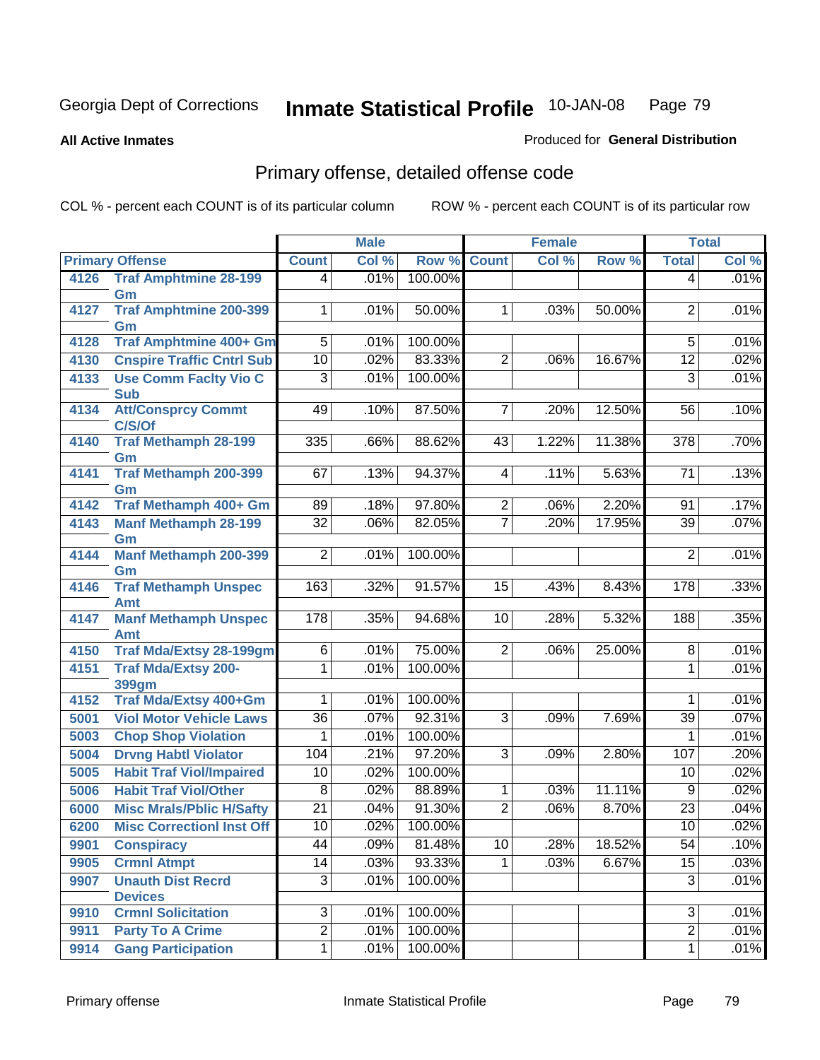Georgia Dept of Corrections **Inmate Statistical Profile** 10-JAN-08

**All Active Inmates**

Produced for **General Distribution**

## Primary offense, detailed offense code

COL % - percent each COUNT is of its particular column ROW % - percent each COUNT is of its particular row

| Primary Offense | | Male | | | Female | | | Total | |
|---|---|---|---|---|---|---|---|---|---|
| | | Count | Col % | Row % | Count | Col % | Row % | Total | Col % |
| 4126 | Traf Amphtmine 28-199 Gm | 4 | .01% | 100.00% | | | | 4 | .01% |
| 4127 | Traf Amphtmine 200-399 Gm | 1 | .01% | 50.00% | 1 | .03% | 50.00% | 2 | .01% |
| 4128 | Traf Amphtmine 400+ Gm | 5 | .01% | 100.00% | | | | 5 | .01% |
| 4130 | Cnspire Traffic Cntrl Sub | 10 | .02% | 83.33% | 2 | .06% | 16.67% | 12 | .02% |
| 4133 | Use Comm Faclty Vio C Sub | 3 | .01% | 100.00% | | | | 3 | .01% |
| 4134 | Att/Consprcy Commt C/S/Of | 49 | .10% | 87.50% | 7 | .20% | 12.50% | 56 | .10% |
| 4140 | Traf Methamph 28-199 Gm | 335 | .66% | 88.62% | 43 | 1.22% | 11.38% | 378 | .70% |
| 4141 | Traf Methamph 200-399 Gm | 67 | .13% | 94.37% | 4 | .11% | 5.63% | 71 | .13% |
| 4142 | Traf Methamph 400+ Gm | 89 | .18% | 97.80% | 2 | .06% | 2.20% | 91 | .17% |
| 4143 | Manf Methamph 28-199 Gm | 32 | .06% | 82.05% | 7 | .20% | 17.95% | 39 | .07% |
| 4144 | Manf Methamph 200-399 Gm | 2 | .01% | 100.00% | | | | 2 | .01% |
| 4146 | Traf Methamph Unspec Amt | 163 | .32% | 91.57% | 15 | .43% | 8.43% | 178 | .33% |
| 4147 | Manf Methamph Unspec Amt | 178 | .35% | 94.68% | 10 | .28% | 5.32% | 188 | .35% |
| 4150 | Traf Mda/Extsy 28-199gm | 6 | .01% | 75.00% | 2 | .06% | 25.00% | 8 | .01% |
| 4151 | Traf Mda/Extsy 200-399gm | 1 | .01% | 100.00% | | | | 1 | .01% |
| 4152 | Traf Mda/Extsy 400+Gm | 1 | .01% | 100.00% | | | | 1 | .01% |
| 5001 | Viol Motor Vehicle Laws | 36 | .07% | 92.31% | 3 | .09% | 7.69% | 39 | .07% |
| 5003 | Chop Shop Violation | 1 | .01% | 100.00% | | | | 1 | .01% |
| 5004 | Drvng Habtl Violator | 104 | .21% | 97.20% | 3 | .09% | 2.80% | 107 | .20% |
| 5005 | Habit Traf Viol/Impaired | 10 | .02% | 100.00% | | | | 10 | .02% |
| 5006 | Habit Traf Viol/Other | 8 | .02% | 88.89% | 1 | .03% | 11.11% | 9 | .02% |
| 6000 | Misc Mrals/Pblic H/Safty | 21 | .04% | 91.30% | 2 | .06% | 8.70% | 23 | .04% |
| 6200 | Misc Correctionl Inst Off | 10 | .02% | 100.00% | | | | 10 | .02% |
| 9901 | Conspiracy | 44 | .09% | 81.48% | 10 | .28% | 18.52% | 54 | .10% |
| 9905 | Crmnl Atmpt | 14 | .03% | 93.33% | 1 | .03% | 6.67% | 15 | .03% |
| 9907 | Unauth Dist Recrd Devices | 3 | .01% | 100.00% | | | | 3 | .01% |
| 9910 | Crmnl Solicitation | 3 | .01% | 100.00% | | | | 3 | .01% |
| 9911 | Party To A Crime | 2 | .01% | 100.00% | | | | 2 | .01% |
| 9914 | Gang Participation | 1 | .01% | 100.00% | | | | 1 | .01% |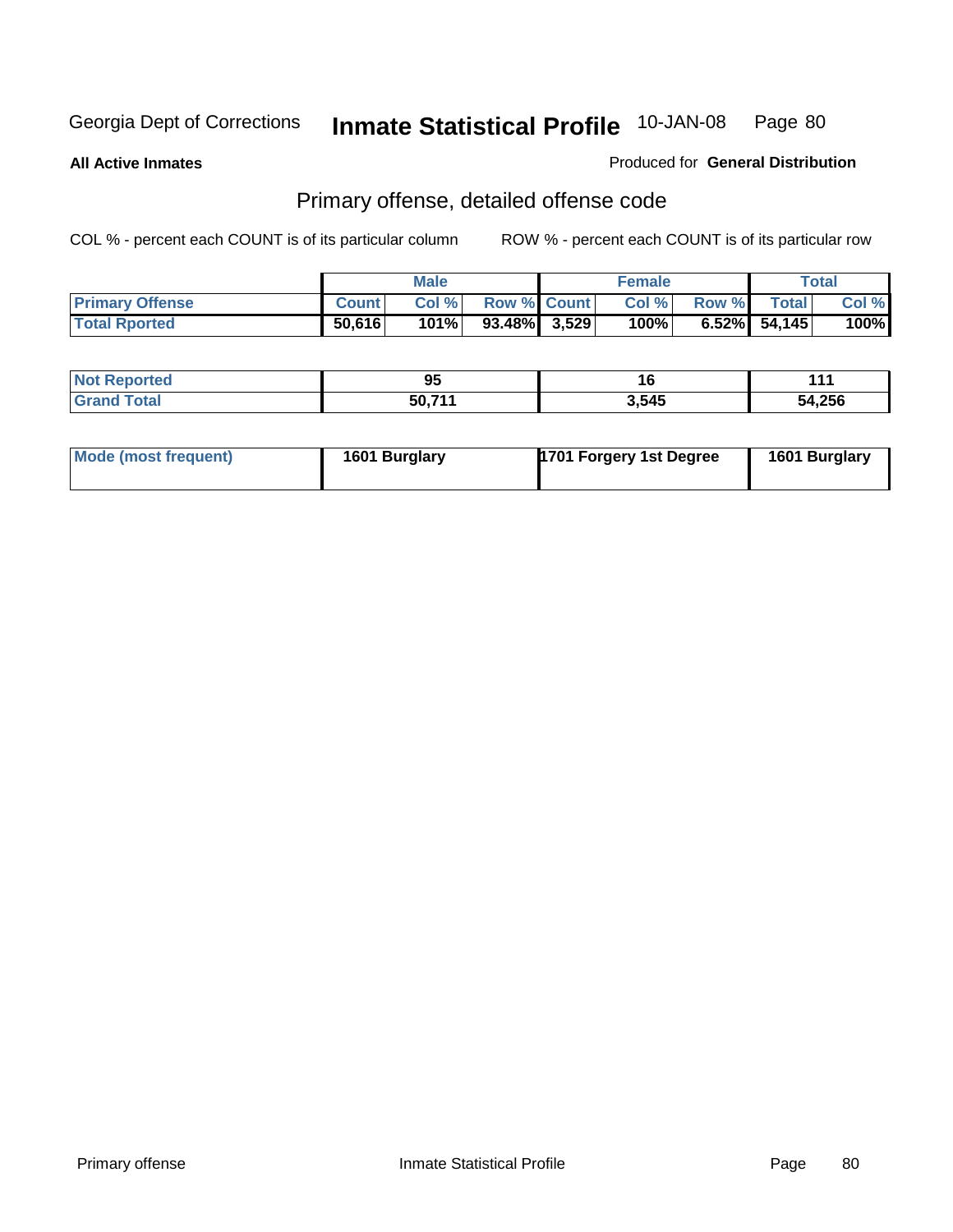Georgia Dept of Corrections **Inmate Statistical Profile** 10-JAN-08

**All Active Inmates**

Produced for **General Distribution**

## Primary offense, detailed offense code

COL % - percent each COUNT is of its particular column

ROW % - percent each COUNT is of its particular row

| | Male | | | Female | | | Total | |
|---|---|---|---|---|---|---|---|---|
| **Primary Offense** | **Count** | **Col %** | **Row %** | **Count** | **Col %** | **Row %** | **Total** | **Col %** |
| **Total Rported** | **50,616** | **101%** | **93.48%** | **3,529** | **100%** | **6.52%** | **54,145** | **100%** |

| | Male | Female | Total |
|---|---|---|---|
| **Not Reported** | **95** | **16** | **111** |
| **Grand Total** | **50,711** | **3,545** | **54,256** |

| | Male | Female | Total |
|---|---|---|---|
| **Mode (most frequent)** | **1601 Burglary** | **1701 Forgery 1st Degree** | **1601 Burglary** |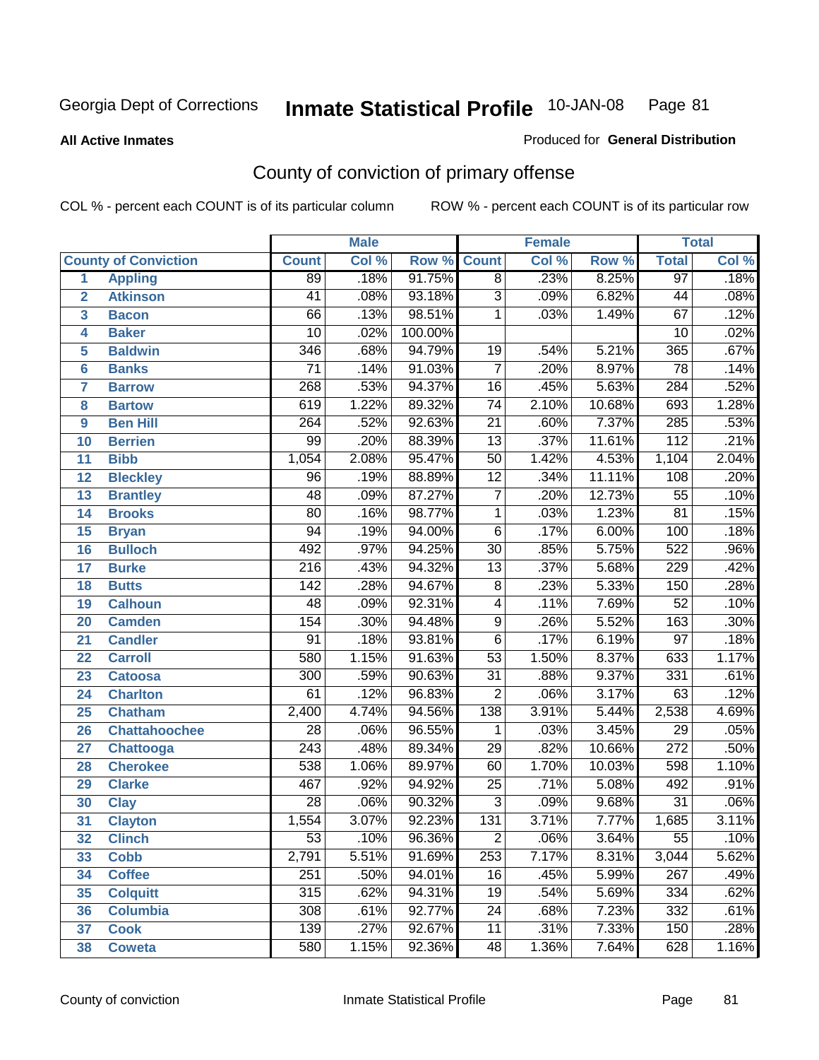Georgia Dept of Corrections **Inmate Statistical Profile** 10-JAN-08

**All Active Inmates**

Produced for **General Distribution**

# County of conviction of primary offense

COL % - percent each COUNT is of its particular column ROW % - percent each COUNT is of its particular row

| | | Male | | | Female | | | Total | |
|---|---|---|---|---|---|---|---|---|---|
| **County of Conviction** | | **Count** | **Col %** | **Row %** | **Count** | **Col %** | **Row %** | **Total** | **Col %** |
| 1 | **Appling** | 89 | .18% | 91.75% | 8 | .23% | 8.25% | 97 | .18% |
| 2 | **Atkinson** | 41 | .08% | 93.18% | 3 | .09% | 6.82% | 44 | .08% |
| 3 | **Bacon** | 66 | .13% | 98.51% | 1 | .03% | 1.49% | 67 | .12% |
| 4 | **Baker** | 10 | .02% | 100.00% | | | | 10 | .02% |
| 5 | **Baldwin** | 346 | .68% | 94.79% | 19 | .54% | 5.21% | 365 | .67% |
| 6 | **Banks** | 71 | .14% | 91.03% | 7 | .20% | 8.97% | 78 | .14% |
| 7 | **Barrow** | 268 | .53% | 94.37% | 16 | .45% | 5.63% | 284 | .52% |
| 8 | **Bartow** | 619 | 1.22% | 89.32% | 74 | 2.10% | 10.68% | 693 | 1.28% |
| 9 | **Ben Hill** | 264 | .52% | 92.63% | 21 | .60% | 7.37% | 285 | .53% |
| 10 | **Berrien** | 99 | .20% | 88.39% | 13 | .37% | 11.61% | 112 | .21% |
| 11 | **Bibb** | 1,054 | 2.08% | 95.47% | 50 | 1.42% | 4.53% | 1,104 | 2.04% |
| 12 | **Bleckley** | 96 | .19% | 88.89% | 12 | .34% | 11.11% | 108 | .20% |
| 13 | **Brantley** | 48 | .09% | 87.27% | 7 | .20% | 12.73% | 55 | .10% |
| 14 | **Brooks** | 80 | .16% | 98.77% | 1 | .03% | 1.23% | 81 | .15% |
| 15 | **Bryan** | 94 | .19% | 94.00% | 6 | .17% | 6.00% | 100 | .18% |
| 16 | **Bulloch** | 492 | .97% | 94.25% | 30 | .85% | 5.75% | 522 | .96% |
| 17 | **Burke** | 216 | .43% | 94.32% | 13 | .37% | 5.68% | 229 | .42% |
| 18 | **Butts** | 142 | .28% | 94.67% | 8 | .23% | 5.33% | 150 | .28% |
| 19 | **Calhoun** | 48 | .09% | 92.31% | 4 | .11% | 7.69% | 52 | .10% |
| 20 | **Camden** | 154 | .30% | 94.48% | 9 | .26% | 5.52% | 163 | .30% |
| 21 | **Candler** | 91 | .18% | 93.81% | 6 | .17% | 6.19% | 97 | .18% |
| 22 | **Carroll** | 580 | 1.15% | 91.63% | 53 | 1.50% | 8.37% | 633 | 1.17% |
| 23 | **Catoosa** | 300 | .59% | 90.63% | 31 | .88% | 9.37% | 331 | .61% |
| 24 | **Charlton** | 61 | .12% | 96.83% | 2 | .06% | 3.17% | 63 | .12% |
| 25 | **Chatham** | 2,400 | 4.74% | 94.56% | 138 | 3.91% | 5.44% | 2,538 | 4.69% |
| 26 | **Chattahoochee** | 28 | .06% | 96.55% | 1 | .03% | 3.45% | 29 | .05% |
| 27 | **Chattooga** | 243 | .48% | 89.34% | 29 | .82% | 10.66% | 272 | .50% |
| 28 | **Cherokee** | 538 | 1.06% | 89.97% | 60 | 1.70% | 10.03% | 598 | 1.10% |
| 29 | **Clarke** | 467 | .92% | 94.92% | 25 | .71% | 5.08% | 492 | .91% |
| 30 | **Clay** | 28 | .06% | 90.32% | 3 | .09% | 9.68% | 31 | .06% |
| 31 | **Clayton** | 1,554 | 3.07% | 92.23% | 131 | 3.71% | 7.77% | 1,685 | 3.11% |
| 32 | **Clinch** | 53 | .10% | 96.36% | 2 | .06% | 3.64% | 55 | .10% |
| 33 | **Cobb** | 2,791 | 5.51% | 91.69% | 253 | 7.17% | 8.31% | 3,044 | 5.62% |
| 34 | **Coffee** | 251 | .50% | 94.01% | 16 | .45% | 5.99% | 267 | .49% |
| 35 | **Colquitt** | 315 | .62% | 94.31% | 19 | .54% | 5.69% | 334 | .62% |
| 36 | **Columbia** | 308 | .61% | 92.77% | 24 | .68% | 7.23% | 332 | .61% |
| 37 | **Cook** | 139 | .27% | 92.67% | 11 | .31% | 7.33% | 150 | .28% |
| 38 | **Coweta** | 580 | 1.15% | 92.36% | 48 | 1.36% | 7.64% | 628 | 1.16% |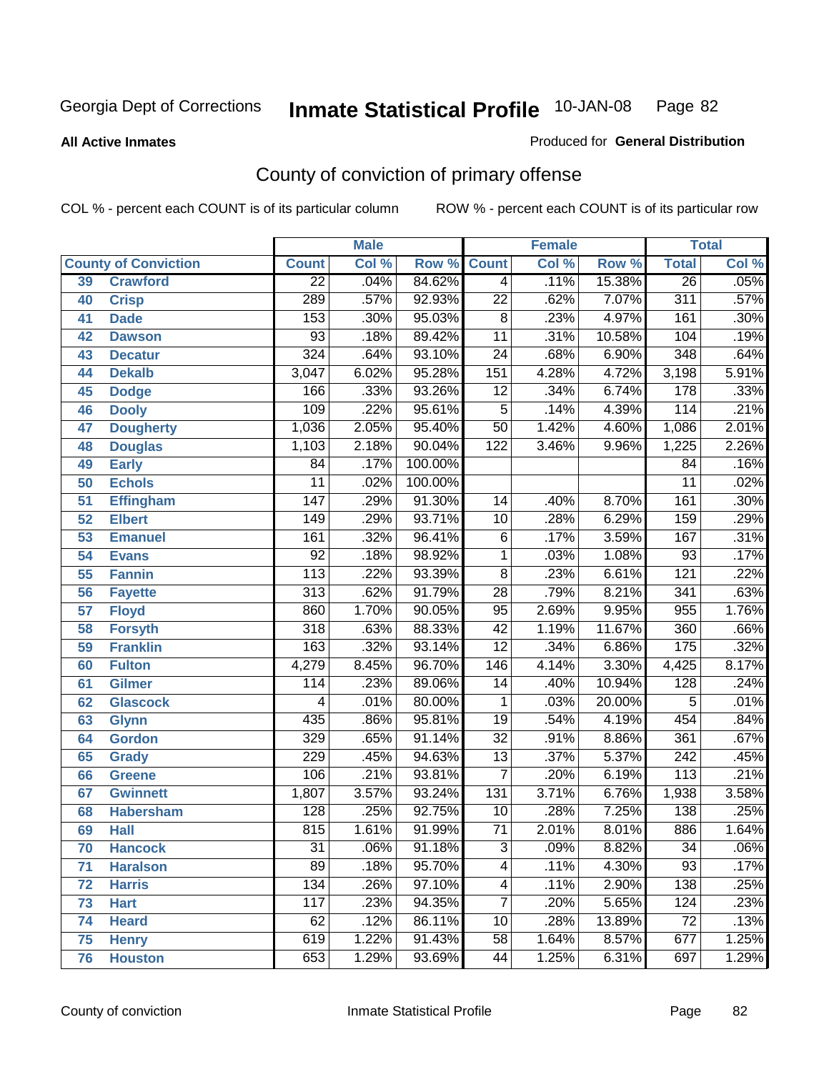Georgia Dept of Corrections **Inmate Statistical Profile** 10-JAN-08 Page 82

**All Active Inmates**

Produced for **General Distribution**

# County of conviction of primary offense

COL % - percent each COUNT is of its particular column

ROW % - percent each COUNT is of its particular row

| County of Conviction | | Male | | | Female | | | Total | |
|---|---|---|---|---|---|---|---|---|---|
| | | Count | Col % | Row % | Count | Col % | Row % | Total | Col % |
| 39 | Crawford | 22 | .04% | 84.62% | 4 | .11% | 15.38% | 26 | .05% |
| 40 | Crisp | 289 | .57% | 92.93% | 22 | .62% | 7.07% | 311 | .57% |
| 41 | Dade | 153 | .30% | 95.03% | 8 | .23% | 4.97% | 161 | .30% |
| 42 | Dawson | 93 | .18% | 89.42% | 11 | .31% | 10.58% | 104 | .19% |
| 43 | Decatur | 324 | .64% | 93.10% | 24 | .68% | 6.90% | 348 | .64% |
| 44 | Dekalb | 3,047 | 6.02% | 95.28% | 151 | 4.28% | 4.72% | 3,198 | 5.91% |
| 45 | Dodge | 166 | .33% | 93.26% | 12 | .34% | 6.74% | 178 | .33% |
| 46 | Dooly | 109 | .22% | 95.61% | 5 | .14% | 4.39% | 114 | .21% |
| 47 | Dougherty | 1,036 | 2.05% | 95.40% | 50 | 1.42% | 4.60% | 1,086 | 2.01% |
| 48 | Douglas | 1,103 | 2.18% | 90.04% | 122 | 3.46% | 9.96% | 1,225 | 2.26% |
| 49 | Early | 84 | .17% | 100.00% | | | | 84 | .16% |
| 50 | Echols | 11 | .02% | 100.00% | | | | 11 | .02% |
| 51 | Effingham | 147 | .29% | 91.30% | 14 | .40% | 8.70% | 161 | .30% |
| 52 | Elbert | 149 | .29% | 93.71% | 10 | .28% | 6.29% | 159 | .29% |
| 53 | Emanuel | 161 | .32% | 96.41% | 6 | .17% | 3.59% | 167 | .31% |
| 54 | Evans | 92 | .18% | 98.92% | 1 | .03% | 1.08% | 93 | .17% |
| 55 | Fannin | 113 | .22% | 93.39% | 8 | .23% | 6.61% | 121 | .22% |
| 56 | Fayette | 313 | .62% | 91.79% | 28 | .79% | 8.21% | 341 | .63% |
| 57 | Floyd | 860 | 1.70% | 90.05% | 95 | 2.69% | 9.95% | 955 | 1.76% |
| 58 | Forsyth | 318 | .63% | 88.33% | 42 | 1.19% | 11.67% | 360 | .66% |
| 59 | Franklin | 163 | .32% | 93.14% | 12 | .34% | 6.86% | 175 | .32% |
| 60 | Fulton | 4,279 | 8.45% | 96.70% | 146 | 4.14% | 3.30% | 4,425 | 8.17% |
| 61 | Gilmer | 114 | .23% | 89.06% | 14 | .40% | 10.94% | 128 | .24% |
| 62 | Glascock | 4 | .01% | 80.00% | 1 | .03% | 20.00% | 5 | .01% |
| 63 | Glynn | 435 | .86% | 95.81% | 19 | .54% | 4.19% | 454 | .84% |
| 64 | Gordon | 329 | .65% | 91.14% | 32 | .91% | 8.86% | 361 | .67% |
| 65 | Grady | 229 | .45% | 94.63% | 13 | .37% | 5.37% | 242 | .45% |
| 66 | Greene | 106 | .21% | 93.81% | 7 | .20% | 6.19% | 113 | .21% |
| 67 | Gwinnett | 1,807 | 3.57% | 93.24% | 131 | 3.71% | 6.76% | 1,938 | 3.58% |
| 68 | Habersham | 128 | .25% | 92.75% | 10 | .28% | 7.25% | 138 | .25% |
| 69 | Hall | 815 | 1.61% | 91.99% | 71 | 2.01% | 8.01% | 886 | 1.64% |
| 70 | Hancock | 31 | .06% | 91.18% | 3 | .09% | 8.82% | 34 | .06% |
| 71 | Haralson | 89 | .18% | 95.70% | 4 | .11% | 4.30% | 93 | .17% |
| 72 | Harris | 134 | .26% | 97.10% | 4 | .11% | 2.90% | 138 | .25% |
| 73 | Hart | 117 | .23% | 94.35% | 7 | .20% | 5.65% | 124 | .23% |
| 74 | Heard | 62 | .12% | 86.11% | 10 | .28% | 13.89% | 72 | .13% |
| 75 | Henry | 619 | 1.22% | 91.43% | 58 | 1.64% | 8.57% | 677 | 1.25% |
| 76 | Houston | 653 | 1.29% | 93.69% | 44 | 1.25% | 6.31% | 697 | 1.29% |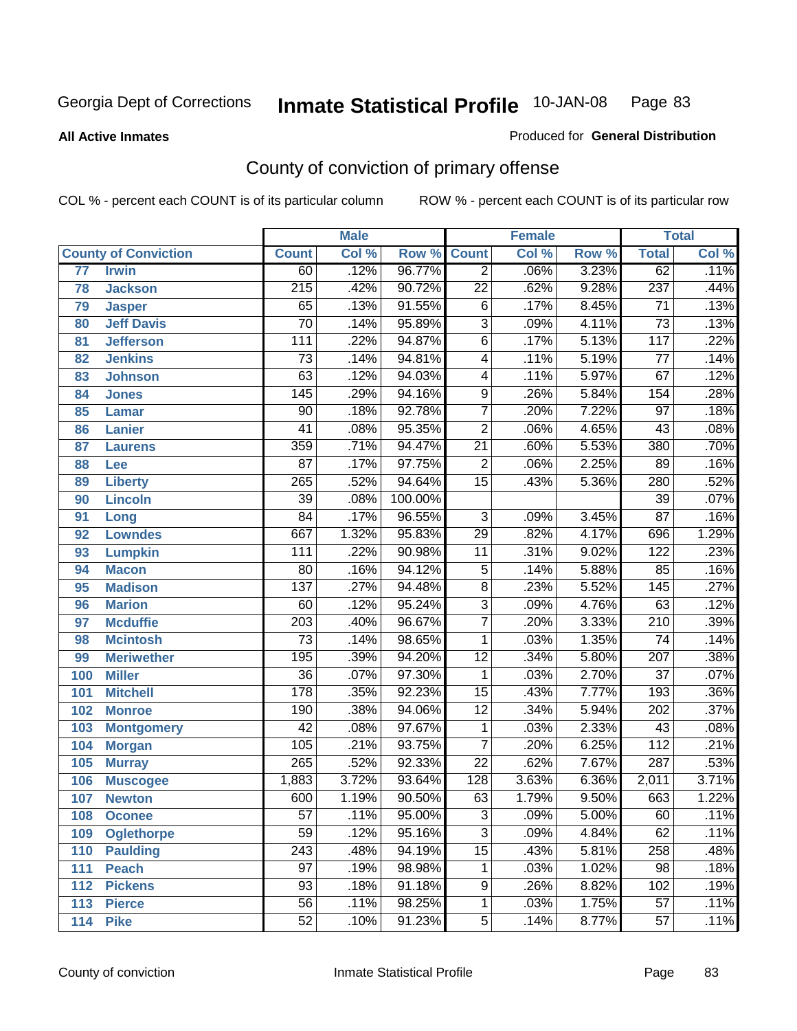Georgia Dept of Corrections **Inmate Statistical Profile** 10-JAN-08

**All Active Inmates**

Produced for **General Distribution**

## County of conviction of primary offense

COL % - percent each COUNT is of its particular column     ROW % - percent each COUNT is of its particular row

| | | Male | | | Female | | | Total | |
|---|---|---|---|---|---|---|---|---|---|
| **County of Conviction** | | **Count** | **Col %** | **Row %** | **Count** | **Col %** | **Row %** | **Total** | **Col %** |
| 77 | Irwin | 60 | .12% | 96.77% | 2 | .06% | 3.23% | 62 | .11% |
| 78 | Jackson | 215 | .42% | 90.72% | 22 | .62% | 9.28% | 237 | .44% |
| 79 | Jasper | 65 | .13% | 91.55% | 6 | .17% | 8.45% | 71 | .13% |
| 80 | Jeff Davis | 70 | .14% | 95.89% | 3 | .09% | 4.11% | 73 | .13% |
| 81 | Jefferson | 111 | .22% | 94.87% | 6 | .17% | 5.13% | 117 | .22% |
| 82 | Jenkins | 73 | .14% | 94.81% | 4 | .11% | 5.19% | 77 | .14% |
| 83 | Johnson | 63 | .12% | 94.03% | 4 | .11% | 5.97% | 67 | .12% |
| 84 | Jones | 145 | .29% | 94.16% | 9 | .26% | 5.84% | 154 | .28% |
| 85 | Lamar | 90 | .18% | 92.78% | 7 | .20% | 7.22% | 97 | .18% |
| 86 | Lanier | 41 | .08% | 95.35% | 2 | .06% | 4.65% | 43 | .08% |
| 87 | Laurens | 359 | .71% | 94.47% | 21 | .60% | 5.53% | 380 | .70% |
| 88 | Lee | 87 | .17% | 97.75% | 2 | .06% | 2.25% | 89 | .16% |
| 89 | Liberty | 265 | .52% | 94.64% | 15 | .43% | 5.36% | 280 | .52% |
| 90 | Lincoln | 39 | .08% | 100.00% | | | | 39 | .07% |
| 91 | Long | 84 | .17% | 96.55% | 3 | .09% | 3.45% | 87 | .16% |
| 92 | Lowndes | 667 | 1.32% | 95.83% | 29 | .82% | 4.17% | 696 | 1.29% |
| 93 | Lumpkin | 111 | .22% | 90.98% | 11 | .31% | 9.02% | 122 | .23% |
| 94 | Macon | 80 | .16% | 94.12% | 5 | .14% | 5.88% | 85 | .16% |
| 95 | Madison | 137 | .27% | 94.48% | 8 | .23% | 5.52% | 145 | .27% |
| 96 | Marion | 60 | .12% | 95.24% | 3 | .09% | 4.76% | 63 | .12% |
| 97 | Mcduffie | 203 | .40% | 96.67% | 7 | .20% | 3.33% | 210 | .39% |
| 98 | Mcintosh | 73 | .14% | 98.65% | 1 | .03% | 1.35% | 74 | .14% |
| 99 | Meriwether | 195 | .39% | 94.20% | 12 | .34% | 5.80% | 207 | .38% |
| 100 | Miller | 36 | .07% | 97.30% | 1 | .03% | 2.70% | 37 | .07% |
| 101 | Mitchell | 178 | .35% | 92.23% | 15 | .43% | 7.77% | 193 | .36% |
| 102 | Monroe | 190 | .38% | 94.06% | 12 | .34% | 5.94% | 202 | .37% |
| 103 | Montgomery | 42 | .08% | 97.67% | 1 | .03% | 2.33% | 43 | .08% |
| 104 | Morgan | 105 | .21% | 93.75% | 7 | .20% | 6.25% | 112 | .21% |
| 105 | Murray | 265 | .52% | 92.33% | 22 | .62% | 7.67% | 287 | .53% |
| 106 | Muscogee | 1,883 | 3.72% | 93.64% | 128 | 3.63% | 6.36% | 2,011 | 3.71% |
| 107 | Newton | 600 | 1.19% | 90.50% | 63 | 1.79% | 9.50% | 663 | 1.22% |
| 108 | Oconee | 57 | .11% | 95.00% | 3 | .09% | 5.00% | 60 | .11% |
| 109 | Oglethorpe | 59 | .12% | 95.16% | 3 | .09% | 4.84% | 62 | .11% |
| 110 | Paulding | 243 | .48% | 94.19% | 15 | .43% | 5.81% | 258 | .48% |
| 111 | Peach | 97 | .19% | 98.98% | 1 | .03% | 1.02% | 98 | .18% |
| 112 | Pickens | 93 | .18% | 91.18% | 9 | .26% | 8.82% | 102 | .19% |
| 113 | Pierce | 56 | .11% | 98.25% | 1 | .03% | 1.75% | 57 | .11% |
| 114 | Pike | 52 | .10% | 91.23% | 5 | .14% | 8.77% | 57 | .11% |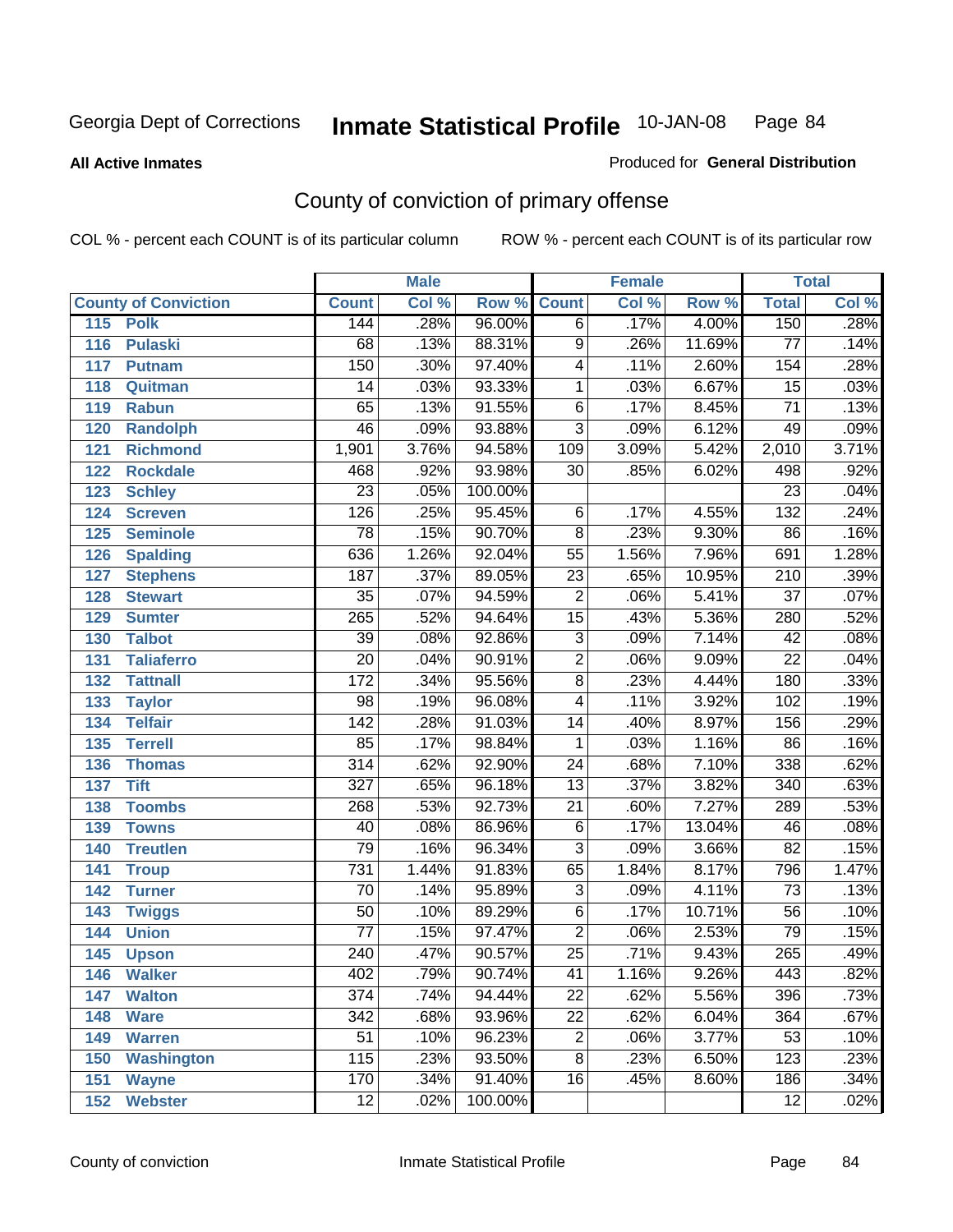Georgia Dept of Corrections **Inmate Statistical Profile** 10-JAN-08

**All Active Inmates** Produced for **General Distribution**

## County of conviction of primary offense

COL % - percent each COUNT is of its particular column ROW % - percent each COUNT is of its particular row

| | Male | | | Female | | | Total | |
|---|---|---|---|---|---|---|---|---|
| **County of Conviction** | **Count** | **Col %** | **Row %** | **Count** | **Col %** | **Row %** | **Total** | **Col %** |
| 115 Polk | 144 | .28% | 96.00% | 6 | .17% | 4.00% | 150 | .28% |
| 116 Pulaski | 68 | .13% | 88.31% | 9 | .26% | 11.69% | 77 | .14% |
| 117 Putnam | 150 | .30% | 97.40% | 4 | .11% | 2.60% | 154 | .28% |
| 118 Quitman | 14 | .03% | 93.33% | 1 | .03% | 6.67% | 15 | .03% |
| 119 Rabun | 65 | .13% | 91.55% | 6 | .17% | 8.45% | 71 | .13% |
| 120 Randolph | 46 | .09% | 93.88% | 3 | .09% | 6.12% | 49 | .09% |
| 121 Richmond | 1,901 | 3.76% | 94.58% | 109 | 3.09% | 5.42% | 2,010 | 3.71% |
| 122 Rockdale | 468 | .92% | 93.98% | 30 | .85% | 6.02% | 498 | .92% |
| 123 Schley | 23 | .05% | 100.00% | | | | 23 | .04% |
| 124 Screven | 126 | .25% | 95.45% | 6 | .17% | 4.55% | 132 | .24% |
| 125 Seminole | 78 | .15% | 90.70% | 8 | .23% | 9.30% | 86 | .16% |
| 126 Spalding | 636 | 1.26% | 92.04% | 55 | 1.56% | 7.96% | 691 | 1.28% |
| 127 Stephens | 187 | .37% | 89.05% | 23 | .65% | 10.95% | 210 | .39% |
| 128 Stewart | 35 | .07% | 94.59% | 2 | .06% | 5.41% | 37 | .07% |
| 129 Sumter | 265 | .52% | 94.64% | 15 | .43% | 5.36% | 280 | .52% |
| 130 Talbot | 39 | .08% | 92.86% | 3 | .09% | 7.14% | 42 | .08% |
| 131 Taliaferro | 20 | .04% | 90.91% | 2 | .06% | 9.09% | 22 | .04% |
| 132 Tattnall | 172 | .34% | 95.56% | 8 | .23% | 4.44% | 180 | .33% |
| 133 Taylor | 98 | .19% | 96.08% | 4 | .11% | 3.92% | 102 | .19% |
| 134 Telfair | 142 | .28% | 91.03% | 14 | .40% | 8.97% | 156 | .29% |
| 135 Terrell | 85 | .17% | 98.84% | 1 | .03% | 1.16% | 86 | .16% |
| 136 Thomas | 314 | .62% | 92.90% | 24 | .68% | 7.10% | 338 | .62% |
| 137 Tift | 327 | .65% | 96.18% | 13 | .37% | 3.82% | 340 | .63% |
| 138 Toombs | 268 | .53% | 92.73% | 21 | .60% | 7.27% | 289 | .53% |
| 139 Towns | 40 | .08% | 86.96% | 6 | .17% | 13.04% | 46 | .08% |
| 140 Treutlen | 79 | .16% | 96.34% | 3 | .09% | 3.66% | 82 | .15% |
| 141 Troup | 731 | 1.44% | 91.83% | 65 | 1.84% | 8.17% | 796 | 1.47% |
| 142 Turner | 70 | .14% | 95.89% | 3 | .09% | 4.11% | 73 | .13% |
| 143 Twiggs | 50 | .10% | 89.29% | 6 | .17% | 10.71% | 56 | .10% |
| 144 Union | 77 | .15% | 97.47% | 2 | .06% | 2.53% | 79 | .15% |
| 145 Upson | 240 | .47% | 90.57% | 25 | .71% | 9.43% | 265 | .49% |
| 146 Walker | 402 | .79% | 90.74% | 41 | 1.16% | 9.26% | 443 | .82% |
| 147 Walton | 374 | .74% | 94.44% | 22 | .62% | 5.56% | 396 | .73% |
| 148 Ware | 342 | .68% | 93.96% | 22 | .62% | 6.04% | 364 | .67% |
| 149 Warren | 51 | .10% | 96.23% | 2 | .06% | 3.77% | 53 | .10% |
| 150 Washington | 115 | .23% | 93.50% | 8 | .23% | 6.50% | 123 | .23% |
| 151 Wayne | 170 | .34% | 91.40% | 16 | .45% | 8.60% | 186 | .34% |
| 152 Webster | 12 | .02% | 100.00% | | | | 12 | .02% |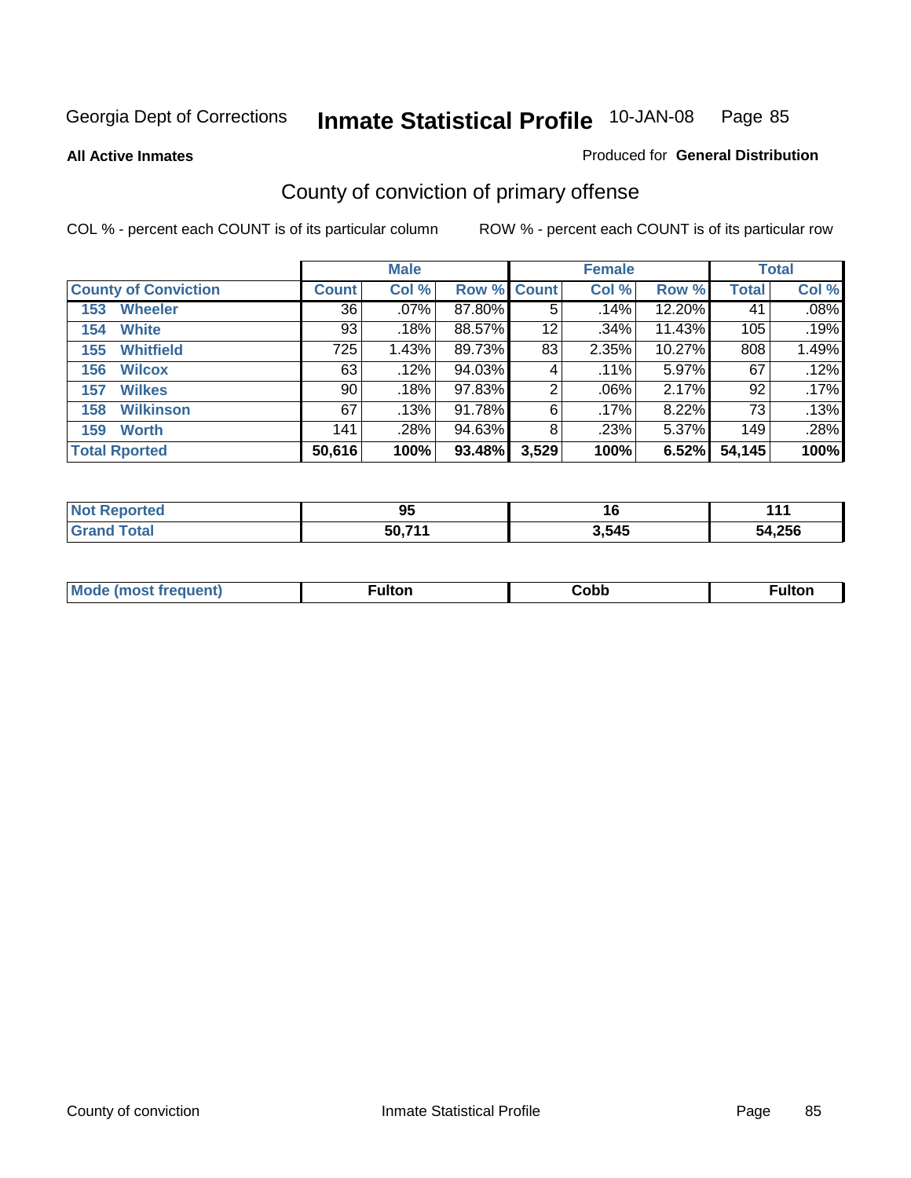Georgia Dept of Corrections **Inmate Statistical Profile** 10-JAN-08

**All Active Inmates** Produced for **General Distribution**

## County of conviction of primary offense

COL % - percent each COUNT is of its particular column ROW % - percent each COUNT is of its particular row

| County of Conviction | Male | | | Female | | | Total | |
|---|---|---|---|---|---|---|---|---|
| | Count | Col % | Row % | Count | Col % | Row % | Total | Col % |
| 153 Wheeler | 36 | .07% | 87.80% | 5 | .14% | 12.20% | 41 | .08% |
| 154 White | 93 | .18% | 88.57% | 12 | .34% | 11.43% | 105 | .19% |
| 155 Whitfield | 725 | 1.43% | 89.73% | 83 | 2.35% | 10.27% | 808 | 1.49% |
| 156 Wilcox | 63 | .12% | 94.03% | 4 | .11% | 5.97% | 67 | .12% |
| 157 Wilkes | 90 | .18% | 97.83% | 2 | .06% | 2.17% | 92 | .17% |
| 158 Wilkinson | 67 | .13% | 91.78% | 6 | .17% | 8.22% | 73 | .13% |
| 159 Worth | 141 | .28% | 94.63% | 8 | .23% | 5.37% | 149 | .28% |
| **Total Rported** | **50,616** | **100%** | **93.48%** | **3,529** | **100%** | **6.52%** | **54,145** | **100%** |

| | Male | Female | Total |
|---|---|---|---|
| Not Reported | 95 | 16 | 111 |
| Grand Total | 50,711 | 3,545 | 54,256 |

| | Male | Female | Total |
|---|---|---|---|
| Mode (most frequent) | Fulton | Cobb | Fulton |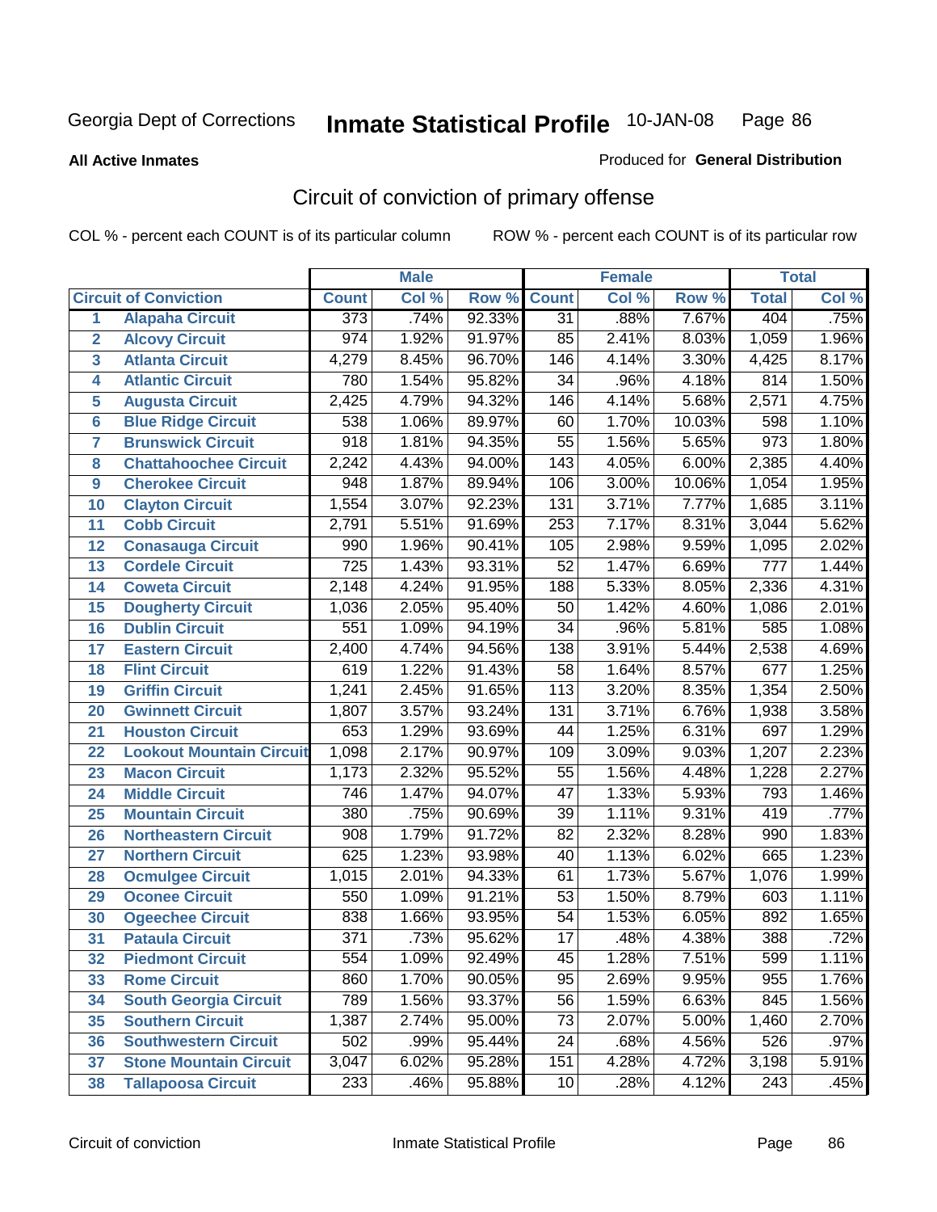**All Active Inmates**

Produced for **General Distribution**

## Circuit of conviction of primary offense

COL % - percent each COUNT is of its particular column

ROW % - percent each COUNT is of its particular row

| | | Male | | | Female | | | Total | |
|---|---|---|---|---|---|---|---|---|---|
| **Circuit of Conviction** | | **Count** | **Col %** | **Row %** | **Count** | **Col %** | **Row %** | **Total** | **Col %** |
| 1 | Alapaha Circuit | 373 | .74% | 92.33% | 31 | .88% | 7.67% | 404 | .75% |
| 2 | Alcovy Circuit | 974 | 1.92% | 91.97% | 85 | 2.41% | 8.03% | 1,059 | 1.96% |
| 3 | Atlanta Circuit | 4,279 | 8.45% | 96.70% | 146 | 4.14% | 3.30% | 4,425 | 8.17% |
| 4 | Atlantic Circuit | 780 | 1.54% | 95.82% | 34 | .96% | 4.18% | 814 | 1.50% |
| 5 | Augusta Circuit | 2,425 | 4.79% | 94.32% | 146 | 4.14% | 5.68% | 2,571 | 4.75% |
| 6 | Blue Ridge Circuit | 538 | 1.06% | 89.97% | 60 | 1.70% | 10.03% | 598 | 1.10% |
| 7 | Brunswick Circuit | 918 | 1.81% | 94.35% | 55 | 1.56% | 5.65% | 973 | 1.80% |
| 8 | Chattahoochee Circuit | 2,242 | 4.43% | 94.00% | 143 | 4.05% | 6.00% | 2,385 | 4.40% |
| 9 | Cherokee Circuit | 948 | 1.87% | 89.94% | 106 | 3.00% | 10.06% | 1,054 | 1.95% |
| 10 | Clayton Circuit | 1,554 | 3.07% | 92.23% | 131 | 3.71% | 7.77% | 1,685 | 3.11% |
| 11 | Cobb Circuit | 2,791 | 5.51% | 91.69% | 253 | 7.17% | 8.31% | 3,044 | 5.62% |
| 12 | Conasauga Circuit | 990 | 1.96% | 90.41% | 105 | 2.98% | 9.59% | 1,095 | 2.02% |
| 13 | Cordele Circuit | 725 | 1.43% | 93.31% | 52 | 1.47% | 6.69% | 777 | 1.44% |
| 14 | Coweta Circuit | 2,148 | 4.24% | 91.95% | 188 | 5.33% | 8.05% | 2,336 | 4.31% |
| 15 | Dougherty Circuit | 1,036 | 2.05% | 95.40% | 50 | 1.42% | 4.60% | 1,086 | 2.01% |
| 16 | Dublin Circuit | 551 | 1.09% | 94.19% | 34 | .96% | 5.81% | 585 | 1.08% |
| 17 | Eastern Circuit | 2,400 | 4.74% | 94.56% | 138 | 3.91% | 5.44% | 2,538 | 4.69% |
| 18 | Flint Circuit | 619 | 1.22% | 91.43% | 58 | 1.64% | 8.57% | 677 | 1.25% |
| 19 | Griffin Circuit | 1,241 | 2.45% | 91.65% | 113 | 3.20% | 8.35% | 1,354 | 2.50% |
| 20 | Gwinnett Circuit | 1,807 | 3.57% | 93.24% | 131 | 3.71% | 6.76% | 1,938 | 3.58% |
| 21 | Houston Circuit | 653 | 1.29% | 93.69% | 44 | 1.25% | 6.31% | 697 | 1.29% |
| 22 | Lookout Mountain Circuit | 1,098 | 2.17% | 90.97% | 109 | 3.09% | 9.03% | 1,207 | 2.23% |
| 23 | Macon Circuit | 1,173 | 2.32% | 95.52% | 55 | 1.56% | 4.48% | 1,228 | 2.27% |
| 24 | Middle Circuit | 746 | 1.47% | 94.07% | 47 | 1.33% | 5.93% | 793 | 1.46% |
| 25 | Mountain Circuit | 380 | .75% | 90.69% | 39 | 1.11% | 9.31% | 419 | .77% |
| 26 | Northeastern Circuit | 908 | 1.79% | 91.72% | 82 | 2.32% | 8.28% | 990 | 1.83% |
| 27 | Northern Circuit | 625 | 1.23% | 93.98% | 40 | 1.13% | 6.02% | 665 | 1.23% |
| 28 | Ocmulgee Circuit | 1,015 | 2.01% | 94.33% | 61 | 1.73% | 5.67% | 1,076 | 1.99% |
| 29 | Oconee Circuit | 550 | 1.09% | 91.21% | 53 | 1.50% | 8.79% | 603 | 1.11% |
| 30 | Ogeechee Circuit | 838 | 1.66% | 93.95% | 54 | 1.53% | 6.05% | 892 | 1.65% |
| 31 | Pataula Circuit | 371 | .73% | 95.62% | 17 | .48% | 4.38% | 388 | .72% |
| 32 | Piedmont Circuit | 554 | 1.09% | 92.49% | 45 | 1.28% | 7.51% | 599 | 1.11% |
| 33 | Rome Circuit | 860 | 1.70% | 90.05% | 95 | 2.69% | 9.95% | 955 | 1.76% |
| 34 | South Georgia Circuit | 789 | 1.56% | 93.37% | 56 | 1.59% | 6.63% | 845 | 1.56% |
| 35 | Southern Circuit | 1,387 | 2.74% | 95.00% | 73 | 2.07% | 5.00% | 1,460 | 2.70% |
| 36 | Southwestern Circuit | 502 | .99% | 95.44% | 24 | .68% | 4.56% | 526 | .97% |
| 37 | Stone Mountain Circuit | 3,047 | 6.02% | 95.28% | 151 | 4.28% | 4.72% | 3,198 | 5.91% |
| 38 | Tallapoosa Circuit | 233 | .46% | 95.88% | 10 | .28% | 4.12% | 243 | .45% |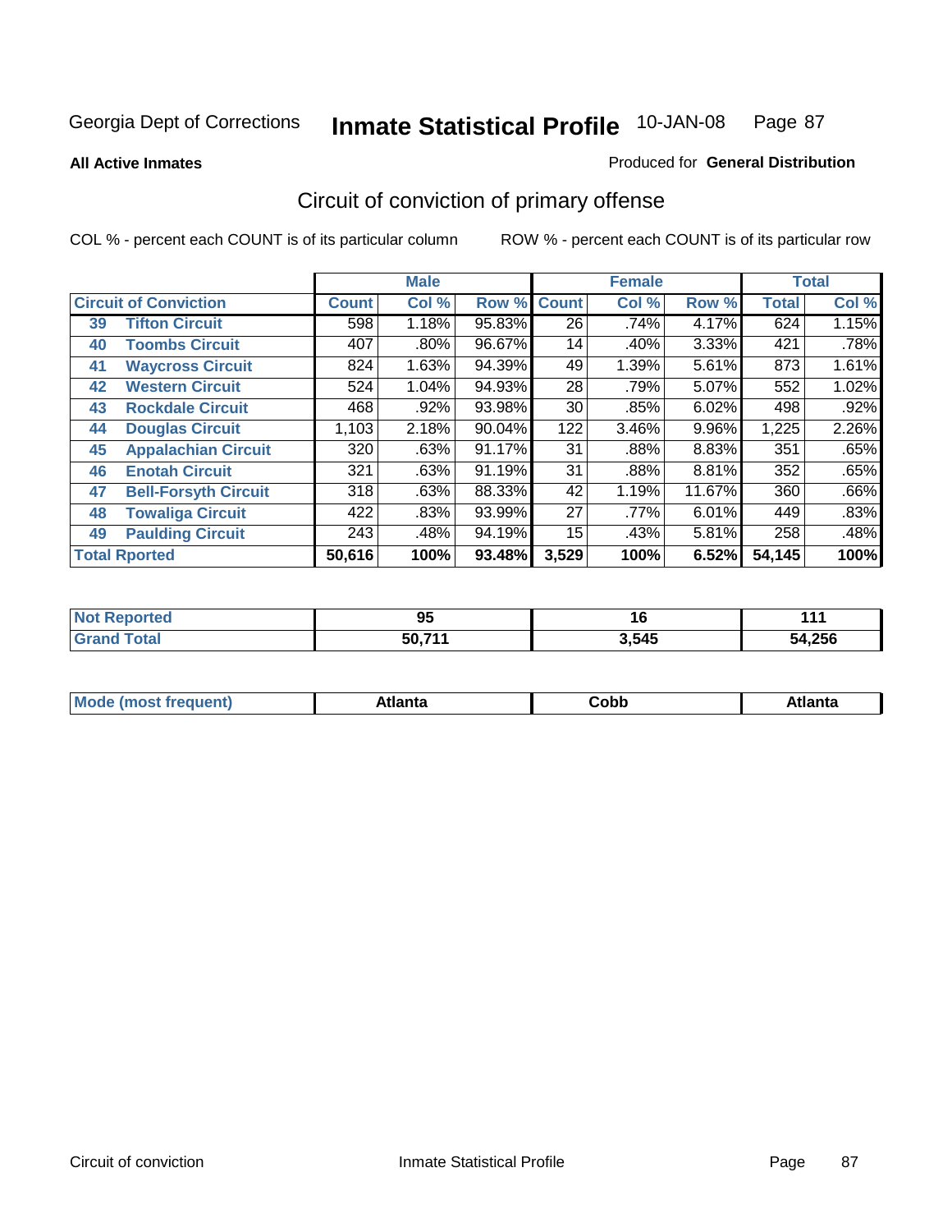Georgia Dept of Corrections **Inmate Statistical Profile** 10-JAN-08

**All Active Inmates**

Produced for **General Distribution**

## Circuit of conviction of primary offense

COL % - percent each COUNT is of its particular column ROW % - percent each COUNT is of its particular row

| Circuit of Conviction | | Male | | | Female | | | Total | |
|---|---|---|---|---|---|---|---|---|---|
| | | Count | Col % | Row % | Count | Col % | Row % | Total | Col % |
| 39 | Tifton Circuit | 598 | 1.18% | 95.83% | 26 | .74% | 4.17% | 624 | 1.15% |
| 40 | Toombs Circuit | 407 | .80% | 96.67% | 14 | .40% | 3.33% | 421 | .78% |
| 41 | Waycross Circuit | 824 | 1.63% | 94.39% | 49 | 1.39% | 5.61% | 873 | 1.61% |
| 42 | Western Circuit | 524 | 1.04% | 94.93% | 28 | .79% | 5.07% | 552 | 1.02% |
| 43 | Rockdale Circuit | 468 | .92% | 93.98% | 30 | .85% | 6.02% | 498 | .92% |
| 44 | Douglas Circuit | 1,103 | 2.18% | 90.04% | 122 | 3.46% | 9.96% | 1,225 | 2.26% |
| 45 | Appalachian Circuit | 320 | .63% | 91.17% | 31 | .88% | 8.83% | 351 | .65% |
| 46 | Enotah Circuit | 321 | .63% | 91.19% | 31 | .88% | 8.81% | 352 | .65% |
| 47 | Bell-Forsyth Circuit | 318 | .63% | 88.33% | 42 | 1.19% | 11.67% | 360 | .66% |
| 48 | Towaliga Circuit | 422 | .83% | 93.99% | 27 | .77% | 6.01% | 449 | .83% |
| 49 | Paulding Circuit | 243 | .48% | 94.19% | 15 | .43% | 5.81% | 258 | .48% |
| **Total Rported** | | **50,616** | **100%** | **93.48%** | **3,529** | **100%** | **6.52%** | **54,145** | **100%** |

| | Male | Female | Total |
|---|---|---|---|
| Not Reported | **95** | **16** | **111** |
| Grand Total | **50,711** | **3,545** | **54,256** |

| | Male | Female | Total |
|---|---|---|---|
| Mode (most frequent) | **Atlanta** | **Cobb** | **Atlanta** |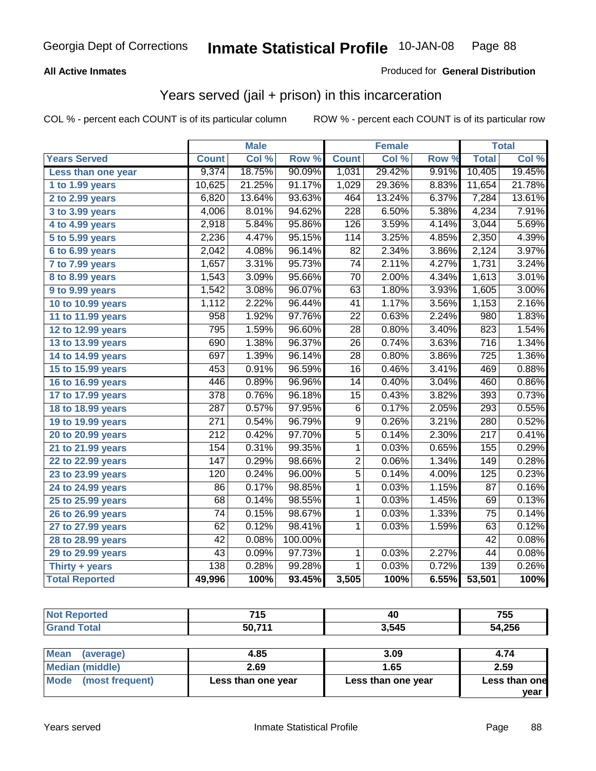Georgia Dept of Corrections **Inmate Statistical Profile** 10-JAN-08

**All Active Inmates**

Produced for **General Distribution**

## Years served (jail + prison) in this incarceration

COL % - percent each COUNT is of its particular column

ROW % - percent each COUNT is of its particular row

| | Male | | | Female | | | Total | |
|---|---|---|---|---|---|---|---|---|
| **Years Served** | **Count** | **Col %** | **Row %** | **Count** | **Col %** | **Row %** | **Total** | **Col %** |
| **Less than one year** | 9,374 | 18.75% | 90.09% | 1,031 | 29.42% | 9.91% | 10,405 | 19.45% |
| **1 to 1.99 years** | 10,625 | 21.25% | 91.17% | 1,029 | 29.36% | 8.83% | 11,654 | 21.78% |
| **2 to 2.99 years** | 6,820 | 13.64% | 93.63% | 464 | 13.24% | 6.37% | 7,284 | 13.61% |
| **3 to 3.99 years** | 4,006 | 8.01% | 94.62% | 228 | 6.50% | 5.38% | 4,234 | 7.91% |
| **4 to 4.99 years** | 2,918 | 5.84% | 95.86% | 126 | 3.59% | 4.14% | 3,044 | 5.69% |
| **5 to 5.99 years** | 2,236 | 4.47% | 95.15% | 114 | 3.25% | 4.85% | 2,350 | 4.39% |
| **6 to 6.99 years** | 2,042 | 4.08% | 96.14% | 82 | 2.34% | 3.86% | 2,124 | 3.97% |
| **7 to 7.99 years** | 1,657 | 3.31% | 95.73% | 74 | 2.11% | 4.27% | 1,731 | 3.24% |
| **8 to 8.99 years** | 1,543 | 3.09% | 95.66% | 70 | 2.00% | 4.34% | 1,613 | 3.01% |
| **9 to 9.99 years** | 1,542 | 3.08% | 96.07% | 63 | 1.80% | 3.93% | 1,605 | 3.00% |
| **10 to 10.99 years** | 1,112 | 2.22% | 96.44% | 41 | 1.17% | 3.56% | 1,153 | 2.16% |
| **11 to 11.99 years** | 958 | 1.92% | 97.76% | 22 | 0.63% | 2.24% | 980 | 1.83% |
| **12 to 12.99 years** | 795 | 1.59% | 96.60% | 28 | 0.80% | 3.40% | 823 | 1.54% |
| **13 to 13.99 years** | 690 | 1.38% | 96.37% | 26 | 0.74% | 3.63% | 716 | 1.34% |
| **14 to 14.99 years** | 697 | 1.39% | 96.14% | 28 | 0.80% | 3.86% | 725 | 1.36% |
| **15 to 15.99 years** | 453 | 0.91% | 96.59% | 16 | 0.46% | 3.41% | 469 | 0.88% |
| **16 to 16.99 years** | 446 | 0.89% | 96.96% | 14 | 0.40% | 3.04% | 460 | 0.86% |
| **17 to 17.99 years** | 378 | 0.76% | 96.18% | 15 | 0.43% | 3.82% | 393 | 0.73% |
| **18 to 18.99 years** | 287 | 0.57% | 97.95% | 6 | 0.17% | 2.05% | 293 | 0.55% |
| **19 to 19.99 years** | 271 | 0.54% | 96.79% | 9 | 0.26% | 3.21% | 280 | 0.52% |
| **20 to 20.99 years** | 212 | 0.42% | 97.70% | 5 | 0.14% | 2.30% | 217 | 0.41% |
| **21 to 21.99 years** | 154 | 0.31% | 99.35% | 1 | 0.03% | 0.65% | 155 | 0.29% |
| **22 to 22.99 years** | 147 | 0.29% | 98.66% | 2 | 0.06% | 1.34% | 149 | 0.28% |
| **23 to 23.99 years** | 120 | 0.24% | 96.00% | 5 | 0.14% | 4.00% | 125 | 0.23% |
| **24 to 24.99 years** | 86 | 0.17% | 98.85% | 1 | 0.03% | 1.15% | 87 | 0.16% |
| **25 to 25.99 years** | 68 | 0.14% | 98.55% | 1 | 0.03% | 1.45% | 69 | 0.13% |
| **26 to 26.99 years** | 74 | 0.15% | 98.67% | 1 | 0.03% | 1.33% | 75 | 0.14% |
| **27 to 27.99 years** | 62 | 0.12% | 98.41% | 1 | 0.03% | 1.59% | 63 | 0.12% |
| **28 to 28.99 years** | 42 | 0.08% | 100.00% | | | | 42 | 0.08% |
| **29 to 29.99 years** | 43 | 0.09% | 97.73% | 1 | 0.03% | 2.27% | 44 | 0.08% |
| **Thirty + years** | 138 | 0.28% | 99.28% | 1 | 0.03% | 0.72% | 139 | 0.26% |
| **Total Reported** | **49,996** | **100%** | **93.45%** | **3,505** | **100%** | **6.55%** | **53,501** | **100%** |

| | Male | Female | Total |
|---|---|---|---|
| **Not Reported** | **715** | **40** | **755** |
| **Grand Total** | **50,711** | **3,545** | **54,256** |

| | Male | Female | Total |
|---|---|---|---|
| **Mean (average)** | **4.85** | **3.09** | **4.74** |
| **Median (middle)** | **2.69** | **1.65** | **2.59** |
| **Mode (most frequent)** | **Less than one year** | **Less than one year** | **Less than one year** |

Years served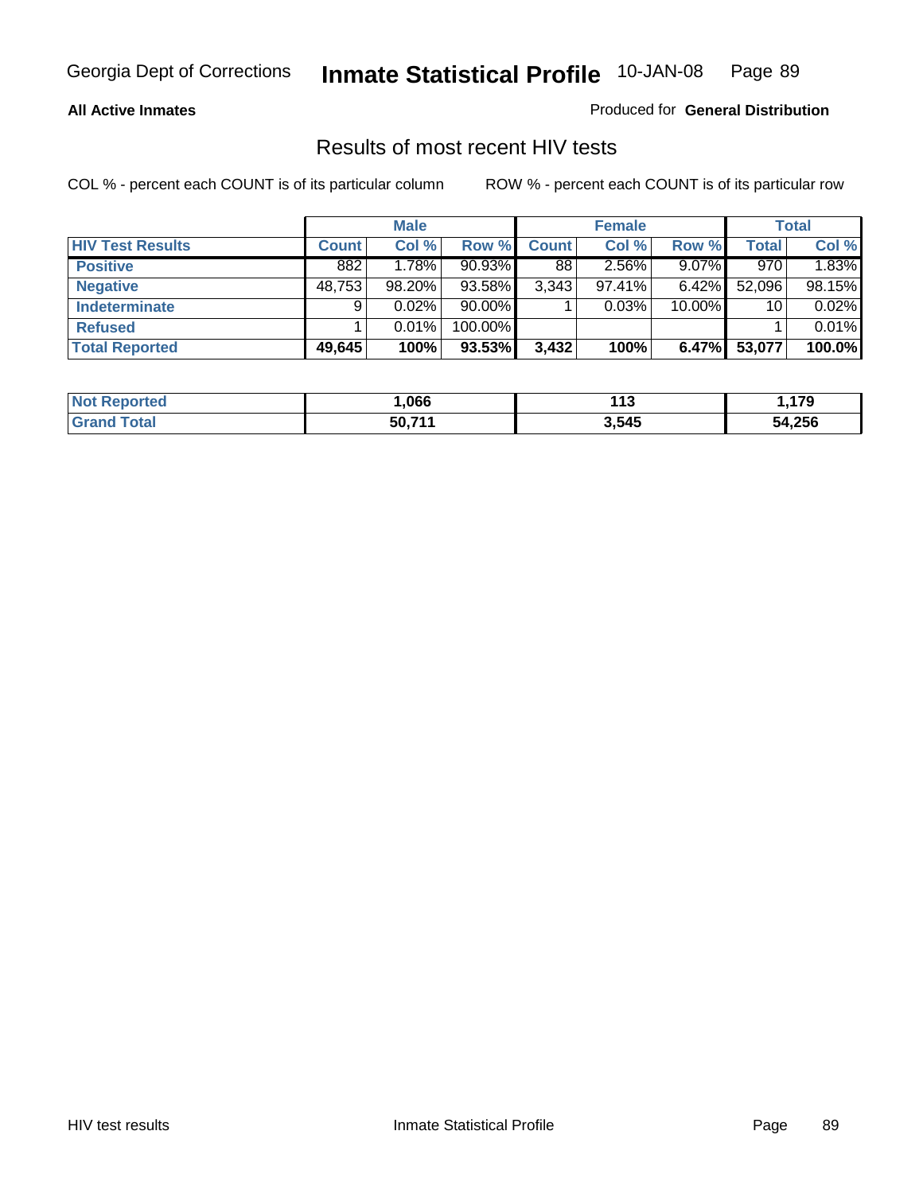Georgia Dept of Corrections **Inmate Statistical Profile** 10-JAN-08

**All Active Inmates**

Produced for **General Distribution**

## Results of most recent HIV tests

COL % - percent each COUNT is of its particular column ROW % - percent each COUNT is of its particular row

| | Male | | | Female | | | Total | |
|---|---|---|---|---|---|---|---|---|
| **HIV Test Results** | **Count** | **Col %** | **Row %** | **Count** | **Col %** | **Row %** | **Total** | **Col %** |
| **Positive** | 882 | 1.78% | 90.93% | 88 | 2.56% | 9.07% | 970 | 1.83% |
| **Negative** | 48,753 | 98.20% | 93.58% | 3,343 | 97.41% | 6.42% | 52,096 | 98.15% |
| **Indeterminate** | 9 | 0.02% | 90.00% | 1 | 0.03% | 10.00% | 10 | 0.02% |
| **Refused** | 1 | 0.01% | 100.00% | | | | 1 | 0.01% |
| **Total Reported** | **49,645** | **100%** | **93.53%** | **3,432** | **100%** | **6.47%** | **53,077** | **100.0%** |

| | Male | Female | Total |
|---|---|---|---|
| **Not Reported** | **1,066** | **113** | **1,179** |
| **Grand Total** | **50,711** | **3,545** | **54,256** |

HIV test results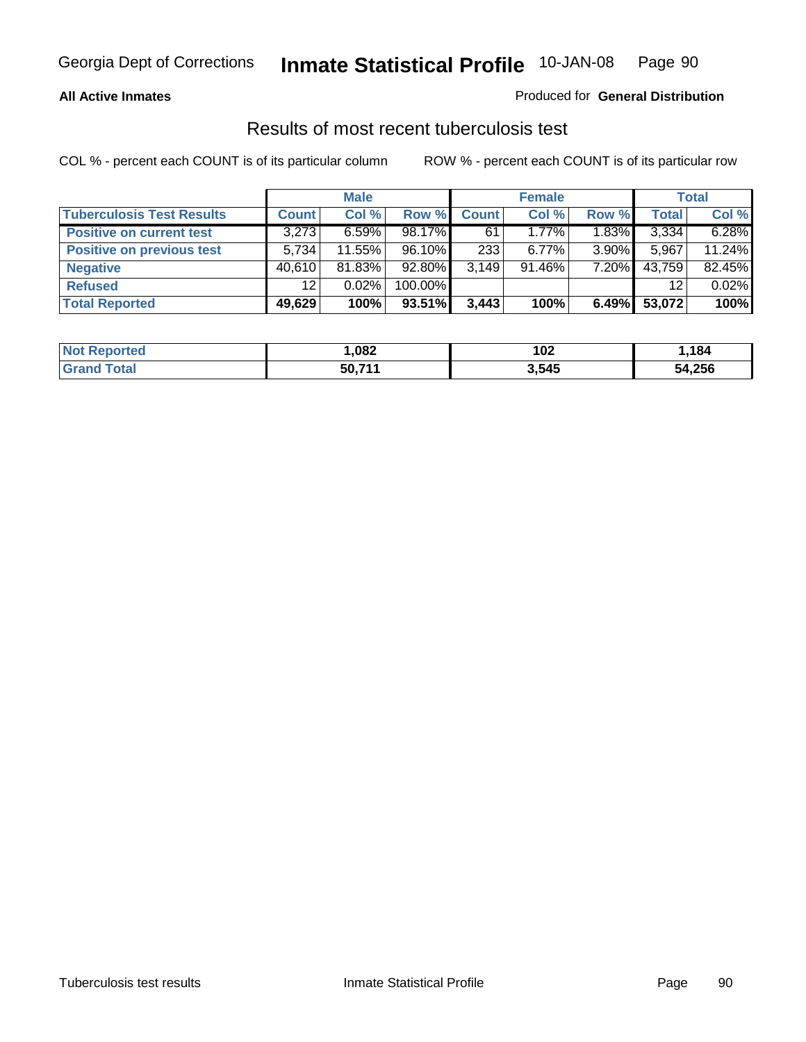**All Active Inmates**

Produced for **General Distribution**

## Results of most recent tuberculosis test

COL % - percent each COUNT is of its particular column    ROW % - percent each COUNT is of its particular row

| | Male | | | Female | | | Total | |
|---|---|---|---|---|---|---|---|---|
| **Tuberculosis Test Results** | **Count** | **Col %** | **Row %** | **Count** | **Col %** | **Row %** | **Total** | **Col %** |
| **Positive on current test** | 3,273 | 6.59% | 98.17% | 61 | 1.77% | 1.83% | 3,334 | 6.28% |
| **Positive on previous test** | 5,734 | 11.55% | 96.10% | 233 | 6.77% | 3.90% | 5,967 | 11.24% |
| **Negative** | 40,610 | 81.83% | 92.80% | 3,149 | 91.46% | 7.20% | 43,759 | 82.45% |
| **Refused** | 12 | 0.02% | 100.00% | | | | 12 | 0.02% |
| **Total Reported** | **49,629** | **100%** | **93.51%** | **3,443** | **100%** | **6.49%** | **53,072** | **100%** |

| | Male | Female | Total |
|---|---|---|---|
| **Not Reported** | **1,082** | **102** | **1,184** |
| **Grand Total** | **50,711** | **3,545** | **54,256** |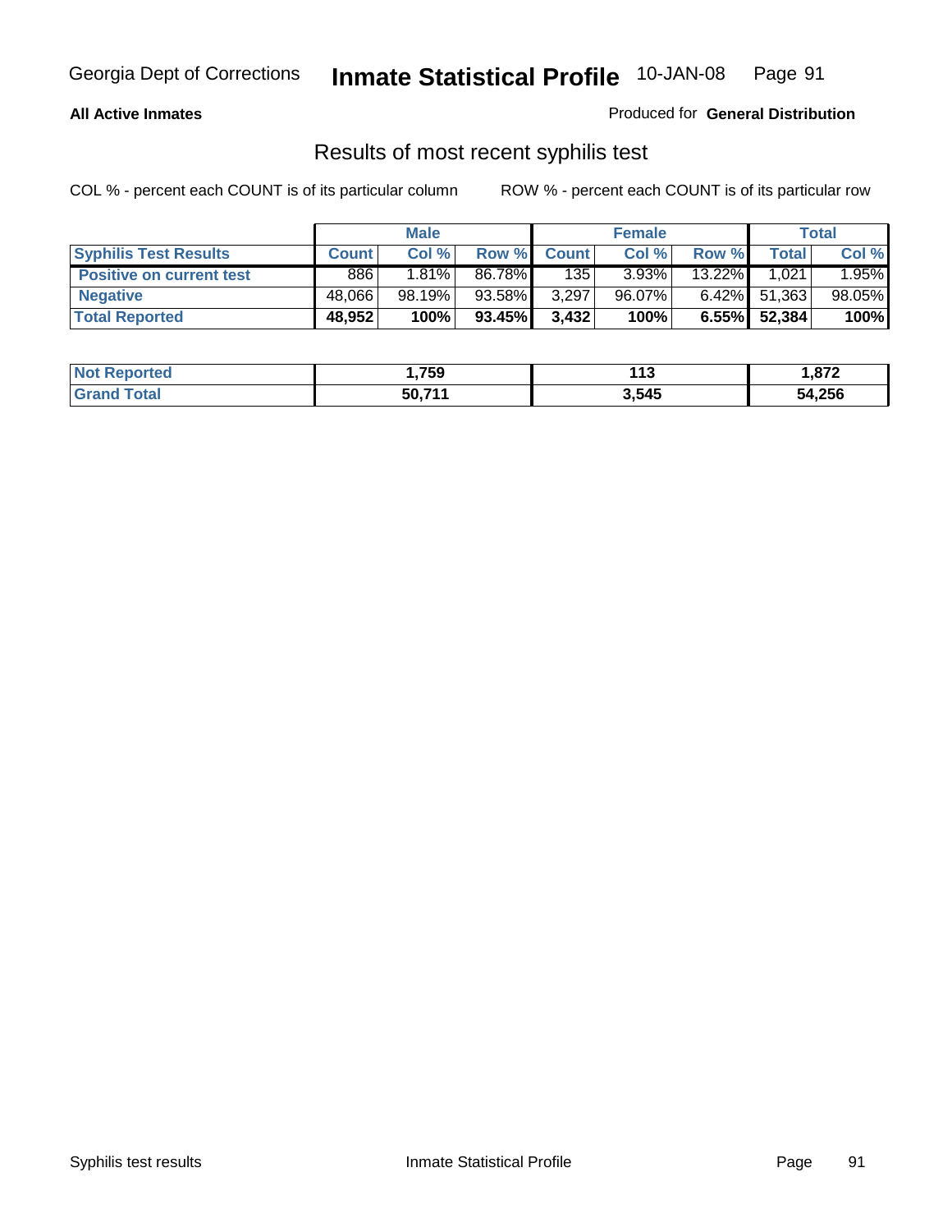Georgia Dept of Corrections **Inmate Statistical Profile** 10-JAN-08

**All Active Inmates**

Produced for **General Distribution**

## Results of most recent syphilis test

COL % - percent each COUNT is of its particular column

ROW % - percent each COUNT is of its particular row

| | Male | | | Female | | | Total | |
|---|---|---|---|---|---|---|---|---|
| **Syphilis Test Results** | **Count** | **Col %** | **Row %** | **Count** | **Col %** | **Row %** | **Total** | **Col %** |
| **Positive on current test** | 886 | 1.81% | 86.78% | 135 | 3.93% | 13.22% | 1,021 | 1.95% |
| **Negative** | 48,066 | 98.19% | 93.58% | 3,297 | 96.07% | 6.42% | 51,363 | 98.05% |
| **Total Reported** | **48,952** | **100%** | **93.45%** | **3,432** | **100%** | **6.55%** | **52,384** | **100%** |

| | Male | Female | Total |
|---|---|---|---|
| **Not Reported** | **1,759** | **113** | **1,872** |
| **Grand Total** | **50,711** | **3,545** | **54,256** |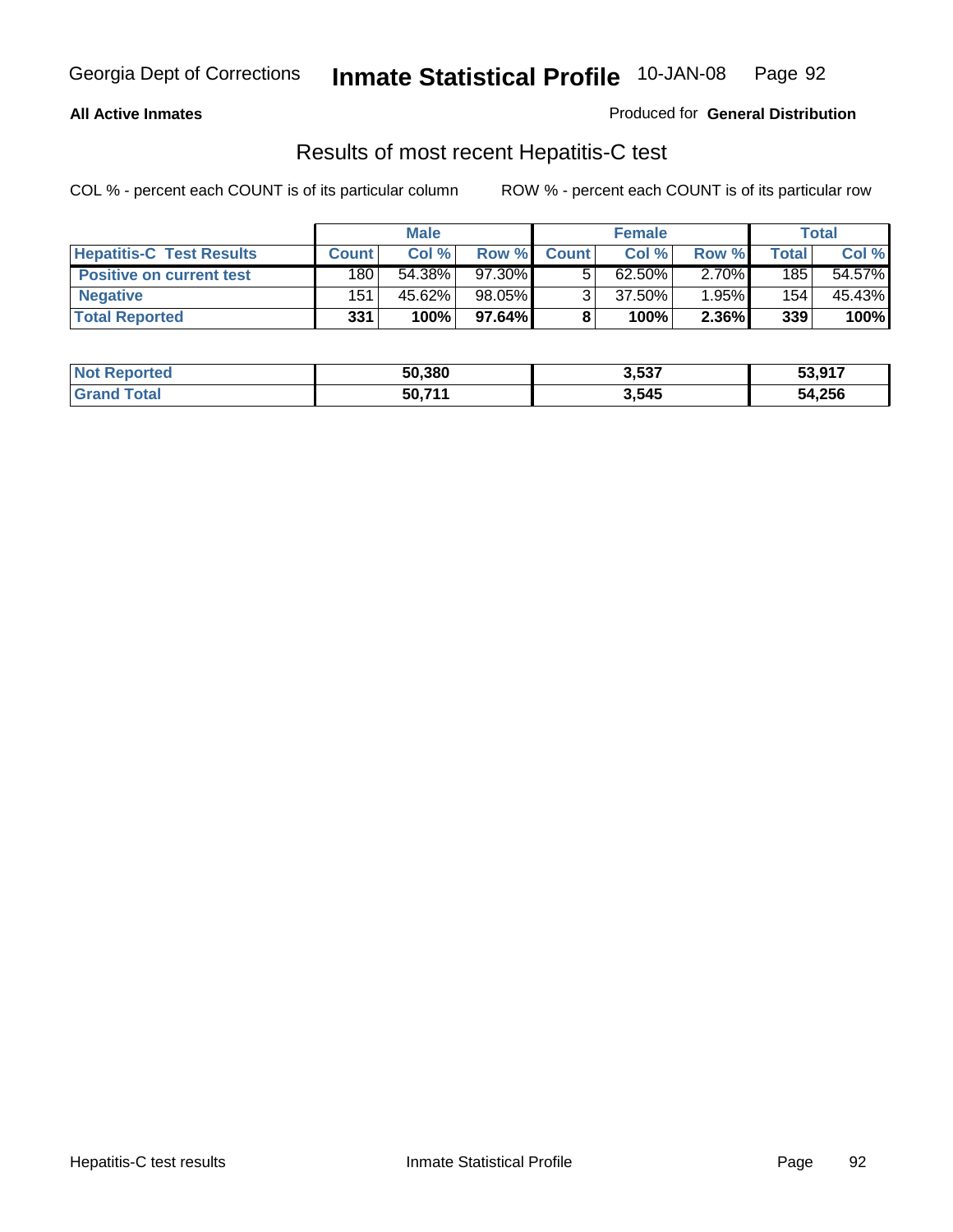Georgia Dept of Corrections **Inmate Statistical Profile** 10-JAN-08

**All Active Inmates**

Produced for **General Distribution**

## Results of most recent Hepatitis-C test

COL % - percent each COUNT is of its particular column        ROW % - percent each COUNT is of its particular row

| | Male | | | Female | | | Total | |
|---|---|---|---|---|---|---|---|---|
| **Hepatitis-C Test Results** | **Count** | **Col %** | **Row %** | **Count** | **Col %** | **Row %** | **Total** | **Col %** |
| **Positive on current test** | 180 | 54.38% | 97.30% | 5 | 62.50% | 2.70% | 185 | 54.57% |
| **Negative** | 151 | 45.62% | 98.05% | 3 | 37.50% | 1.95% | 154 | 45.43% |
| **Total Reported** | **331** | **100%** | **97.64%** | **8** | **100%** | **2.36%** | **339** | **100%** |

| | Male | Female | Total |
|---|---|---|---|
| **Not Reported** | **50,380** | **3,537** | **53,917** |
| **Grand Total** | **50,711** | **3,545** | **54,256** |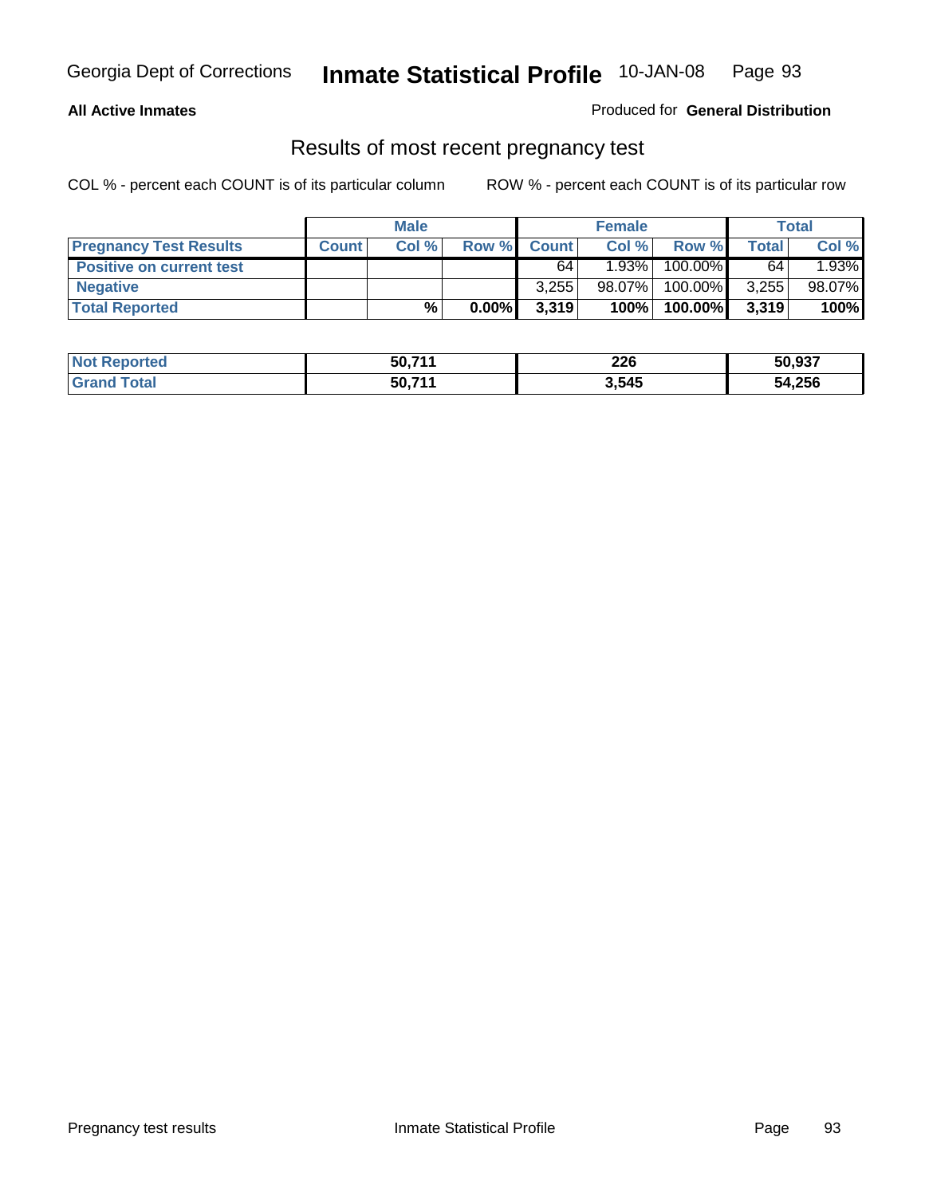**All Active Inmates**

Produced for **General Distribution**

## Results of most recent pregnancy test

COL % - percent each COUNT is of its particular column

ROW % - percent each COUNT is of its particular row

| | Male | | | Female | | | Total | |
|---|---|---|---|---|---|---|---|---|
| **Pregnancy Test Results** | **Count** | **Col %** | **Row %** | **Count** | **Col %** | **Row %** | **Total** | **Col %** |
| **Positive on current test** | | | | 64 | 1.93% | 100.00% | 64 | 1.93% |
| **Negative** | | | | 3,255 | 98.07% | 100.00% | 3,255 | 98.07% |
| **Total Reported** | | **%** | **0.00%** | **3,319** | **100%** | **100.00%** | **3,319** | **100%** |

| | Male | Female | Total |
|---|---|---|---|
| **Not Reported** | **50,711** | **226** | **50,937** |
| **Grand Total** | **50,711** | **3,545** | **54,256** |

Pregnancy test results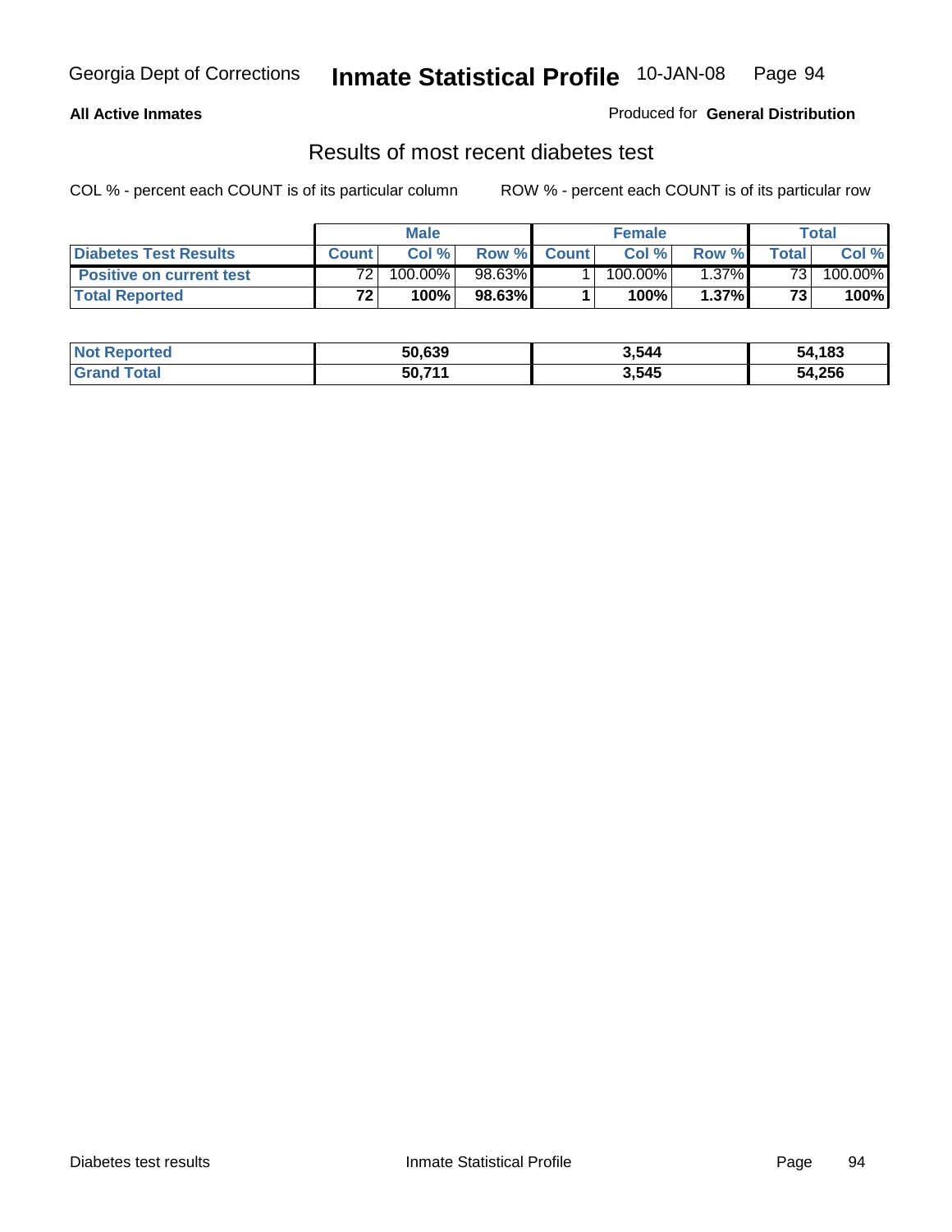**All Active Inmates**

Produced for **General Distribution**

## Results of most recent diabetes test

COL % - percent each COUNT is of its particular column

ROW % - percent each COUNT is of its particular row

| | Male | | | Female | | | Total | |
|---|---|---|---|---|---|---|---|---|
| **Diabetes Test Results** | **Count** | **Col %** | **Row %** | **Count** | **Col %** | **Row %** | **Total** | **Col %** |
| **Positive on current test** | 72 | 100.00% | 98.63% | 1 | 100.00% | 1.37% | 73 | 100.00% |
| **Total Reported** | **72** | **100%** | **98.63%** | **1** | **100%** | **1.37%** | **73** | **100%** |

| | Male | Female | Total |
|---|---|---|---|
| **Not Reported** | **50,639** | **3,544** | **54,183** |
| **Grand Total** | **50,711** | **3,545** | **54,256** |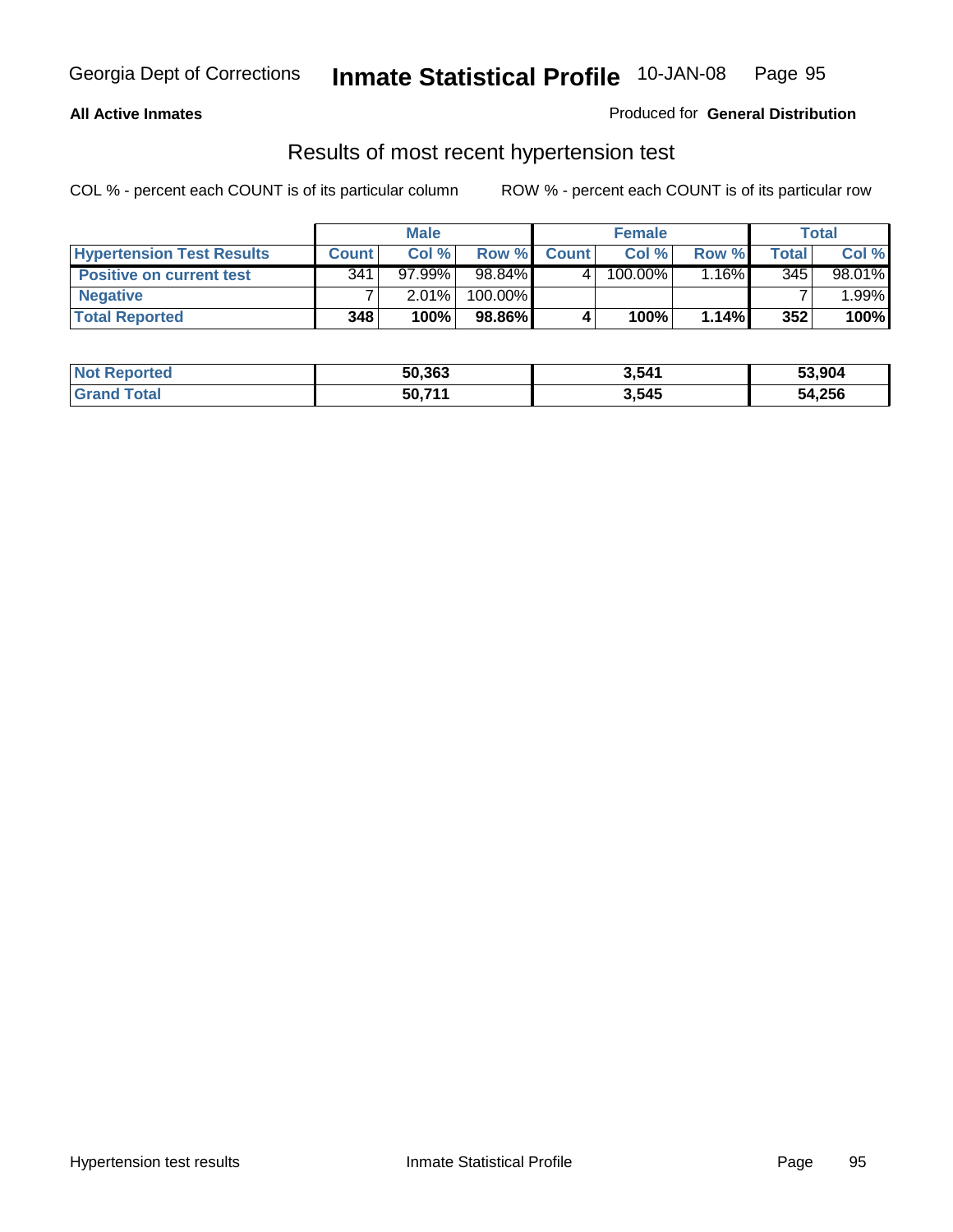Georgia Dept of Corrections **Inmate Statistical Profile** 10-JAN-08

**All Active Inmates**

Produced for **General Distribution**

## Results of most recent hypertension test

COL % - percent each COUNT is of its particular column

ROW % - percent each COUNT is of its particular row

| | Male | | | Female | | | Total | |
|---|---|---|---|---|---|---|---|---|
| **Hypertension Test Results** | **Count** | **Col %** | **Row %** | **Count** | **Col %** | **Row %** | **Total** | **Col %** |
| **Positive on current test** | 341 | 97.99% | 98.84% | 4 | 100.00% | 1.16% | 345 | 98.01% |
| **Negative** | 7 | 2.01% | 100.00% | | | | 7 | 1.99% |
| **Total Reported** | **348** | **100%** | **98.86%** | **4** | **100%** | **1.14%** | **352** | **100%** |

| | Male | Female | Total |
|---|---|---|---|
| **Not Reported** | **50,363** | **3,541** | **53,904** |
| **Grand Total** | **50,711** | **3,545** | **54,256** |

Hypertension test results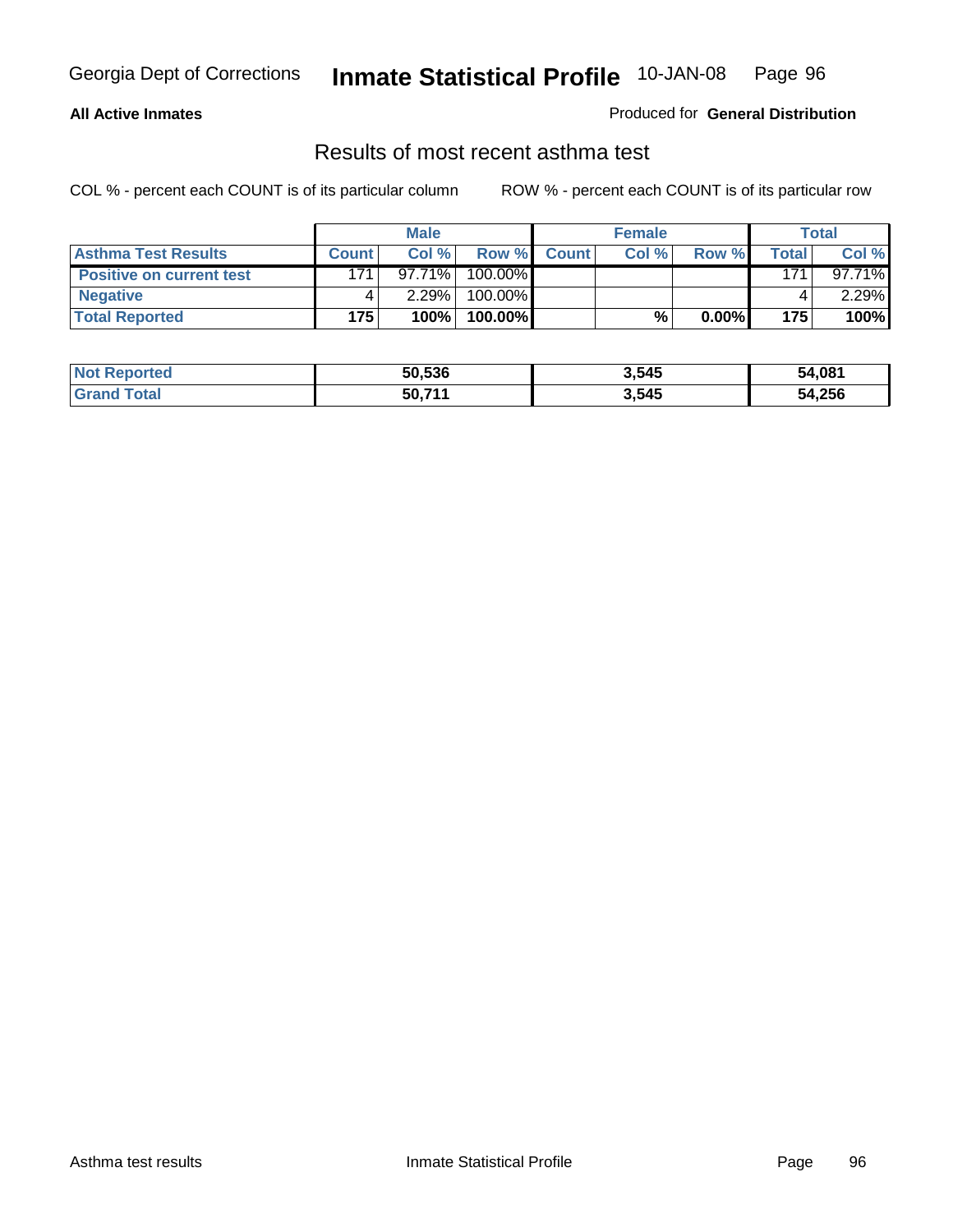Georgia Dept of Corrections **Inmate Statistical Profile** 10-JAN-08

**All Active Inmates**

Produced for **General Distribution**

## Results of most recent asthma test

COL % - percent each COUNT is of its particular column

ROW % - percent each COUNT is of its particular row

| | Male | | | Female | | | Total | |
|---|---|---|---|---|---|---|---|---|
| **Asthma Test Results** | **Count** | **Col %** | **Row %** | **Count** | **Col %** | **Row %** | **Total** | **Col %** |
| **Positive on current test** | 171 | 97.71% | 100.00% | | | | 171 | 97.71% |
| **Negative** | 4 | 2.29% | 100.00% | | | | 4 | 2.29% |
| **Total Reported** | **175** | **100%** | **100.00%** | | **%** | **0.00%** | **175** | **100%** |

| | Male | Female | Total |
|---|---|---|---|
| **Not Reported** | **50,536** | **3,545** | **54,081** |
| **Grand Total** | **50,711** | **3,545** | **54,256** |

Asthma test results

Inmate Statistical Profile